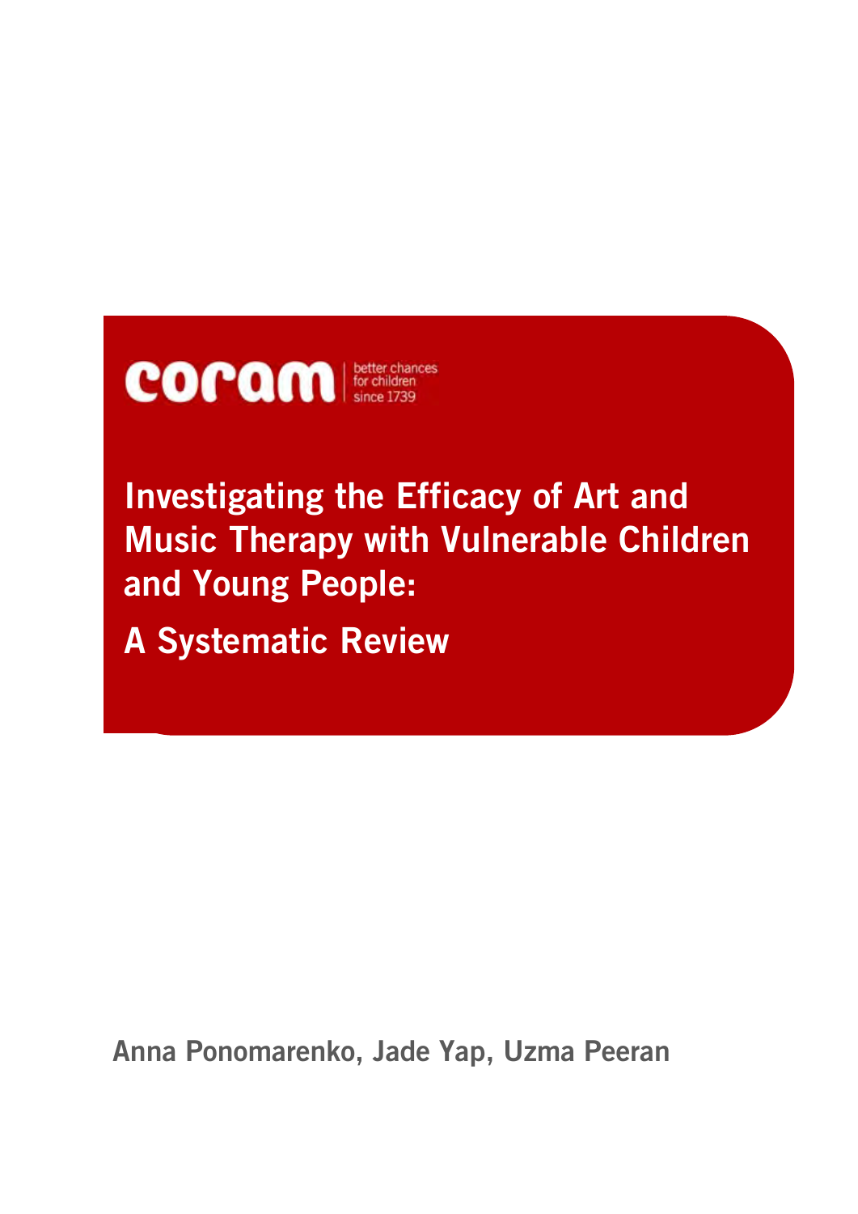coram | better chances for children since 1739

# Investigating the Efficacy of Art and Music Therapy with Vulnerable Children and Young People:

# A Systematic Review

**Anna Ponomarenko, Jade Yap, Uzma Peeran**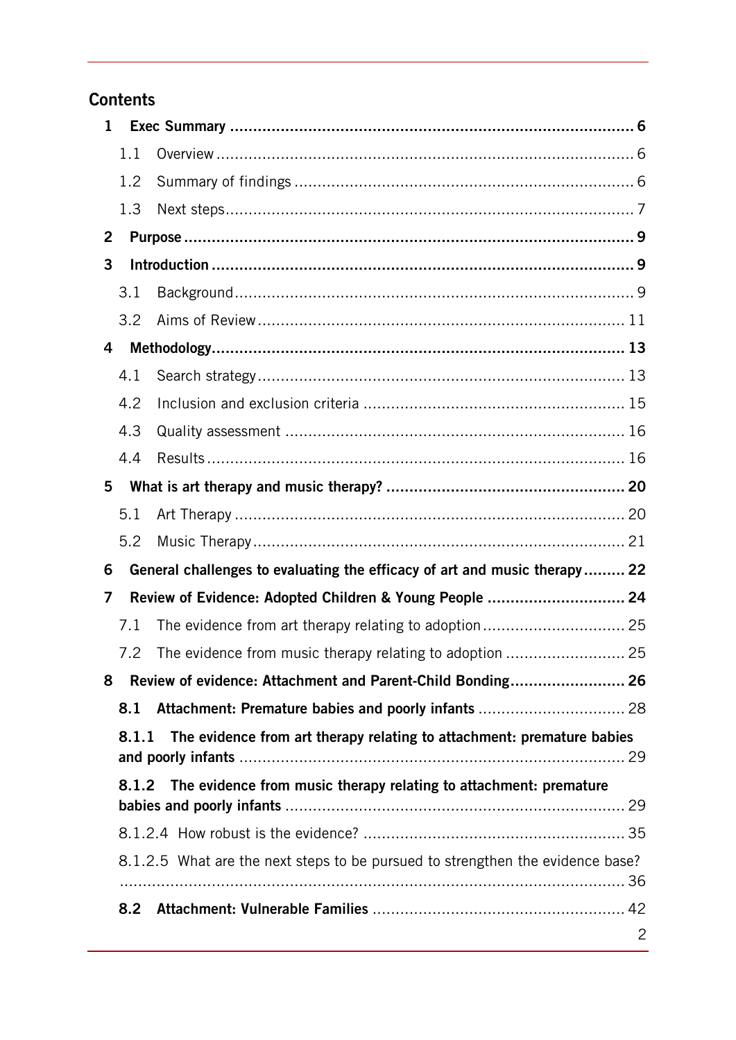## Contents

**1 Exec Summary ........................................................................................ 6**

1.1 Overview ......................................................................................... 6

1.2 Summary of findings ........................................................................ 6

1.3 Next steps........................................................................................ 7

**2 Purpose ................................................................................................ 9**

**3 Introduction .......................................................................................... 9**

3.1 Background ..................................................................................... 9

3.2 Aims of Review ............................................................................... 11

**4 Methodology........................................................................................ 13**

4.1 Search strategy ............................................................................... 13

4.2 Inclusion and exclusion criteria ........................................................ 15

4.3 Quality assessment ......................................................................... 16

4.4 Results ........................................................................................... 16

**5 What is art therapy and music therapy? ................................................... 20**

5.1 Art Therapy .................................................................................... 20

5.2 Music Therapy ................................................................................ 21

**6 General challenges to evaluating the efficacy of art and music therapy......... 22**

**7 Review of Evidence: Adopted Children & Young People ............................. 24**

7.1 The evidence from art therapy relating to adoption .............................. 25

7.2 The evidence from music therapy relating to adoption .......................... 25

**8 Review of evidence: Attachment and Parent-Child Bonding......................... 26**

**8.1 Attachment: Premature babies and poorly infants** ............................... 28

**8.1.1 The evidence from art therapy relating to attachment: premature babies and poorly infants** ................................................................................... 29

**8.1.2 The evidence from music therapy relating to attachment: premature babies and poorly infants** ......................................................................... 29

8.1.2.4 How robust is the evidence? ........................................................ 35

8.1.2.5 What are the next steps to be pursued to strengthen the evidence base? ............................................................................................................ 36

**8.2 Attachment: Vulnerable Families** ...................................................... 42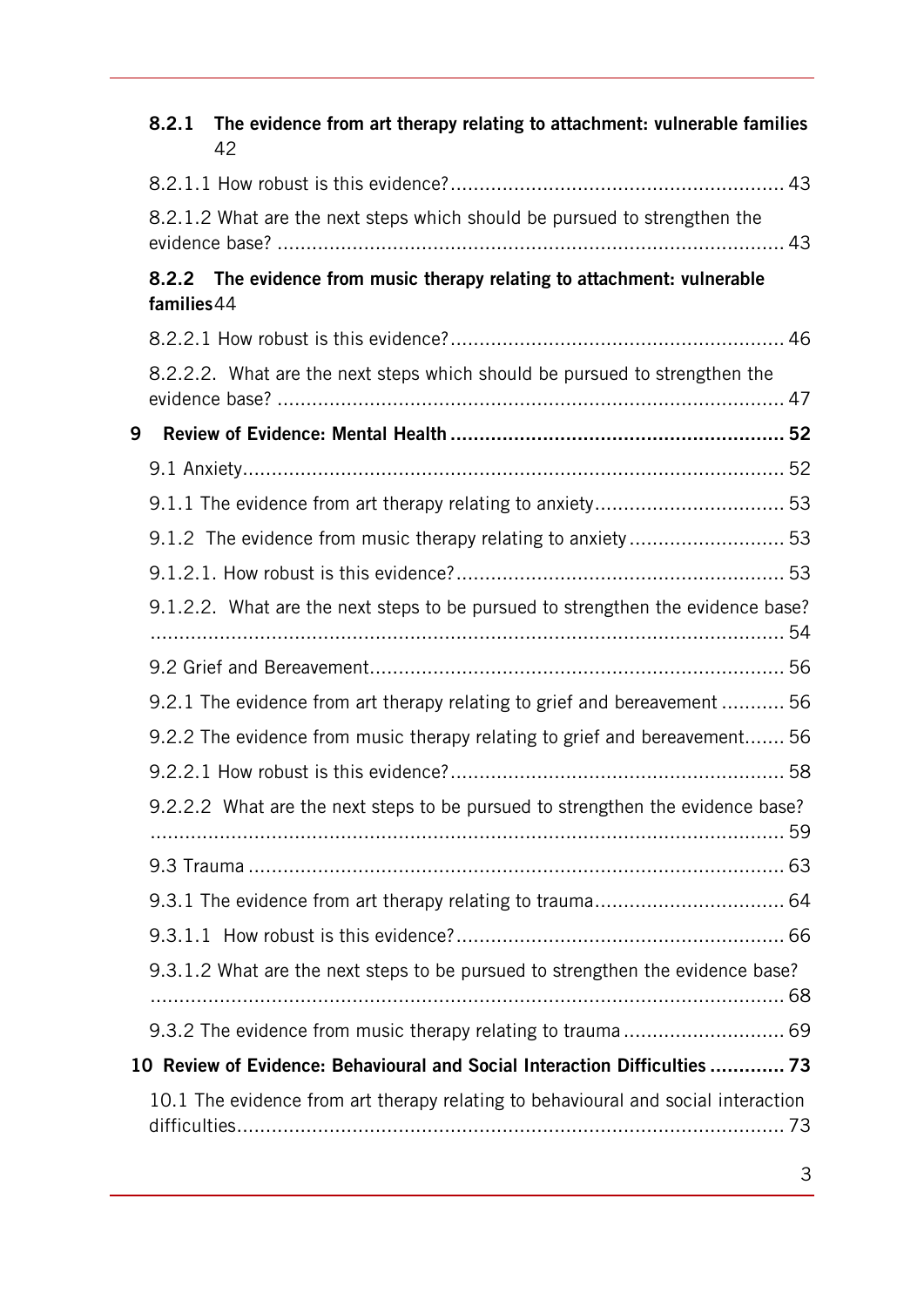**8.2.1 The evidence from art therapy relating to attachment: vulnerable families** 42

8.2.1.1 How robust is this evidence? ........................................................ 43

8.2.1.2 What are the next steps which should be pursued to strengthen the evidence base? ........................................................................................ 43

**8.2.2 The evidence from music therapy relating to attachment: vulnerable families**44

8.2.2.1 How robust is this evidence? ........................................................ 46

8.2.2.2. What are the next steps which should be pursued to strengthen the evidence base? ........................................................................................ 47

**9 Review of Evidence: Mental Health ........................................................ 52**

9.1 Anxiety........................................................................................... 52

9.1.1 The evidence from art therapy relating to anxiety................................ 53

9.1.2 The evidence from music therapy relating to anxiety ........................... 53

9.1.2.1. How robust is this evidence? ........................................................ 53

9.1.2.2. What are the next steps to be pursued to strengthen the evidence base? ................................................................................................................ 54

9.2 Grief and Bereavement....................................................................... 56

9.2.1 The evidence from art therapy relating to grief and bereavement ........... 56

9.2.2 The evidence from music therapy relating to grief and bereavement....... 56

9.2.2.1 How robust is this evidence? ........................................................ 58

9.2.2.2 What are the next steps to be pursued to strengthen the evidence base? ................................................................................................................ 59

9.3 Trauma ........................................................................................... 63

9.3.1 The evidence from art therapy relating to trauma................................ 64

9.3.1.1 How robust is this evidence? ........................................................ 66

9.3.1.2 What are the next steps to be pursued to strengthen the evidence base? ................................................................................................................ 68

9.3.2 The evidence from music therapy relating to trauma ........................... 69

**10 Review of Evidence: Behavioural and Social Interaction Difficulties ............. 73**

10.1 The evidence from art therapy relating to behavioural and social interaction difficulties............................................................................................... 73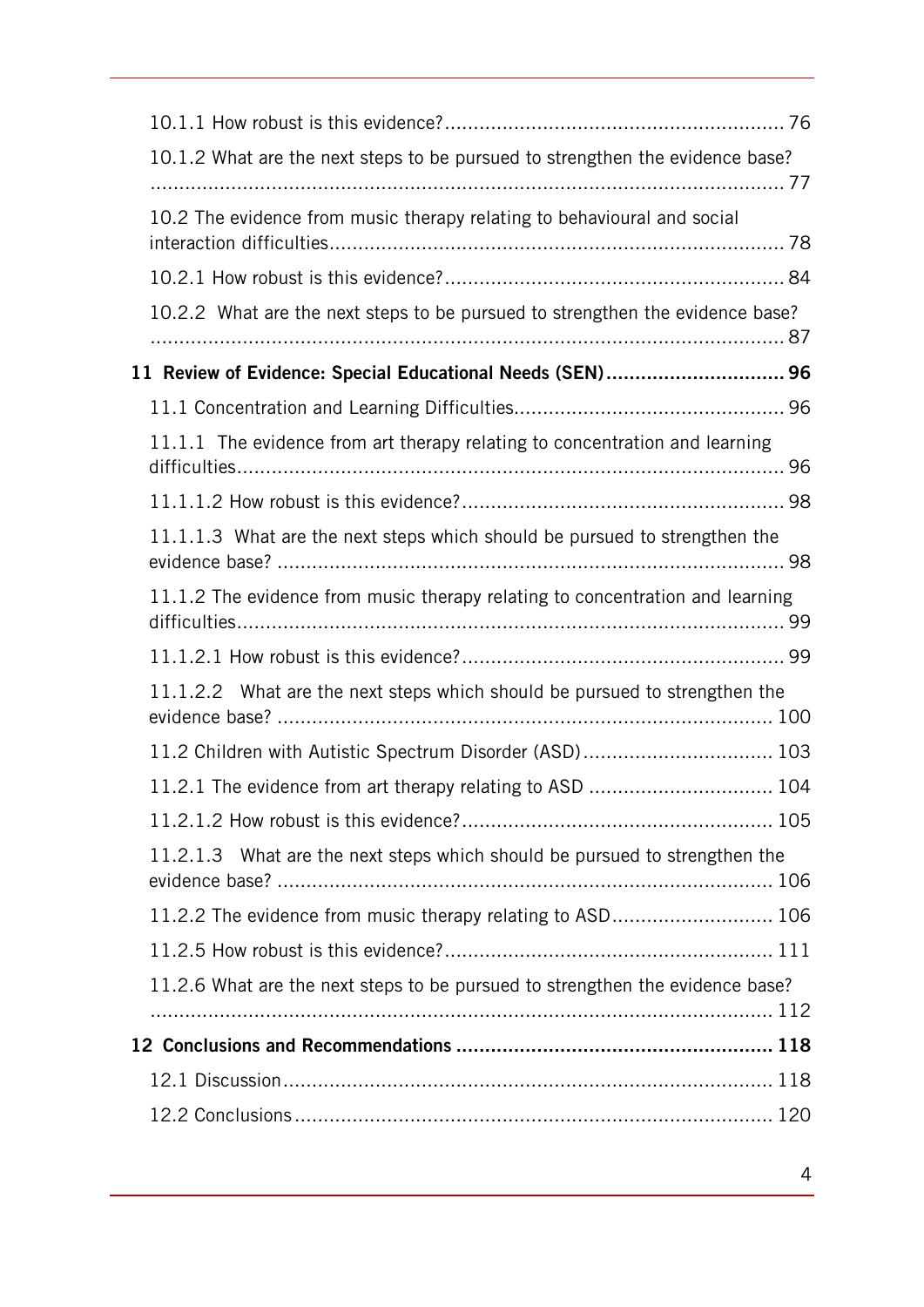10.1.1 How robust is this evidence? .......................................................... 76

10.1.2 What are the next steps to be pursued to strengthen the evidence base? ........................................................................................................... 77

10.2 The evidence from music therapy relating to behavioural and social interaction difficulties ........................................................................ 78

10.2.1 How robust is this evidence? .......................................................... 84

10.2.2 What are the next steps to be pursued to strengthen the evidence base? ........................................................................................................... 87

**11 Review of Evidence: Special Educational Needs (SEN) ............................... 96**

11.1 Concentration and Learning Difficulties .............................................. 96

11.1.1 The evidence from art therapy relating to concentration and learning difficulties ........................................................................................ 96

11.1.1.2 How robust is this evidence? ....................................................... 98

11.1.1.3 What are the next steps which should be pursued to strengthen the evidence base? ........................................................................................ 98

11.1.2 The evidence from music therapy relating to concentration and learning difficulties ........................................................................................ 99

11.1.2.1 How robust is this evidence? ....................................................... 99

11.1.2.2 What are the next steps which should be pursued to strengthen the evidence base? ...................................................................................... 100

11.2 Children with Autistic Spectrum Disorder (ASD) ................................ 103

11.2.1 The evidence from art therapy relating to ASD ............................... 104

11.2.1.2 How robust is this evidence? ..................................................... 105

11.2.1.3 What are the next steps which should be pursued to strengthen the evidence base? ...................................................................................... 106

11.2.2 The evidence from music therapy relating to ASD ........................... 106

11.2.5 How robust is this evidence? ........................................................ 111

11.2.6 What are the next steps to be pursued to strengthen the evidence base? ......................................................................................................... 112

**12 Conclusions and Recommendations ...................................................... 118**

12.1 Discussion .................................................................................... 118

12.2 Conclusions .................................................................................. 120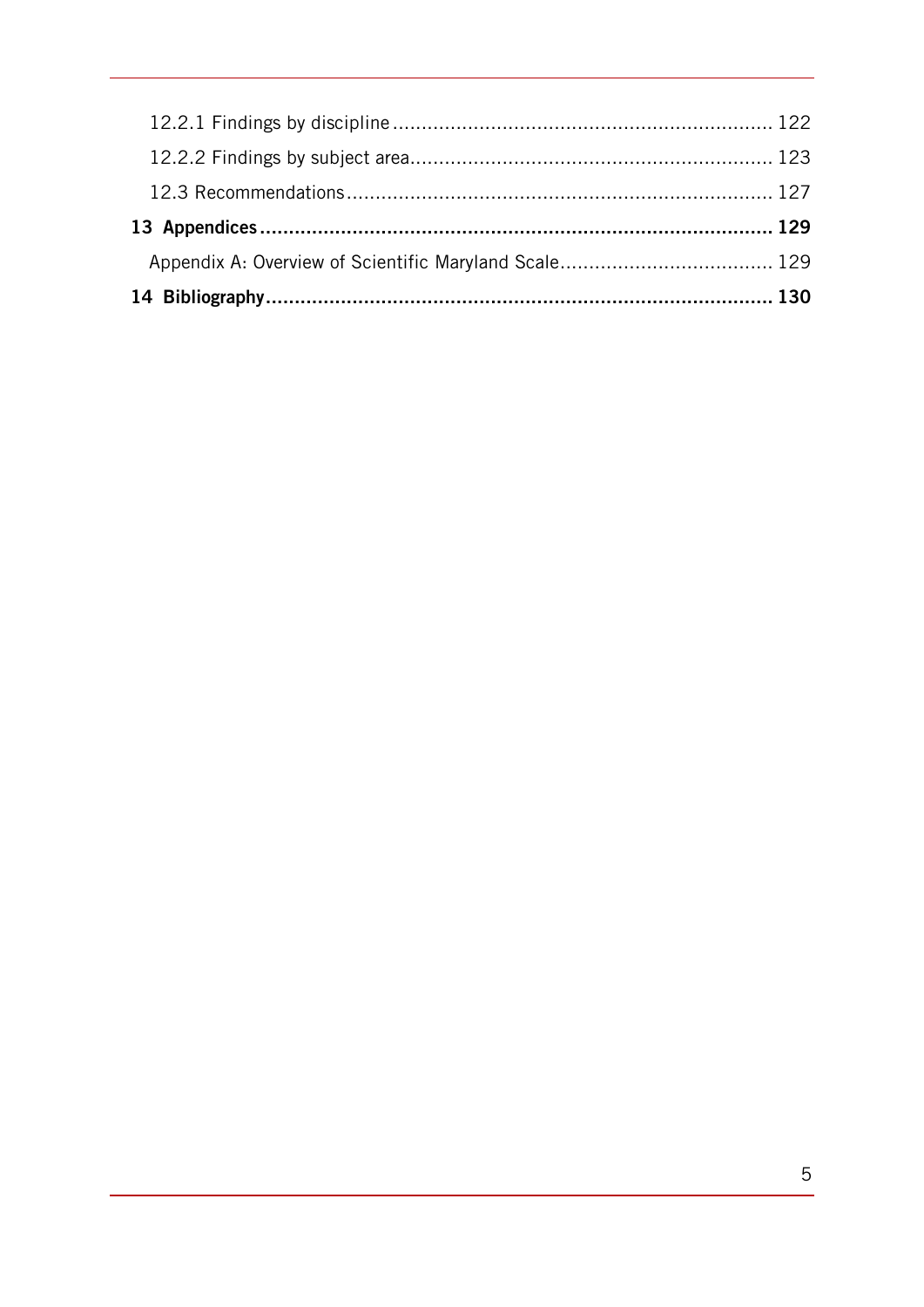12.2.1 Findings by discipline ................................................................ 122

12.2.2 Findings by subject area............................................................ 123

12.3 Recommendations........................................................................ 127

**13 Appendices........................................................................................ 129**

Appendix A: Overview of Scientific Maryland Scale.................................... 129

**14 Bibliography...................................................................................... 130**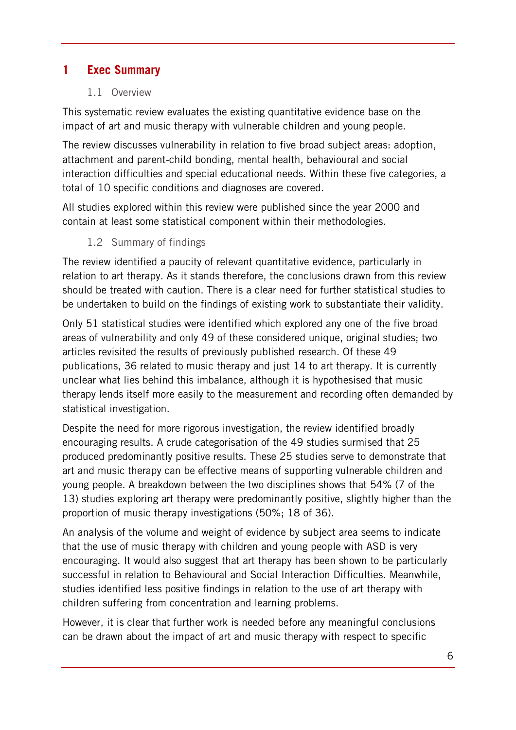# 1 Exec Summary

## 1.1 Overview

This systematic review evaluates the existing quantitative evidence base on the impact of art and music therapy with vulnerable children and young people.

The review discusses vulnerability in relation to five broad subject areas: adoption, attachment and parent-child bonding, mental health, behavioural and social interaction difficulties and special educational needs. Within these five categories, a total of 10 specific conditions and diagnoses are covered.

All studies explored within this review were published since the year 2000 and contain at least some statistical component within their methodologies.

## 1.2 Summary of findings

The review identified a paucity of relevant quantitative evidence, particularly in relation to art therapy. As it stands therefore, the conclusions drawn from this review should be treated with caution. There is a clear need for further statistical studies to be undertaken to build on the findings of existing work to substantiate their validity.

Only 51 statistical studies were identified which explored any one of the five broad areas of vulnerability and only 49 of these considered unique, original studies; two articles revisited the results of previously published research. Of these 49 publications, 36 related to music therapy and just 14 to art therapy. It is currently unclear what lies behind this imbalance, although it is hypothesised that music therapy lends itself more easily to the measurement and recording often demanded by statistical investigation.

Despite the need for more rigorous investigation, the review identified broadly encouraging results. A crude categorisation of the 49 studies surmised that 25 produced predominantly positive results. These 25 studies serve to demonstrate that art and music therapy can be effective means of supporting vulnerable children and young people. A breakdown between the two disciplines shows that 54% (7 of the 13) studies exploring art therapy were predominantly positive, slightly higher than the proportion of music therapy investigations (50%; 18 of 36).

An analysis of the volume and weight of evidence by subject area seems to indicate that the use of music therapy with children and young people with ASD is very encouraging. It would also suggest that art therapy has been shown to be particularly successful in relation to Behavioural and Social Interaction Difficulties. Meanwhile, studies identified less positive findings in relation to the use of art therapy with children suffering from concentration and learning problems.

However, it is clear that further work is needed before any meaningful conclusions can be drawn about the impact of art and music therapy with respect to specific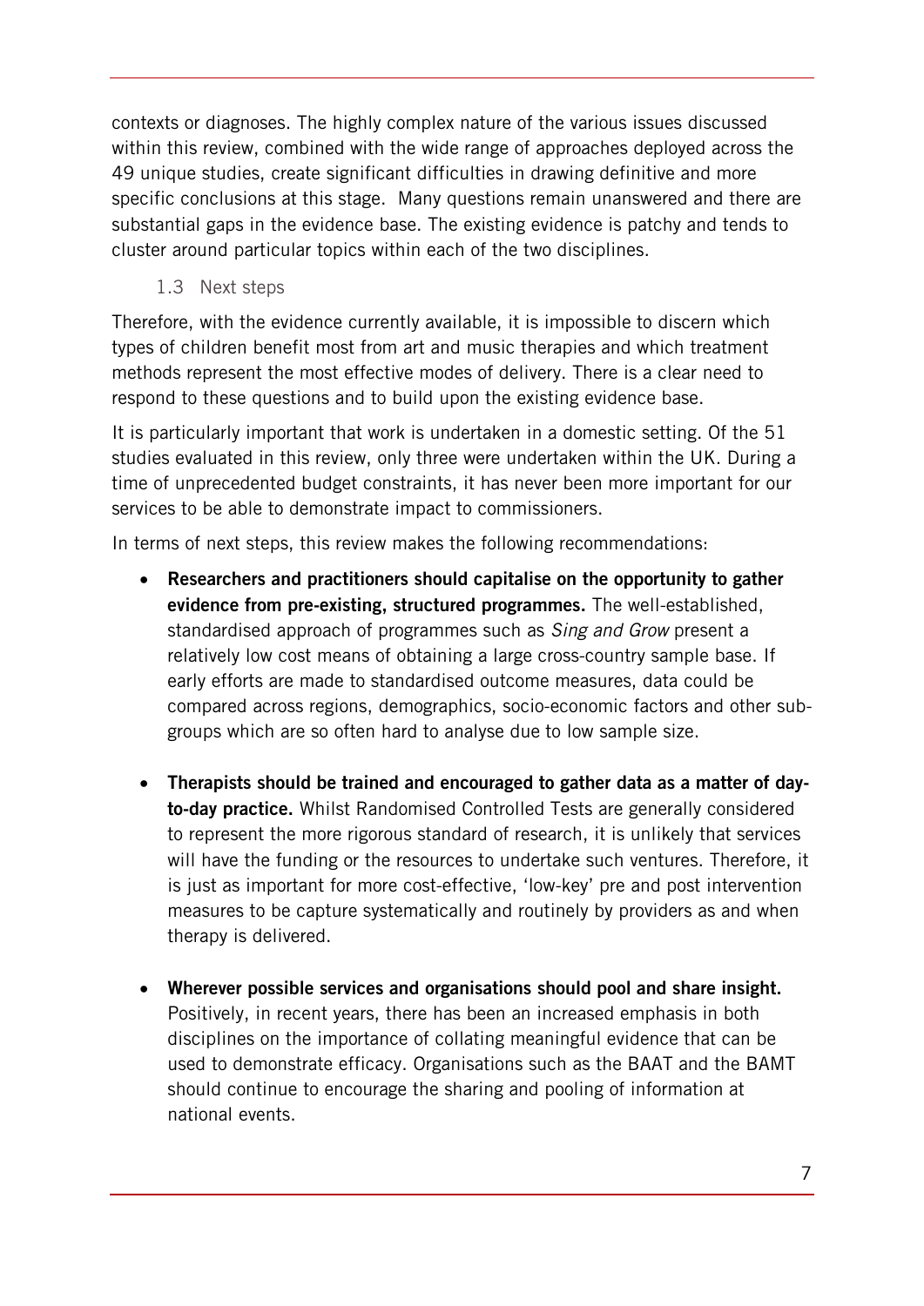contexts or diagnoses. The highly complex nature of the various issues discussed within this review, combined with the wide range of approaches deployed across the 49 unique studies, create significant difficulties in drawing definitive and more specific conclusions at this stage. Many questions remain unanswered and there are substantial gaps in the evidence base. The existing evidence is patchy and tends to cluster around particular topics within each of the two disciplines.

## 1.3 Next steps

Therefore, with the evidence currently available, it is impossible to discern which types of children benefit most from art and music therapies and which treatment methods represent the most effective modes of delivery. There is a clear need to respond to these questions and to build upon the existing evidence base.

It is particularly important that work is undertaken in a domestic setting. Of the 51 studies evaluated in this review, only three were undertaken within the UK. During a time of unprecedented budget constraints, it has never been more important for our services to be able to demonstrate impact to commissioners.

In terms of next steps, this review makes the following recommendations:

- **Researchers and practitioners should capitalise on the opportunity to gather evidence from pre-existing, structured programmes.** The well-established, standardised approach of programmes such as *Sing and Grow* present a relatively low cost means of obtaining a large cross-country sample base. If early efforts are made to standardised outcome measures, data could be compared across regions, demographics, socio-economic factors and other sub-groups which are so often hard to analyse due to low sample size.

- **Therapists should be trained and encouraged to gather data as a matter of day-to-day practice.** Whilst Randomised Controlled Tests are generally considered to represent the more rigorous standard of research, it is unlikely that services will have the funding or the resources to undertake such ventures. Therefore, it is just as important for more cost-effective, 'low-key' pre and post intervention measures to be capture systematically and routinely by providers as and when therapy is delivered.

- **Wherever possible services and organisations should pool and share insight.** Positively, in recent years, there has been an increased emphasis in both disciplines on the importance of collating meaningful evidence that can be used to demonstrate efficacy. Organisations such as the BAAT and the BAMT should continue to encourage the sharing and pooling of information at national events.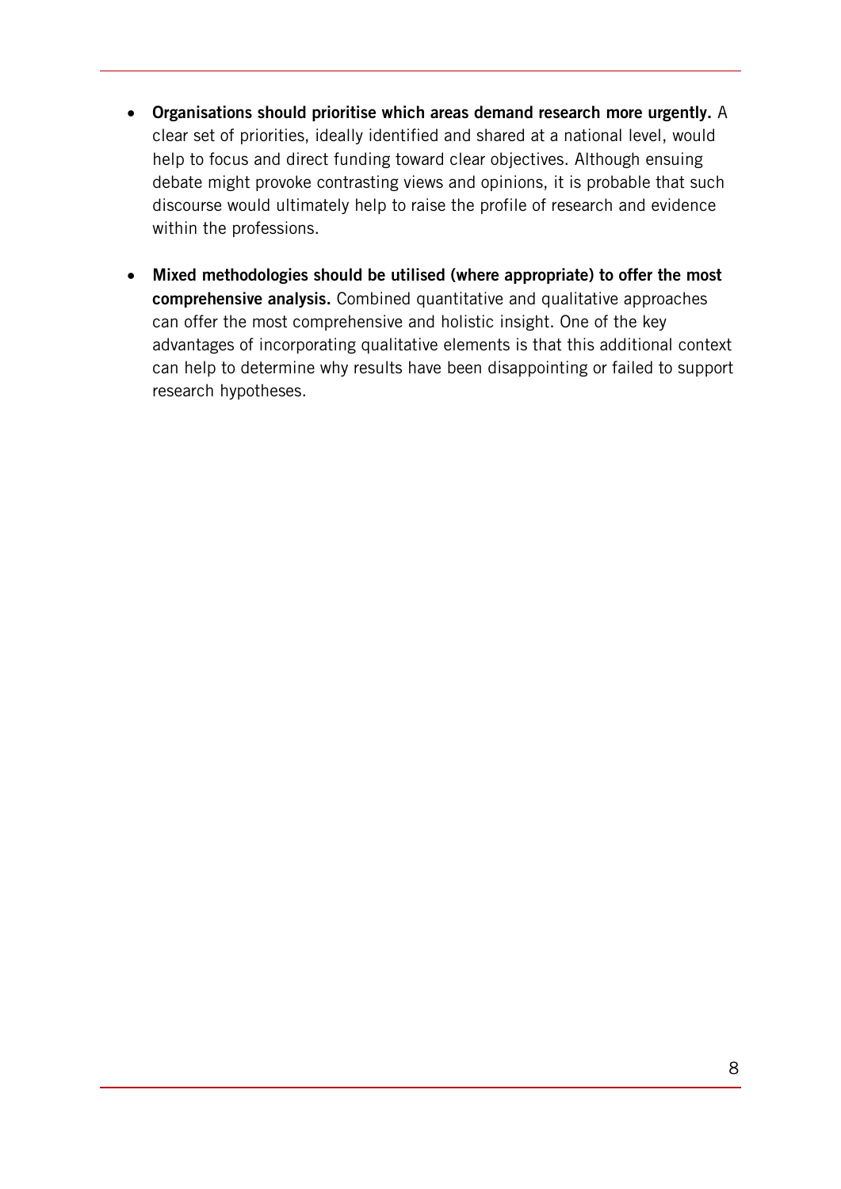- **Organisations should prioritise which areas demand research more urgently.** A clear set of priorities, ideally identified and shared at a national level, would help to focus and direct funding toward clear objectives. Although ensuing debate might provoke contrasting views and opinions, it is probable that such discourse would ultimately help to raise the profile of research and evidence within the professions.

- **Mixed methodologies should be utilised (where appropriate) to offer the most comprehensive analysis.** Combined quantitative and qualitative approaches can offer the most comprehensive and holistic insight. One of the key advantages of incorporating qualitative elements is that this additional context can help to determine why results have been disappointing or failed to support research hypotheses.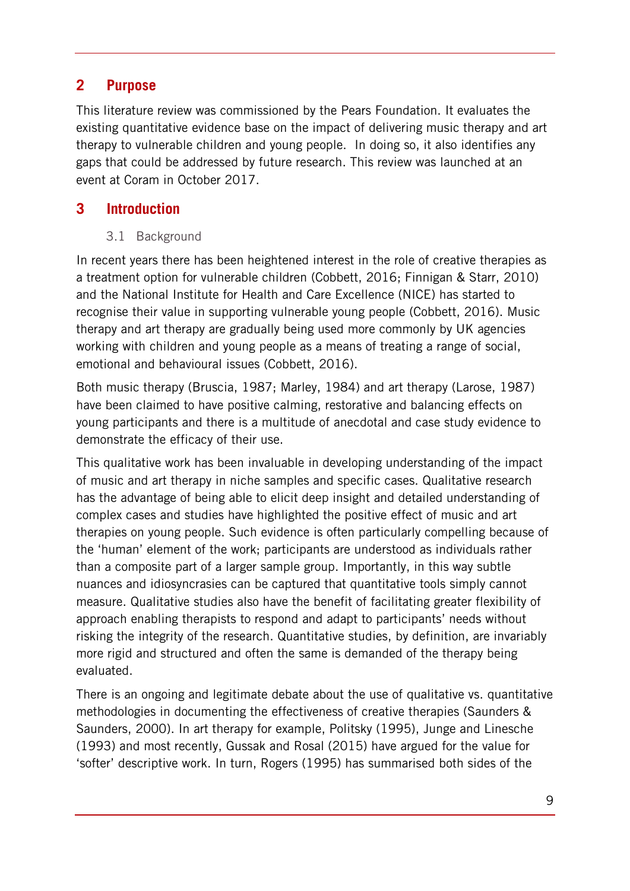## 2 Purpose

This literature review was commissioned by the Pears Foundation. It evaluates the existing quantitative evidence base on the impact of delivering music therapy and art therapy to vulnerable children and young people. In doing so, it also identifies any gaps that could be addressed by future research. This review was launched at an event at Coram in October 2017.

## 3 Introduction

### 3.1 Background

In recent years there has been heightened interest in the role of creative therapies as a treatment option for vulnerable children (Cobbett, 2016; Finnigan & Starr, 2010) and the National Institute for Health and Care Excellence (NICE) has started to recognise their value in supporting vulnerable young people (Cobbett, 2016). Music therapy and art therapy are gradually being used more commonly by UK agencies working with children and young people as a means of treating a range of social, emotional and behavioural issues (Cobbett, 2016).

Both music therapy (Bruscia, 1987; Marley, 1984) and art therapy (Larose, 1987) have been claimed to have positive calming, restorative and balancing effects on young participants and there is a multitude of anecdotal and case study evidence to demonstrate the efficacy of their use.

This qualitative work has been invaluable in developing understanding of the impact of music and art therapy in niche samples and specific cases. Qualitative research has the advantage of being able to elicit deep insight and detailed understanding of complex cases and studies have highlighted the positive effect of music and art therapies on young people. Such evidence is often particularly compelling because of the 'human' element of the work; participants are understood as individuals rather than a composite part of a larger sample group. Importantly, in this way subtle nuances and idiosyncrasies can be captured that quantitative tools simply cannot measure. Qualitative studies also have the benefit of facilitating greater flexibility of approach enabling therapists to respond and adapt to participants' needs without risking the integrity of the research. Quantitative studies, by definition, are invariably more rigid and structured and often the same is demanded of the therapy being evaluated.

There is an ongoing and legitimate debate about the use of qualitative vs. quantitative methodologies in documenting the effectiveness of creative therapies (Saunders & Saunders, 2000). In art therapy for example, Politsky (1995), Junge and Linesche (1993) and most recently, Gussak and Rosal (2015) have argued for the value for 'softer' descriptive work. In turn, Rogers (1995) has summarised both sides of the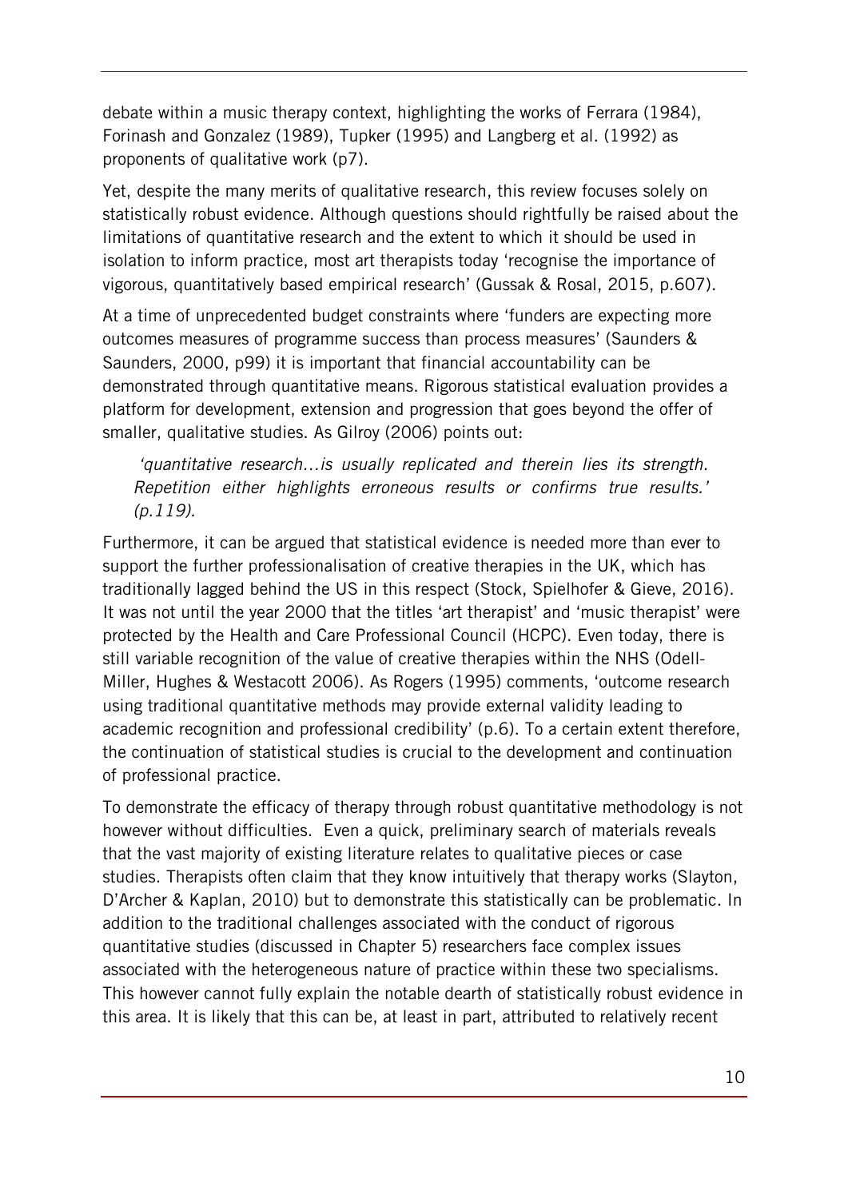debate within a music therapy context, highlighting the works of Ferrara (1984), Forinash and Gonzalez (1989), Tupker (1995) and Langberg et al. (1992) as proponents of qualitative work (p7).

Yet, despite the many merits of qualitative research, this review focuses solely on statistically robust evidence. Although questions should rightfully be raised about the limitations of quantitative research and the extent to which it should be used in isolation to inform practice, most art therapists today 'recognise the importance of vigorous, quantitatively based empirical research' (Gussak & Rosal, 2015, p.607).

At a time of unprecedented budget constraints where 'funders are expecting more outcomes measures of programme success than process measures' (Saunders & Saunders, 2000, p99) it is important that financial accountability can be demonstrated through quantitative means. Rigorous statistical evaluation provides a platform for development, extension and progression that goes beyond the offer of smaller, qualitative studies. As Gilroy (2006) points out:

> *'quantitative research…is usually replicated and therein lies its strength. Repetition either highlights erroneous results or confirms true results.' (p.119).*

Furthermore, it can be argued that statistical evidence is needed more than ever to support the further professionalisation of creative therapies in the UK, which has traditionally lagged behind the US in this respect (Stock, Spielhofer & Gieve, 2016). It was not until the year 2000 that the titles 'art therapist' and 'music therapist' were protected by the Health and Care Professional Council (HCPC). Even today, there is still variable recognition of the value of creative therapies within the NHS (Odell-Miller, Hughes & Westacott 2006). As Rogers (1995) comments, 'outcome research using traditional quantitative methods may provide external validity leading to academic recognition and professional credibility' (p.6). To a certain extent therefore, the continuation of statistical studies is crucial to the development and continuation of professional practice.

To demonstrate the efficacy of therapy through robust quantitative methodology is not however without difficulties. Even a quick, preliminary search of materials reveals that the vast majority of existing literature relates to qualitative pieces or case studies. Therapists often claim that they know intuitively that therapy works (Slayton, D'Archer & Kaplan, 2010) but to demonstrate this statistically can be problematic. In addition to the traditional challenges associated with the conduct of rigorous quantitative studies (discussed in Chapter 5) researchers face complex issues associated with the heterogeneous nature of practice within these two specialisms. This however cannot fully explain the notable dearth of statistically robust evidence in this area. It is likely that this can be, at least in part, attributed to relatively recent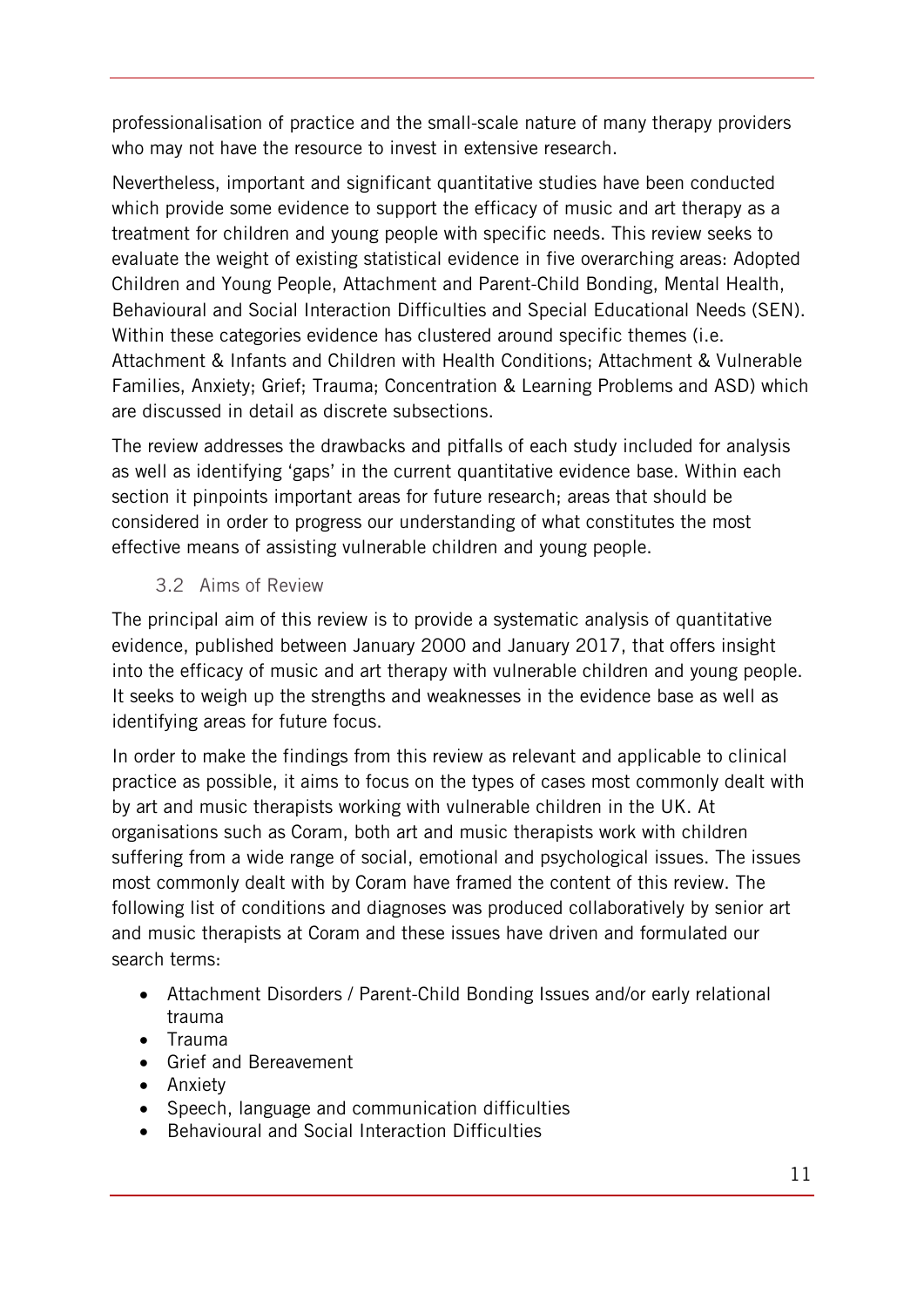professionalisation of practice and the small-scale nature of many therapy providers who may not have the resource to invest in extensive research.

Nevertheless, important and significant quantitative studies have been conducted which provide some evidence to support the efficacy of music and art therapy as a treatment for children and young people with specific needs. This review seeks to evaluate the weight of existing statistical evidence in five overarching areas: Adopted Children and Young People, Attachment and Parent-Child Bonding, Mental Health, Behavioural and Social Interaction Difficulties and Special Educational Needs (SEN). Within these categories evidence has clustered around specific themes (i.e. Attachment & Infants and Children with Health Conditions; Attachment & Vulnerable Families, Anxiety; Grief; Trauma; Concentration & Learning Problems and ASD) which are discussed in detail as discrete subsections.

The review addresses the drawbacks and pitfalls of each study included for analysis as well as identifying 'gaps' in the current quantitative evidence base. Within each section it pinpoints important areas for future research; areas that should be considered in order to progress our understanding of what constitutes the most effective means of assisting vulnerable children and young people.

### 3.2 Aims of Review

The principal aim of this review is to provide a systematic analysis of quantitative evidence, published between January 2000 and January 2017, that offers insight into the efficacy of music and art therapy with vulnerable children and young people. It seeks to weigh up the strengths and weaknesses in the evidence base as well as identifying areas for future focus.

In order to make the findings from this review as relevant and applicable to clinical practice as possible, it aims to focus on the types of cases most commonly dealt with by art and music therapists working with vulnerable children in the UK. At organisations such as Coram, both art and music therapists work with children suffering from a wide range of social, emotional and psychological issues. The issues most commonly dealt with by Coram have framed the content of this review. The following list of conditions and diagnoses was produced collaboratively by senior art and music therapists at Coram and these issues have driven and formulated our search terms:

- Attachment Disorders / Parent-Child Bonding Issues and/or early relational trauma
- Trauma
- Grief and Bereavement
- Anxiety
- Speech, language and communication difficulties
- Behavioural and Social Interaction Difficulties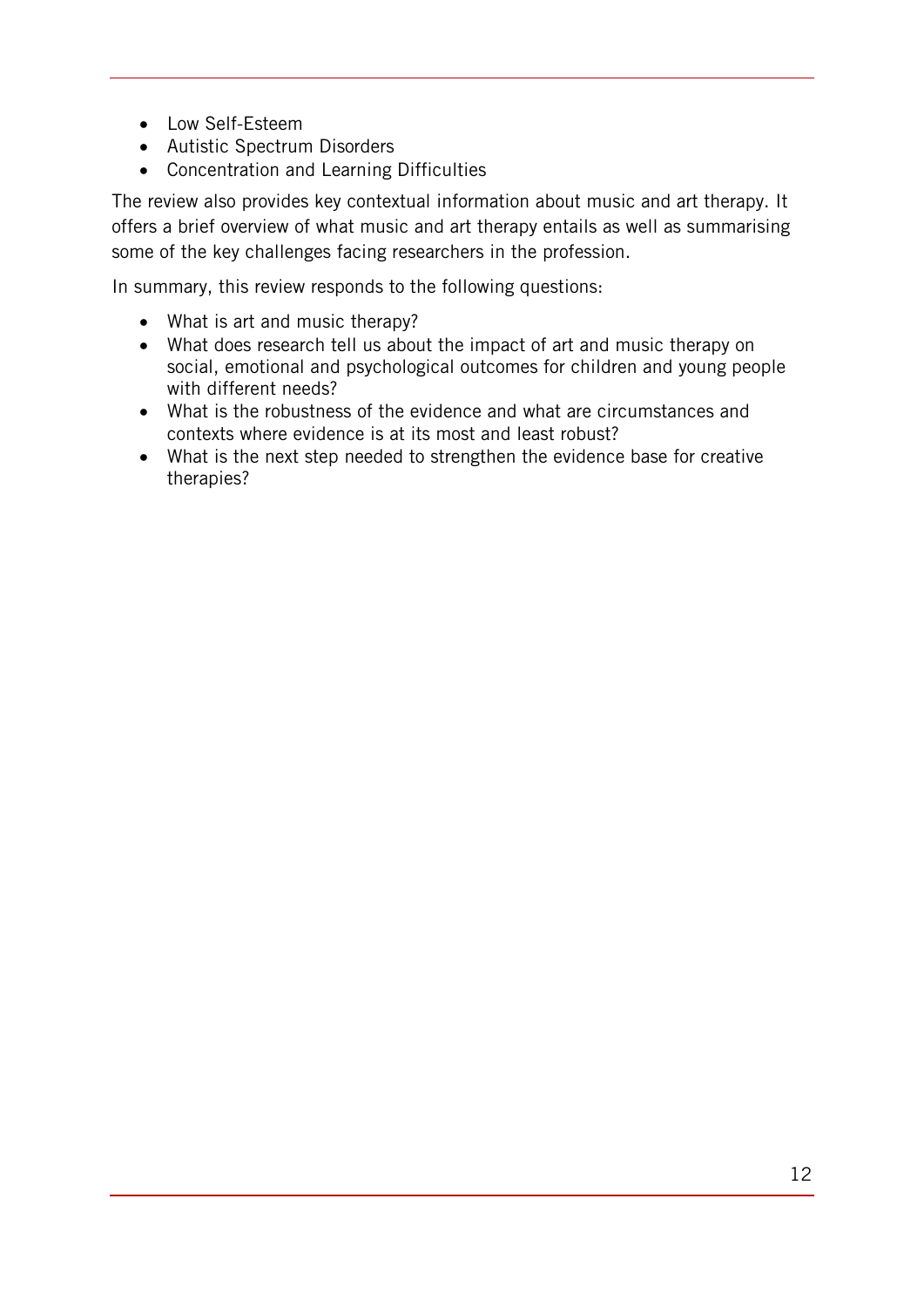- Low Self-Esteem
- Autistic Spectrum Disorders
- Concentration and Learning Difficulties

The review also provides key contextual information about music and art therapy. It offers a brief overview of what music and art therapy entails as well as summarising some of the key challenges facing researchers in the profession.

In summary, this review responds to the following questions:

- What is art and music therapy?
- What does research tell us about the impact of art and music therapy on social, emotional and psychological outcomes for children and young people with different needs?
- What is the robustness of the evidence and what are circumstances and contexts where evidence is at its most and least robust?
- What is the next step needed to strengthen the evidence base for creative therapies?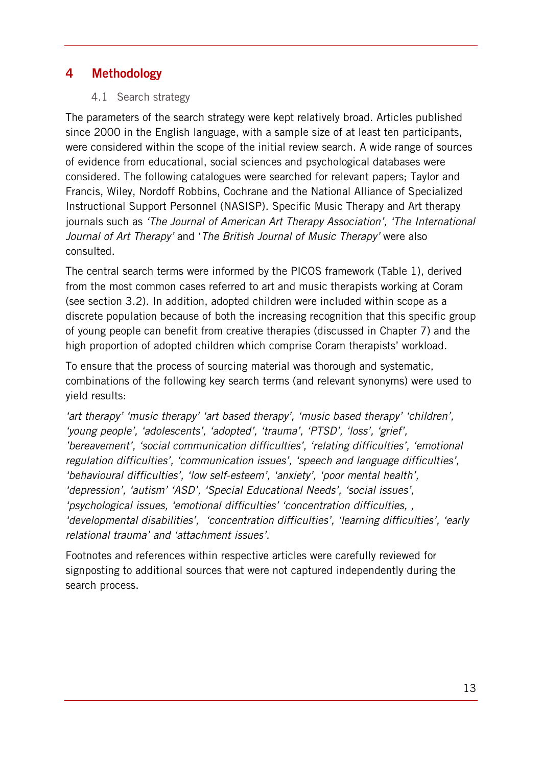# 4 Methodology

## 4.1 Search strategy

The parameters of the search strategy were kept relatively broad. Articles published since 2000 in the English language, with a sample size of at least ten participants, were considered within the scope of the initial review search. A wide range of sources of evidence from educational, social sciences and psychological databases were considered. The following catalogues were searched for relevant papers; Taylor and Francis, Wiley, Nordoff Robbins, Cochrane and the National Alliance of Specialized Instructional Support Personnel (NASISP). Specific Music Therapy and Art therapy journals such as *'The Journal of American Art Therapy Association', 'The International Journal of Art Therapy'* and '*The British Journal of Music Therapy'* were also consulted.

The central search terms were informed by the PICOS framework (Table 1), derived from the most common cases referred to art and music therapists working at Coram (see section 3.2). In addition, adopted children were included within scope as a discrete population because of both the increasing recognition that this specific group of young people can benefit from creative therapies (discussed in Chapter 7) and the high proportion of adopted children which comprise Coram therapists' workload.

To ensure that the process of sourcing material was thorough and systematic, combinations of the following key search terms (and relevant synonyms) were used to yield results:

*'art therapy' 'music therapy' 'art based therapy', 'music based therapy' 'children', 'young people', 'adolescents', 'adopted', 'trauma', 'PTSD', 'loss', 'grief', 'bereavement', 'social communication difficulties', 'relating difficulties', 'emotional regulation difficulties', 'communication issues', 'speech and language difficulties', 'behavioural difficulties', 'low self-esteem', 'anxiety', 'poor mental health', 'depression', 'autism' 'ASD', 'Special Educational Needs', 'social issues', 'psychological issues, 'emotional difficulties' 'concentration difficulties, , 'developmental disabilities', 'concentration difficulties', 'learning difficulties', 'early relational trauma' and 'attachment issues'.*

Footnotes and references within respective articles were carefully reviewed for signposting to additional sources that were not captured independently during the search process.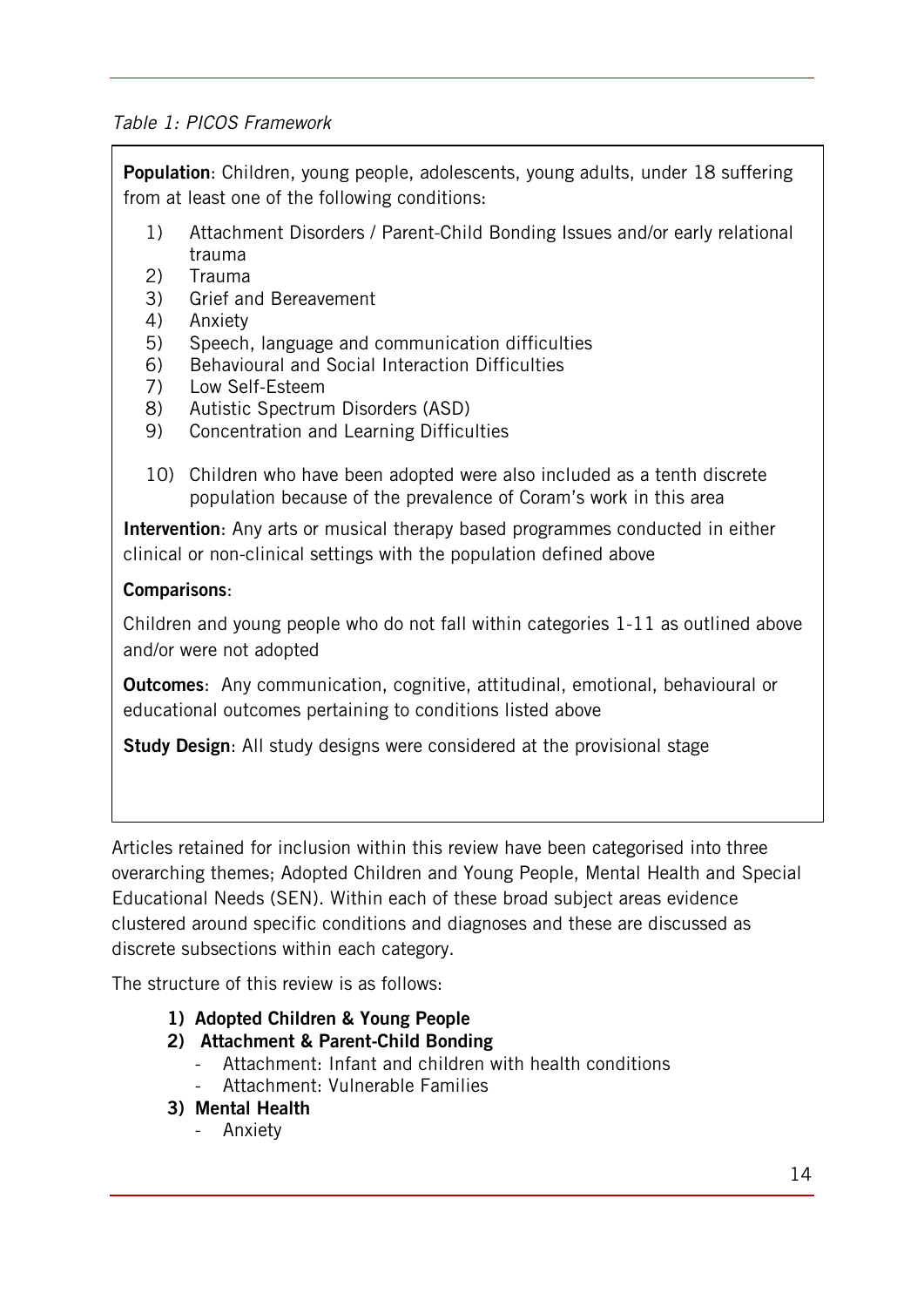*Table 1: PICOS Framework*

**Population**: Children, young people, adolescents, young adults, under 18 suffering from at least one of the following conditions:

1) Attachment Disorders / Parent-Child Bonding Issues and/or early relational trauma
2) Trauma
3) Grief and Bereavement
4) Anxiety
5) Speech, language and communication difficulties
6) Behavioural and Social Interaction Difficulties
7) Low Self-Esteem
8) Autistic Spectrum Disorders (ASD)
9) Concentration and Learning Difficulties

10) Children who have been adopted were also included as a tenth discrete population because of the prevalence of Coram's work in this area

**Intervention**: Any arts or musical therapy based programmes conducted in either clinical or non-clinical settings with the population defined above

**Comparisons**:

Children and young people who do not fall within categories 1-11 as outlined above and/or were not adopted

**Outcomes**: Any communication, cognitive, attitudinal, emotional, behavioural or educational outcomes pertaining to conditions listed above

**Study Design**: All study designs were considered at the provisional stage

Articles retained for inclusion within this review have been categorised into three overarching themes; Adopted Children and Young People, Mental Health and Special Educational Needs (SEN). Within each of these broad subject areas evidence clustered around specific conditions and diagnoses and these are discussed as discrete subsections within each category.

The structure of this review is as follows:

1) **Adopted Children & Young People**
2) **Attachment & Parent-Child Bonding**
   - Attachment: Infant and children with health conditions
   - Attachment: Vulnerable Families
3) **Mental Health**
   - Anxiety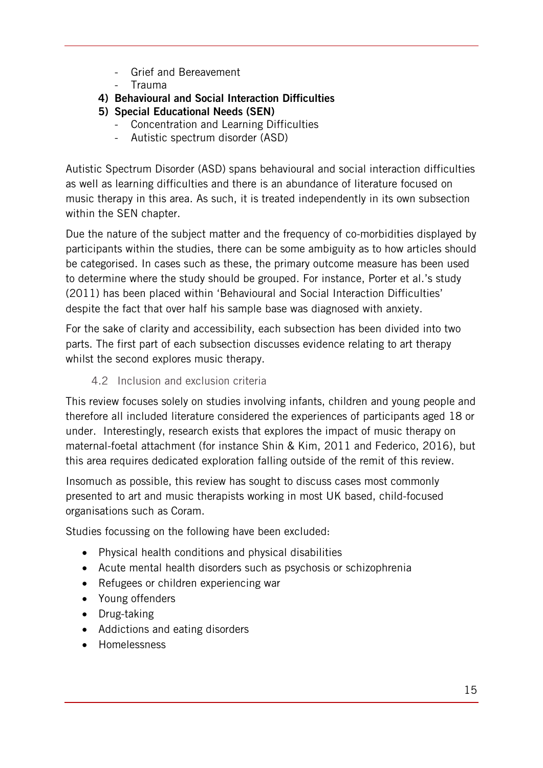- Grief and Bereavement
- Trauma

**4) Behavioural and Social Interaction Difficulties**

**5) Special Educational Needs (SEN)**

- Concentration and Learning Difficulties
- Autistic spectrum disorder (ASD)

Autistic Spectrum Disorder (ASD) spans behavioural and social interaction difficulties as well as learning difficulties and there is an abundance of literature focused on music therapy in this area. As such, it is treated independently in its own subsection within the SEN chapter.

Due the nature of the subject matter and the frequency of co-morbidities displayed by participants within the studies, there can be some ambiguity as to how articles should be categorised. In cases such as these, the primary outcome measure has been used to determine where the study should be grouped. For instance, Porter et al.'s study (2011) has been placed within 'Behavioural and Social Interaction Difficulties' despite the fact that over half his sample base was diagnosed with anxiety.

For the sake of clarity and accessibility, each subsection has been divided into two parts. The first part of each subsection discusses evidence relating to art therapy whilst the second explores music therapy.

### 4.2 Inclusion and exclusion criteria

This review focuses solely on studies involving infants, children and young people and therefore all included literature considered the experiences of participants aged 18 or under. Interestingly, research exists that explores the impact of music therapy on maternal-foetal attachment (for instance Shin & Kim, 2011 and Federico, 2016), but this area requires dedicated exploration falling outside of the remit of this review.

Insomuch as possible, this review has sought to discuss cases most commonly presented to art and music therapists working in most UK based, child-focused organisations such as Coram.

Studies focussing on the following have been excluded:

- Physical health conditions and physical disabilities
- Acute mental health disorders such as psychosis or schizophrenia
- Refugees or children experiencing war
- Young offenders
- Drug-taking
- Addictions and eating disorders
- Homelessness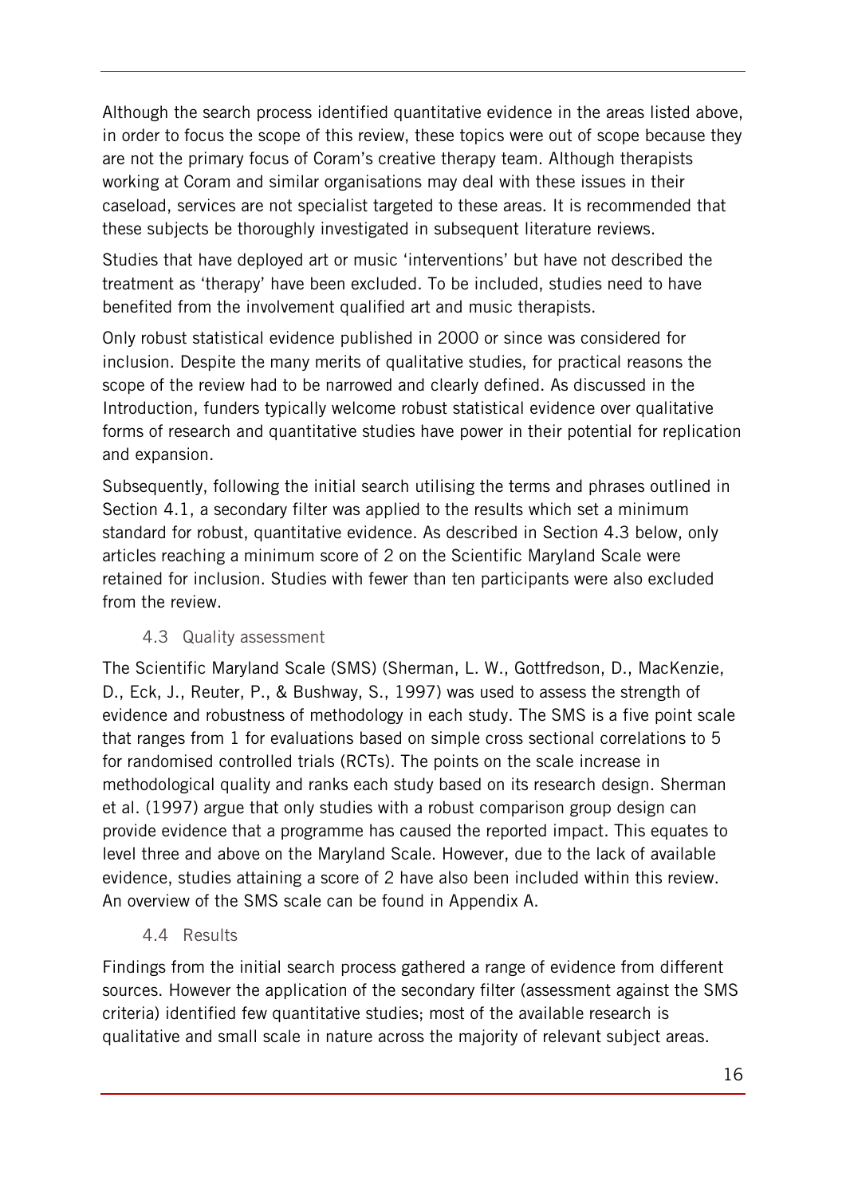Although the search process identified quantitative evidence in the areas listed above, in order to focus the scope of this review, these topics were out of scope because they are not the primary focus of Coram's creative therapy team. Although therapists working at Coram and similar organisations may deal with these issues in their caseload, services are not specialist targeted to these areas. It is recommended that these subjects be thoroughly investigated in subsequent literature reviews.

Studies that have deployed art or music 'interventions' but have not described the treatment as 'therapy' have been excluded. To be included, studies need to have benefited from the involvement qualified art and music therapists.

Only robust statistical evidence published in 2000 or since was considered for inclusion. Despite the many merits of qualitative studies, for practical reasons the scope of the review had to be narrowed and clearly defined. As discussed in the Introduction, funders typically welcome robust statistical evidence over qualitative forms of research and quantitative studies have power in their potential for replication and expansion.

Subsequently, following the initial search utilising the terms and phrases outlined in Section 4.1, a secondary filter was applied to the results which set a minimum standard for robust, quantitative evidence. As described in Section 4.3 below, only articles reaching a minimum score of 2 on the Scientific Maryland Scale were retained for inclusion. Studies with fewer than ten participants were also excluded from the review.

### 4.3 Quality assessment

The Scientific Maryland Scale (SMS) (Sherman, L. W., Gottfredson, D., MacKenzie, D., Eck, J., Reuter, P., & Bushway, S., 1997) was used to assess the strength of evidence and robustness of methodology in each study. The SMS is a five point scale that ranges from 1 for evaluations based on simple cross sectional correlations to 5 for randomised controlled trials (RCTs). The points on the scale increase in methodological quality and ranks each study based on its research design. Sherman et al. (1997) argue that only studies with a robust comparison group design can provide evidence that a programme has caused the reported impact. This equates to level three and above on the Maryland Scale. However, due to the lack of available evidence, studies attaining a score of 2 have also been included within this review. An overview of the SMS scale can be found in Appendix A.

### 4.4 Results

Findings from the initial search process gathered a range of evidence from different sources. However the application of the secondary filter (assessment against the SMS criteria) identified few quantitative studies; most of the available research is qualitative and small scale in nature across the majority of relevant subject areas.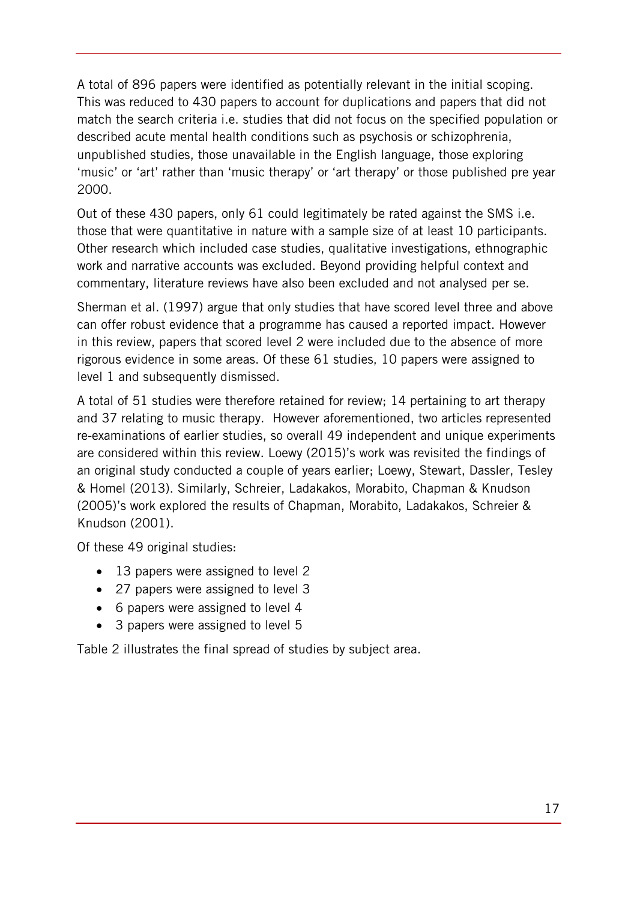A total of 896 papers were identified as potentially relevant in the initial scoping. This was reduced to 430 papers to account for duplications and papers that did not match the search criteria i.e. studies that did not focus on the specified population or described acute mental health conditions such as psychosis or schizophrenia, unpublished studies, those unavailable in the English language, those exploring 'music' or 'art' rather than 'music therapy' or 'art therapy' or those published pre year 2000.

Out of these 430 papers, only 61 could legitimately be rated against the SMS i.e. those that were quantitative in nature with a sample size of at least 10 participants. Other research which included case studies, qualitative investigations, ethnographic work and narrative accounts was excluded. Beyond providing helpful context and commentary, literature reviews have also been excluded and not analysed per se.

Sherman et al. (1997) argue that only studies that have scored level three and above can offer robust evidence that a programme has caused a reported impact. However in this review, papers that scored level 2 were included due to the absence of more rigorous evidence in some areas. Of these 61 studies, 10 papers were assigned to level 1 and subsequently dismissed.

A total of 51 studies were therefore retained for review; 14 pertaining to art therapy and 37 relating to music therapy. However aforementioned, two articles represented re-examinations of earlier studies, so overall 49 independent and unique experiments are considered within this review. Loewy (2015)'s work was revisited the findings of an original study conducted a couple of years earlier; Loewy, Stewart, Dassler, Tesley & Homel (2013). Similarly, Schreier, Ladakakos, Morabito, Chapman & Knudson (2005)'s work explored the results of Chapman, Morabito, Ladakakos, Schreier & Knudson (2001).

Of these 49 original studies:

- 13 papers were assigned to level 2
- 27 papers were assigned to level 3
- 6 papers were assigned to level 4
- 3 papers were assigned to level 5

Table 2 illustrates the final spread of studies by subject area.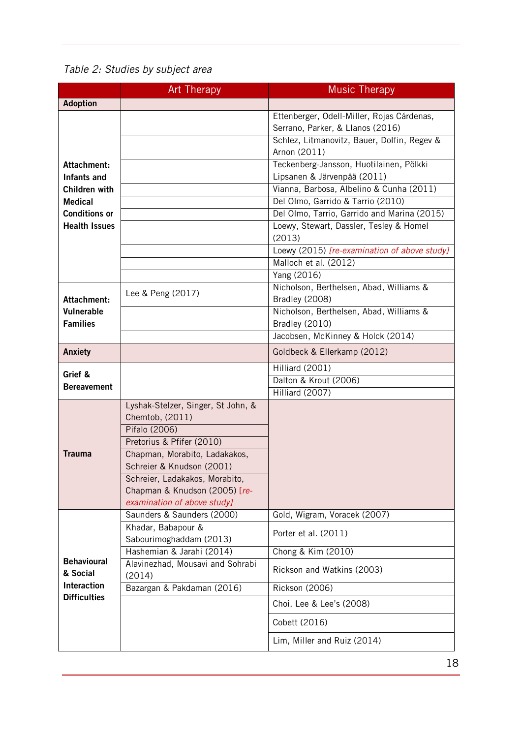*Table 2: Studies by subject area*

| | Art Therapy | Music Therapy |
|---|---|---|
| **Adoption** | | |
| **Attachment: Infants and Children with Medical Conditions or Health Issues** | | Ettenberger, Odell-Miller, Rojas Cárdenas, Serrano, Parker, & Llanos (2016) |
| | | Schlez, Litmanovitz, Bauer, Dolfin, Regev & Arnon (2011) |
| | | Teckenberg-Jansson, Huotilainen, Pölkki Lipsanen & Järvenpää (2011) |
| | | Vianna, Barbosa, Albelino & Cunha (2011) |
| | | Del Olmo, Garrido & Tarrio (2010) |
| | | Del Olmo, Tarrio, Garrido and Marina (2015) |
| | | Loewy, Stewart, Dassler, Tesley & Homel (2013) |
| | | Loewy (2015) *[re-examination of above study]* |
| | | Malloch et al. (2012) |
| | | Yang (2016) |
| **Attachment: Vulnerable Families** | Lee & Peng (2017) | Nicholson, Berthelsen, Abad, Williams & Bradley (2008) |
| | | Nicholson, Berthelsen, Abad, Williams & Bradley (2010) |
| | | Jacobsen, McKinney & Holck (2014) |
| **Anxiety** | | Goldbeck & Ellerkamp (2012) |
| **Grief & Bereavement** | | Hilliard (2001) |
| | | Dalton & Krout (2006) |
| | | Hilliard (2007) |
| **Trauma** | Lyshak-Stelzer, Singer, St John, & Chemtob, (2011) | |
| | Pifalo (2006) | |
| | Pretorius & Pfifer (2010) | |
| | Chapman, Morabito, Ladakakos, Schreier & Knudson (2001) | |
| | Schreier, Ladakakos, Morabito, Chapman & Knudson (2005) *[re-examination of above study]* | |
| **Behavioural & Social Interaction Difficulties** | Saunders & Saunders (2000) | Gold, Wigram, Voracek (2007) |
| | Khadar, Babapour & Sabourimoghaddam (2013) | Porter et al. (2011) |
| | Hashemian & Jarahi (2014) | Chong & Kim (2010) |
| | Alavinezhad, Mousavi and Sohrabi (2014) | Rickson and Watkins (2003) |
| | Bazargan & Pakdaman (2016) | Rickson (2006) |
| | | Choi, Lee & Lee's (2008) |
| | | Cobett (2016) |
| | | Lim, Miller and Ruiz (2014) |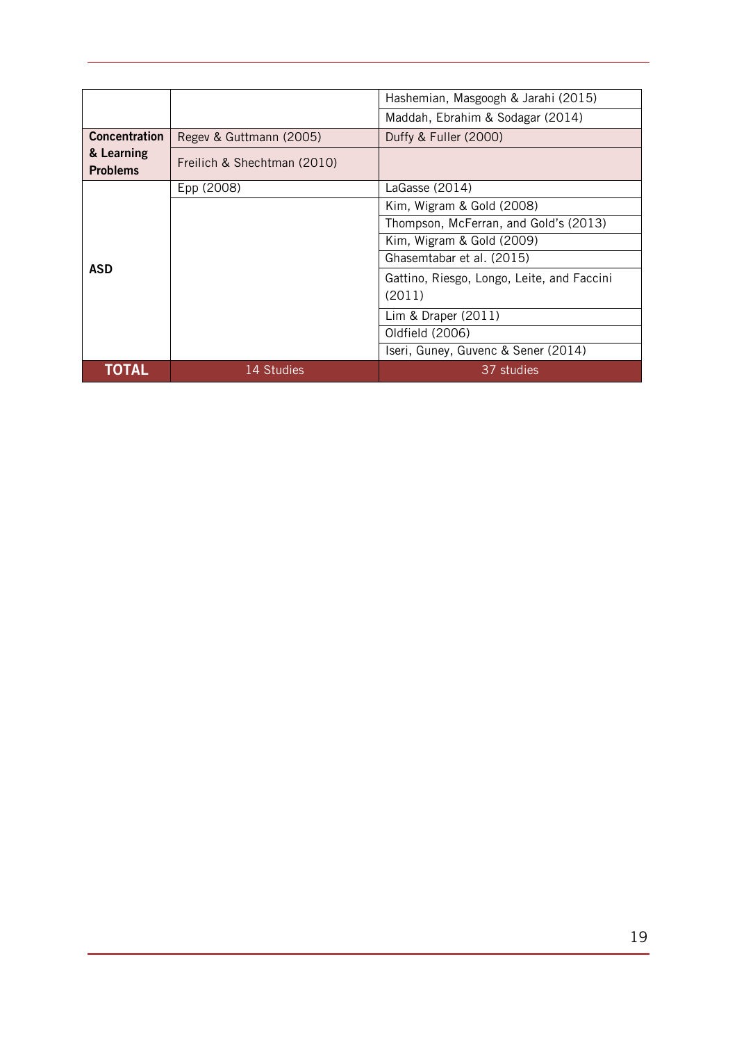| | | |
|---|---|---|
| | | Hashemian, Masgoogh & Jarahi (2015) |
| | | Maddah, Ebrahim & Sodagar (2014) |
| **Concentration & Learning Problems** | Regev & Guttmann (2005) | Duffy & Fuller (2000) |
| | Freilich & Shechtman (2010) | |
| **ASD** | Epp (2008) | LaGasse (2014) |
| | | Kim, Wigram & Gold (2008) |
| | | Thompson, McFerran, and Gold's (2013) |
| | | Kim, Wigram & Gold (2009) |
| | | Ghasemtabar et al. (2015) |
| | | Gattino, Riesgo, Longo, Leite, and Faccini (2011) |
| | | Lim & Draper (2011) |
| | | Oldfield (2006) |
| | | Iseri, Guney, Guvenc & Sener (2014) |
| **TOTAL** | 14 Studies | 37 studies |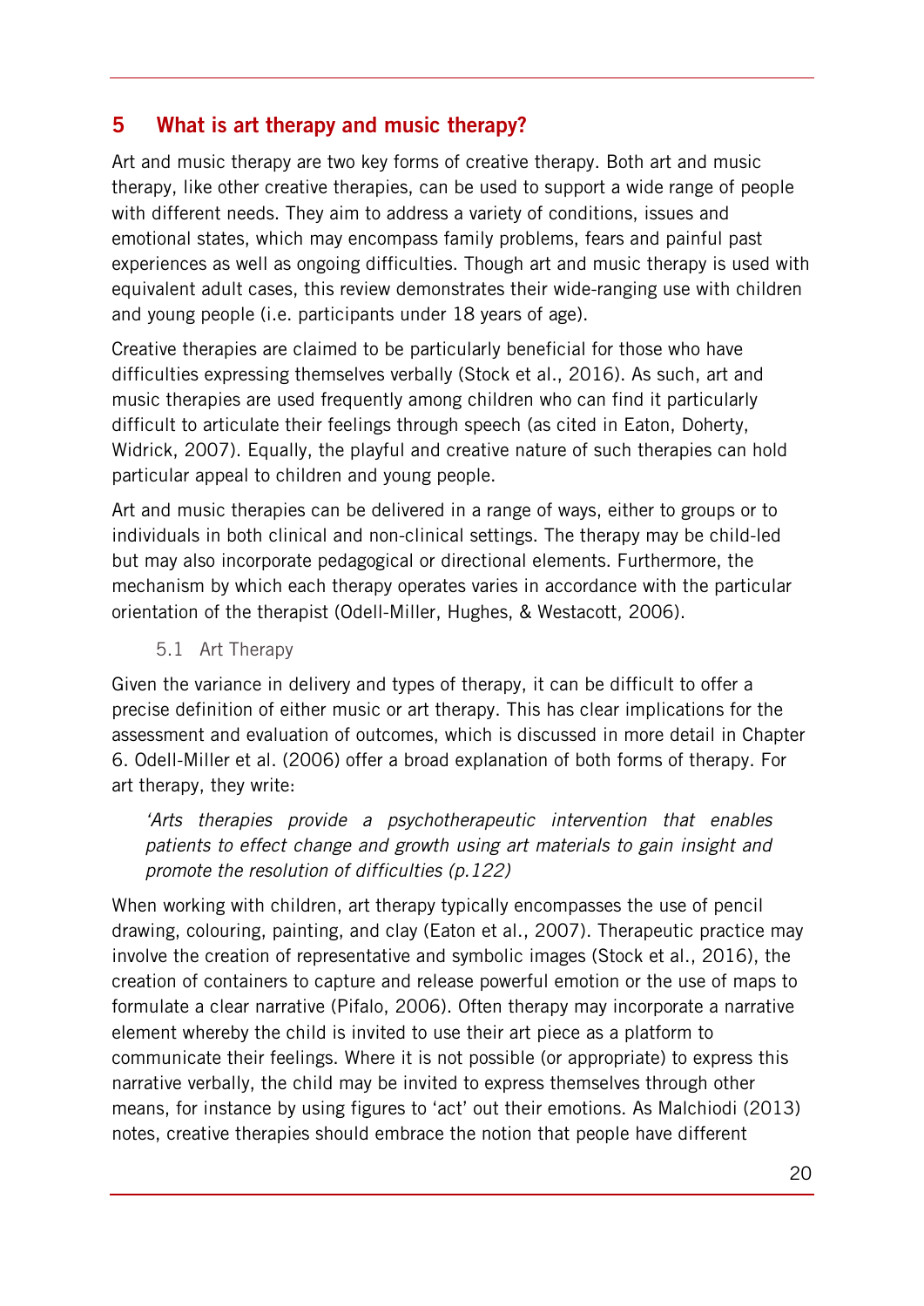# 5 What is art therapy and music therapy?

Art and music therapy are two key forms of creative therapy. Both art and music therapy, like other creative therapies, can be used to support a wide range of people with different needs. They aim to address a variety of conditions, issues and emotional states, which may encompass family problems, fears and painful past experiences as well as ongoing difficulties. Though art and music therapy is used with equivalent adult cases, this review demonstrates their wide-ranging use with children and young people (i.e. participants under 18 years of age).

Creative therapies are claimed to be particularly beneficial for those who have difficulties expressing themselves verbally (Stock et al., 2016). As such, art and music therapies are used frequently among children who can find it particularly difficult to articulate their feelings through speech (as cited in Eaton, Doherty, Widrick, 2007). Equally, the playful and creative nature of such therapies can hold particular appeal to children and young people.

Art and music therapies can be delivered in a range of ways, either to groups or to individuals in both clinical and non-clinical settings. The therapy may be child-led but may also incorporate pedagogical or directional elements. Furthermore, the mechanism by which each therapy operates varies in accordance with the particular orientation of the therapist (Odell-Miller, Hughes, & Westacott, 2006).

## 5.1 Art Therapy

Given the variance in delivery and types of therapy, it can be difficult to offer a precise definition of either music or art therapy. This has clear implications for the assessment and evaluation of outcomes, which is discussed in more detail in Chapter 6. Odell-Miller et al. (2006) offer a broad explanation of both forms of therapy. For art therapy, they write:

> *'Arts therapies provide a psychotherapeutic intervention that enables patients to effect change and growth using art materials to gain insight and promote the resolution of difficulties (p.122)*

When working with children, art therapy typically encompasses the use of pencil drawing, colouring, painting, and clay (Eaton et al., 2007). Therapeutic practice may involve the creation of representative and symbolic images (Stock et al., 2016), the creation of containers to capture and release powerful emotion or the use of maps to formulate a clear narrative (Pifalo, 2006). Often therapy may incorporate a narrative element whereby the child is invited to use their art piece as a platform to communicate their feelings. Where it is not possible (or appropriate) to express this narrative verbally, the child may be invited to express themselves through other means, for instance by using figures to 'act' out their emotions. As Malchiodi (2013) notes, creative therapies should embrace the notion that people have different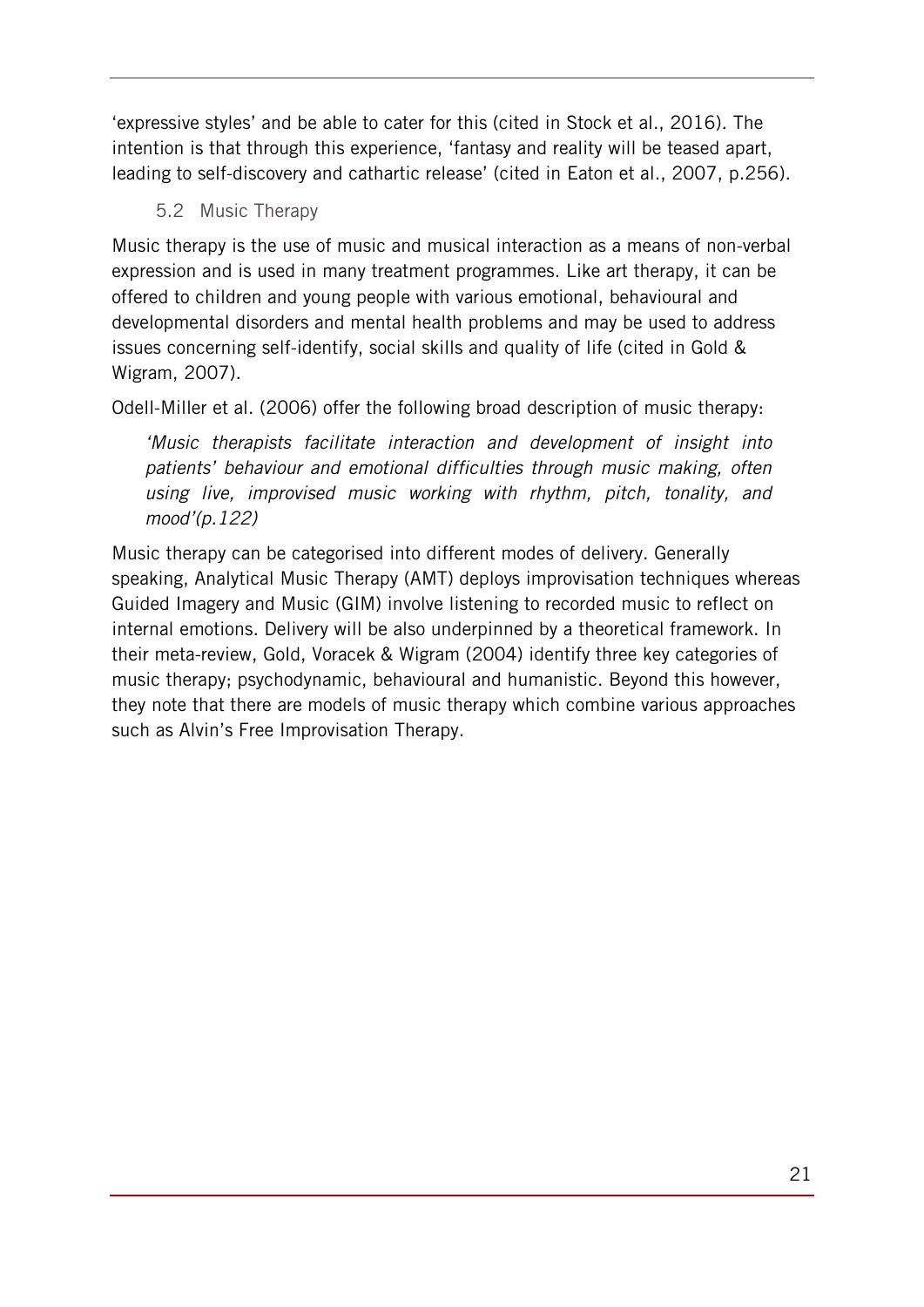'expressive styles' and be able to cater for this (cited in Stock et al., 2016). The intention is that through this experience, 'fantasy and reality will be teased apart, leading to self-discovery and cathartic release' (cited in Eaton et al., 2007, p.256).

### 5.2 Music Therapy

Music therapy is the use of music and musical interaction as a means of non-verbal expression and is used in many treatment programmes. Like art therapy, it can be offered to children and young people with various emotional, behavioural and developmental disorders and mental health problems and may be used to address issues concerning self-identify, social skills and quality of life (cited in Gold & Wigram, 2007).

Odell-Miller et al. (2006) offer the following broad description of music therapy:

> *'Music therapists facilitate interaction and development of insight into patients' behaviour and emotional difficulties through music making, often using live, improvised music working with rhythm, pitch, tonality, and mood'(p.122)*

Music therapy can be categorised into different modes of delivery. Generally speaking, Analytical Music Therapy (AMT) deploys improvisation techniques whereas Guided Imagery and Music (GIM) involve listening to recorded music to reflect on internal emotions. Delivery will be also underpinned by a theoretical framework. In their meta-review, Gold, Voracek & Wigram (2004) identify three key categories of music therapy; psychodynamic, behavioural and humanistic. Beyond this however, they note that there are models of music therapy which combine various approaches such as Alvin's Free Improvisation Therapy.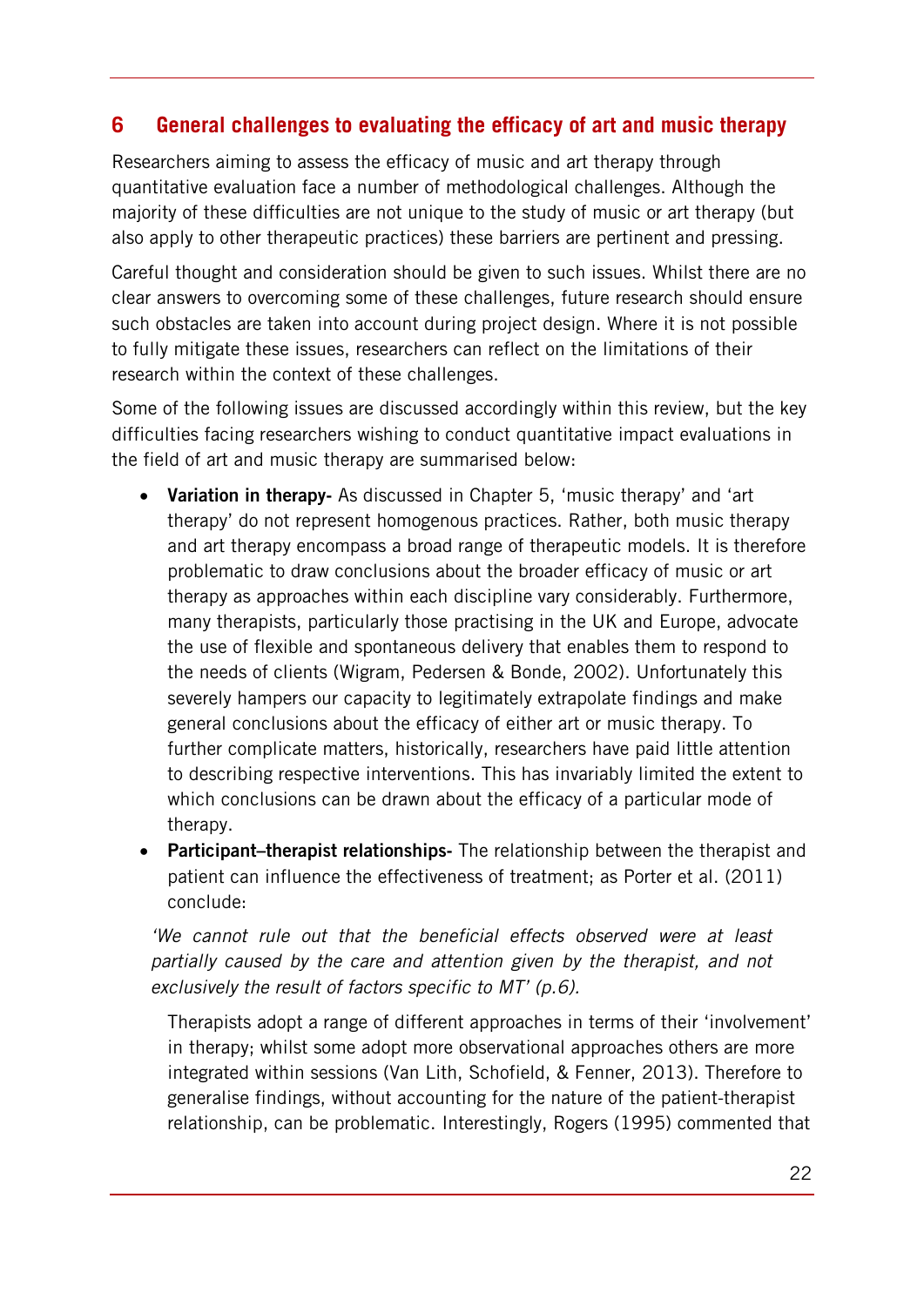## 6 General challenges to evaluating the efficacy of art and music therapy

Researchers aiming to assess the efficacy of music and art therapy through quantitative evaluation face a number of methodological challenges. Although the majority of these difficulties are not unique to the study of music or art therapy (but also apply to other therapeutic practices) these barriers are pertinent and pressing.

Careful thought and consideration should be given to such issues. Whilst there are no clear answers to overcoming some of these challenges, future research should ensure such obstacles are taken into account during project design. Where it is not possible to fully mitigate these issues, researchers can reflect on the limitations of their research within the context of these challenges.

Some of the following issues are discussed accordingly within this review, but the key difficulties facing researchers wishing to conduct quantitative impact evaluations in the field of art and music therapy are summarised below:

- **Variation in therapy-** As discussed in Chapter 5, 'music therapy' and 'art therapy' do not represent homogenous practices. Rather, both music therapy and art therapy encompass a broad range of therapeutic models. It is therefore problematic to draw conclusions about the broader efficacy of music or art therapy as approaches within each discipline vary considerably. Furthermore, many therapists, particularly those practising in the UK and Europe, advocate the use of flexible and spontaneous delivery that enables them to respond to the needs of clients (Wigram, Pedersen & Bonde, 2002). Unfortunately this severely hampers our capacity to legitimately extrapolate findings and make general conclusions about the efficacy of either art or music therapy. To further complicate matters, historically, researchers have paid little attention to describing respective interventions. This has invariably limited the extent to which conclusions can be drawn about the efficacy of a particular mode of therapy.
- **Participant–therapist relationships-** The relationship between the therapist and patient can influence the effectiveness of treatment; as Porter et al. (2011) conclude:

  *'We cannot rule out that the beneficial effects observed were at least partially caused by the care and attention given by the therapist, and not exclusively the result of factors specific to MT' (p.6).*

  Therapists adopt a range of different approaches in terms of their 'involvement' in therapy; whilst some adopt more observational approaches others are more integrated within sessions (Van Lith, Schofield, & Fenner, 2013). Therefore to generalise findings, without accounting for the nature of the patient-therapist relationship, can be problematic. Interestingly, Rogers (1995) commented that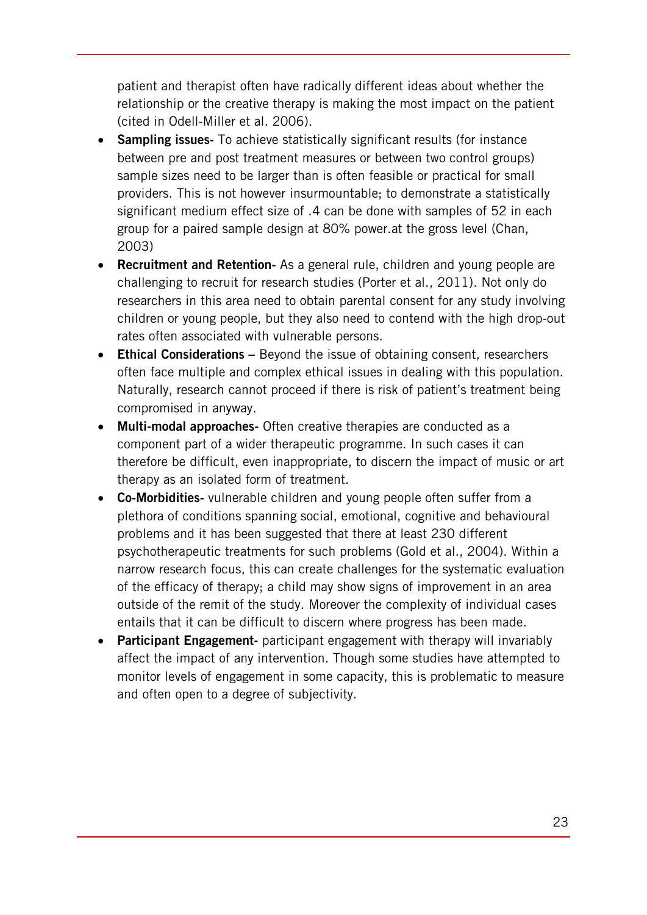patient and therapist often have radically different ideas about whether the relationship or the creative therapy is making the most impact on the patient (cited in Odell-Miller et al. 2006).

- **Sampling issues-** To achieve statistically significant results (for instance between pre and post treatment measures or between two control groups) sample sizes need to be larger than is often feasible or practical for small providers. This is not however insurmountable; to demonstrate a statistically significant medium effect size of .4 can be done with samples of 52 in each group for a paired sample design at 80% power.at the gross level (Chan, 2003)
- **Recruitment and Retention-** As a general rule, children and young people are challenging to recruit for research studies (Porter et al., 2011). Not only do researchers in this area need to obtain parental consent for any study involving children or young people, but they also need to contend with the high drop-out rates often associated with vulnerable persons.
- **Ethical Considerations –** Beyond the issue of obtaining consent, researchers often face multiple and complex ethical issues in dealing with this population. Naturally, research cannot proceed if there is risk of patient's treatment being compromised in anyway.
- **Multi-modal approaches-** Often creative therapies are conducted as a component part of a wider therapeutic programme. In such cases it can therefore be difficult, even inappropriate, to discern the impact of music or art therapy as an isolated form of treatment.
- **Co-Morbidities-** vulnerable children and young people often suffer from a plethora of conditions spanning social, emotional, cognitive and behavioural problems and it has been suggested that there at least 230 different psychotherapeutic treatments for such problems (Gold et al., 2004). Within a narrow research focus, this can create challenges for the systematic evaluation of the efficacy of therapy; a child may show signs of improvement in an area outside of the remit of the study. Moreover the complexity of individual cases entails that it can be difficult to discern where progress has been made.
- **Participant Engagement-** participant engagement with therapy will invariably affect the impact of any intervention. Though some studies have attempted to monitor levels of engagement in some capacity, this is problematic to measure and often open to a degree of subjectivity.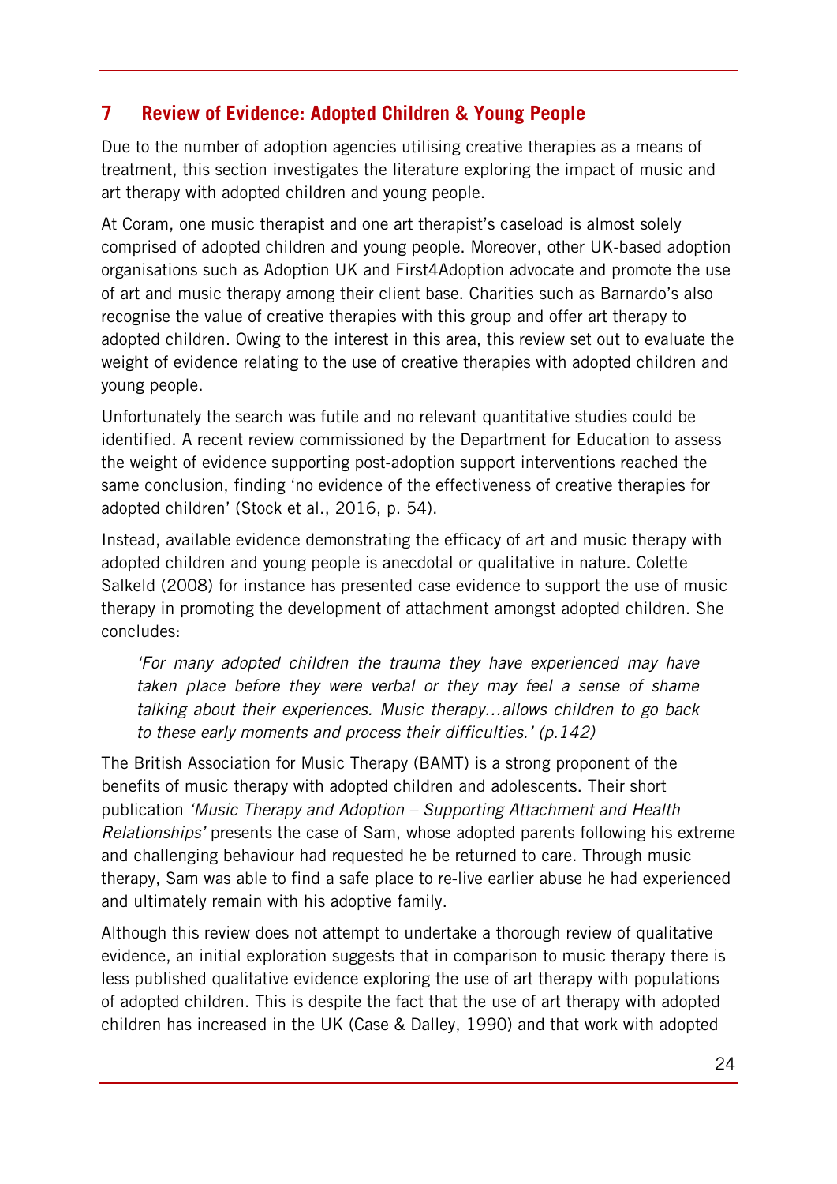## 7 Review of Evidence: Adopted Children & Young People

Due to the number of adoption agencies utilising creative therapies as a means of treatment, this section investigates the literature exploring the impact of music and art therapy with adopted children and young people.

At Coram, one music therapist and one art therapist's caseload is almost solely comprised of adopted children and young people. Moreover, other UK-based adoption organisations such as Adoption UK and First4Adoption advocate and promote the use of art and music therapy among their client base. Charities such as Barnardo's also recognise the value of creative therapies with this group and offer art therapy to adopted children. Owing to the interest in this area, this review set out to evaluate the weight of evidence relating to the use of creative therapies with adopted children and young people.

Unfortunately the search was futile and no relevant quantitative studies could be identified. A recent review commissioned by the Department for Education to assess the weight of evidence supporting post-adoption support interventions reached the same conclusion, finding 'no evidence of the effectiveness of creative therapies for adopted children' (Stock et al., 2016, p. 54).

Instead, available evidence demonstrating the efficacy of art and music therapy with adopted children and young people is anecdotal or qualitative in nature. Colette Salkeld (2008) for instance has presented case evidence to support the use of music therapy in promoting the development of attachment amongst adopted children. She concludes:

> *'For many adopted children the trauma they have experienced may have taken place before they were verbal or they may feel a sense of shame talking about their experiences. Music therapy…allows children to go back to these early moments and process their difficulties.' (p.142)*

The British Association for Music Therapy (BAMT) is a strong proponent of the benefits of music therapy with adopted children and adolescents. Their short publication *'Music Therapy and Adoption – Supporting Attachment and Health Relationships'* presents the case of Sam, whose adopted parents following his extreme and challenging behaviour had requested he be returned to care. Through music therapy, Sam was able to find a safe place to re-live earlier abuse he had experienced and ultimately remain with his adoptive family.

Although this review does not attempt to undertake a thorough review of qualitative evidence, an initial exploration suggests that in comparison to music therapy there is less published qualitative evidence exploring the use of art therapy with populations of adopted children. This is despite the fact that the use of art therapy with adopted children has increased in the UK (Case & Dalley, 1990) and that work with adopted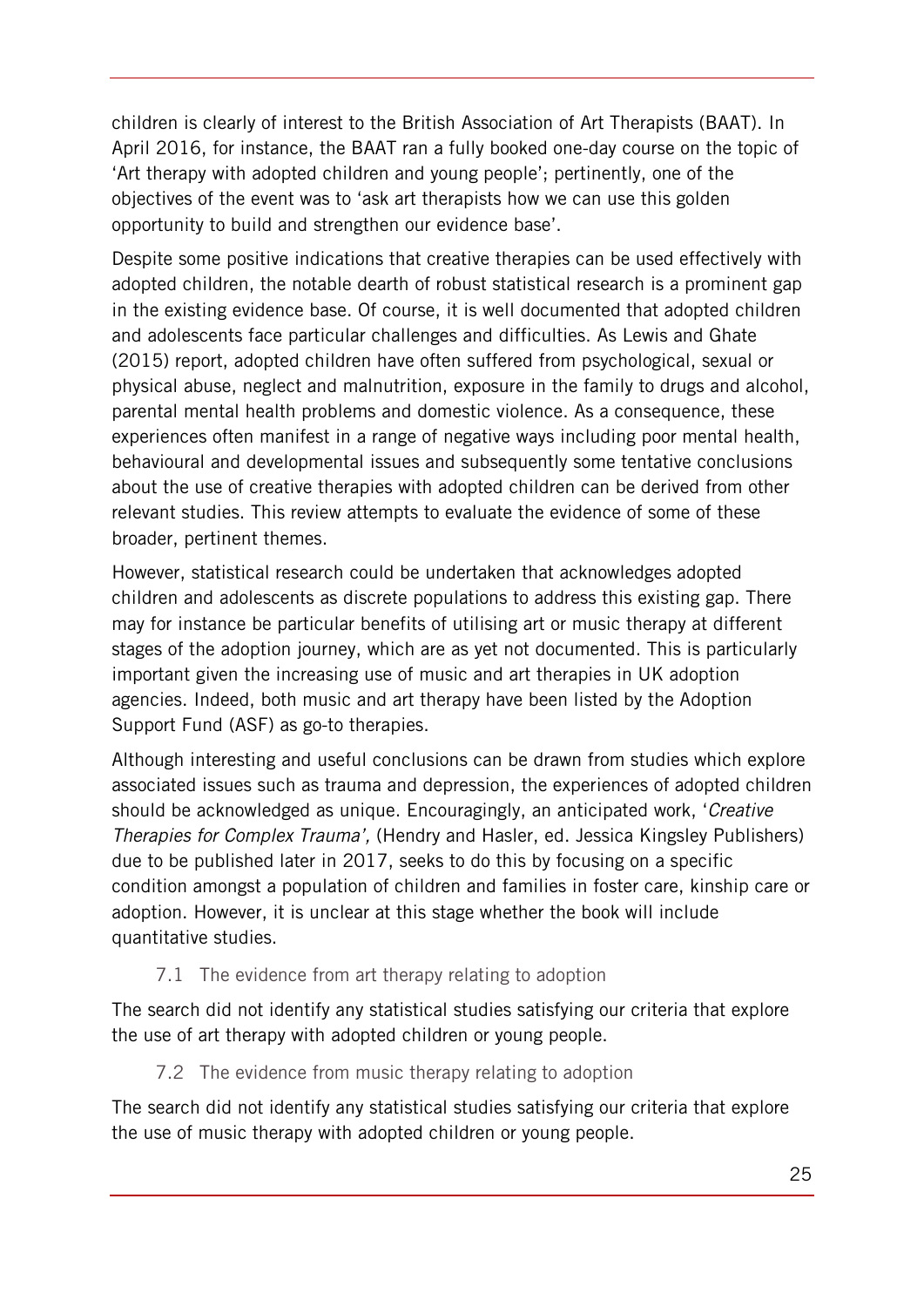children is clearly of interest to the British Association of Art Therapists (BAAT). In April 2016, for instance, the BAAT ran a fully booked one-day course on the topic of 'Art therapy with adopted children and young people'; pertinently, one of the objectives of the event was to 'ask art therapists how we can use this golden opportunity to build and strengthen our evidence base'.

Despite some positive indications that creative therapies can be used effectively with adopted children, the notable dearth of robust statistical research is a prominent gap in the existing evidence base. Of course, it is well documented that adopted children and adolescents face particular challenges and difficulties. As Lewis and Ghate (2015) report, adopted children have often suffered from psychological, sexual or physical abuse, neglect and malnutrition, exposure in the family to drugs and alcohol, parental mental health problems and domestic violence. As a consequence, these experiences often manifest in a range of negative ways including poor mental health, behavioural and developmental issues and subsequently some tentative conclusions about the use of creative therapies with adopted children can be derived from other relevant studies. This review attempts to evaluate the evidence of some of these broader, pertinent themes.

However, statistical research could be undertaken that acknowledges adopted children and adolescents as discrete populations to address this existing gap. There may for instance be particular benefits of utilising art or music therapy at different stages of the adoption journey, which are as yet not documented. This is particularly important given the increasing use of music and art therapies in UK adoption agencies. Indeed, both music and art therapy have been listed by the Adoption Support Fund (ASF) as go-to therapies.

Although interesting and useful conclusions can be drawn from studies which explore associated issues such as trauma and depression, the experiences of adopted children should be acknowledged as unique. Encouragingly, an anticipated work, '*Creative Therapies for Complex Trauma',* (Hendry and Hasler, ed. Jessica Kingsley Publishers) due to be published later in 2017, seeks to do this by focusing on a specific condition amongst a population of children and families in foster care, kinship care or adoption. However, it is unclear at this stage whether the book will include quantitative studies.

### 7.1 The evidence from art therapy relating to adoption

The search did not identify any statistical studies satisfying our criteria that explore the use of art therapy with adopted children or young people.

### 7.2 The evidence from music therapy relating to adoption

The search did not identify any statistical studies satisfying our criteria that explore the use of music therapy with adopted children or young people.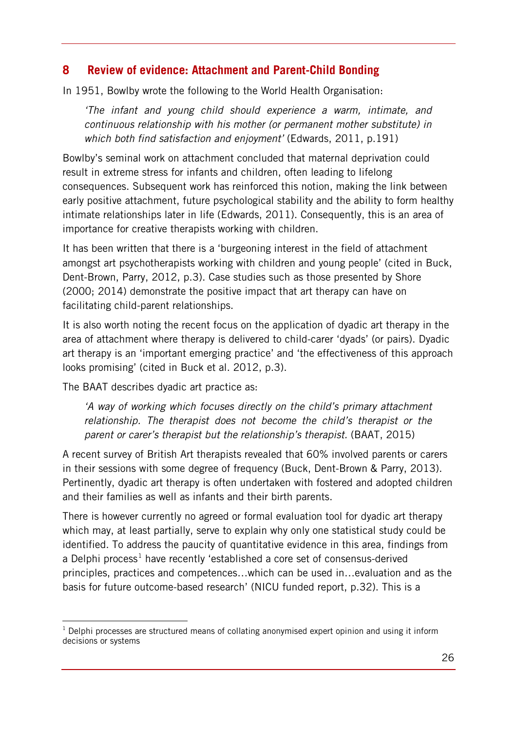## 8 Review of evidence: Attachment and Parent-Child Bonding

In 1951, Bowlby wrote the following to the World Health Organisation:

> *'The infant and young child should experience a warm, intimate, and continuous relationship with his mother (or permanent mother substitute) in which both find satisfaction and enjoyment'* (Edwards, 2011, p.191)

Bowlby's seminal work on attachment concluded that maternal deprivation could result in extreme stress for infants and children, often leading to lifelong consequences. Subsequent work has reinforced this notion, making the link between early positive attachment, future psychological stability and the ability to form healthy intimate relationships later in life (Edwards, 2011). Consequently, this is an area of importance for creative therapists working with children.

It has been written that there is a 'burgeoning interest in the field of attachment amongst art psychotherapists working with children and young people' (cited in Buck, Dent-Brown, Parry, 2012, p.3). Case studies such as those presented by Shore (2000; 2014) demonstrate the positive impact that art therapy can have on facilitating child-parent relationships.

It is also worth noting the recent focus on the application of dyadic art therapy in the area of attachment where therapy is delivered to child-carer 'dyads' (or pairs). Dyadic art therapy is an 'important emerging practice' and 'the effectiveness of this approach looks promising' (cited in Buck et al. 2012, p.3).

The BAAT describes dyadic art practice as:

> *'A way of working which focuses directly on the child's primary attachment relationship. The therapist does not become the child's therapist or the parent or carer's therapist but the relationship's therapist.* (BAAT, 2015)

A recent survey of British Art therapists revealed that 60% involved parents or carers in their sessions with some degree of frequency (Buck, Dent-Brown & Parry, 2013). Pertinently, dyadic art therapy is often undertaken with fostered and adopted children and their families as well as infants and their birth parents.

There is however currently no agreed or formal evaluation tool for dyadic art therapy which may, at least partially, serve to explain why only one statistical study could be identified. To address the paucity of quantitative evidence in this area, findings from a Delphi process[1] have recently 'established a core set of consensus-derived principles, practices and competences…which can be used in…evaluation and as the basis for future outcome-based research' (NICU funded report, p.32). This is a

---

[1] Delphi processes are structured means of collating anonymised expert opinion and using it inform decisions or systems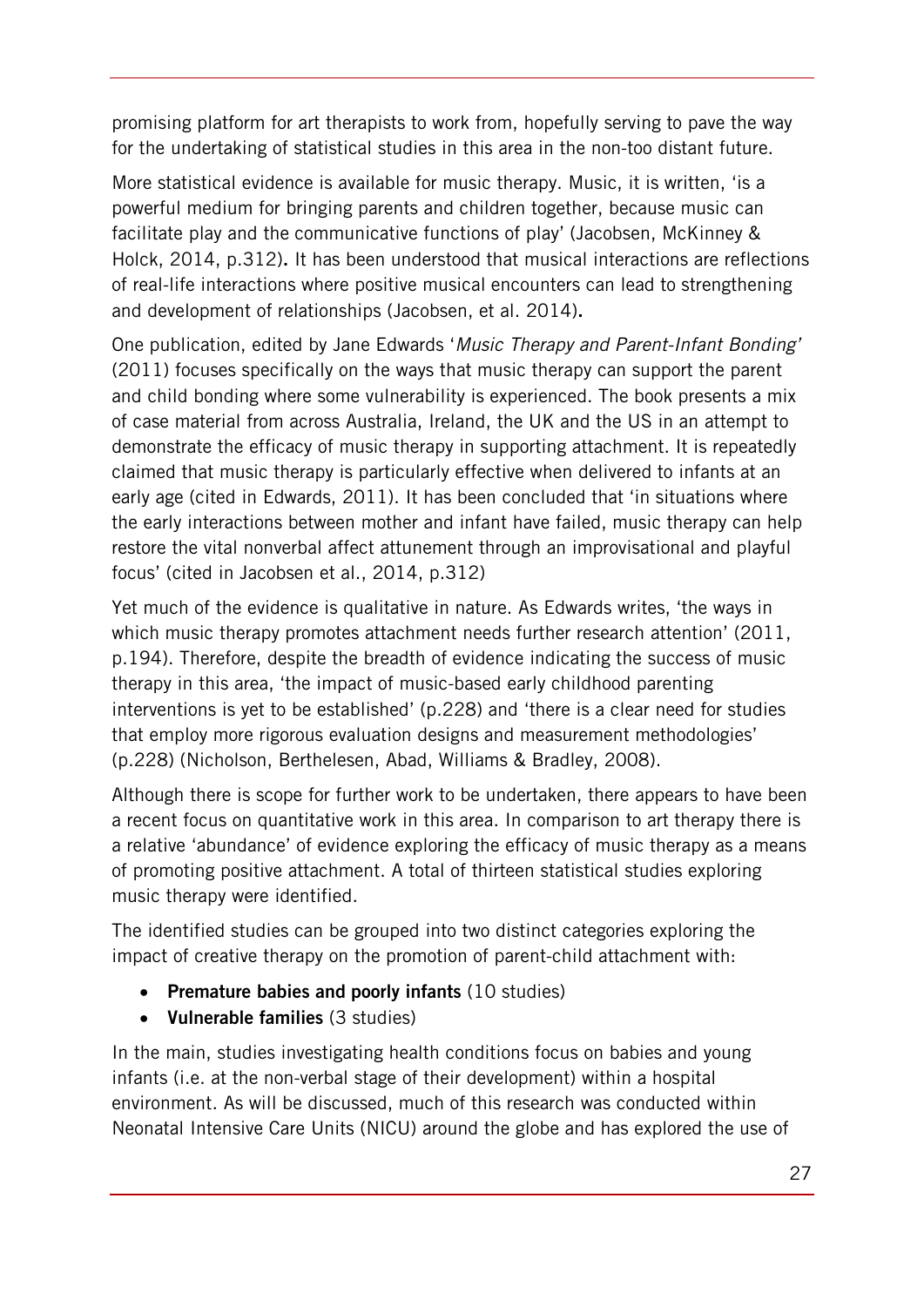promising platform for art therapists to work from, hopefully serving to pave the way for the undertaking of statistical studies in this area in the non-too distant future.

More statistical evidence is available for music therapy. Music, it is written, 'is a powerful medium for bringing parents and children together, because music can facilitate play and the communicative functions of play' (Jacobsen, McKinney & Holck, 2014, p.312). It has been understood that musical interactions are reflections of real-life interactions where positive musical encounters can lead to strengthening and development of relationships (Jacobsen, et al. 2014).

One publication, edited by Jane Edwards '*Music Therapy and Parent-Infant Bonding*' (2011) focuses specifically on the ways that music therapy can support the parent and child bonding where some vulnerability is experienced. The book presents a mix of case material from across Australia, Ireland, the UK and the US in an attempt to demonstrate the efficacy of music therapy in supporting attachment. It is repeatedly claimed that music therapy is particularly effective when delivered to infants at an early age (cited in Edwards, 2011). It has been concluded that 'in situations where the early interactions between mother and infant have failed, music therapy can help restore the vital nonverbal affect attunement through an improvisational and playful focus' (cited in Jacobsen et al., 2014, p.312)

Yet much of the evidence is qualitative in nature. As Edwards writes, 'the ways in which music therapy promotes attachment needs further research attention' (2011, p.194). Therefore, despite the breadth of evidence indicating the success of music therapy in this area, 'the impact of music-based early childhood parenting interventions is yet to be established' (p.228) and 'there is a clear need for studies that employ more rigorous evaluation designs and measurement methodologies' (p.228) (Nicholson, Berthelesen, Abad, Williams & Bradley, 2008).

Although there is scope for further work to be undertaken, there appears to have been a recent focus on quantitative work in this area. In comparison to art therapy there is a relative 'abundance' of evidence exploring the efficacy of music therapy as a means of promoting positive attachment. A total of thirteen statistical studies exploring music therapy were identified.

The identified studies can be grouped into two distinct categories exploring the impact of creative therapy on the promotion of parent-child attachment with:

- **Premature babies and poorly infants** (10 studies)
- **Vulnerable families** (3 studies)

In the main, studies investigating health conditions focus on babies and young infants (i.e. at the non-verbal stage of their development) within a hospital environment. As will be discussed, much of this research was conducted within Neonatal Intensive Care Units (NICU) around the globe and has explored the use of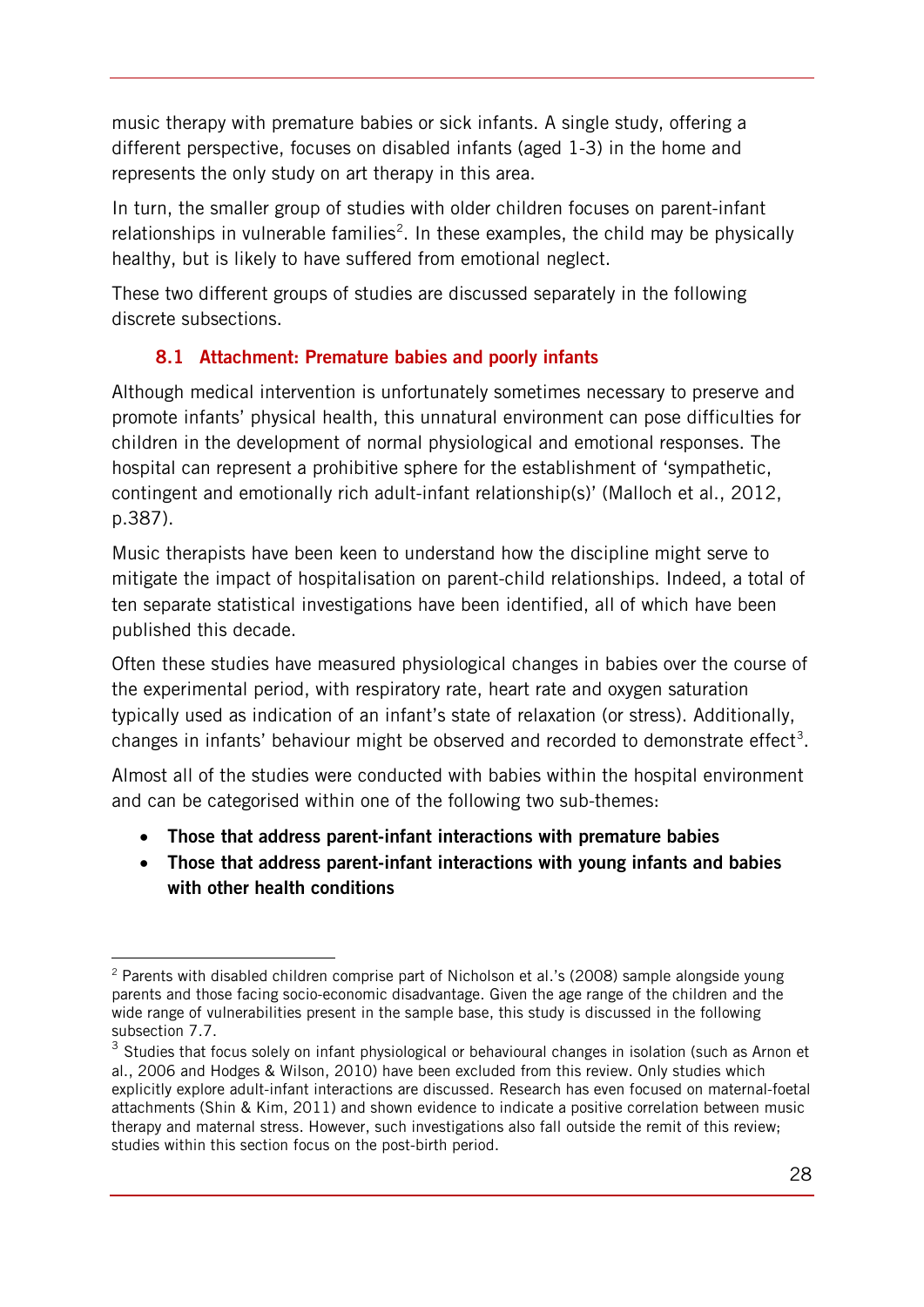music therapy with premature babies or sick infants. A single study, offering a different perspective, focuses on disabled infants (aged 1-3) in the home and represents the only study on art therapy in this area.

In turn, the smaller group of studies with older children focuses on parent-infant relationships in vulnerable families[2]. In these examples, the child may be physically healthy, but is likely to have suffered from emotional neglect.

These two different groups of studies are discussed separately in the following discrete subsections.

### 8.1 Attachment: Premature babies and poorly infants

Although medical intervention is unfortunately sometimes necessary to preserve and promote infants' physical health, this unnatural environment can pose difficulties for children in the development of normal physiological and emotional responses. The hospital can represent a prohibitive sphere for the establishment of 'sympathetic, contingent and emotionally rich adult-infant relationship(s)' (Malloch et al., 2012, p.387).

Music therapists have been keen to understand how the discipline might serve to mitigate the impact of hospitalisation on parent-child relationships. Indeed, a total of ten separate statistical investigations have been identified, all of which have been published this decade.

Often these studies have measured physiological changes in babies over the course of the experimental period, with respiratory rate, heart rate and oxygen saturation typically used as indication of an infant's state of relaxation (or stress). Additionally, changes in infants' behaviour might be observed and recorded to demonstrate effect[3].

Almost all of the studies were conducted with babies within the hospital environment and can be categorised within one of the following two sub-themes:

- **Those that address parent-infant interactions with premature babies**
- **Those that address parent-infant interactions with young infants and babies with other health conditions**

---

[2] Parents with disabled children comprise part of Nicholson et al.'s (2008) sample alongside young parents and those facing socio-economic disadvantage. Given the age range of the children and the wide range of vulnerabilities present in the sample base, this study is discussed in the following subsection 7.7.

[3] Studies that focus solely on infant physiological or behavioural changes in isolation (such as Arnon et al., 2006 and Hodges & Wilson, 2010) have been excluded from this review. Only studies which explicitly explore adult-infant interactions are discussed. Research has even focused on maternal-foetal attachments (Shin & Kim, 2011) and shown evidence to indicate a positive correlation between music therapy and maternal stress. However, such investigations also fall outside the remit of this review; studies within this section focus on the post-birth period.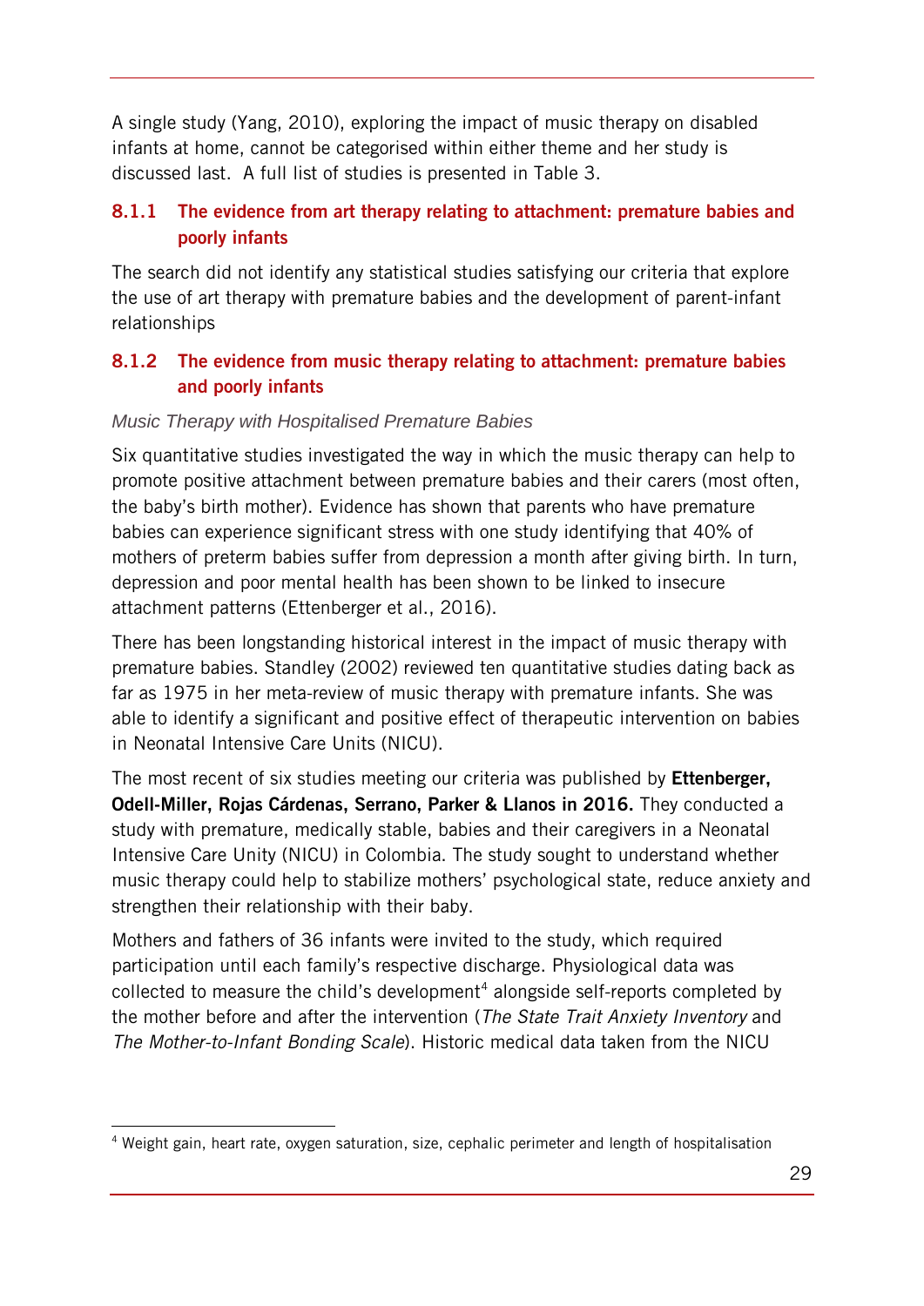A single study (Yang, 2010), exploring the impact of music therapy on disabled infants at home, cannot be categorised within either theme and her study is discussed last. A full list of studies is presented in Table 3.

### 8.1.1 The evidence from art therapy relating to attachment: premature babies and poorly infants

The search did not identify any statistical studies satisfying our criteria that explore the use of art therapy with premature babies and the development of parent-infant relationships

### 8.1.2 The evidence from music therapy relating to attachment: premature babies and poorly infants

*Music Therapy with Hospitalised Premature Babies*

Six quantitative studies investigated the way in which the music therapy can help to promote positive attachment between premature babies and their carers (most often, the baby's birth mother). Evidence has shown that parents who have premature babies can experience significant stress with one study identifying that 40% of mothers of preterm babies suffer from depression a month after giving birth. In turn, depression and poor mental health has been shown to be linked to insecure attachment patterns (Ettenberger et al., 2016).

There has been longstanding historical interest in the impact of music therapy with premature babies. Standley (2002) reviewed ten quantitative studies dating back as far as 1975 in her meta-review of music therapy with premature infants. She was able to identify a significant and positive effect of therapeutic intervention on babies in Neonatal Intensive Care Units (NICU).

The most recent of six studies meeting our criteria was published by **Ettenberger, Odell-Miller, Rojas Cárdenas, Serrano, Parker & Llanos in 2016.** They conducted a study with premature, medically stable, babies and their caregivers in a Neonatal Intensive Care Unity (NICU) in Colombia. The study sought to understand whether music therapy could help to stabilize mothers' psychological state, reduce anxiety and strengthen their relationship with their baby.

Mothers and fathers of 36 infants were invited to the study, which required participation until each family's respective discharge. Physiological data was collected to measure the child's development[4] alongside self-reports completed by the mother before and after the intervention (*The State Trait Anxiety Inventory* and *The Mother-to-Infant Bonding Scale*). Historic medical data taken from the NICU

[4] Weight gain, heart rate, oxygen saturation, size, cephalic perimeter and length of hospitalisation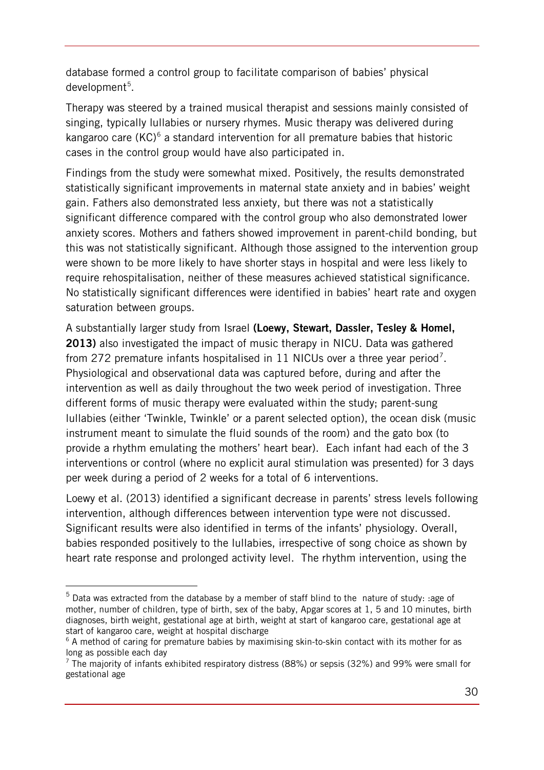database formed a control group to facilitate comparison of babies' physical development[5].

Therapy was steered by a trained musical therapist and sessions mainly consisted of singing, typically lullabies or nursery rhymes. Music therapy was delivered during kangaroo care (KC)[6] a standard intervention for all premature babies that historic cases in the control group would have also participated in.

Findings from the study were somewhat mixed. Positively, the results demonstrated statistically significant improvements in maternal state anxiety and in babies' weight gain. Fathers also demonstrated less anxiety, but there was not a statistically significant difference compared with the control group who also demonstrated lower anxiety scores. Mothers and fathers showed improvement in parent-child bonding, but this was not statistically significant. Although those assigned to the intervention group were shown to be more likely to have shorter stays in hospital and were less likely to require rehospitalisation, neither of these measures achieved statistical significance. No statistically significant differences were identified in babies' heart rate and oxygen saturation between groups.

A substantially larger study from Israel **(Loewy, Stewart, Dassler, Tesley & Homel, 2013)** also investigated the impact of music therapy in NICU. Data was gathered from 272 premature infants hospitalised in 11 NICUs over a three year period[7]. Physiological and observational data was captured before, during and after the intervention as well as daily throughout the two week period of investigation. Three different forms of music therapy were evaluated within the study; parent-sung lullabies (either 'Twinkle, Twinkle' or a parent selected option), the ocean disk (music instrument meant to simulate the fluid sounds of the room) and the gato box (to provide a rhythm emulating the mothers' heart bear). Each infant had each of the 3 interventions or control (where no explicit aural stimulation was presented) for 3 days per week during a period of 2 weeks for a total of 6 interventions.

Loewy et al. (2013) identified a significant decrease in parents' stress levels following intervention, although differences between intervention type were not discussed. Significant results were also identified in terms of the infants' physiology. Overall, babies responded positively to the lullabies, irrespective of song choice as shown by heart rate response and prolonged activity level. The rhythm intervention, using the

---

[5] Data was extracted from the database by a member of staff blind to the nature of study: :age of mother, number of children, type of birth, sex of the baby, Apgar scores at 1, 5 and 10 minutes, birth diagnoses, birth weight, gestational age at birth, weight at start of kangaroo care, gestational age at start of kangaroo care, weight at hospital discharge

[6] A method of caring for premature babies by maximising skin-to-skin contact with its mother for as long as possible each day

[7] The majority of infants exhibited respiratory distress (88%) or sepsis (32%) and 99% were small for gestational age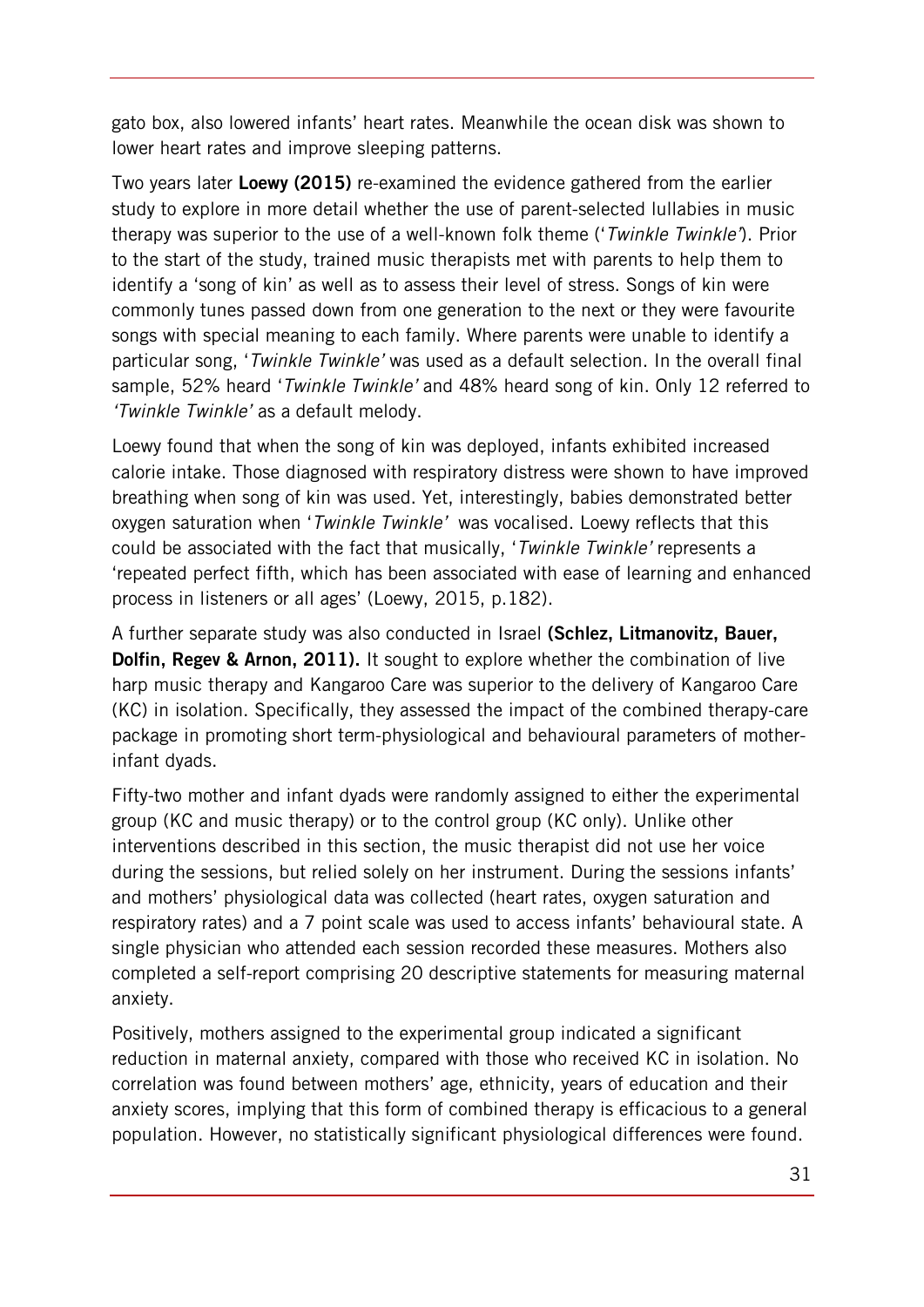gato box, also lowered infants' heart rates. Meanwhile the ocean disk was shown to lower heart rates and improve sleeping patterns.

Two years later **Loewy (2015)** re-examined the evidence gathered from the earlier study to explore in more detail whether the use of parent-selected lullabies in music therapy was superior to the use of a well-known folk theme ('*Twinkle Twinkle*'). Prior to the start of the study, trained music therapists met with parents to help them to identify a 'song of kin' as well as to assess their level of stress. Songs of kin were commonly tunes passed down from one generation to the next or they were favourite songs with special meaning to each family. Where parents were unable to identify a particular song, '*Twinkle Twinkle'* was used as a default selection. In the overall final sample, 52% heard '*Twinkle Twinkle'* and 48% heard song of kin. Only 12 referred to *'Twinkle Twinkle'* as a default melody.

Loewy found that when the song of kin was deployed, infants exhibited increased calorie intake. Those diagnosed with respiratory distress were shown to have improved breathing when song of kin was used. Yet, interestingly, babies demonstrated better oxygen saturation when '*Twinkle Twinkle'* was vocalised. Loewy reflects that this could be associated with the fact that musically, '*Twinkle Twinkle'* represents a 'repeated perfect fifth, which has been associated with ease of learning and enhanced process in listeners or all ages' (Loewy, 2015, p.182).

A further separate study was also conducted in Israel **(Schlez, Litmanovitz, Bauer, Dolfin, Regev & Arnon, 2011).** It sought to explore whether the combination of live harp music therapy and Kangaroo Care was superior to the delivery of Kangaroo Care (KC) in isolation. Specifically, they assessed the impact of the combined therapy-care package in promoting short term-physiological and behavioural parameters of mother-infant dyads.

Fifty-two mother and infant dyads were randomly assigned to either the experimental group (KC and music therapy) or to the control group (KC only). Unlike other interventions described in this section, the music therapist did not use her voice during the sessions, but relied solely on her instrument. During the sessions infants' and mothers' physiological data was collected (heart rates, oxygen saturation and respiratory rates) and a 7 point scale was used to access infants' behavioural state. A single physician who attended each session recorded these measures. Mothers also completed a self-report comprising 20 descriptive statements for measuring maternal anxiety.

Positively, mothers assigned to the experimental group indicated a significant reduction in maternal anxiety, compared with those who received KC in isolation. No correlation was found between mothers' age, ethnicity, years of education and their anxiety scores, implying that this form of combined therapy is efficacious to a general population. However, no statistically significant physiological differences were found.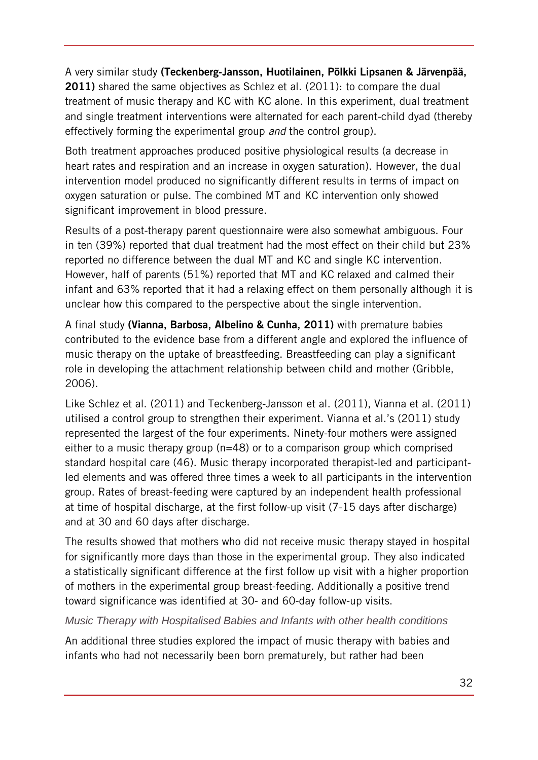A very similar study **(Teckenberg-Jansson, Huotilainen, Pölkki Lipsanen & Järvenpää, 2011)** shared the same objectives as Schlez et al. (2011): to compare the dual treatment of music therapy and KC with KC alone. In this experiment, dual treatment and single treatment interventions were alternated for each parent-child dyad (thereby effectively forming the experimental group *and* the control group).

Both treatment approaches produced positive physiological results (a decrease in heart rates and respiration and an increase in oxygen saturation). However, the dual intervention model produced no significantly different results in terms of impact on oxygen saturation or pulse. The combined MT and KC intervention only showed significant improvement in blood pressure.

Results of a post-therapy parent questionnaire were also somewhat ambiguous. Four in ten (39%) reported that dual treatment had the most effect on their child but 23% reported no difference between the dual MT and KC and single KC intervention. However, half of parents (51%) reported that MT and KC relaxed and calmed their infant and 63% reported that it had a relaxing effect on them personally although it is unclear how this compared to the perspective about the single intervention.

A final study **(Vianna, Barbosa, Albelino & Cunha, 2011)** with premature babies contributed to the evidence base from a different angle and explored the influence of music therapy on the uptake of breastfeeding. Breastfeeding can play a significant role in developing the attachment relationship between child and mother (Gribble, 2006).

Like Schlez et al. (2011) and Teckenberg-Jansson et al. (2011), Vianna et al. (2011) utilised a control group to strengthen their experiment. Vianna et al.'s (2011) study represented the largest of the four experiments. Ninety-four mothers were assigned either to a music therapy group (n=48) or to a comparison group which comprised standard hospital care (46). Music therapy incorporated therapist-led and participant-led elements and was offered three times a week to all participants in the intervention group. Rates of breast-feeding were captured by an independent health professional at time of hospital discharge, at the first follow-up visit (7-15 days after discharge) and at 30 and 60 days after discharge.

The results showed that mothers who did not receive music therapy stayed in hospital for significantly more days than those in the experimental group. They also indicated a statistically significant difference at the first follow up visit with a higher proportion of mothers in the experimental group breast-feeding. Additionally a positive trend toward significance was identified at 30- and 60-day follow-up visits.

### *Music Therapy with Hospitalised Babies and Infants with other health conditions*

An additional three studies explored the impact of music therapy with babies and infants who had not necessarily been born prematurely, but rather had been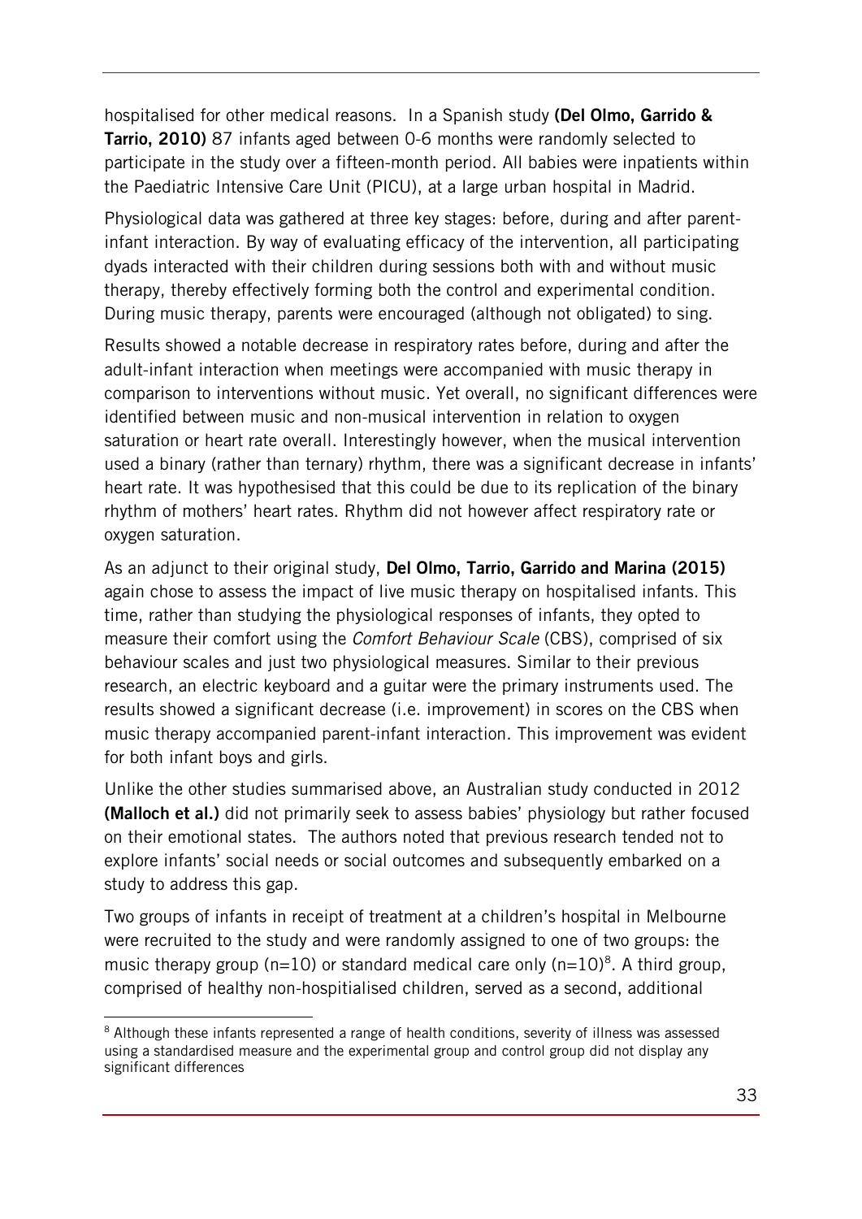hospitalised for other medical reasons. In a Spanish study **(Del Olmo, Garrido & Tarrio, 2010)** 87 infants aged between 0-6 months were randomly selected to participate in the study over a fifteen-month period. All babies were inpatients within the Paediatric Intensive Care Unit (PICU), at a large urban hospital in Madrid.

Physiological data was gathered at three key stages: before, during and after parent-infant interaction. By way of evaluating efficacy of the intervention, all participating dyads interacted with their children during sessions both with and without music therapy, thereby effectively forming both the control and experimental condition. During music therapy, parents were encouraged (although not obligated) to sing.

Results showed a notable decrease in respiratory rates before, during and after the adult-infant interaction when meetings were accompanied with music therapy in comparison to interventions without music. Yet overall, no significant differences were identified between music and non-musical intervention in relation to oxygen saturation or heart rate overall. Interestingly however, when the musical intervention used a binary (rather than ternary) rhythm, there was a significant decrease in infants' heart rate. It was hypothesised that this could be due to its replication of the binary rhythm of mothers' heart rates. Rhythm did not however affect respiratory rate or oxygen saturation.

As an adjunct to their original study, **Del Olmo, Tarrio, Garrido and Marina (2015)** again chose to assess the impact of live music therapy on hospitalised infants. This time, rather than studying the physiological responses of infants, they opted to measure their comfort using the *Comfort Behaviour Scale* (CBS), comprised of six behaviour scales and just two physiological measures. Similar to their previous research, an electric keyboard and a guitar were the primary instruments used. The results showed a significant decrease (i.e. improvement) in scores on the CBS when music therapy accompanied parent-infant interaction. This improvement was evident for both infant boys and girls.

Unlike the other studies summarised above, an Australian study conducted in 2012 **(Malloch et al.)** did not primarily seek to assess babies' physiology but rather focused on their emotional states. The authors noted that previous research tended not to explore infants' social needs or social outcomes and subsequently embarked on a study to address this gap.

Two groups of infants in receipt of treatment at a children's hospital in Melbourne were recruited to the study and were randomly assigned to one of two groups: the music therapy group (n=10) or standard medical care only (n=10)[8]. A third group, comprised of healthy non-hospitialised children, served as a second, additional

[8] Although these infants represented a range of health conditions, severity of illness was assessed using a standardised measure and the experimental group and control group did not display any significant differences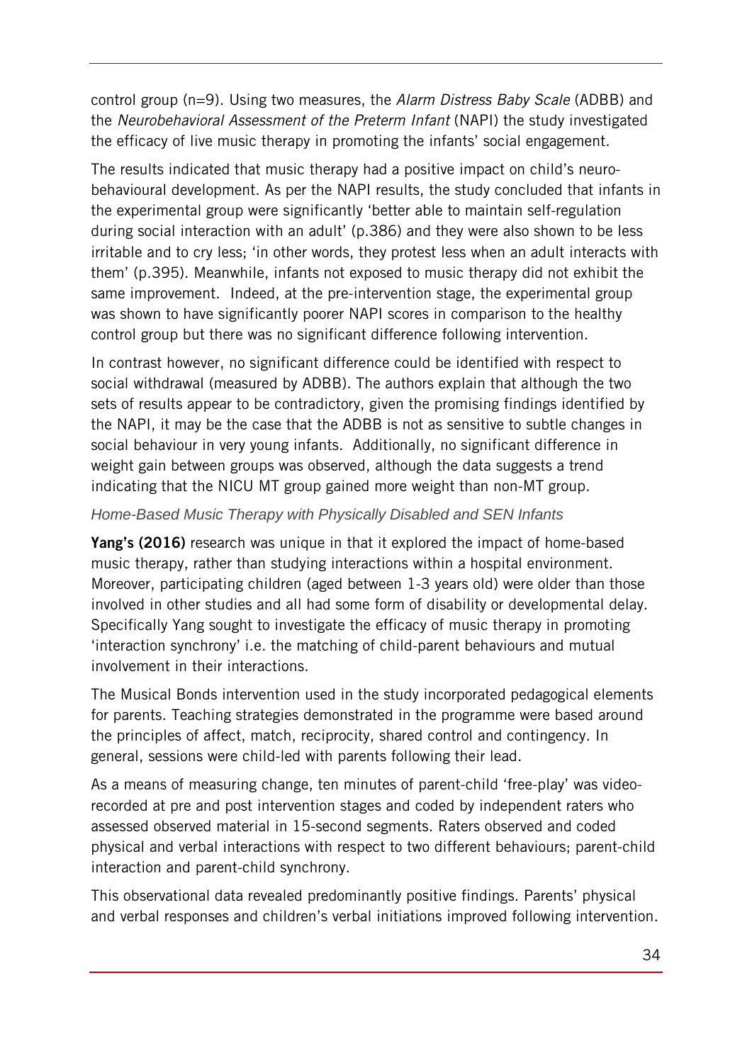control group (n=9). Using two measures, the *Alarm Distress Baby Scale* (ADBB) and the *Neurobehavioral Assessment of the Preterm Infant* (NAPI) the study investigated the efficacy of live music therapy in promoting the infants' social engagement.

The results indicated that music therapy had a positive impact on child's neuro-behavioural development. As per the NAPI results, the study concluded that infants in the experimental group were significantly 'better able to maintain self-regulation during social interaction with an adult' (p.386) and they were also shown to be less irritable and to cry less; 'in other words, they protest less when an adult interacts with them' (p.395). Meanwhile, infants not exposed to music therapy did not exhibit the same improvement. Indeed, at the pre-intervention stage, the experimental group was shown to have significantly poorer NAPI scores in comparison to the healthy control group but there was no significant difference following intervention.

In contrast however, no significant difference could be identified with respect to social withdrawal (measured by ADBB). The authors explain that although the two sets of results appear to be contradictory, given the promising findings identified by the NAPI, it may be the case that the ADBB is not as sensitive to subtle changes in social behaviour in very young infants. Additionally, no significant difference in weight gain between groups was observed, although the data suggests a trend indicating that the NICU MT group gained more weight than non-MT group.

### *Home-Based Music Therapy with Physically Disabled and SEN Infants*

**Yang's (2016)** research was unique in that it explored the impact of home-based music therapy, rather than studying interactions within a hospital environment. Moreover, participating children (aged between 1-3 years old) were older than those involved in other studies and all had some form of disability or developmental delay. Specifically Yang sought to investigate the efficacy of music therapy in promoting 'interaction synchrony' i.e. the matching of child-parent behaviours and mutual involvement in their interactions.

The Musical Bonds intervention used in the study incorporated pedagogical elements for parents. Teaching strategies demonstrated in the programme were based around the principles of affect, match, reciprocity, shared control and contingency. In general, sessions were child-led with parents following their lead.

As a means of measuring change, ten minutes of parent-child 'free-play' was video-recorded at pre and post intervention stages and coded by independent raters who assessed observed material in 15-second segments. Raters observed and coded physical and verbal interactions with respect to two different behaviours; parent-child interaction and parent-child synchrony.

This observational data revealed predominantly positive findings. Parents' physical and verbal responses and children's verbal initiations improved following intervention.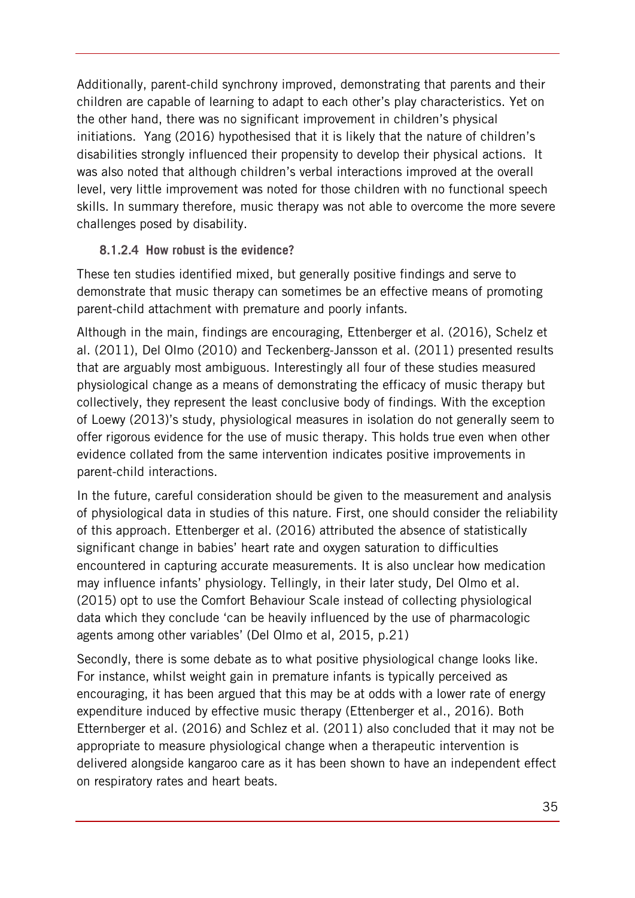Additionally, parent-child synchrony improved, demonstrating that parents and their children are capable of learning to adapt to each other's play characteristics. Yet on the other hand, there was no significant improvement in children's physical initiations. Yang (2016) hypothesised that it is likely that the nature of children's disabilities strongly influenced their propensity to develop their physical actions. It was also noted that although children's verbal interactions improved at the overall level, very little improvement was noted for those children with no functional speech skills. In summary therefore, music therapy was not able to overcome the more severe challenges posed by disability.

#### 8.1.2.4 How robust is the evidence?

These ten studies identified mixed, but generally positive findings and serve to demonstrate that music therapy can sometimes be an effective means of promoting parent-child attachment with premature and poorly infants.

Although in the main, findings are encouraging, Ettenberger et al. (2016), Schelz et al. (2011), Del Olmo (2010) and Teckenberg-Jansson et al. (2011) presented results that are arguably most ambiguous. Interestingly all four of these studies measured physiological change as a means of demonstrating the efficacy of music therapy but collectively, they represent the least conclusive body of findings. With the exception of Loewy (2013)'s study, physiological measures in isolation do not generally seem to offer rigorous evidence for the use of music therapy. This holds true even when other evidence collated from the same intervention indicates positive improvements in parent-child interactions.

In the future, careful consideration should be given to the measurement and analysis of physiological data in studies of this nature. First, one should consider the reliability of this approach. Ettenberger et al. (2016) attributed the absence of statistically significant change in babies' heart rate and oxygen saturation to difficulties encountered in capturing accurate measurements. It is also unclear how medication may influence infants' physiology. Tellingly, in their later study, Del Olmo et al. (2015) opt to use the Comfort Behaviour Scale instead of collecting physiological data which they conclude 'can be heavily influenced by the use of pharmacologic agents among other variables' (Del Olmo et al, 2015, p.21)

Secondly, there is some debate as to what positive physiological change looks like. For instance, whilst weight gain in premature infants is typically perceived as encouraging, it has been argued that this may be at odds with a lower rate of energy expenditure induced by effective music therapy (Ettenberger et al., 2016). Both Etternberger et al. (2016) and Schlez et al. (2011) also concluded that it may not be appropriate to measure physiological change when a therapeutic intervention is delivered alongside kangaroo care as it has been shown to have an independent effect on respiratory rates and heart beats.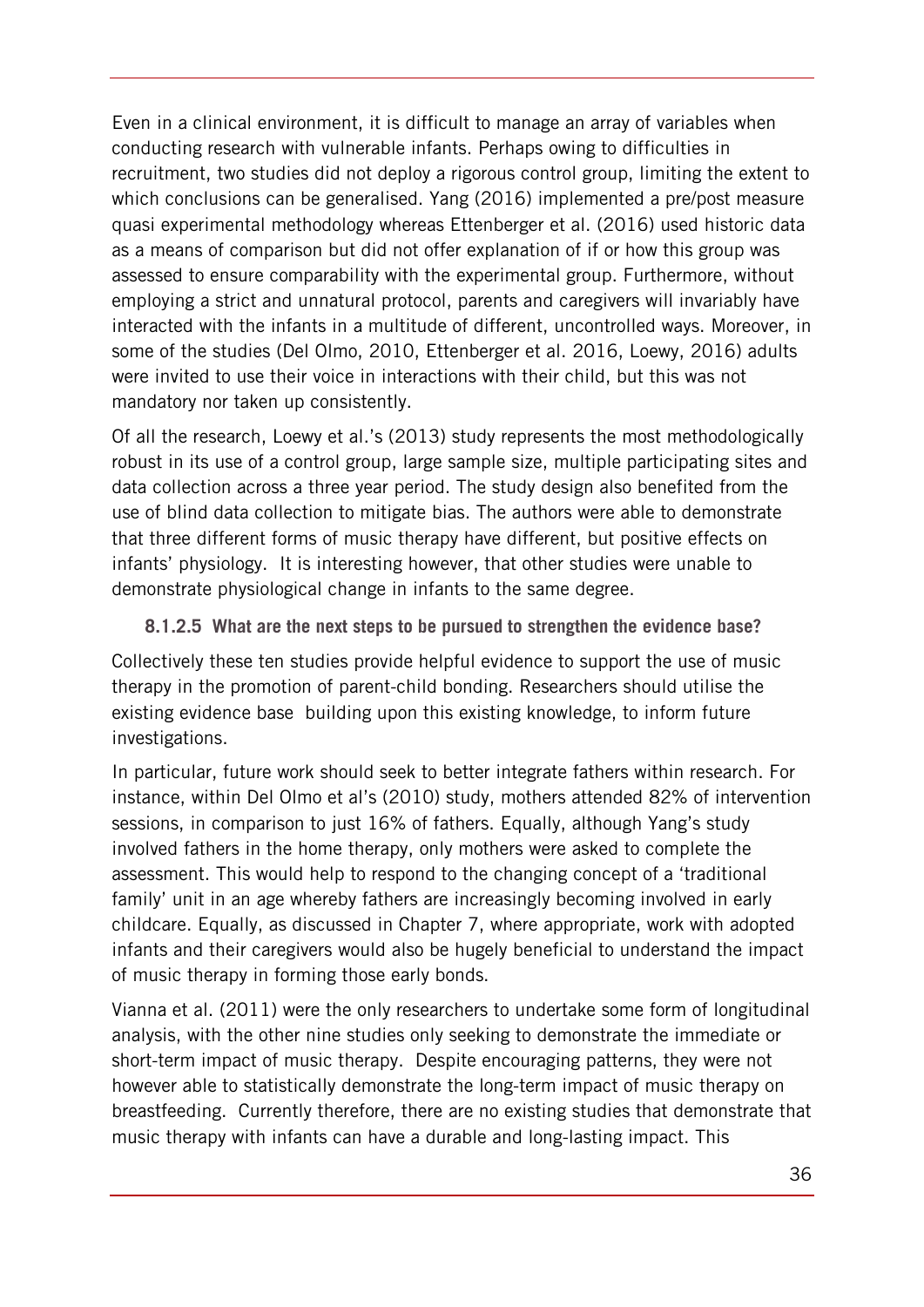Even in a clinical environment, it is difficult to manage an array of variables when conducting research with vulnerable infants. Perhaps owing to difficulties in recruitment, two studies did not deploy a rigorous control group, limiting the extent to which conclusions can be generalised. Yang (2016) implemented a pre/post measure quasi experimental methodology whereas Ettenberger et al. (2016) used historic data as a means of comparison but did not offer explanation of if or how this group was assessed to ensure comparability with the experimental group. Furthermore, without employing a strict and unnatural protocol, parents and caregivers will invariably have interacted with the infants in a multitude of different, uncontrolled ways. Moreover, in some of the studies (Del Olmo, 2010, Ettenberger et al. 2016, Loewy, 2016) adults were invited to use their voice in interactions with their child, but this was not mandatory nor taken up consistently.

Of all the research, Loewy et al.'s (2013) study represents the most methodologically robust in its use of a control group, large sample size, multiple participating sites and data collection across a three year period. The study design also benefited from the use of blind data collection to mitigate bias. The authors were able to demonstrate that three different forms of music therapy have different, but positive effects on infants' physiology. It is interesting however, that other studies were unable to demonstrate physiological change in infants to the same degree.

#### 8.1.2.5 What are the next steps to be pursued to strengthen the evidence base?

Collectively these ten studies provide helpful evidence to support the use of music therapy in the promotion of parent-child bonding. Researchers should utilise the existing evidence base building upon this existing knowledge, to inform future investigations.

In particular, future work should seek to better integrate fathers within research. For instance, within Del Olmo et al's (2010) study, mothers attended 82% of intervention sessions, in comparison to just 16% of fathers. Equally, although Yang's study involved fathers in the home therapy, only mothers were asked to complete the assessment. This would help to respond to the changing concept of a 'traditional family' unit in an age whereby fathers are increasingly becoming involved in early childcare. Equally, as discussed in Chapter 7, where appropriate, work with adopted infants and their caregivers would also be hugely beneficial to understand the impact of music therapy in forming those early bonds.

Vianna et al. (2011) were the only researchers to undertake some form of longitudinal analysis, with the other nine studies only seeking to demonstrate the immediate or short-term impact of music therapy. Despite encouraging patterns, they were not however able to statistically demonstrate the long-term impact of music therapy on breastfeeding. Currently therefore, there are no existing studies that demonstrate that music therapy with infants can have a durable and long-lasting impact. This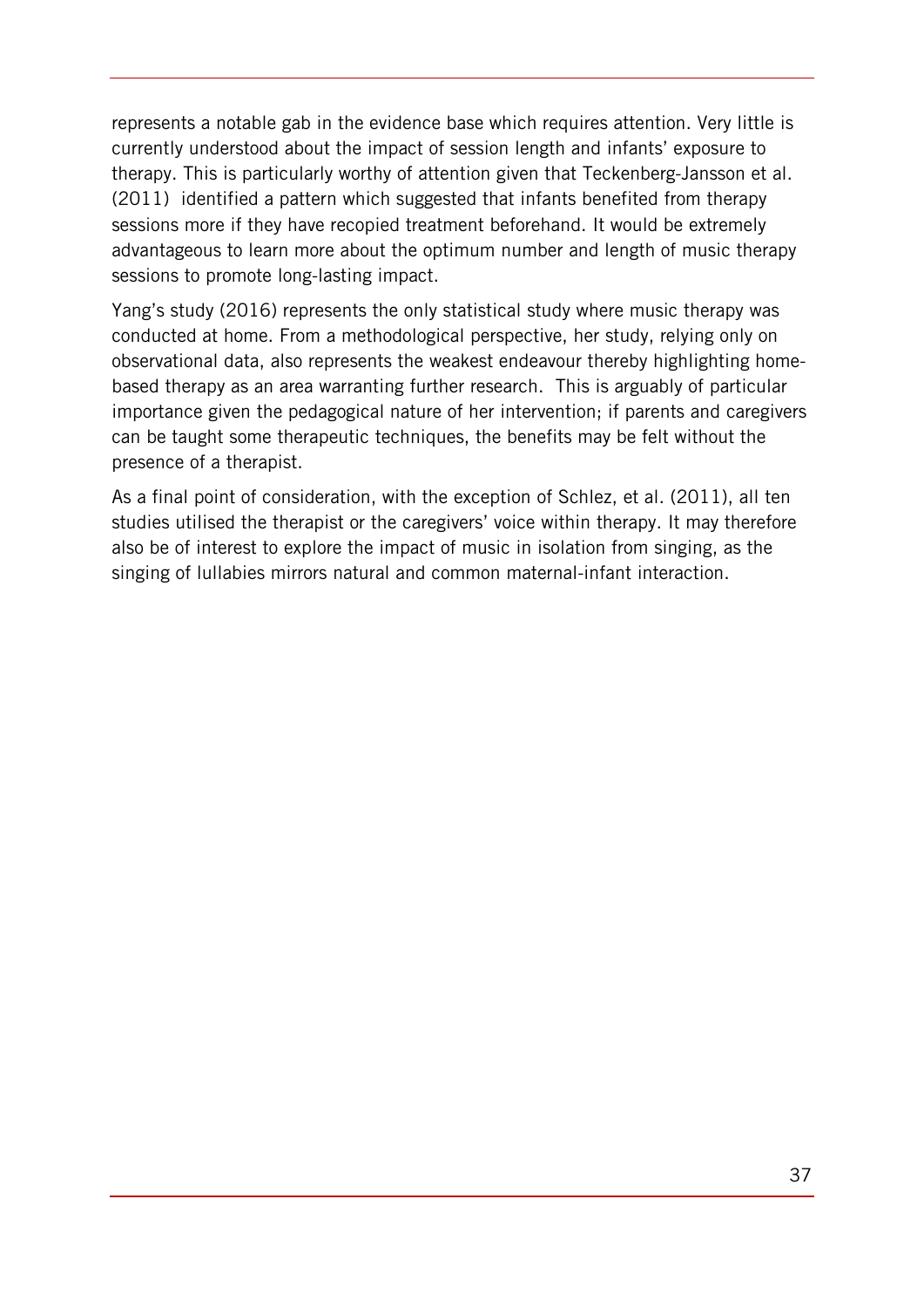represents a notable gab in the evidence base which requires attention. Very little is currently understood about the impact of session length and infants' exposure to therapy. This is particularly worthy of attention given that Teckenberg-Jansson et al. (2011) identified a pattern which suggested that infants benefited from therapy sessions more if they have recopied treatment beforehand. It would be extremely advantageous to learn more about the optimum number and length of music therapy sessions to promote long-lasting impact.

Yang's study (2016) represents the only statistical study where music therapy was conducted at home. From a methodological perspective, her study, relying only on observational data, also represents the weakest endeavour thereby highlighting home-based therapy as an area warranting further research. This is arguably of particular importance given the pedagogical nature of her intervention; if parents and caregivers can be taught some therapeutic techniques, the benefits may be felt without the presence of a therapist.

As a final point of consideration, with the exception of Schlez, et al. (2011), all ten studies utilised the therapist or the caregivers' voice within therapy. It may therefore also be of interest to explore the impact of music in isolation from singing, as the singing of lullabies mirrors natural and common maternal-infant interaction.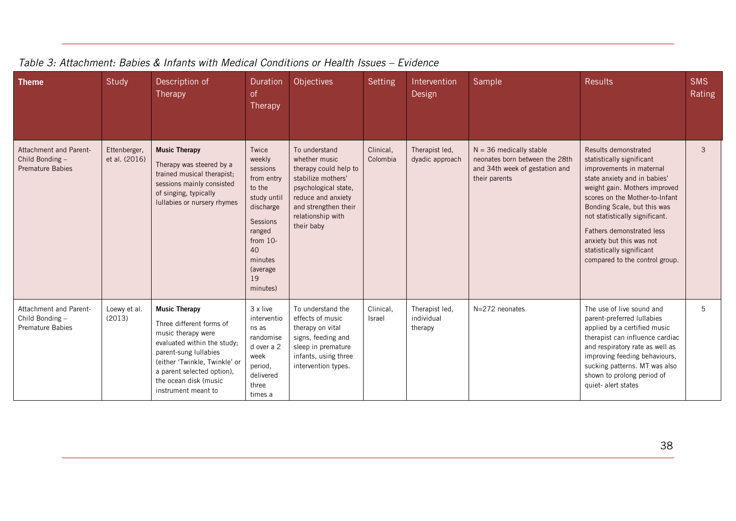*Table 3: Attachment: Babies & Infants with Medical Conditions or Health Issues – Evidence*

| Theme | Study | Description of Therapy | Duration of Therapy | Objectives | Setting | Intervention Design | Sample | Results | SMS Rating |
|---|---|---|---|---|---|---|---|---|---|
| Attachment and Parent-Child Bonding – Premature Babies | Ettenberger, et al. (2016) | **Music Therapy** Therapy was steered by a trained musical therapist; sessions mainly consisted of singing, typically lullabies or nursery rhymes | Twice weekly sessions from entry to the study until discharge Sessions ranged from 10-40 minutes (average 19 minutes) | To understand whether music therapy could help to stabilize mothers' psychological state, reduce and anxiety and strengthen their relationship with their baby | Clinical, Colombia | Therapist led, dyadic approach | N = 36 medically stable neonates born between the 28th and 34th week of gestation and their parents | Results demonstrated statistically significant improvements in maternal state anxiety and in babies' weight gain. Mothers improved scores on the Mother-to-Infant Bonding Scale, but this was not statistically significant. Fathers demonstrated less anxiety but this was not statistically significant compared to the control group. | 3 |
| Attachment and Parent-Child Bonding – Premature Babies | Loewy et al. (2013) | **Music Therapy** Three different forms of music therapy were evaluated within the study; parent-sung lullabies (either 'Twinkle, Twinkle' or a parent selected option), the ocean disk (music instrument meant to | 3 x live interventions as randomised over a 2 week period, delivered three times a | To understand the effects of music therapy on vital signs, feeding and sleep in premature infants, using three intervention types. | Clinical, Israel | Therapist led, individual therapy | N=272 neonates | The use of live sound and parent-preferred lullabies applied by a certified music therapist can influence cardiac and respiratory rate as well as improving feeding behaviours, sucking patterns. MT was also shown to prolong period of quiet- alert states | 5 |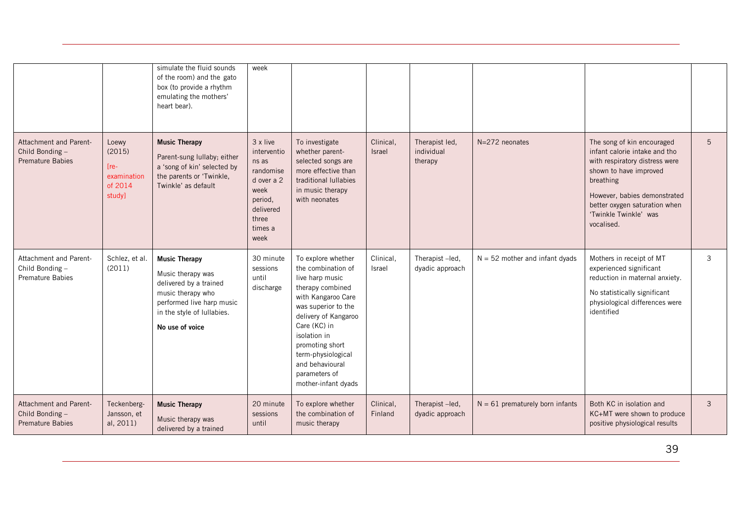| | | simulate the fluid sounds of the room) and the gato box (to provide a rhythm emulating the mothers' heart bear). | week | | | | | | |
|---|---|---|---|---|---|---|---|---|---|
| Attachment and Parent-Child Bonding – Premature Babies | Loewy (2015) [re-examination of 2014 study] | **Music Therapy** Parent-sung lullaby; either a 'song of kin' selected by the parents or 'Twinkle, Twinkle' as default | 3 x live interventions as randomised over a 2 week period, delivered three times a week | To investigate whether parent-selected songs are more effective than traditional lullabies in music therapy with neonates | Clinical, Israel | Therapist led, individual therapy | N=272 neonates | The song of kin encouraged infant calorie intake and tho with respiratory distress were shown to have improved breathing<br>However, babies demonstrated better oxygen saturation when 'Twinkle Twinkle' was vocalised. | 5 |
| Attachment and Parent-Child Bonding – Premature Babies | Schlez, et al. (2011) | **Music Therapy** Music therapy was delivered by a trained music therapy who performed live harp music in the style of lullabies. **No use of voice** | 30 minute sessions until discharge | To explore whether the combination of live harp music therapy combined with Kangaroo Care was superior to the delivery of Kangaroo Care (KC) in isolation in promoting short term-physiological and behavioural parameters of mother-infant dyads | Clinical, Israel | Therapist –led, dyadic approach | N = 52 mother and infant dyads | Mothers in receipt of MT experienced significant reduction in maternal anxiety.<br>No statistically significant physiological differences were identified | 3 |
| Attachment and Parent-Child Bonding – Premature Babies | Teckenberg-Jansson, et al, 2011) | **Music Therapy** Music therapy was delivered by a trained | 20 minute sessions until | To explore whether the combination of music therapy | Clinical, Finland | Therapist –led, dyadic approach | N = 61 prematurely born infants | Both KC in isolation and KC+MT were shown to produce positive physiological results | 3 |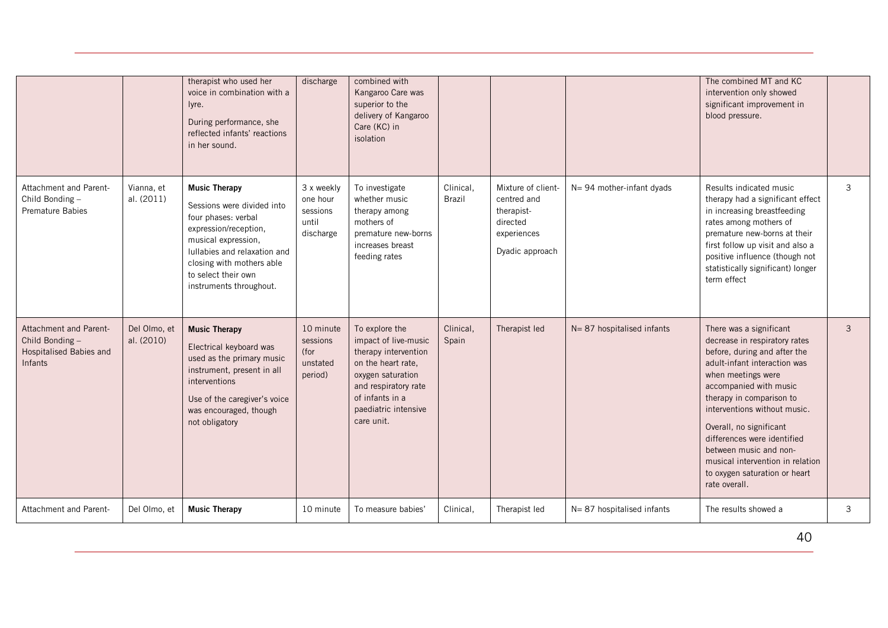| | | therapist who used her voice in combination with a lyre.<br>During performance, she reflected infants' reactions in her sound. | discharge | combined with Kangaroo Care was superior to the delivery of Kangaroo Care (KC) in isolation | | | | The combined MT and KC intervention only showed significant improvement in blood pressure. | |
|---|---|---|---|---|---|---|---|---|---|
| Attachment and Parent-Child Bonding – Premature Babies | Vianna, et al. (2011) | **Music Therapy**<br>Sessions were divided into four phases: verbal expression/reception, musical expression, lullabies and relaxation and closing with mothers able to select their own instruments throughout. | 3 x weekly one hour sessions until discharge | To investigate whether music therapy among mothers of premature new-borns increases breast feeding rates | Clinical, Brazil | Mixture of client-centred and therapist-directed experiences<br>Dyadic approach | N= 94 mother-infant dyads | Results indicated music therapy had a significant effect in increasing breastfeeding rates among mothers of premature new-borns at their first follow up visit and also a positive influence (though not statistically significant) longer term effect | 3 |
| Attachment and Parent-Child Bonding – Hospitalised Babies and Infants | Del Olmo, et al. (2010) | **Music Therapy**<br>Electrical keyboard was used as the primary music instrument, present in all interventions<br>Use of the caregiver's voice was encouraged, though not obligatory | 10 minute sessions (for unstated period) | To explore the impact of live-music therapy intervention on the heart rate, oxygen saturation and respiratory rate of infants in a paediatric intensive care unit. | Clinical, Spain | Therapist led | N= 87 hospitalised infants | There was a significant decrease in respiratory rates before, during and after the adult-infant interaction was when meetings were accompanied with music therapy in comparison to interventions without music.<br>Overall, no significant differences were identified between music and non-musical intervention in relation to oxygen saturation or heart rate overall. | 3 |
| Attachment and Parent- | Del Olmo, et | **Music Therapy** | 10 minute | To measure babies' | Clinical, | Therapist led | N= 87 hospitalised infants | The results showed a | 3 |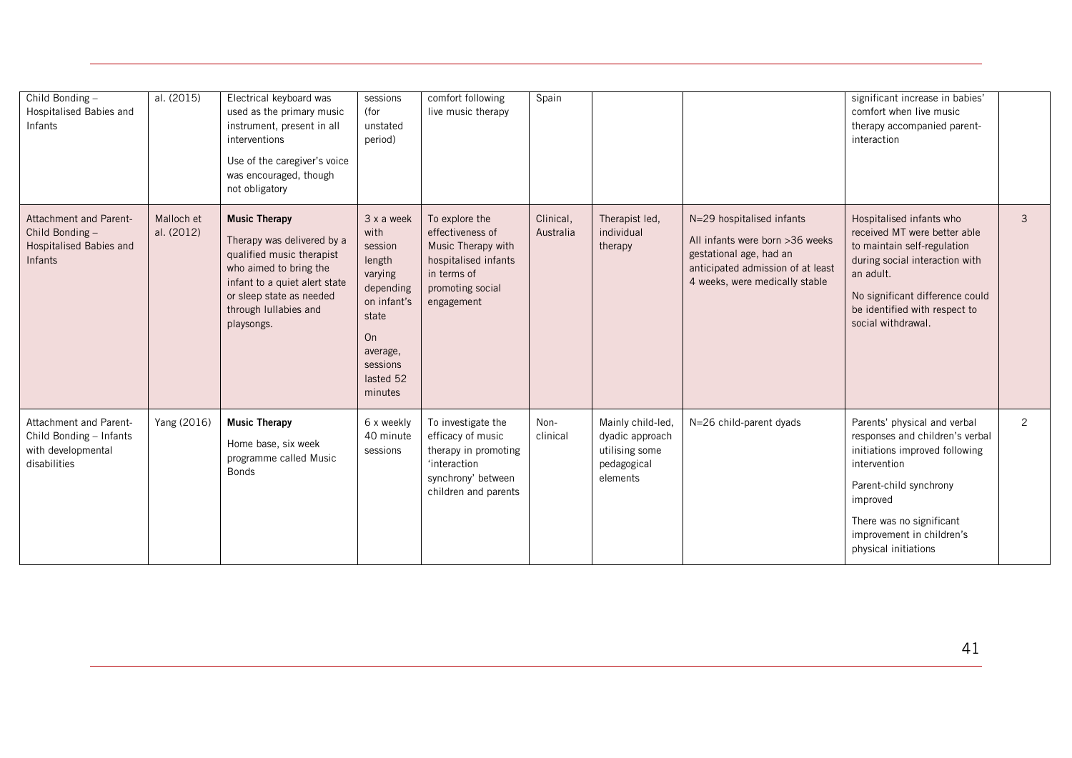| Child Bonding – Hospitalised Babies and Infants | al. (2015) | Electrical keyboard was used as the primary music instrument, present in all interventions<br><br>Use of the caregiver's voice was encouraged, though not obligatory | sessions (for unstated period) | comfort following live music therapy | Spain | | | significant increase in babies' comfort when live music therapy accompanied parent-interaction | |
|---|---|---|---|---|---|---|---|---|---|
| Attachment and Parent-Child Bonding – Hospitalised Babies and Infants | Malloch et al. (2012) | **Music Therapy**<br><br>Therapy was delivered by a qualified music therapist who aimed to bring the infant to a quiet alert state or sleep state as needed through lullabies and playsongs. | 3 x a week with session length varying depending on infant's state<br><br>On average, sessions lasted 52 minutes | To explore the effectiveness of Music Therapy with hospitalised infants in terms of promoting social engagement | Clinical, Australia | Therapist led, individual therapy | N=29 hospitalised infants<br><br>All infants were born >36 weeks gestational age, had an anticipated admission of at least 4 weeks, were medically stable | Hospitalised infants who received MT were better able to maintain self-regulation during social interaction with an adult.<br><br>No significant difference could be identified with respect to social withdrawal. | 3 |
| Attachment and Parent-Child Bonding – Infants with developmental disabilities | Yang (2016) | **Music Therapy**<br><br>Home base, six week programme called Music Bonds | 6 x weekly 40 minute sessions | To investigate the efficacy of music therapy in promoting 'interaction synchrony' between children and parents | Non-clinical | Mainly child-led, dyadic approach utilising some pedagogical elements | N=26 child-parent dyads | Parents' physical and verbal responses and children's verbal initiations improved following intervention<br><br>Parent-child synchrony improved<br><br>There was no significant improvement in children's physical initiations | 2 |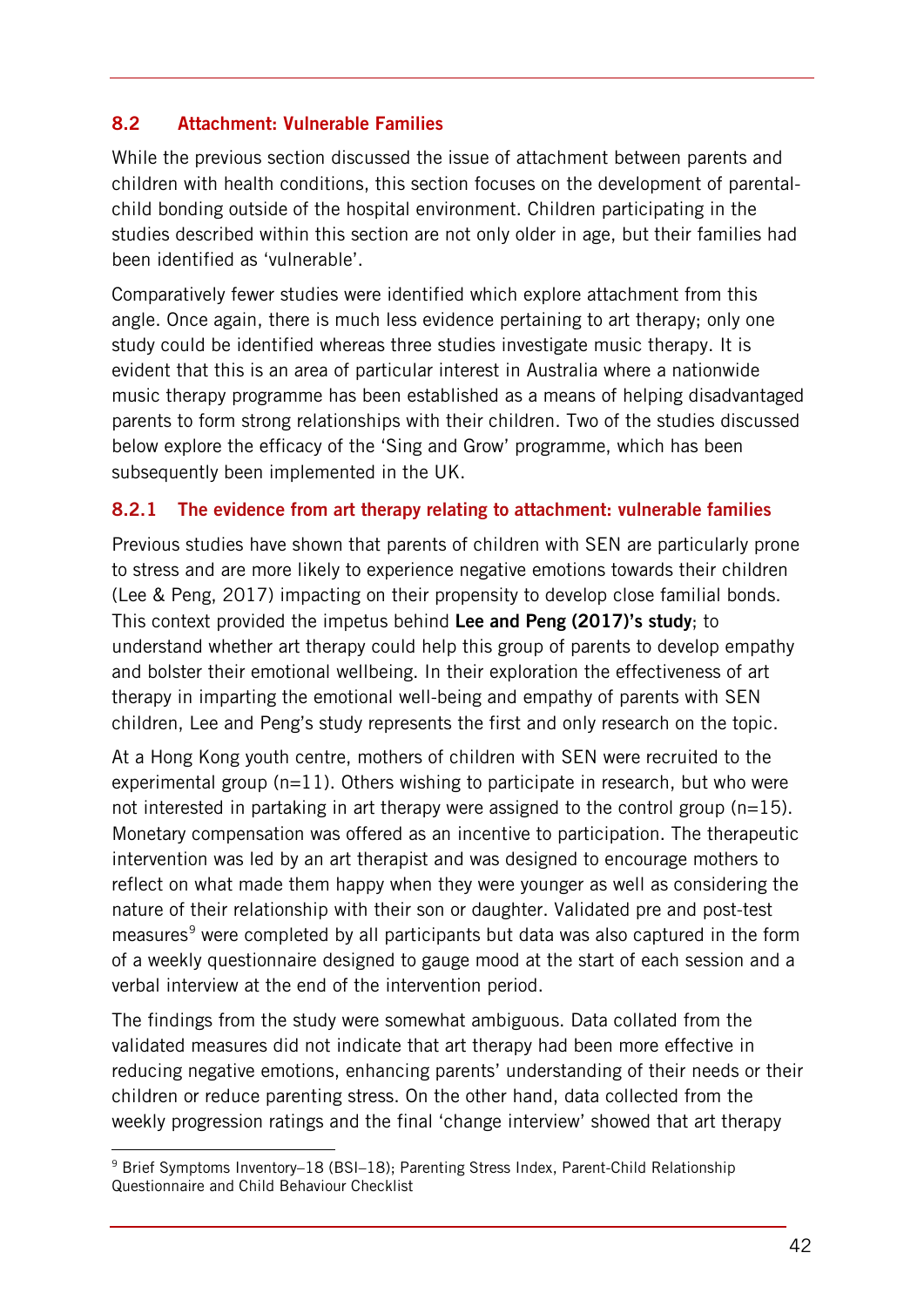## 8.2 Attachment: Vulnerable Families

While the previous section discussed the issue of attachment between parents and children with health conditions, this section focuses on the development of parental-child bonding outside of the hospital environment. Children participating in the studies described within this section are not only older in age, but their families had been identified as 'vulnerable'.

Comparatively fewer studies were identified which explore attachment from this angle. Once again, there is much less evidence pertaining to art therapy; only one study could be identified whereas three studies investigate music therapy. It is evident that this is an area of particular interest in Australia where a nationwide music therapy programme has been established as a means of helping disadvantaged parents to form strong relationships with their children. Two of the studies discussed below explore the efficacy of the 'Sing and Grow' programme, which has been subsequently been implemented in the UK.

### 8.2.1 The evidence from art therapy relating to attachment: vulnerable families

Previous studies have shown that parents of children with SEN are particularly prone to stress and are more likely to experience negative emotions towards their children (Lee & Peng, 2017) impacting on their propensity to develop close familial bonds. This context provided the impetus behind **Lee and Peng (2017)'s study**; to understand whether art therapy could help this group of parents to develop empathy and bolster their emotional wellbeing. In their exploration the effectiveness of art therapy in imparting the emotional well-being and empathy of parents with SEN children, Lee and Peng's study represents the first and only research on the topic.

At a Hong Kong youth centre, mothers of children with SEN were recruited to the experimental group (n=11). Others wishing to participate in research, but who were not interested in partaking in art therapy were assigned to the control group (n=15). Monetary compensation was offered as an incentive to participation. The therapeutic intervention was led by an art therapist and was designed to encourage mothers to reflect on what made them happy when they were younger as well as considering the nature of their relationship with their son or daughter. Validated pre and post-test measures[9] were completed by all participants but data was also captured in the form of a weekly questionnaire designed to gauge mood at the start of each session and a verbal interview at the end of the intervention period.

The findings from the study were somewhat ambiguous. Data collated from the validated measures did not indicate that art therapy had been more effective in reducing negative emotions, enhancing parents' understanding of their needs or their children or reduce parenting stress. On the other hand, data collected from the weekly progression ratings and the final 'change interview' showed that art therapy

[9] Brief Symptoms Inventory–18 (BSI–18); Parenting Stress Index, Parent-Child Relationship Questionnaire and Child Behaviour Checklist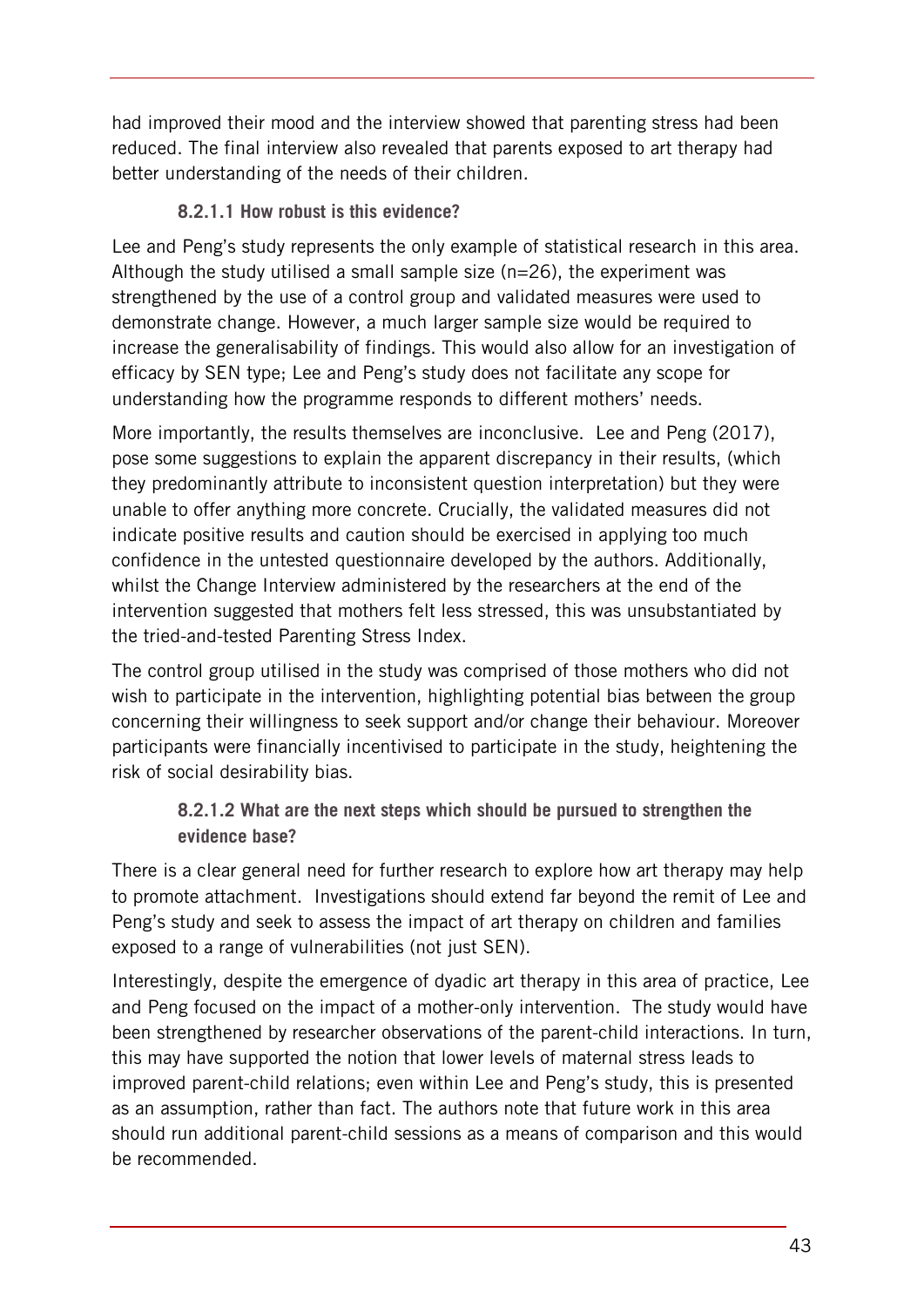had improved their mood and the interview showed that parenting stress had been reduced. The final interview also revealed that parents exposed to art therapy had better understanding of the needs of their children.

#### 8.2.1.1 How robust is this evidence?

Lee and Peng's study represents the only example of statistical research in this area. Although the study utilised a small sample size (n=26), the experiment was strengthened by the use of a control group and validated measures were used to demonstrate change. However, a much larger sample size would be required to increase the generalisability of findings. This would also allow for an investigation of efficacy by SEN type; Lee and Peng's study does not facilitate any scope for understanding how the programme responds to different mothers' needs.

More importantly, the results themselves are inconclusive. Lee and Peng (2017), pose some suggestions to explain the apparent discrepancy in their results, (which they predominantly attribute to inconsistent question interpretation) but they were unable to offer anything more concrete. Crucially, the validated measures did not indicate positive results and caution should be exercised in applying too much confidence in the untested questionnaire developed by the authors. Additionally, whilst the Change Interview administered by the researchers at the end of the intervention suggested that mothers felt less stressed, this was unsubstantiated by the tried-and-tested Parenting Stress Index.

The control group utilised in the study was comprised of those mothers who did not wish to participate in the intervention, highlighting potential bias between the group concerning their willingness to seek support and/or change their behaviour. Moreover participants were financially incentivised to participate in the study, heightening the risk of social desirability bias.

#### 8.2.1.2 What are the next steps which should be pursued to strengthen the evidence base?

There is a clear general need for further research to explore how art therapy may help to promote attachment. Investigations should extend far beyond the remit of Lee and Peng's study and seek to assess the impact of art therapy on children and families exposed to a range of vulnerabilities (not just SEN).

Interestingly, despite the emergence of dyadic art therapy in this area of practice, Lee and Peng focused on the impact of a mother-only intervention. The study would have been strengthened by researcher observations of the parent-child interactions. In turn, this may have supported the notion that lower levels of maternal stress leads to improved parent-child relations; even within Lee and Peng's study, this is presented as an assumption, rather than fact. The authors note that future work in this area should run additional parent-child sessions as a means of comparison and this would be recommended.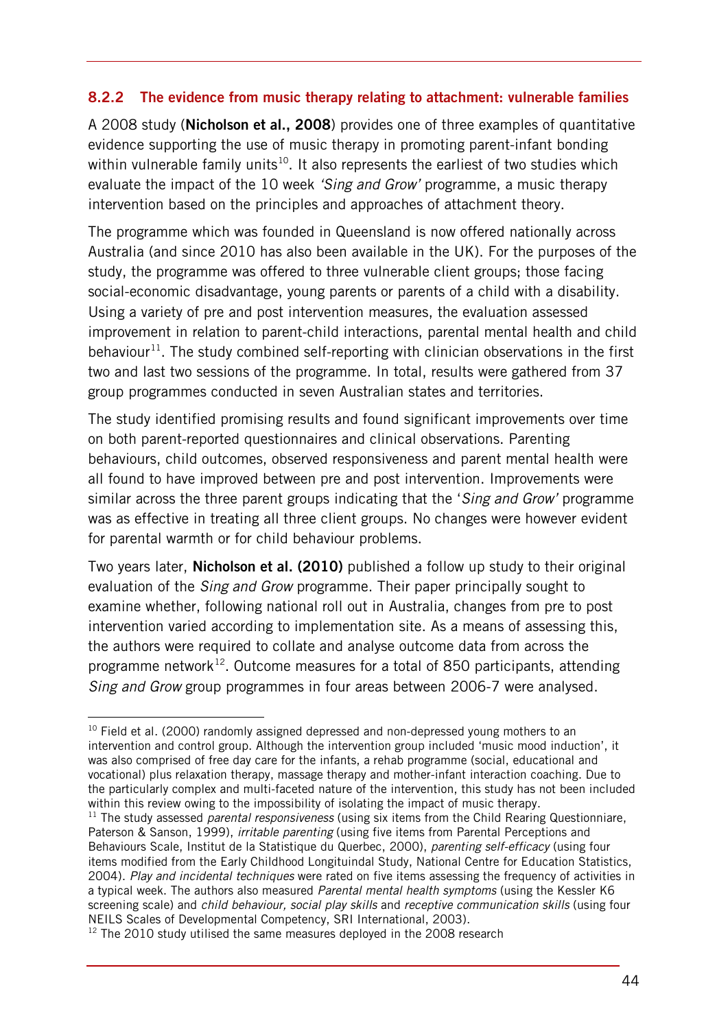### 8.2.2 The evidence from music therapy relating to attachment: vulnerable families

A 2008 study (**Nicholson et al., 2008**) provides one of three examples of quantitative evidence supporting the use of music therapy in promoting parent-infant bonding within vulnerable family units[10]. It also represents the earliest of two studies which evaluate the impact of the 10 week *'Sing and Grow'* programme, a music therapy intervention based on the principles and approaches of attachment theory.

The programme which was founded in Queensland is now offered nationally across Australia (and since 2010 has also been available in the UK). For the purposes of the study, the programme was offered to three vulnerable client groups; those facing social-economic disadvantage, young parents or parents of a child with a disability. Using a variety of pre and post intervention measures, the evaluation assessed improvement in relation to parent-child interactions, parental mental health and child behaviour[11]. The study combined self-reporting with clinician observations in the first two and last two sessions of the programme. In total, results were gathered from 37 group programmes conducted in seven Australian states and territories.

The study identified promising results and found significant improvements over time on both parent-reported questionnaires and clinical observations. Parenting behaviours, child outcomes, observed responsiveness and parent mental health were all found to have improved between pre and post intervention. Improvements were similar across the three parent groups indicating that the '*Sing and Grow'* programme was as effective in treating all three client groups. No changes were however evident for parental warmth or for child behaviour problems.

Two years later, **Nicholson et al. (2010)** published a follow up study to their original evaluation of the *Sing and Grow* programme. Their paper principally sought to examine whether, following national roll out in Australia, changes from pre to post intervention varied according to implementation site. As a means of assessing this, the authors were required to collate and analyse outcome data from across the programme network[12]. Outcome measures for a total of 850 participants, attending *Sing and Grow* group programmes in four areas between 2006-7 were analysed.

---

[10] Field et al. (2000) randomly assigned depressed and non-depressed young mothers to an intervention and control group. Although the intervention group included 'music mood induction', it was also comprised of free day care for the infants, a rehab programme (social, educational and vocational) plus relaxation therapy, massage therapy and mother-infant interaction coaching. Due to the particularly complex and multi-faceted nature of the intervention, this study has not been included within this review owing to the impossibility of isolating the impact of music therapy.

[11] The study assessed *parental responsiveness* (using six items from the Child Rearing Questionniare, Paterson & Sanson, 1999), *irritable parenting* (using five items from Parental Perceptions and Behaviours Scale, Institut de la Statistique du Querbec, 2000), *parenting self-efficacy* (using four items modified from the Early Childhood Longituindal Study, National Centre for Education Statistics, 2004). *Play and incidental techniques* were rated on five items assessing the frequency of activities in a typical week. The authors also measured *Parental mental health symptoms* (using the Kessler K6 screening scale) and *child behaviour, social play skills* and *receptive communication skills* (using four NEILS Scales of Developmental Competency, SRI International, 2003).

[12] The 2010 study utilised the same measures deployed in the 2008 research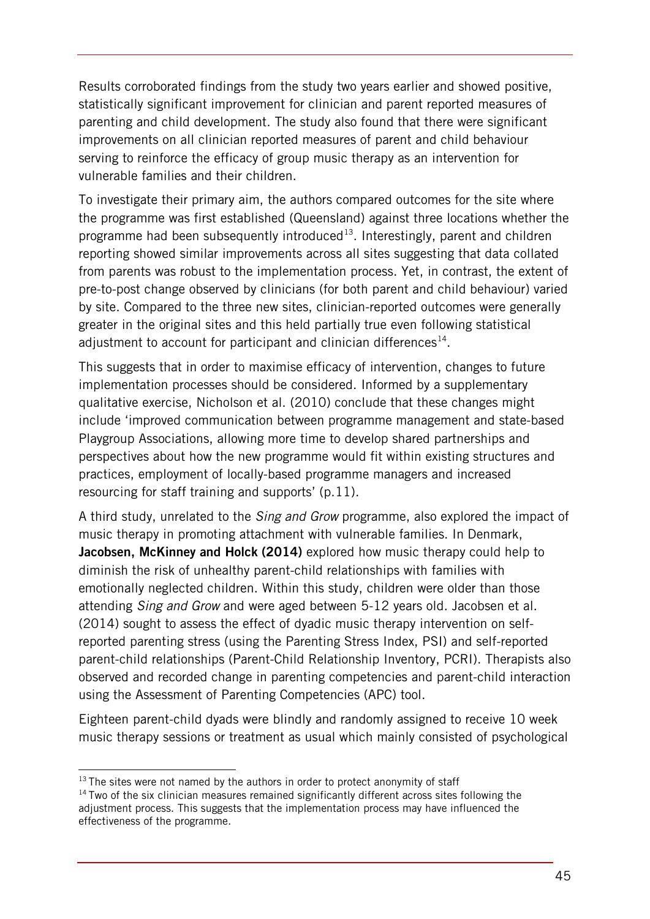Results corroborated findings from the study two years earlier and showed positive, statistically significant improvement for clinician and parent reported measures of parenting and child development. The study also found that there were significant improvements on all clinician reported measures of parent and child behaviour serving to reinforce the efficacy of group music therapy as an intervention for vulnerable families and their children.

To investigate their primary aim, the authors compared outcomes for the site where the programme was first established (Queensland) against three locations whether the programme had been subsequently introduced[13]. Interestingly, parent and children reporting showed similar improvements across all sites suggesting that data collated from parents was robust to the implementation process. Yet, in contrast, the extent of pre-to-post change observed by clinicians (for both parent and child behaviour) varied by site. Compared to the three new sites, clinician-reported outcomes were generally greater in the original sites and this held partially true even following statistical adjustment to account for participant and clinician differences[14].

This suggests that in order to maximise efficacy of intervention, changes to future implementation processes should be considered. Informed by a supplementary qualitative exercise, Nicholson et al. (2010) conclude that these changes might include 'improved communication between programme management and state-based Playgroup Associations, allowing more time to develop shared partnerships and perspectives about how the new programme would fit within existing structures and practices, employment of locally-based programme managers and increased resourcing for staff training and supports' (p.11).

A third study, unrelated to the *Sing and Grow* programme, also explored the impact of music therapy in promoting attachment with vulnerable families. In Denmark, **Jacobsen, McKinney and Holck (2014)** explored how music therapy could help to diminish the risk of unhealthy parent-child relationships with families with emotionally neglected children. Within this study, children were older than those attending *Sing and Grow* and were aged between 5-12 years old. Jacobsen et al. (2014) sought to assess the effect of dyadic music therapy intervention on self-reported parenting stress (using the Parenting Stress Index, PSI) and self-reported parent-child relationships (Parent-Child Relationship Inventory, PCRI). Therapists also observed and recorded change in parenting competencies and parent-child interaction using the Assessment of Parenting Competencies (APC) tool.

Eighteen parent-child dyads were blindly and randomly assigned to receive 10 week music therapy sessions or treatment as usual which mainly consisted of psychological

---

[13] The sites were not named by the authors in order to protect anonymity of staff

[14] Two of the six clinician measures remained significantly different across sites following the adjustment process. This suggests that the implementation process may have influenced the effectiveness of the programme.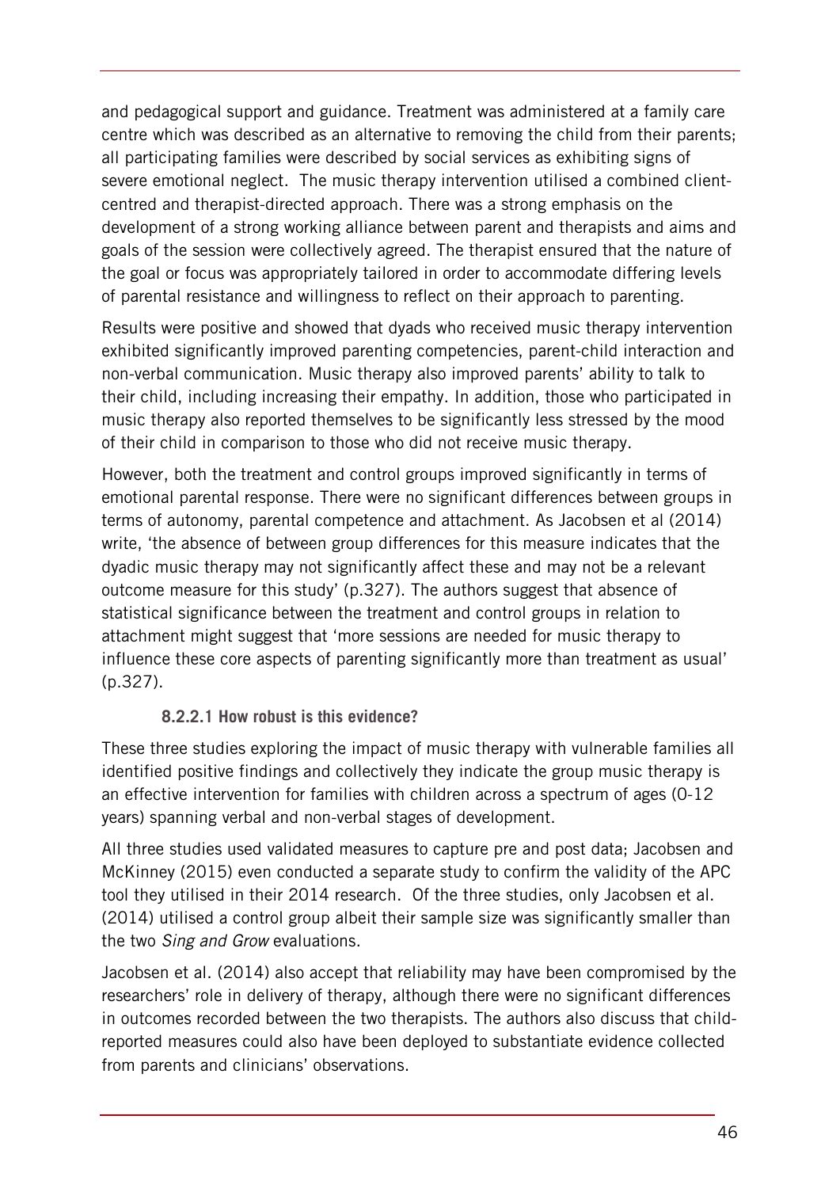and pedagogical support and guidance. Treatment was administered at a family care centre which was described as an alternative to removing the child from their parents; all participating families were described by social services as exhibiting signs of severe emotional neglect. The music therapy intervention utilised a combined client-centred and therapist-directed approach. There was a strong emphasis on the development of a strong working alliance between parent and therapists and aims and goals of the session were collectively agreed. The therapist ensured that the nature of the goal or focus was appropriately tailored in order to accommodate differing levels of parental resistance and willingness to reflect on their approach to parenting.

Results were positive and showed that dyads who received music therapy intervention exhibited significantly improved parenting competencies, parent-child interaction and non-verbal communication. Music therapy also improved parents' ability to talk to their child, including increasing their empathy. In addition, those who participated in music therapy also reported themselves to be significantly less stressed by the mood of their child in comparison to those who did not receive music therapy.

However, both the treatment and control groups improved significantly in terms of emotional parental response. There were no significant differences between groups in terms of autonomy, parental competence and attachment. As Jacobsen et al (2014) write, 'the absence of between group differences for this measure indicates that the dyadic music therapy may not significantly affect these and may not be a relevant outcome measure for this study' (p.327). The authors suggest that absence of statistical significance between the treatment and control groups in relation to attachment might suggest that 'more sessions are needed for music therapy to influence these core aspects of parenting significantly more than treatment as usual' (p.327).

#### 8.2.2.1 How robust is this evidence?

These three studies exploring the impact of music therapy with vulnerable families all identified positive findings and collectively they indicate the group music therapy is an effective intervention for families with children across a spectrum of ages (0-12 years) spanning verbal and non-verbal stages of development.

All three studies used validated measures to capture pre and post data; Jacobsen and McKinney (2015) even conducted a separate study to confirm the validity of the APC tool they utilised in their 2014 research. Of the three studies, only Jacobsen et al. (2014) utilised a control group albeit their sample size was significantly smaller than the two *Sing and Grow* evaluations.

Jacobsen et al. (2014) also accept that reliability may have been compromised by the researchers' role in delivery of therapy, although there were no significant differences in outcomes recorded between the two therapists. The authors also discuss that child-reported measures could also have been deployed to substantiate evidence collected from parents and clinicians' observations.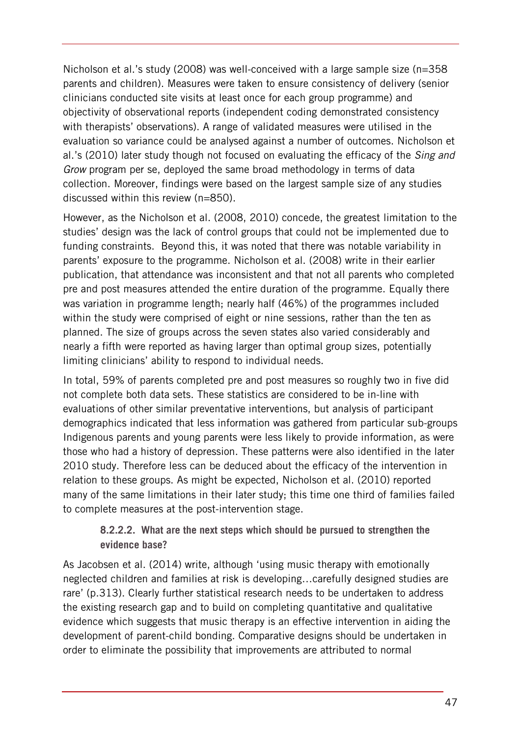Nicholson et al.'s study (2008) was well-conceived with a large sample size (n=358 parents and children). Measures were taken to ensure consistency of delivery (senior clinicians conducted site visits at least once for each group programme) and objectivity of observational reports (independent coding demonstrated consistency with therapists' observations). A range of validated measures were utilised in the evaluation so variance could be analysed against a number of outcomes. Nicholson et al.'s (2010) later study though not focused on evaluating the efficacy of the *Sing and Grow* program per se, deployed the same broad methodology in terms of data collection. Moreover, findings were based on the largest sample size of any studies discussed within this review (n=850).

However, as the Nicholson et al. (2008, 2010) concede, the greatest limitation to the studies' design was the lack of control groups that could not be implemented due to funding constraints. Beyond this, it was noted that there was notable variability in parents' exposure to the programme. Nicholson et al. (2008) write in their earlier publication, that attendance was inconsistent and that not all parents who completed pre and post measures attended the entire duration of the programme. Equally there was variation in programme length; nearly half (46%) of the programmes included within the study were comprised of eight or nine sessions, rather than the ten as planned. The size of groups across the seven states also varied considerably and nearly a fifth were reported as having larger than optimal group sizes, potentially limiting clinicians' ability to respond to individual needs.

In total, 59% of parents completed pre and post measures so roughly two in five did not complete both data sets. These statistics are considered to be in-line with evaluations of other similar preventative interventions, but analysis of participant demographics indicated that less information was gathered from particular sub-groups Indigenous parents and young parents were less likely to provide information, as were those who had a history of depression. These patterns were also identified in the later 2010 study. Therefore less can be deduced about the efficacy of the intervention in relation to these groups. As might be expected, Nicholson et al. (2010) reported many of the same limitations in their later study; this time one third of families failed to complete measures at the post-intervention stage.

#### 8.2.2.2. What are the next steps which should be pursued to strengthen the evidence base?

As Jacobsen et al. (2014) write, although 'using music therapy with emotionally neglected children and families at risk is developing…carefully designed studies are rare' (p.313). Clearly further statistical research needs to be undertaken to address the existing research gap and to build on completing quantitative and qualitative evidence which suggests that music therapy is an effective intervention in aiding the development of parent-child bonding. Comparative designs should be undertaken in order to eliminate the possibility that improvements are attributed to normal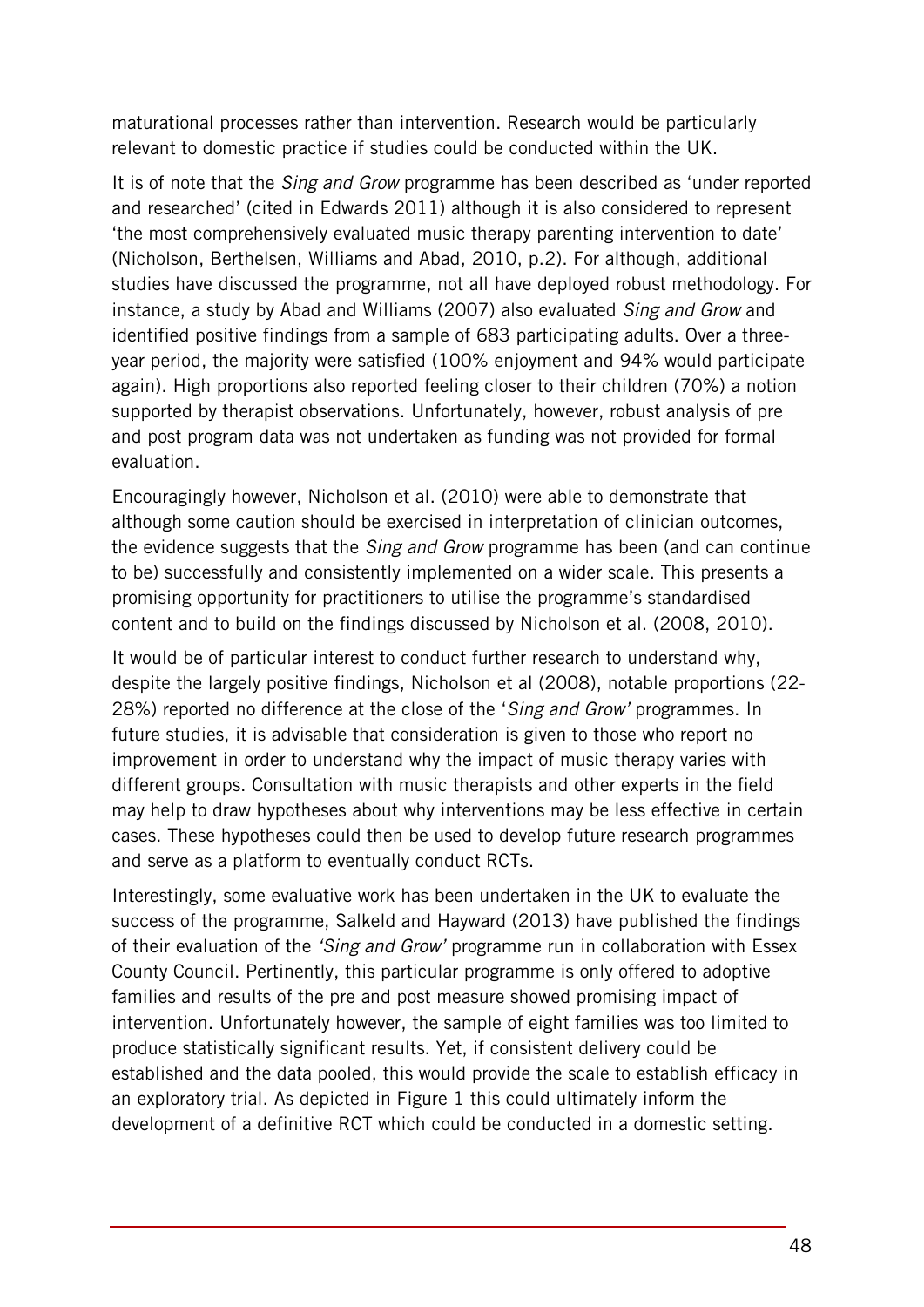maturational processes rather than intervention. Research would be particularly relevant to domestic practice if studies could be conducted within the UK.

It is of note that the *Sing and Grow* programme has been described as 'under reported and researched' (cited in Edwards 2011) although it is also considered to represent 'the most comprehensively evaluated music therapy parenting intervention to date' (Nicholson, Berthelsen, Williams and Abad, 2010, p.2). For although, additional studies have discussed the programme, not all have deployed robust methodology. For instance, a study by Abad and Williams (2007) also evaluated *Sing and Grow* and identified positive findings from a sample of 683 participating adults. Over a three-year period, the majority were satisfied (100% enjoyment and 94% would participate again). High proportions also reported feeling closer to their children (70%) a notion supported by therapist observations. Unfortunately, however, robust analysis of pre and post program data was not undertaken as funding was not provided for formal evaluation.

Encouragingly however, Nicholson et al. (2010) were able to demonstrate that although some caution should be exercised in interpretation of clinician outcomes, the evidence suggests that the *Sing and Grow* programme has been (and can continue to be) successfully and consistently implemented on a wider scale. This presents a promising opportunity for practitioners to utilise the programme's standardised content and to build on the findings discussed by Nicholson et al. (2008, 2010).

It would be of particular interest to conduct further research to understand why, despite the largely positive findings, Nicholson et al (2008), notable proportions (22-28%) reported no difference at the close of the '*Sing and Grow'* programmes. In future studies, it is advisable that consideration is given to those who report no improvement in order to understand why the impact of music therapy varies with different groups. Consultation with music therapists and other experts in the field may help to draw hypotheses about why interventions may be less effective in certain cases. These hypotheses could then be used to develop future research programmes and serve as a platform to eventually conduct RCTs.

Interestingly, some evaluative work has been undertaken in the UK to evaluate the success of the programme, Salkeld and Hayward (2013) have published the findings of their evaluation of the *'Sing and Grow'* programme run in collaboration with Essex County Council. Pertinently, this particular programme is only offered to adoptive families and results of the pre and post measure showed promising impact of intervention. Unfortunately however, the sample of eight families was too limited to produce statistically significant results. Yet, if consistent delivery could be established and the data pooled, this would provide the scale to establish efficacy in an exploratory trial. As depicted in Figure 1 this could ultimately inform the development of a definitive RCT which could be conducted in a domestic setting.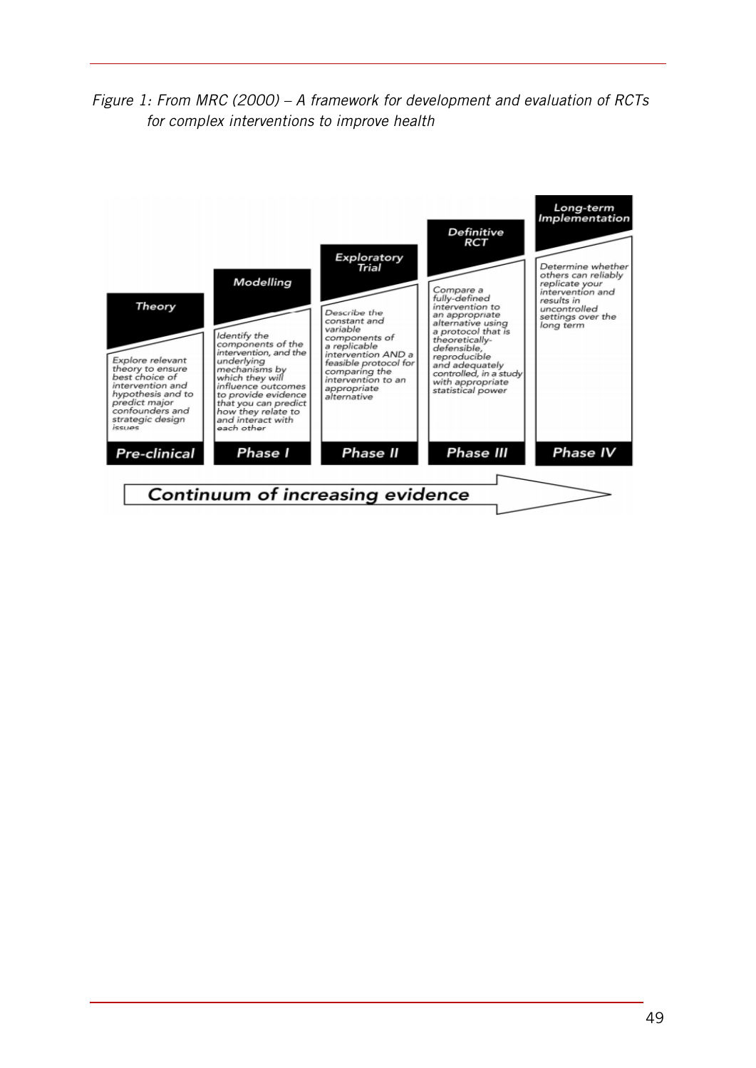*Figure 1: From MRC (2000) – A framework for development and evaluation of RCTs for complex interventions to improve health*

| Pre-clinical | Phase I | Phase II | Phase III | Phase IV |
|---|---|---|---|---|
| **Theory** | **Modelling** | **Exploratory Trial** | **Definitive RCT** | **Long-term Implementation** |
| Explore relevant theory to ensure best choice of intervention and hypothesis and to predict major confounders and strategic design issues | Identify the components of the intervention, and the underlying mechanisms by which they will influence outcomes to provide evidence that you can predict how they relate to and interact with each other | Describe the constant and variable components of a replicable intervention AND a feasible protocol for comparing the intervention to an appropriate alternative | Compare a fully-defined intervention to an appropriate alternative using a protocol that is theoretically-defensible, reproducible and adequately controlled, in a study with appropriate statistical power | Determine whether others can reliably replicate your intervention and results in uncontrolled settings over the long term |

Continuum of increasing evidence →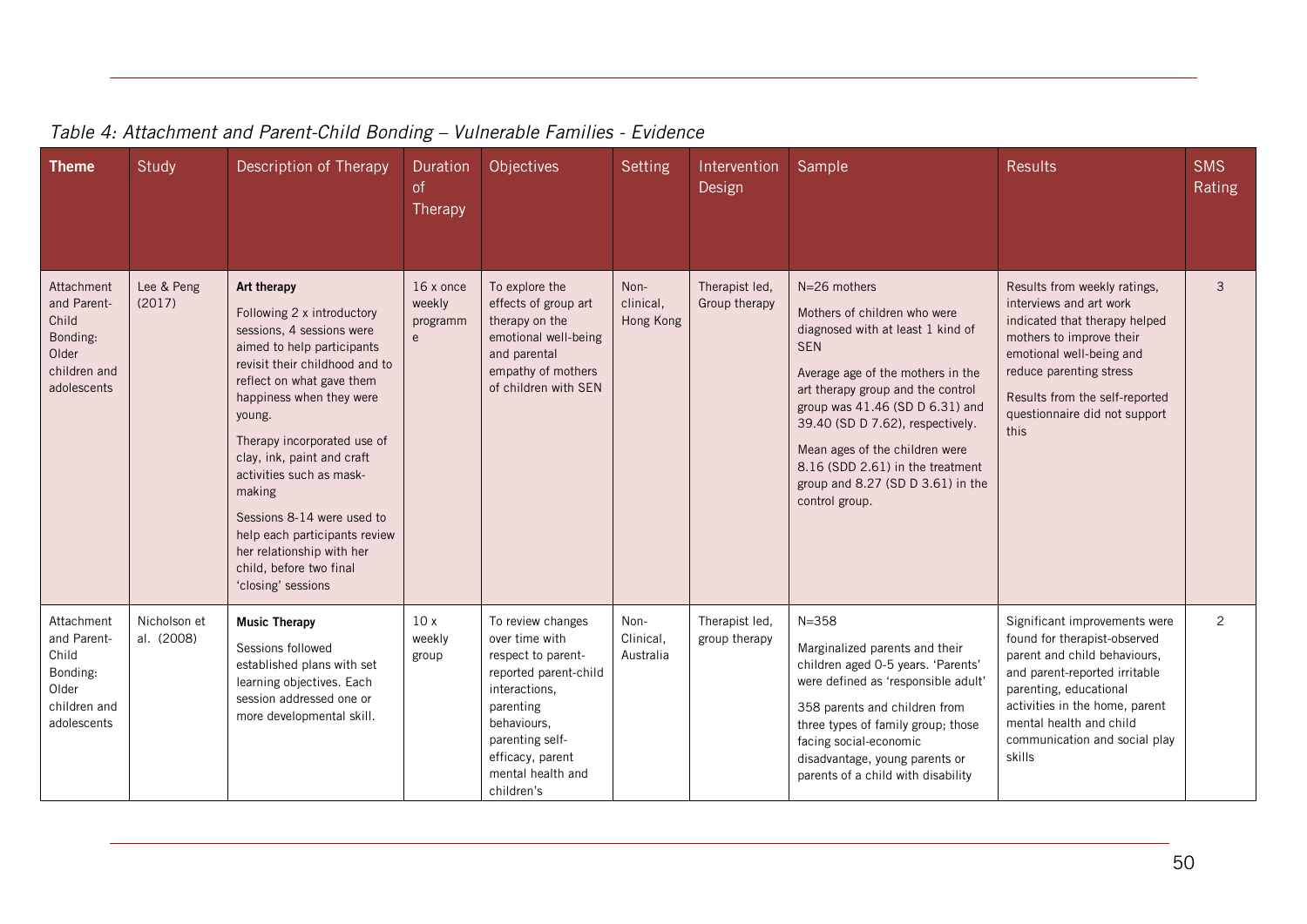*Table 4: Attachment and Parent-Child Bonding – Vulnerable Families - Evidence*

| Theme | Study | Description of Therapy | Duration of Therapy | Objectives | Setting | Intervention Design | Sample | Results | SMS Rating |
|---|---|---|---|---|---|---|---|---|---|
| Attachment and Parent-Child Bonding: Older children and adolescents | Lee & Peng (2017) | **Art therapy** Following 2 x introductory sessions, 4 sessions were aimed to help participants revisit their childhood and to reflect on what gave them happiness when they were young. Therapy incorporated use of clay, ink, paint and craft activities such as mask-making Sessions 8-14 were used to help each participants review her relationship with her child, before two final 'closing' sessions | 16 x once weekly programme | To explore the effects of group art therapy on the emotional well-being and parental empathy of mothers of children with SEN | Non-clinical, Hong Kong | Therapist led, Group therapy | N=26 mothers Mothers of children who were diagnosed with at least 1 kind of SEN Average age of the mothers in the art therapy group and the control group was 41.46 (SD D 6.31) and 39.40 (SD D 7.62), respectively. Mean ages of the children were 8.16 (SDD 2.61) in the treatment group and 8.27 (SD D 3.61) in the control group. | Results from weekly ratings, interviews and art work indicated that therapy helped mothers to improve their emotional well-being and reduce parenting stress Results from the self-reported questionnaire did not support this | 3 |
| Attachment and Parent-Child Bonding: Older children and adolescents | Nicholson et al. (2008) | **Music Therapy** Sessions followed established plans with set learning objectives. Each session addressed one or more developmental skill. | 10 x weekly group | To review changes over time with respect to parent-reported parent-child interactions, parenting behaviours, parenting self-efficacy, parent mental health and children's | Non-Clinical, Australia | Therapist led, group therapy | N=358 Marginalized parents and their children aged 0-5 years. 'Parents' were defined as 'responsible adult' 358 parents and children from three types of family group; those facing social-economic disadvantage, young parents or parents of a child with disability | Significant improvements were found for therapist-observed parent and child behaviours, and parent-reported irritable parenting, educational activities in the home, parent mental health and child communication and social play skills | 2 |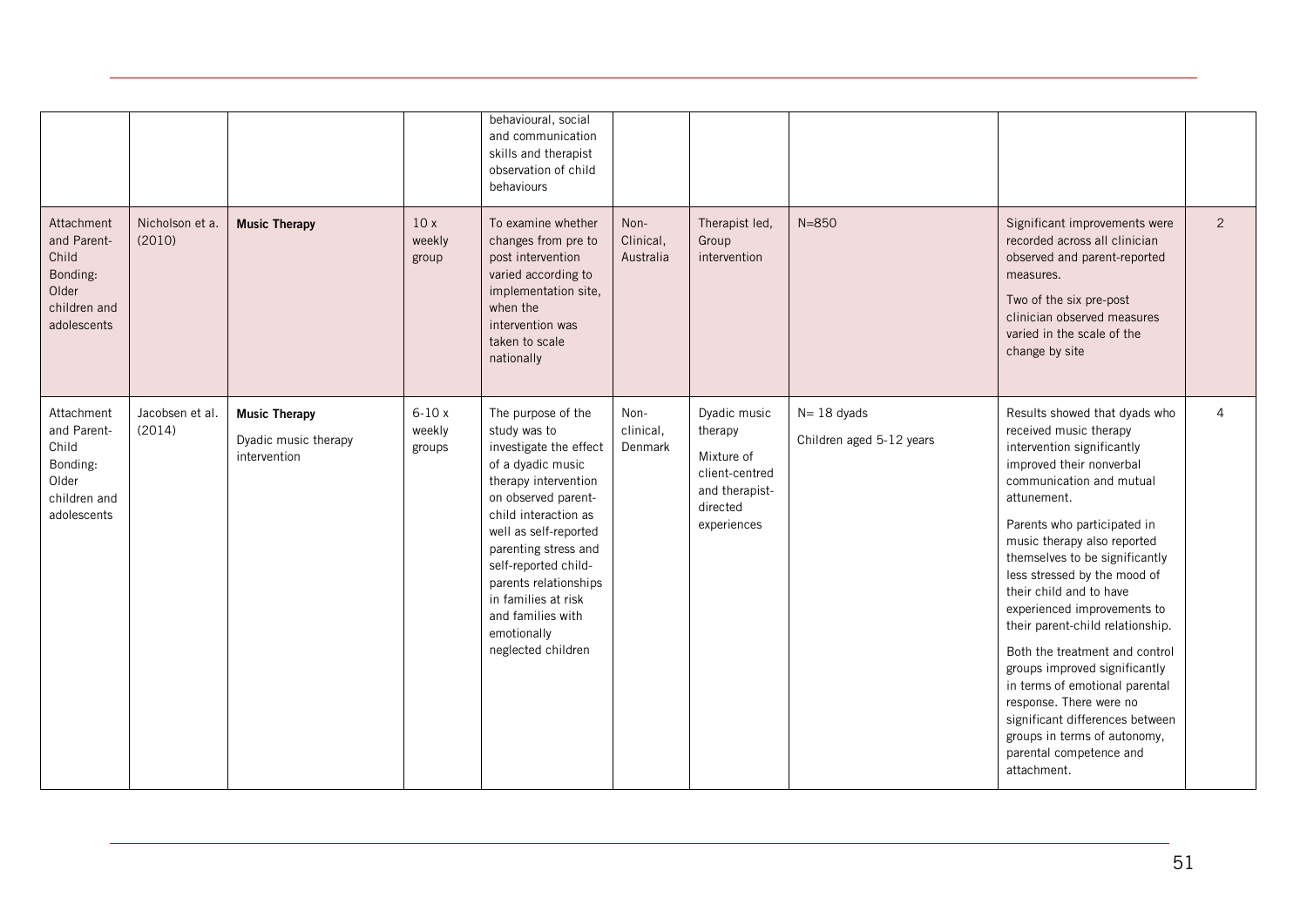| | | | | | | | | | |
|---|---|---|---|---|---|---|---|---|---|
| | | | | behavioural, social and communication skills and therapist observation of child behaviours | | | | | |
| Attachment and Parent-Child Bonding: Older children and adolescents | Nicholson et a. (2010) | **Music Therapy** | 10 x weekly group | To examine whether changes from pre to post intervention varied according to implementation site, when the intervention was taken to scale nationally | Non-Clinical, Australia | Therapist led, Group intervention | N=850 | Significant improvements were recorded across all clinician observed and parent-reported measures.<br>Two of the six pre-post clinician observed measures varied in the scale of the change by site | 2 |
| Attachment and Parent-Child Bonding: Older children and adolescents | Jacobsen et al. (2014) | **Music Therapy**<br>Dyadic music therapy intervention | 6-10 x weekly groups | The purpose of the study was to investigate the effect of a dyadic music therapy intervention on observed parent-child interaction as well as self-reported parenting stress and self-reported child-parents relationships in families at risk and families with emotionally neglected children | Non-clinical, Denmark | Dyadic music therapy<br>Mixture of client-centred and therapist-directed experiences | N= 18 dyads<br>Children aged 5-12 years | Results showed that dyads who received music therapy intervention significantly improved their nonverbal communication and mutual attunement.<br>Parents who participated in music therapy also reported themselves to be significantly less stressed by the mood of their child and to have experienced improvements to their parent-child relationship.<br>Both the treatment and control groups improved significantly in terms of emotional parental response. There were no significant differences between groups in terms of autonomy, parental competence and attachment. | 4 |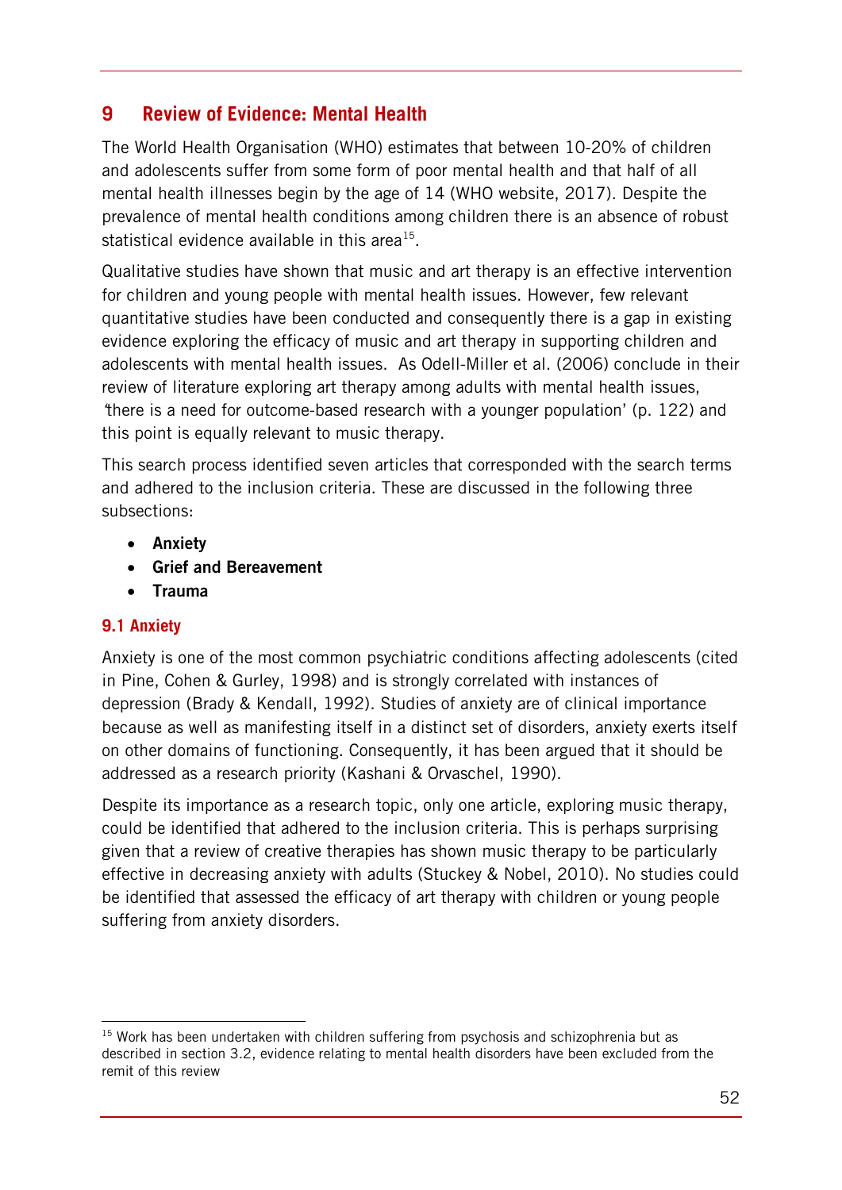# 9 Review of Evidence: Mental Health

The World Health Organisation (WHO) estimates that between 10-20% of children and adolescents suffer from some form of poor mental health and that half of all mental health illnesses begin by the age of 14 (WHO website, 2017). Despite the prevalence of mental health conditions among children there is an absence of robust statistical evidence available in this area[15].

Qualitative studies have shown that music and art therapy is an effective intervention for children and young people with mental health issues. However, few relevant quantitative studies have been conducted and consequently there is a gap in existing evidence exploring the efficacy of music and art therapy in supporting children and adolescents with mental health issues. As Odell-Miller et al. (2006) conclude in their review of literature exploring art therapy among adults with mental health issues, 'there is a need for outcome-based research with a younger population' (p. 122) and this point is equally relevant to music therapy.

This search process identified seven articles that corresponded with the search terms and adhered to the inclusion criteria. These are discussed in the following three subsections:

- **Anxiety**
- **Grief and Bereavement**
- **Trauma**

## 9.1 Anxiety

Anxiety is one of the most common psychiatric conditions affecting adolescents (cited in Pine, Cohen & Gurley, 1998) and is strongly correlated with instances of depression (Brady & Kendall, 1992). Studies of anxiety are of clinical importance because as well as manifesting itself in a distinct set of disorders, anxiety exerts itself on other domains of functioning. Consequently, it has been argued that it should be addressed as a research priority (Kashani & Orvaschel, 1990).

Despite its importance as a research topic, only one article, exploring music therapy, could be identified that adhered to the inclusion criteria. This is perhaps surprising given that a review of creative therapies has shown music therapy to be particularly effective in decreasing anxiety with adults (Stuckey & Nobel, 2010). No studies could be identified that assessed the efficacy of art therapy with children or young people suffering from anxiety disorders.

---

[15] Work has been undertaken with children suffering from psychosis and schizophrenia but as described in section 3.2, evidence relating to mental health disorders have been excluded from the remit of this review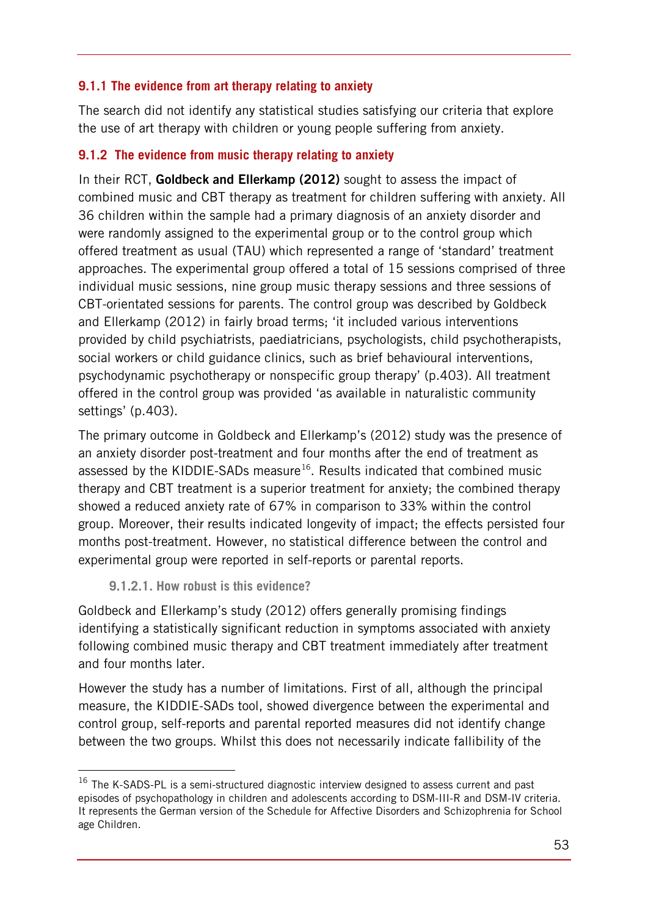### 9.1.1 The evidence from art therapy relating to anxiety

The search did not identify any statistical studies satisfying our criteria that explore the use of art therapy with children or young people suffering from anxiety.

### 9.1.2 The evidence from music therapy relating to anxiety

In their RCT, **Goldbeck and Ellerkamp (2012)** sought to assess the impact of combined music and CBT therapy as treatment for children suffering with anxiety. All 36 children within the sample had a primary diagnosis of an anxiety disorder and were randomly assigned to the experimental group or to the control group which offered treatment as usual (TAU) which represented a range of 'standard' treatment approaches. The experimental group offered a total of 15 sessions comprised of three individual music sessions, nine group music therapy sessions and three sessions of CBT-orientated sessions for parents. The control group was described by Goldbeck and Ellerkamp (2012) in fairly broad terms; 'it included various interventions provided by child psychiatrists, paediatricians, psychologists, child psychotherapists, social workers or child guidance clinics, such as brief behavioural interventions, psychodynamic psychotherapy or nonspecific group therapy' (p.403). All treatment offered in the control group was provided 'as available in naturalistic community settings' (p.403).

The primary outcome in Goldbeck and Ellerkamp's (2012) study was the presence of an anxiety disorder post-treatment and four months after the end of treatment as assessed by the KIDDIE-SADs measure[16]. Results indicated that combined music therapy and CBT treatment is a superior treatment for anxiety; the combined therapy showed a reduced anxiety rate of 67% in comparison to 33% within the control group. Moreover, their results indicated longevity of impact; the effects persisted four months post-treatment. However, no statistical difference between the control and experimental group were reported in self-reports or parental reports.

#### 9.1.2.1. How robust is this evidence?

Goldbeck and Ellerkamp's study (2012) offers generally promising findings identifying a statistically significant reduction in symptoms associated with anxiety following combined music therapy and CBT treatment immediately after treatment and four months later.

However the study has a number of limitations. First of all, although the principal measure, the KIDDIE-SADs tool, showed divergence between the experimental and control group, self-reports and parental reported measures did not identify change between the two groups. Whilst this does not necessarily indicate fallibility of the

---

[16] The K-SADS-PL is a semi-structured diagnostic interview designed to assess current and past episodes of psychopathology in children and adolescents according to DSM-III-R and DSM-IV criteria. It represents the German version of the Schedule for Affective Disorders and Schizophrenia for School age Children.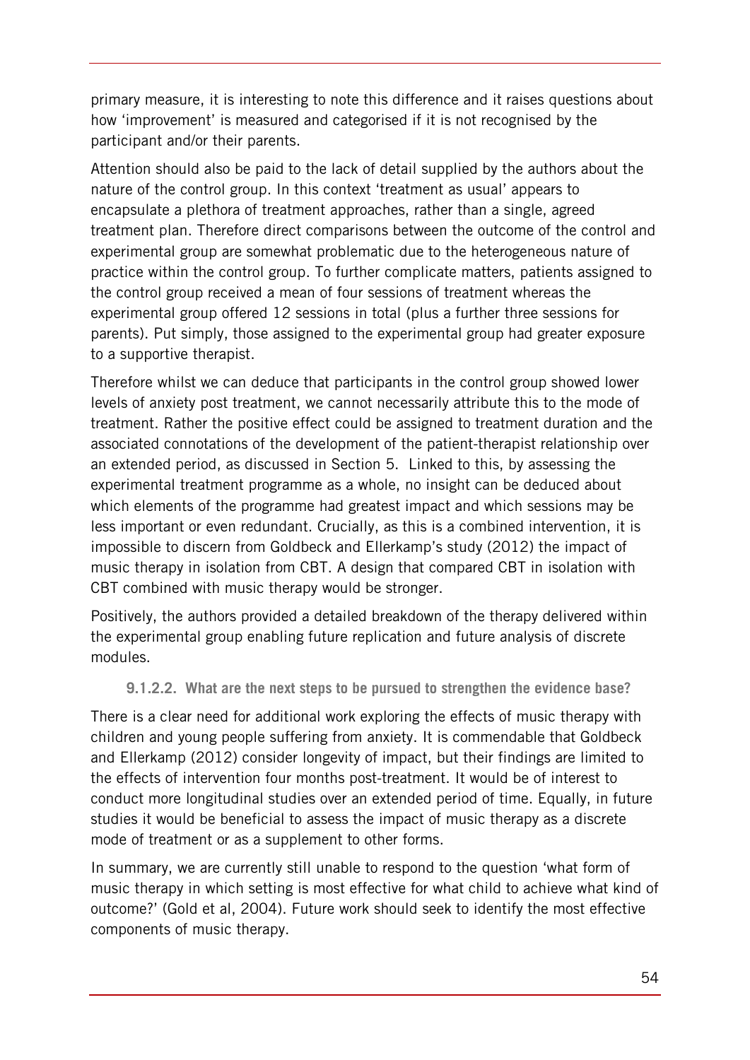primary measure, it is interesting to note this difference and it raises questions about how 'improvement' is measured and categorised if it is not recognised by the participant and/or their parents.

Attention should also be paid to the lack of detail supplied by the authors about the nature of the control group. In this context 'treatment as usual' appears to encapsulate a plethora of treatment approaches, rather than a single, agreed treatment plan. Therefore direct comparisons between the outcome of the control and experimental group are somewhat problematic due to the heterogeneous nature of practice within the control group. To further complicate matters, patients assigned to the control group received a mean of four sessions of treatment whereas the experimental group offered 12 sessions in total (plus a further three sessions for parents). Put simply, those assigned to the experimental group had greater exposure to a supportive therapist.

Therefore whilst we can deduce that participants in the control group showed lower levels of anxiety post treatment, we cannot necessarily attribute this to the mode of treatment. Rather the positive effect could be assigned to treatment duration and the associated connotations of the development of the patient-therapist relationship over an extended period, as discussed in Section 5. Linked to this, by assessing the experimental treatment programme as a whole, no insight can be deduced about which elements of the programme had greatest impact and which sessions may be less important or even redundant. Crucially, as this is a combined intervention, it is impossible to discern from Goldbeck and Ellerkamp's study (2012) the impact of music therapy in isolation from CBT. A design that compared CBT in isolation with CBT combined with music therapy would be stronger.

Positively, the authors provided a detailed breakdown of the therapy delivered within the experimental group enabling future replication and future analysis of discrete modules.

#### 9.1.2.2. What are the next steps to be pursued to strengthen the evidence base?

There is a clear need for additional work exploring the effects of music therapy with children and young people suffering from anxiety. It is commendable that Goldbeck and Ellerkamp (2012) consider longevity of impact, but their findings are limited to the effects of intervention four months post-treatment. It would be of interest to conduct more longitudinal studies over an extended period of time. Equally, in future studies it would be beneficial to assess the impact of music therapy as a discrete mode of treatment or as a supplement to other forms.

In summary, we are currently still unable to respond to the question 'what form of music therapy in which setting is most effective for what child to achieve what kind of outcome?' (Gold et al, 2004). Future work should seek to identify the most effective components of music therapy.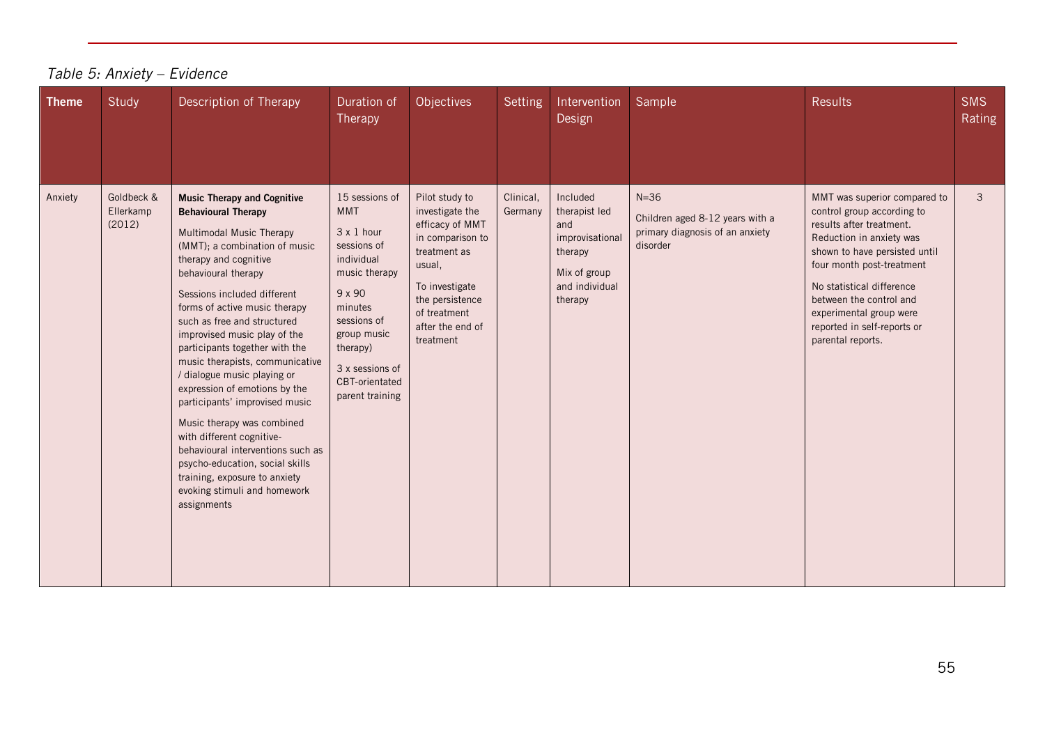*Table 5: Anxiety – Evidence*

| Theme | Study | Description of Therapy | Duration of Therapy | Objectives | Setting | Intervention Design | Sample | Results | SMS Rating |
|---|---|---|---|---|---|---|---|---|---|
| Anxiety | Goldbeck & Ellerkamp (2012) | **Music Therapy and Cognitive Behavioural Therapy**<br><br>Multimodal Music Therapy (MMT); a combination of music therapy and cognitive behavioural therapy<br><br>Sessions included different forms of active music therapy such as free and structured improvised music play of the participants together with the music therapists, communicative / dialogue music playing or expression of emotions by the participants' improvised music<br><br>Music therapy was combined with different cognitive-behavioural interventions such as psycho-education, social skills training, exposure to anxiety evoking stimuli and homework assignments | 15 sessions of MMT<br><br>3 x 1 hour sessions of individual music therapy<br><br>9 x 90 minutes sessions of group music therapy)<br><br>3 x sessions of CBT-orientated parent training | Pilot study to investigate the efficacy of MMT in comparison to treatment as usual,<br><br>To investigate the persistence of treatment after the end of treatment | Clinical, Germany | Included therapist led and improvisational therapy<br><br>Mix of group and individual therapy | N=36<br><br>Children aged 8-12 years with a primary diagnosis of an anxiety disorder | MMT was superior compared to control group according to results after treatment. Reduction in anxiety was shown to have persisted until four month post-treatment<br><br>No statistical difference between the control and experimental group were reported in self-reports or parental reports. | 3 |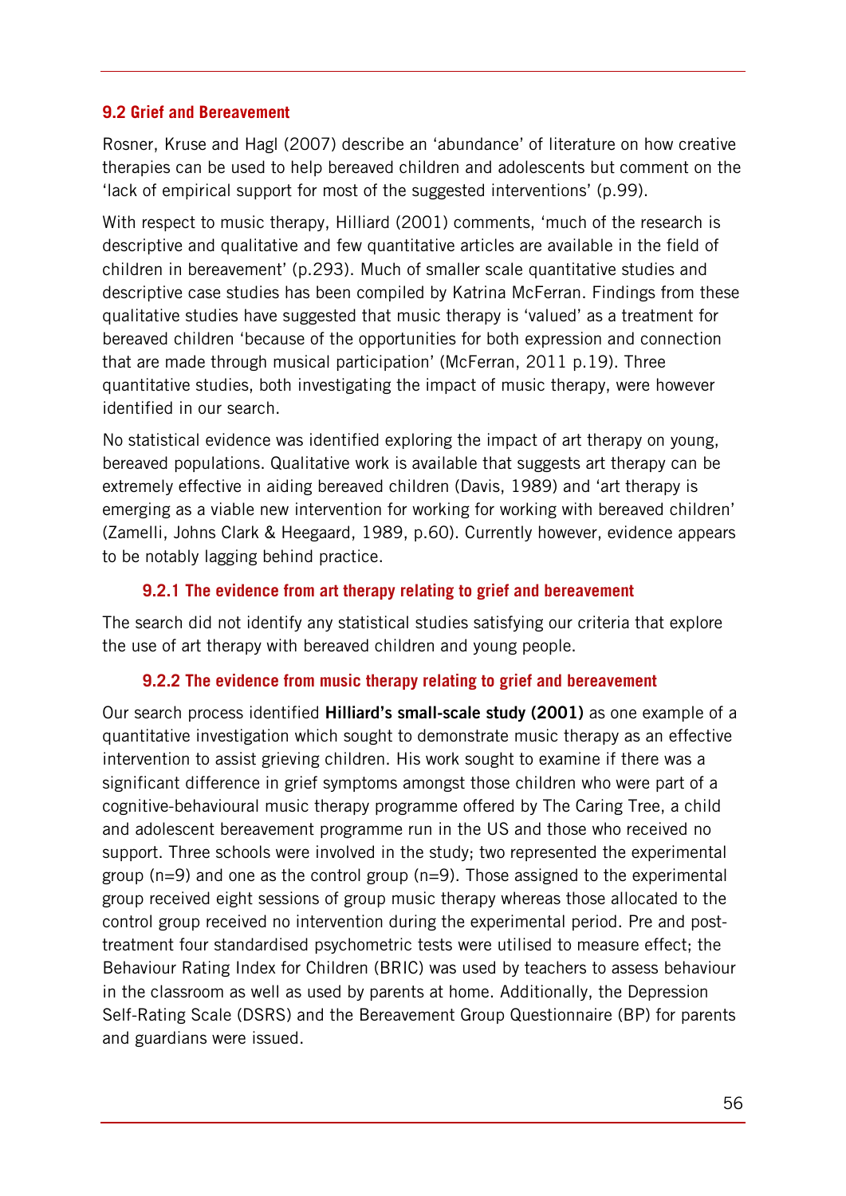## 9.2 Grief and Bereavement

Rosner, Kruse and Hagl (2007) describe an 'abundance' of literature on how creative therapies can be used to help bereaved children and adolescents but comment on the 'lack of empirical support for most of the suggested interventions' (p.99).

With respect to music therapy, Hilliard (2001) comments, 'much of the research is descriptive and qualitative and few quantitative articles are available in the field of children in bereavement' (p.293). Much of smaller scale quantitative studies and descriptive case studies has been compiled by Katrina McFerran. Findings from these qualitative studies have suggested that music therapy is 'valued' as a treatment for bereaved children 'because of the opportunities for both expression and connection that are made through musical participation' (McFerran, 2011 p.19). Three quantitative studies, both investigating the impact of music therapy, were however identified in our search.

No statistical evidence was identified exploring the impact of art therapy on young, bereaved populations. Qualitative work is available that suggests art therapy can be extremely effective in aiding bereaved children (Davis, 1989) and 'art therapy is emerging as a viable new intervention for working for working with bereaved children' (Zamelli, Johns Clark & Heegaard, 1989, p.60). Currently however, evidence appears to be notably lagging behind practice.

### 9.2.1 The evidence from art therapy relating to grief and bereavement

The search did not identify any statistical studies satisfying our criteria that explore the use of art therapy with bereaved children and young people.

### 9.2.2 The evidence from music therapy relating to grief and bereavement

Our search process identified **Hilliard's small-scale study (2001)** as one example of a quantitative investigation which sought to demonstrate music therapy as an effective intervention to assist grieving children. His work sought to examine if there was a significant difference in grief symptoms amongst those children who were part of a cognitive-behavioural music therapy programme offered by The Caring Tree, a child and adolescent bereavement programme run in the US and those who received no support. Three schools were involved in the study; two represented the experimental group (n=9) and one as the control group (n=9). Those assigned to the experimental group received eight sessions of group music therapy whereas those allocated to the control group received no intervention during the experimental period. Pre and post-treatment four standardised psychometric tests were utilised to measure effect; the Behaviour Rating Index for Children (BRIC) was used by teachers to assess behaviour in the classroom as well as used by parents at home. Additionally, the Depression Self-Rating Scale (DSRS) and the Bereavement Group Questionnaire (BP) for parents and guardians were issued.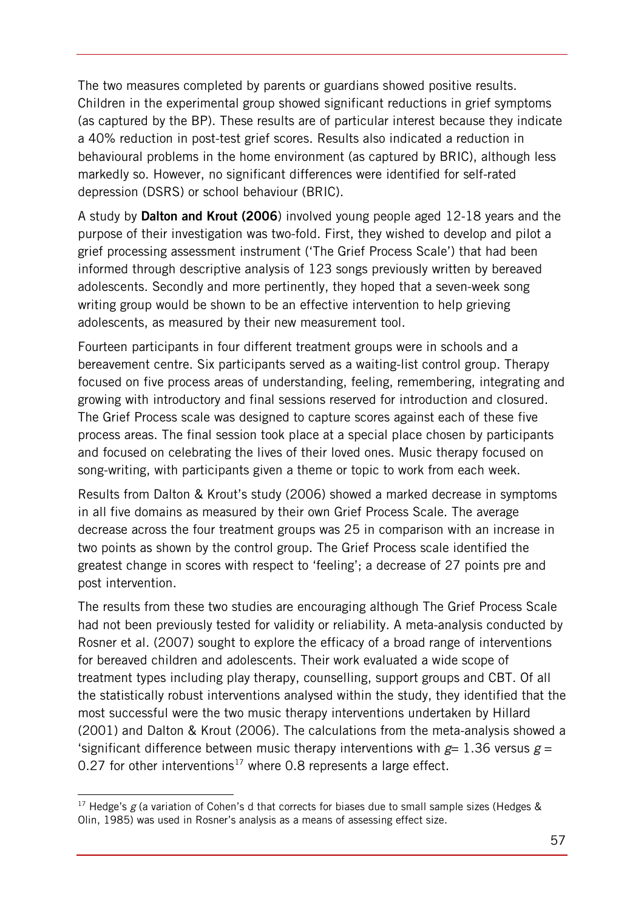The two measures completed by parents or guardians showed positive results. Children in the experimental group showed significant reductions in grief symptoms (as captured by the BP). These results are of particular interest because they indicate a 40% reduction in post-test grief scores. Results also indicated a reduction in behavioural problems in the home environment (as captured by BRIC), although less markedly so. However, no significant differences were identified for self-rated depression (DSRS) or school behaviour (BRIC).

A study by **Dalton and Krout (2006**) involved young people aged 12-18 years and the purpose of their investigation was two-fold. First, they wished to develop and pilot a grief processing assessment instrument ('The Grief Process Scale') that had been informed through descriptive analysis of 123 songs previously written by bereaved adolescents. Secondly and more pertinently, they hoped that a seven-week song writing group would be shown to be an effective intervention to help grieving adolescents, as measured by their new measurement tool.

Fourteen participants in four different treatment groups were in schools and a bereavement centre. Six participants served as a waiting-list control group. Therapy focused on five process areas of understanding, feeling, remembering, integrating and growing with introductory and final sessions reserved for introduction and closured. The Grief Process scale was designed to capture scores against each of these five process areas. The final session took place at a special place chosen by participants and focused on celebrating the lives of their loved ones. Music therapy focused on song-writing, with participants given a theme or topic to work from each week.

Results from Dalton & Krout's study (2006) showed a marked decrease in symptoms in all five domains as measured by their own Grief Process Scale. The average decrease across the four treatment groups was 25 in comparison with an increase in two points as shown by the control group. The Grief Process scale identified the greatest change in scores with respect to 'feeling'; a decrease of 27 points pre and post intervention.

The results from these two studies are encouraging although The Grief Process Scale had not been previously tested for validity or reliability. A meta-analysis conducted by Rosner et al. (2007) sought to explore the efficacy of a broad range of interventions for bereaved children and adolescents. Their work evaluated a wide scope of treatment types including play therapy, counselling, support groups and CBT. Of all the statistically robust interventions analysed within the study, they identified that the most successful were the two music therapy interventions undertaken by Hillard (2001) and Dalton & Krout (2006). The calculations from the meta-analysis showed a 'significant difference between music therapy interventions with $g = 1.36$ versus $g = 0.27$ for other interventions[17] where 0.8 represents a large effect.

[17] Hedge's $g$ (a variation of Cohen's d that corrects for biases due to small sample sizes (Hedges & Olin, 1985) was used in Rosner's analysis as a means of assessing effect size.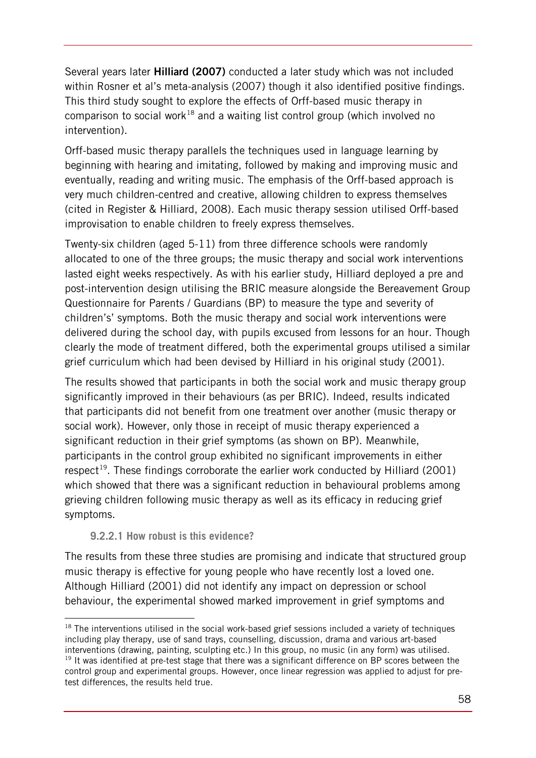Several years later **Hilliard (2007)** conducted a later study which was not included within Rosner et al's meta-analysis (2007) though it also identified positive findings. This third study sought to explore the effects of Orff-based music therapy in comparison to social work[18] and a waiting list control group (which involved no intervention).

Orff-based music therapy parallels the techniques used in language learning by beginning with hearing and imitating, followed by making and improving music and eventually, reading and writing music. The emphasis of the Orff-based approach is very much children-centred and creative, allowing children to express themselves (cited in Register & Hilliard, 2008). Each music therapy session utilised Orff-based improvisation to enable children to freely express themselves.

Twenty-six children (aged 5-11) from three difference schools were randomly allocated to one of the three groups; the music therapy and social work interventions lasted eight weeks respectively. As with his earlier study, Hilliard deployed a pre and post-intervention design utilising the BRIC measure alongside the Bereavement Group Questionnaire for Parents / Guardians (BP) to measure the type and severity of children's' symptoms. Both the music therapy and social work interventions were delivered during the school day, with pupils excused from lessons for an hour. Though clearly the mode of treatment differed, both the experimental groups utilised a similar grief curriculum which had been devised by Hilliard in his original study (2001).

The results showed that participants in both the social work and music therapy group significantly improved in their behaviours (as per BRIC). Indeed, results indicated that participants did not benefit from one treatment over another (music therapy or social work). However, only those in receipt of music therapy experienced a significant reduction in their grief symptoms (as shown on BP). Meanwhile, participants in the control group exhibited no significant improvements in either respect[19]. These findings corroborate the earlier work conducted by Hilliard (2001) which showed that there was a significant reduction in behavioural problems among grieving children following music therapy as well as its efficacy in reducing grief symptoms.

#### 9.2.2.1 How robust is this evidence?

The results from these three studies are promising and indicate that structured group music therapy is effective for young people who have recently lost a loved one. Although Hilliard (2001) did not identify any impact on depression or school behaviour, the experimental showed marked improvement in grief symptoms and

---

[18] The interventions utilised in the social work-based grief sessions included a variety of techniques including play therapy, use of sand trays, counselling, discussion, drama and various art-based interventions (drawing, painting, sculpting etc.) In this group, no music (in any form) was utilised.

[19] It was identified at pre-test stage that there was a significant difference on BP scores between the control group and experimental groups. However, once linear regression was applied to adjust for pre-test differences, the results held true.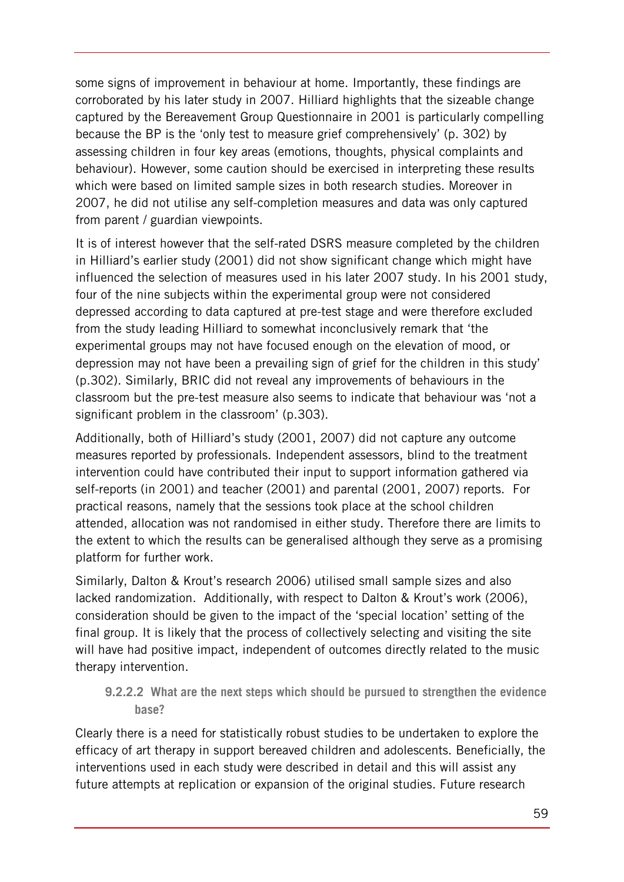some signs of improvement in behaviour at home. Importantly, these findings are corroborated by his later study in 2007. Hilliard highlights that the sizeable change captured by the Bereavement Group Questionnaire in 2001 is particularly compelling because the BP is the 'only test to measure grief comprehensively' (p. 302) by assessing children in four key areas (emotions, thoughts, physical complaints and behaviour). However, some caution should be exercised in interpreting these results which were based on limited sample sizes in both research studies. Moreover in 2007, he did not utilise any self-completion measures and data was only captured from parent / guardian viewpoints.

It is of interest however that the self-rated DSRS measure completed by the children in Hilliard's earlier study (2001) did not show significant change which might have influenced the selection of measures used in his later 2007 study. In his 2001 study, four of the nine subjects within the experimental group were not considered depressed according to data captured at pre-test stage and were therefore excluded from the study leading Hilliard to somewhat inconclusively remark that 'the experimental groups may not have focused enough on the elevation of mood, or depression may not have been a prevailing sign of grief for the children in this study' (p.302). Similarly, BRIC did not reveal any improvements of behaviours in the classroom but the pre-test measure also seems to indicate that behaviour was 'not a significant problem in the classroom' (p.303).

Additionally, both of Hilliard's study (2001, 2007) did not capture any outcome measures reported by professionals. Independent assessors, blind to the treatment intervention could have contributed their input to support information gathered via self-reports (in 2001) and teacher (2001) and parental (2001, 2007) reports. For practical reasons, namely that the sessions took place at the school children attended, allocation was not randomised in either study. Therefore there are limits to the extent to which the results can be generalised although they serve as a promising platform for further work.

Similarly, Dalton & Krout's research 2006) utilised small sample sizes and also lacked randomization. Additionally, with respect to Dalton & Krout's work (2006), consideration should be given to the impact of the 'special location' setting of the final group. It is likely that the process of collectively selecting and visiting the site will have had positive impact, independent of outcomes directly related to the music therapy intervention.

#### 9.2.2.2 What are the next steps which should be pursued to strengthen the evidence base?

Clearly there is a need for statistically robust studies to be undertaken to explore the efficacy of art therapy in support bereaved children and adolescents. Beneficially, the interventions used in each study were described in detail and this will assist any future attempts at replication or expansion of the original studies. Future research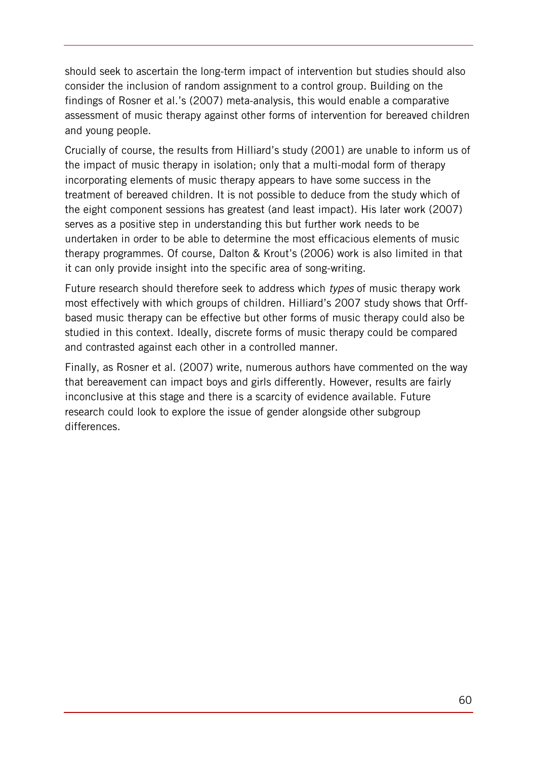should seek to ascertain the long-term impact of intervention but studies should also consider the inclusion of random assignment to a control group. Building on the findings of Rosner et al.'s (2007) meta-analysis, this would enable a comparative assessment of music therapy against other forms of intervention for bereaved children and young people.

Crucially of course, the results from Hilliard's study (2001) are unable to inform us of the impact of music therapy in isolation; only that a multi-modal form of therapy incorporating elements of music therapy appears to have some success in the treatment of bereaved children. It is not possible to deduce from the study which of the eight component sessions has greatest (and least impact). His later work (2007) serves as a positive step in understanding this but further work needs to be undertaken in order to be able to determine the most efficacious elements of music therapy programmes. Of course, Dalton & Krout's (2006) work is also limited in that it can only provide insight into the specific area of song-writing.

Future research should therefore seek to address which *types* of music therapy work most effectively with which groups of children. Hilliard's 2007 study shows that Orff-based music therapy can be effective but other forms of music therapy could also be studied in this context. Ideally, discrete forms of music therapy could be compared and contrasted against each other in a controlled manner.

Finally, as Rosner et al. (2007) write, numerous authors have commented on the way that bereavement can impact boys and girls differently. However, results are fairly inconclusive at this stage and there is a scarcity of evidence available. Future research could look to explore the issue of gender alongside other subgroup differences.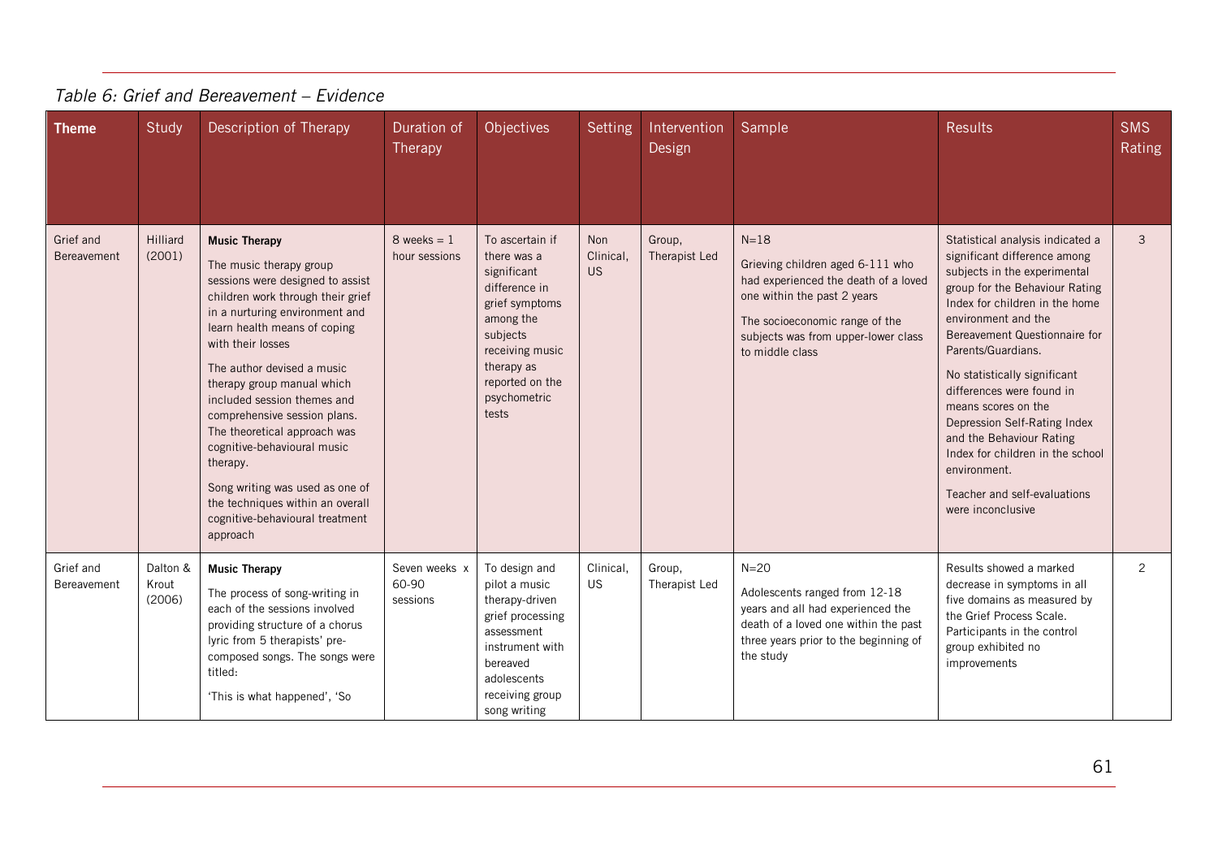*Table 6: Grief and Bereavement – Evidence*

| Theme | Study | Description of Therapy | Duration of Therapy | Objectives | Setting | Intervention Design | Sample | Results | SMS Rating |
|---|---|---|---|---|---|---|---|---|---|
| Grief and Bereavement | Hilliard (2001) | **Music Therapy**<br>The music therapy group sessions were designed to assist children work through their grief in a nurturing environment and learn health means of coping with their losses<br>The author devised a music therapy group manual which included session themes and comprehensive session plans. The theoretical approach was cognitive-behavioural music therapy.<br>Song writing was used as one of the techniques within an overall cognitive-behavioural treatment approach | 8 weeks = 1 hour sessions | To ascertain if there was a significant difference in grief symptoms among the subjects receiving music therapy as reported on the psychometric tests | Non Clinical, US | Group, Therapist Led | N=18<br>Grieving children aged 6-111 who had experienced the death of a loved one within the past 2 years<br>The socioeconomic range of the subjects was from upper-lower class to middle class | Statistical analysis indicated a significant difference among subjects in the experimental group for the Behaviour Rating Index for children in the home environment and the Bereavement Questionnaire for Parents/Guardians.<br>No statistically significant differences were found in means scores on the Depression Self-Rating Index and the Behaviour Rating Index for children in the school environment.<br>Teacher and self-evaluations were inconclusive | 3 |
| Grief and Bereavement | Dalton & Krout (2006) | **Music Therapy**<br>The process of song-writing in each of the sessions involved providing structure of a chorus lyric from 5 therapists' pre-composed songs. The songs were titled:<br>'This is what happened', 'So | Seven weeks x 60-90 sessions | To design and pilot a music therapy-driven grief processing assessment instrument with bereaved adolescents receiving group song writing | Clinical, US | Group, Therapist Led | N=20<br>Adolescents ranged from 12-18 years and all had experienced the death of a loved one within the past three years prior to the beginning of the study | Results showed a marked decrease in symptoms in all five domains as measured by the Grief Process Scale. Participants in the control group exhibited no improvements | 2 |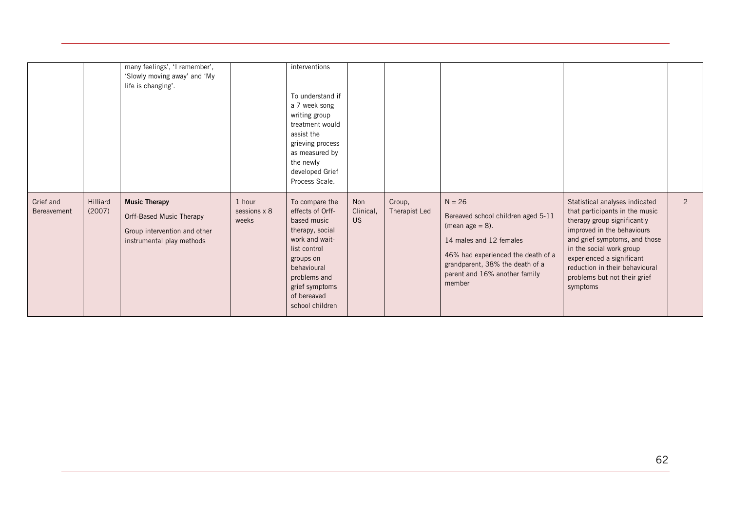| | | many feelings', 'I remember', 'Slowly moving away' and 'My life is changing'. | | interventions<br><br>To understand if a 7 week song writing group treatment would assist the grieving process as measured by the newly developed Grief Process Scale. | | | | | |
|---|---|---|---|---|---|---|---|---|---|
| Grief and Bereavement | Hilliard (2007) | **Music Therapy**<br>Orff-Based Music Therapy<br>Group intervention and other instrumental play methods | 1 hour sessions x 8 weeks | To compare the effects of Orff-based music therapy, social work and wait-list control groups on behavioural problems and grief symptoms of bereaved school children | Non Clinical, US | Group, Therapist Led | N = 26<br>Bereaved school children aged 5-11 (mean age = 8).<br>14 males and 12 females<br>46% had experienced the death of a grandparent, 38% the death of a parent and 16% another family member | Statistical analyses indicated that participants in the music therapy group significantly improved in the behaviours and grief symptoms, and those in the social work group experienced a significant reduction in their behavioural problems but not their grief symptoms | 2 |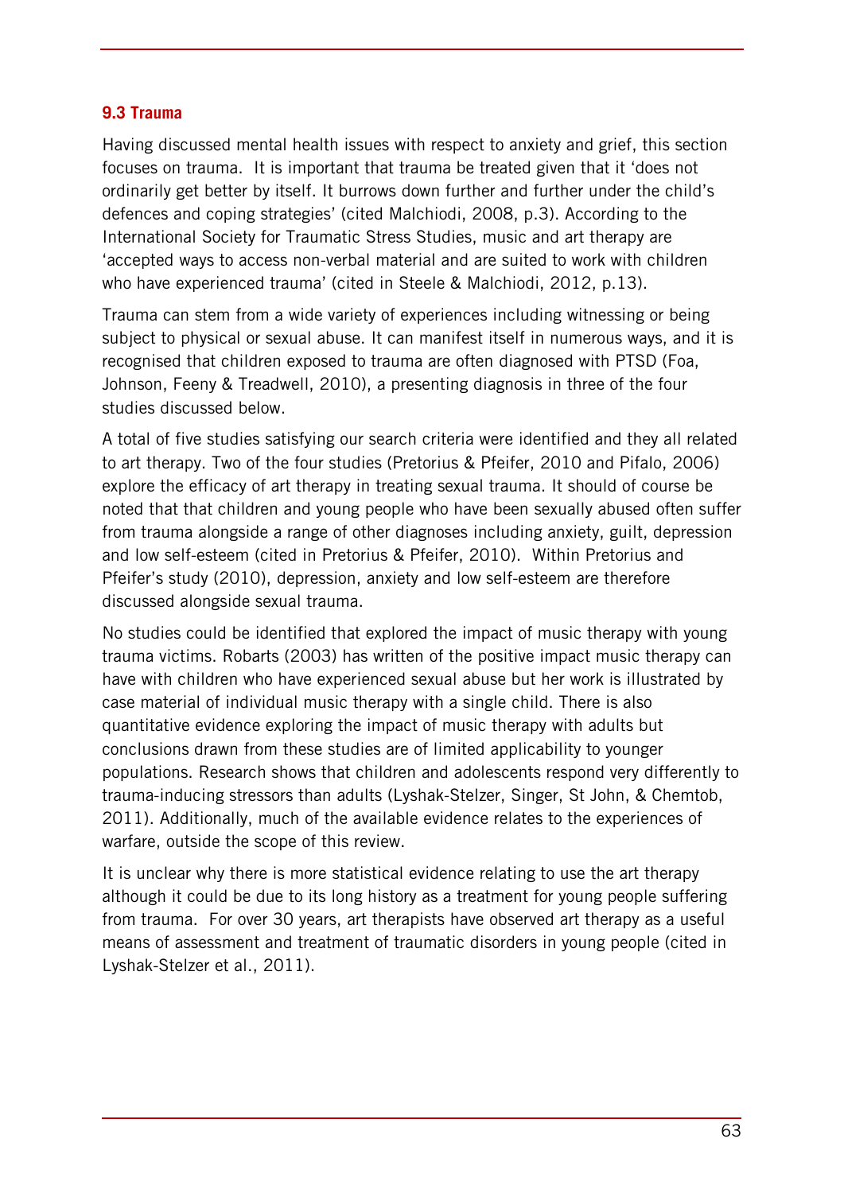### 9.3 Trauma

Having discussed mental health issues with respect to anxiety and grief, this section focuses on trauma. It is important that trauma be treated given that it 'does not ordinarily get better by itself. It burrows down further and further under the child's defences and coping strategies' (cited Malchiodi, 2008, p.3). According to the International Society for Traumatic Stress Studies, music and art therapy are 'accepted ways to access non-verbal material and are suited to work with children who have experienced trauma' (cited in Steele & Malchiodi, 2012, p.13).

Trauma can stem from a wide variety of experiences including witnessing or being subject to physical or sexual abuse. It can manifest itself in numerous ways, and it is recognised that children exposed to trauma are often diagnosed with PTSD (Foa, Johnson, Feeny & Treadwell, 2010), a presenting diagnosis in three of the four studies discussed below.

A total of five studies satisfying our search criteria were identified and they all related to art therapy. Two of the four studies (Pretorius & Pfeifer, 2010 and Pifalo, 2006) explore the efficacy of art therapy in treating sexual trauma. It should of course be noted that that children and young people who have been sexually abused often suffer from trauma alongside a range of other diagnoses including anxiety, guilt, depression and low self-esteem (cited in Pretorius & Pfeifer, 2010). Within Pretorius and Pfeifer's study (2010), depression, anxiety and low self-esteem are therefore discussed alongside sexual trauma.

No studies could be identified that explored the impact of music therapy with young trauma victims. Robarts (2003) has written of the positive impact music therapy can have with children who have experienced sexual abuse but her work is illustrated by case material of individual music therapy with a single child. There is also quantitative evidence exploring the impact of music therapy with adults but conclusions drawn from these studies are of limited applicability to younger populations. Research shows that children and adolescents respond very differently to trauma-inducing stressors than adults (Lyshak-Stelzer, Singer, St John, & Chemtob, 2011). Additionally, much of the available evidence relates to the experiences of warfare, outside the scope of this review.

It is unclear why there is more statistical evidence relating to use the art therapy although it could be due to its long history as a treatment for young people suffering from trauma. For over 30 years, art therapists have observed art therapy as a useful means of assessment and treatment of traumatic disorders in young people (cited in Lyshak-Stelzer et al., 2011).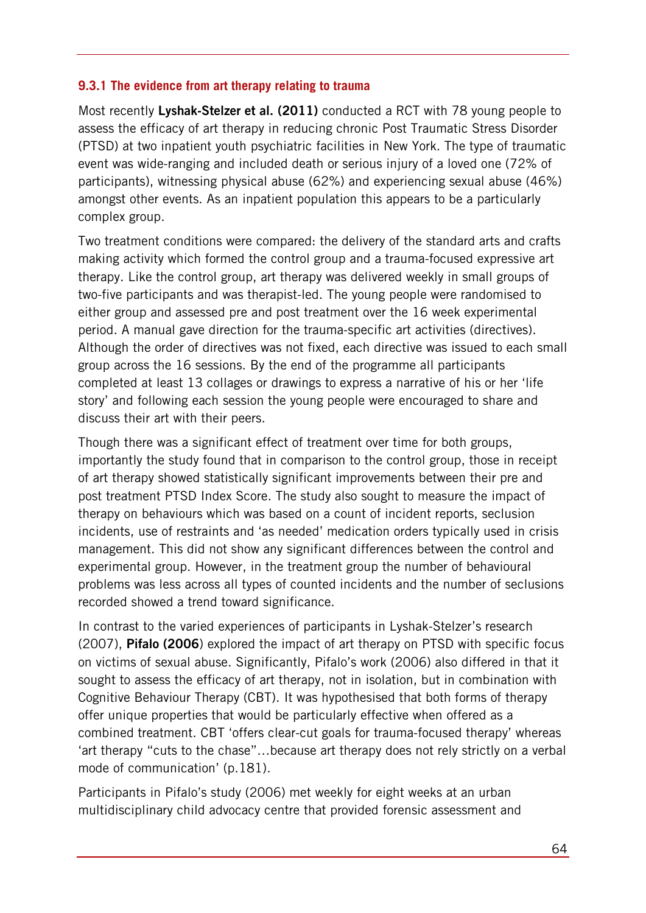### 9.3.1 The evidence from art therapy relating to trauma

Most recently **Lyshak-Stelzer et al. (2011)** conducted a RCT with 78 young people to assess the efficacy of art therapy in reducing chronic Post Traumatic Stress Disorder (PTSD) at two inpatient youth psychiatric facilities in New York. The type of traumatic event was wide-ranging and included death or serious injury of a loved one (72% of participants), witnessing physical abuse (62%) and experiencing sexual abuse (46%) amongst other events. As an inpatient population this appears to be a particularly complex group.

Two treatment conditions were compared: the delivery of the standard arts and crafts making activity which formed the control group and a trauma-focused expressive art therapy. Like the control group, art therapy was delivered weekly in small groups of two-five participants and was therapist-led. The young people were randomised to either group and assessed pre and post treatment over the 16 week experimental period. A manual gave direction for the trauma-specific art activities (directives). Although the order of directives was not fixed, each directive was issued to each small group across the 16 sessions. By the end of the programme all participants completed at least 13 collages or drawings to express a narrative of his or her 'life story' and following each session the young people were encouraged to share and discuss their art with their peers.

Though there was a significant effect of treatment over time for both groups, importantly the study found that in comparison to the control group, those in receipt of art therapy showed statistically significant improvements between their pre and post treatment PTSD Index Score. The study also sought to measure the impact of therapy on behaviours which was based on a count of incident reports, seclusion incidents, use of restraints and 'as needed' medication orders typically used in crisis management. This did not show any significant differences between the control and experimental group. However, in the treatment group the number of behavioural problems was less across all types of counted incidents and the number of seclusions recorded showed a trend toward significance.

In contrast to the varied experiences of participants in Lyshak-Stelzer's research (2007), **Pifalo (2006**) explored the impact of art therapy on PTSD with specific focus on victims of sexual abuse. Significantly, Pifalo's work (2006) also differed in that it sought to assess the efficacy of art therapy, not in isolation, but in combination with Cognitive Behaviour Therapy (CBT). It was hypothesised that both forms of therapy offer unique properties that would be particularly effective when offered as a combined treatment. CBT 'offers clear-cut goals for trauma-focused therapy' whereas 'art therapy "cuts to the chase"…because art therapy does not rely strictly on a verbal mode of communication' (p.181).

Participants in Pifalo's study (2006) met weekly for eight weeks at an urban multidisciplinary child advocacy centre that provided forensic assessment and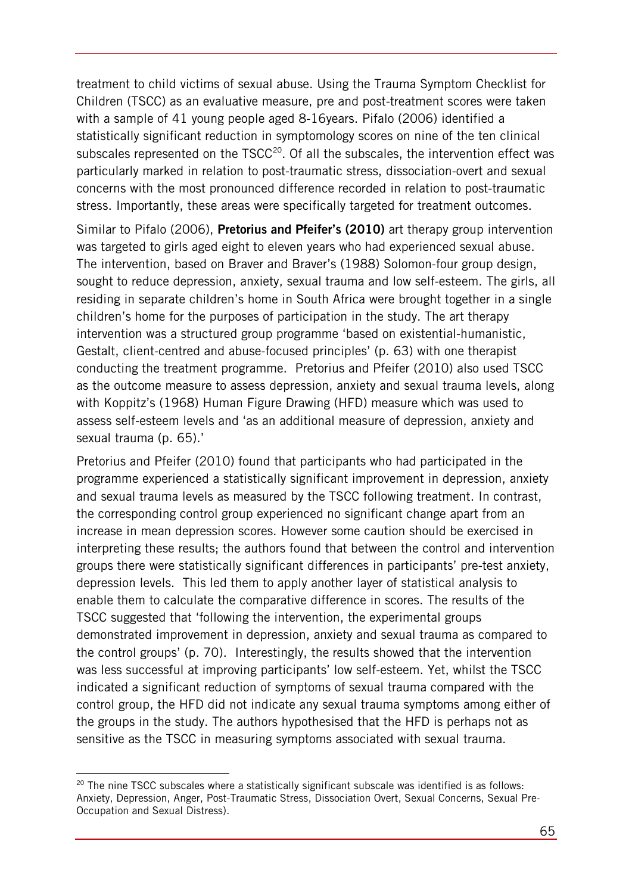treatment to child victims of sexual abuse. Using the Trauma Symptom Checklist for Children (TSCC) as an evaluative measure, pre and post-treatment scores were taken with a sample of 41 young people aged 8-16years. Pifalo (2006) identified a statistically significant reduction in symptomology scores on nine of the ten clinical subscales represented on the TSCC[20]. Of all the subscales, the intervention effect was particularly marked in relation to post-traumatic stress, dissociation-overt and sexual concerns with the most pronounced difference recorded in relation to post-traumatic stress. Importantly, these areas were specifically targeted for treatment outcomes.

Similar to Pifalo (2006), **Pretorius and Pfeifer's (2010)** art therapy group intervention was targeted to girls aged eight to eleven years who had experienced sexual abuse. The intervention, based on Braver and Braver's (1988) Solomon-four group design, sought to reduce depression, anxiety, sexual trauma and low self-esteem. The girls, all residing in separate children's home in South Africa were brought together in a single children's home for the purposes of participation in the study. The art therapy intervention was a structured group programme 'based on existential-humanistic, Gestalt, client-centred and abuse-focused principles' (p. 63) with one therapist conducting the treatment programme. Pretorius and Pfeifer (2010) also used TSCC as the outcome measure to assess depression, anxiety and sexual trauma levels, along with Koppitz's (1968) Human Figure Drawing (HFD) measure which was used to assess self-esteem levels and 'as an additional measure of depression, anxiety and sexual trauma (p. 65).'

Pretorius and Pfeifer (2010) found that participants who had participated in the programme experienced a statistically significant improvement in depression, anxiety and sexual trauma levels as measured by the TSCC following treatment. In contrast, the corresponding control group experienced no significant change apart from an increase in mean depression scores. However some caution should be exercised in interpreting these results; the authors found that between the control and intervention groups there were statistically significant differences in participants' pre-test anxiety, depression levels. This led them to apply another layer of statistical analysis to enable them to calculate the comparative difference in scores. The results of the TSCC suggested that 'following the intervention, the experimental groups demonstrated improvement in depression, anxiety and sexual trauma as compared to the control groups' (p. 70). Interestingly, the results showed that the intervention was less successful at improving participants' low self-esteem. Yet, whilst the TSCC indicated a significant reduction of symptoms of sexual trauma compared with the control group, the HFD did not indicate any sexual trauma symptoms among either of the groups in the study. The authors hypothesised that the HFD is perhaps not as sensitive as the TSCC in measuring symptoms associated with sexual trauma.

---

[20] The nine TSCC subscales where a statistically significant subscale was identified is as follows: Anxiety, Depression, Anger, Post-Traumatic Stress, Dissociation Overt, Sexual Concerns, Sexual Pre-Occupation and Sexual Distress).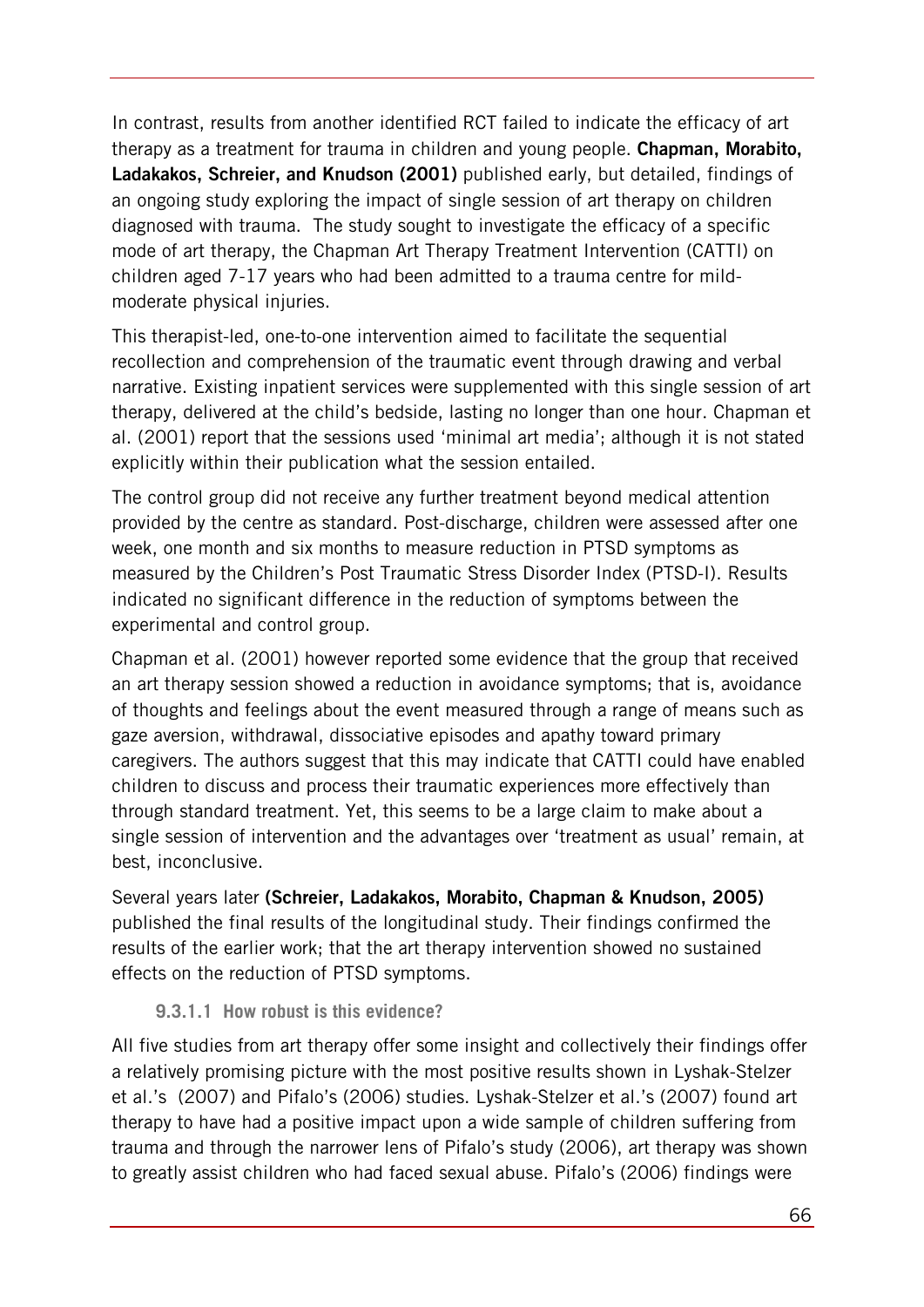In contrast, results from another identified RCT failed to indicate the efficacy of art therapy as a treatment for trauma in children and young people. **Chapman, Morabito, Ladakakos, Schreier, and Knudson (2001)** published early, but detailed, findings of an ongoing study exploring the impact of single session of art therapy on children diagnosed with trauma. The study sought to investigate the efficacy of a specific mode of art therapy, the Chapman Art Therapy Treatment Intervention (CATTI) on children aged 7-17 years who had been admitted to a trauma centre for mild-moderate physical injuries.

This therapist-led, one-to-one intervention aimed to facilitate the sequential recollection and comprehension of the traumatic event through drawing and verbal narrative. Existing inpatient services were supplemented with this single session of art therapy, delivered at the child's bedside, lasting no longer than one hour. Chapman et al. (2001) report that the sessions used 'minimal art media'; although it is not stated explicitly within their publication what the session entailed.

The control group did not receive any further treatment beyond medical attention provided by the centre as standard. Post-discharge, children were assessed after one week, one month and six months to measure reduction in PTSD symptoms as measured by the Children's Post Traumatic Stress Disorder Index (PTSD-I). Results indicated no significant difference in the reduction of symptoms between the experimental and control group.

Chapman et al. (2001) however reported some evidence that the group that received an art therapy session showed a reduction in avoidance symptoms; that is, avoidance of thoughts and feelings about the event measured through a range of means such as gaze aversion, withdrawal, dissociative episodes and apathy toward primary caregivers. The authors suggest that this may indicate that CATTI could have enabled children to discuss and process their traumatic experiences more effectively than through standard treatment. Yet, this seems to be a large claim to make about a single session of intervention and the advantages over 'treatment as usual' remain, at best, inconclusive.

Several years later **(Schreier, Ladakakos, Morabito, Chapman & Knudson, 2005)** published the final results of the longitudinal study. Their findings confirmed the results of the earlier work; that the art therapy intervention showed no sustained effects on the reduction of PTSD symptoms.

#### 9.3.1.1 How robust is this evidence?

All five studies from art therapy offer some insight and collectively their findings offer a relatively promising picture with the most positive results shown in Lyshak-Stelzer et al.'s (2007) and Pifalo's (2006) studies. Lyshak-Stelzer et al.'s (2007) found art therapy to have had a positive impact upon a wide sample of children suffering from trauma and through the narrower lens of Pifalo's study (2006), art therapy was shown to greatly assist children who had faced sexual abuse. Pifalo's (2006) findings were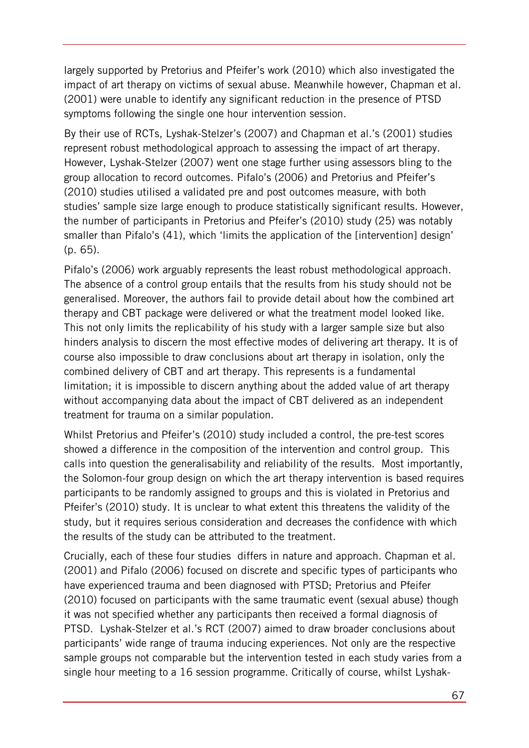largely supported by Pretorius and Pfeifer's work (2010) which also investigated the impact of art therapy on victims of sexual abuse. Meanwhile however, Chapman et al. (2001) were unable to identify any significant reduction in the presence of PTSD symptoms following the single one hour intervention session.

By their use of RCTs, Lyshak-Stelzer's (2007) and Chapman et al.'s (2001) studies represent robust methodological approach to assessing the impact of art therapy. However, Lyshak-Stelzer (2007) went one stage further using assessors bling to the group allocation to record outcomes. Pifalo's (2006) and Pretorius and Pfeifer's (2010) studies utilised a validated pre and post outcomes measure, with both studies' sample size large enough to produce statistically significant results. However, the number of participants in Pretorius and Pfeifer's (2010) study (25) was notably smaller than Pifalo's (41), which 'limits the application of the [intervention] design' (p. 65).

Pifalo's (2006) work arguably represents the least robust methodological approach. The absence of a control group entails that the results from his study should not be generalised. Moreover, the authors fail to provide detail about how the combined art therapy and CBT package were delivered or what the treatment model looked like. This not only limits the replicability of his study with a larger sample size but also hinders analysis to discern the most effective modes of delivering art therapy. It is of course also impossible to draw conclusions about art therapy in isolation, only the combined delivery of CBT and art therapy. This represents is a fundamental limitation; it is impossible to discern anything about the added value of art therapy without accompanying data about the impact of CBT delivered as an independent treatment for trauma on a similar population.

Whilst Pretorius and Pfeifer's (2010) study included a control, the pre-test scores showed a difference in the composition of the intervention and control group. This calls into question the generalisability and reliability of the results. Most importantly, the Solomon-four group design on which the art therapy intervention is based requires participants to be randomly assigned to groups and this is violated in Pretorius and Pfeifer's (2010) study. It is unclear to what extent this threatens the validity of the study, but it requires serious consideration and decreases the confidence with which the results of the study can be attributed to the treatment.

Crucially, each of these four studies differs in nature and approach. Chapman et al. (2001) and Pifalo (2006) focused on discrete and specific types of participants who have experienced trauma and been diagnosed with PTSD; Pretorius and Pfeifer (2010) focused on participants with the same traumatic event (sexual abuse) though it was not specified whether any participants then received a formal diagnosis of PTSD. Lyshak-Stelzer et al.'s RCT (2007) aimed to draw broader conclusions about participants' wide range of trauma inducing experiences. Not only are the respective sample groups not comparable but the intervention tested in each study varies from a single hour meeting to a 16 session programme. Critically of course, whilst Lyshak-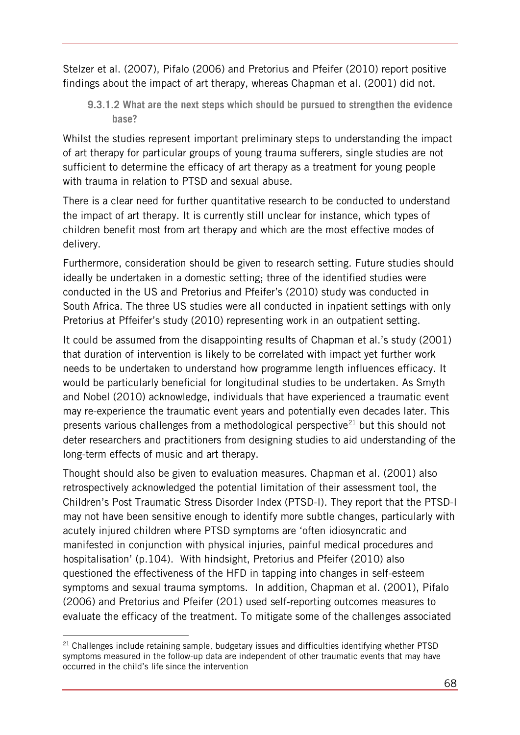Stelzer et al. (2007), Pifalo (2006) and Pretorius and Pfeifer (2010) report positive findings about the impact of art therapy, whereas Chapman et al. (2001) did not.

#### 9.3.1.2 What are the next steps which should be pursued to strengthen the evidence base?

Whilst the studies represent important preliminary steps to understanding the impact of art therapy for particular groups of young trauma sufferers, single studies are not sufficient to determine the efficacy of art therapy as a treatment for young people with trauma in relation to PTSD and sexual abuse.

There is a clear need for further quantitative research to be conducted to understand the impact of art therapy. It is currently still unclear for instance, which types of children benefit most from art therapy and which are the most effective modes of delivery.

Furthermore, consideration should be given to research setting. Future studies should ideally be undertaken in a domestic setting; three of the identified studies were conducted in the US and Pretorius and Pfeifer's (2010) study was conducted in South Africa. The three US studies were all conducted in inpatient settings with only Pretorius at Pffeifer's study (2010) representing work in an outpatient setting.

It could be assumed from the disappointing results of Chapman et al.'s study (2001) that duration of intervention is likely to be correlated with impact yet further work needs to be undertaken to understand how programme length influences efficacy. It would be particularly beneficial for longitudinal studies to be undertaken. As Smyth and Nobel (2010) acknowledge, individuals that have experienced a traumatic event may re-experience the traumatic event years and potentially even decades later. This presents various challenges from a methodological perspective[21] but this should not deter researchers and practitioners from designing studies to aid understanding of the long-term effects of music and art therapy.

Thought should also be given to evaluation measures. Chapman et al. (2001) also retrospectively acknowledged the potential limitation of their assessment tool, the Children's Post Traumatic Stress Disorder Index (PTSD-I). They report that the PTSD-I may not have been sensitive enough to identify more subtle changes, particularly with acutely injured children where PTSD symptoms are 'often idiosyncratic and manifested in conjunction with physical injuries, painful medical procedures and hospitalisation' (p.104). With hindsight, Pretorius and Pfeifer (2010) also questioned the effectiveness of the HFD in tapping into changes in self-esteem symptoms and sexual trauma symptoms. In addition, Chapman et al. (2001), Pifalo (2006) and Pretorius and Pfeifer (201) used self-reporting outcomes measures to evaluate the efficacy of the treatment. To mitigate some of the challenges associated

---

[21] Challenges include retaining sample, budgetary issues and difficulties identifying whether PTSD symptoms measured in the follow-up data are independent of other traumatic events that may have occurred in the child's life since the intervention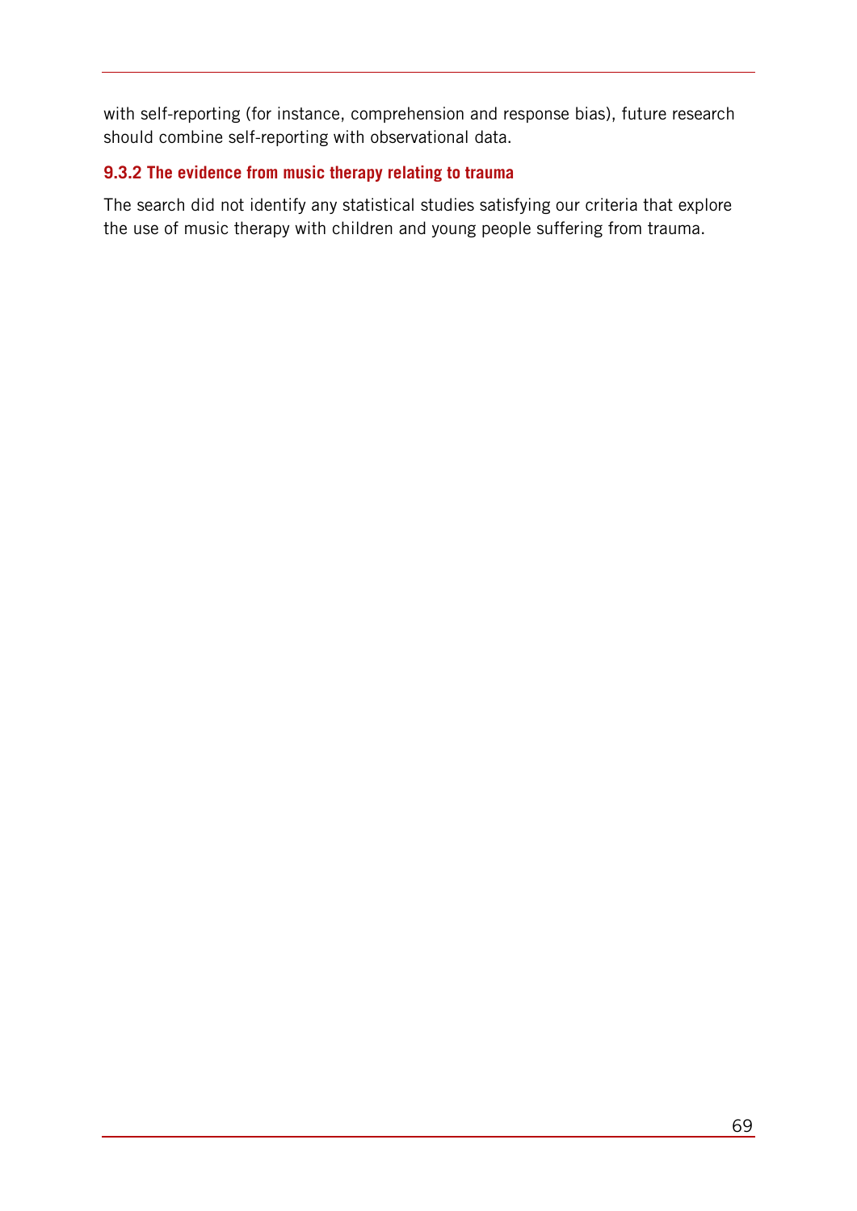with self-reporting (for instance, comprehension and response bias), future research should combine self-reporting with observational data.

### 9.3.2 The evidence from music therapy relating to trauma

The search did not identify any statistical studies satisfying our criteria that explore the use of music therapy with children and young people suffering from trauma.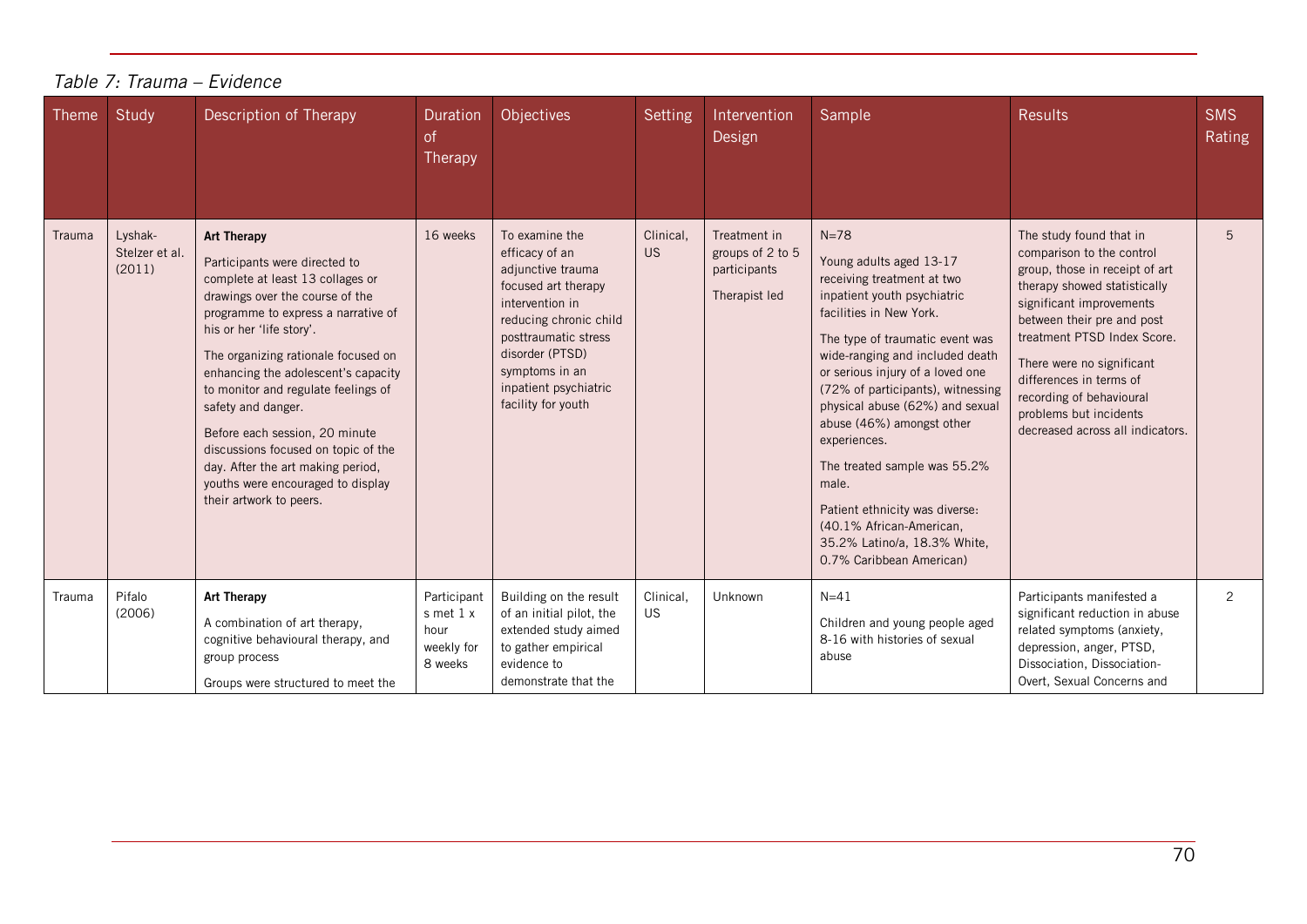*Table 7: Trauma – Evidence*

| Theme | Study | Description of Therapy | Duration of Therapy | Objectives | Setting | Intervention Design | Sample | Results | SMS Rating |
|---|---|---|---|---|---|---|---|---|---|
| Trauma | Lyshak-Stelzer et al. (2011) | **Art Therapy**<br>Participants were directed to complete at least 13 collages or drawings over the course of the programme to express a narrative of his or her 'life story'.<br>The organizing rationale focused on enhancing the adolescent's capacity to monitor and regulate feelings of safety and danger.<br>Before each session, 20 minute discussions focused on topic of the day. After the art making period, youths were encouraged to display their artwork to peers. | 16 weeks | To examine the efficacy of an adjunctive trauma focused art therapy intervention in reducing chronic child posttraumatic stress disorder (PTSD) symptoms in an inpatient psychiatric facility for youth | Clinical, US | Treatment in groups of 2 to 5 participants<br>Therapist led | N=78<br>Young adults aged 13-17 receiving treatment at two inpatient youth psychiatric facilities in New York.<br>The type of traumatic event was wide-ranging and included death or serious injury of a loved one (72% of participants), witnessing physical abuse (62%) and sexual abuse (46%) amongst other experiences.<br>The treated sample was 55.2% male.<br>Patient ethnicity was diverse: (40.1% African-American, 35.2% Latino/a, 18.3% White, 0.7% Caribbean American) | The study found that in comparison to the control group, those in receipt of art therapy showed statistically significant improvements between their pre and post treatment PTSD Index Score.<br>There were no significant differences in terms of recording of behavioural problems but incidents decreased across all indicators. | 5 |
| Trauma | Pifalo (2006) | **Art Therapy**<br>A combination of art therapy, cognitive behavioural therapy, and group process<br>Groups were structured to meet the | Participants met 1 x hour weekly for 8 weeks | Building on the result of an initial pilot, the extended study aimed to gather empirical evidence to demonstrate that the | Clinical, US | Unknown | N=41<br>Children and young people aged 8-16 with histories of sexual abuse | Participants manifested a significant reduction in abuse related symptoms (anxiety, depression, anger, PTSD, Dissociation, Dissociation-Overt, Sexual Concerns and | 2 |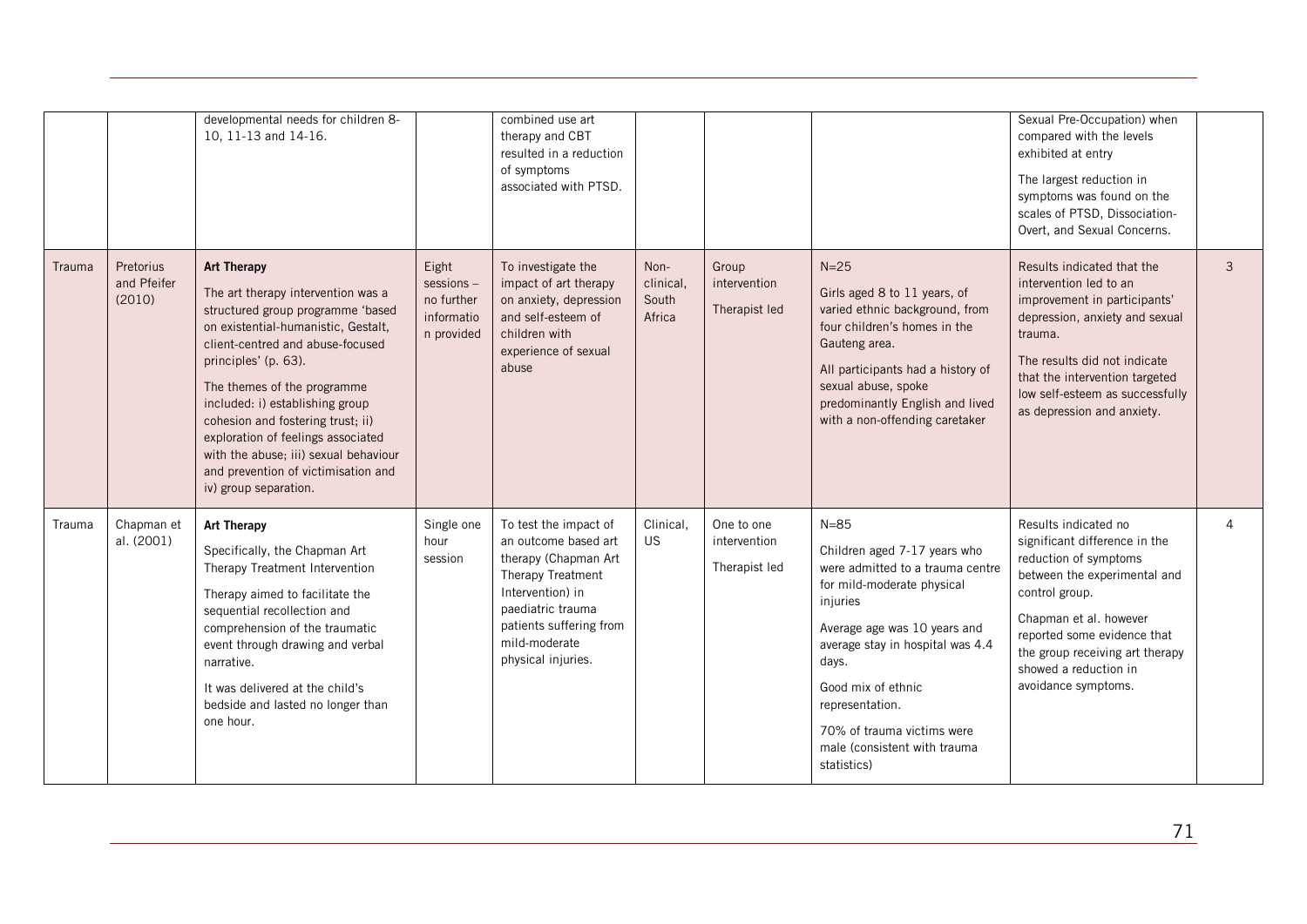| | | | | | | | | | |
|---|---|---|---|---|---|---|---|---|---|
| | | developmental needs for children 8-10, 11-13 and 14-16. | | combined use art therapy and CBT resulted in a reduction of symptoms associated with PTSD. | | | | Sexual Pre-Occupation) when compared with the levels exhibited at entry<br><br>The largest reduction in symptoms was found on the scales of PTSD, Dissociation-Overt, and Sexual Concerns. | |
| Trauma | Pretorius and Pfeifer (2010) | **Art Therapy**<br><br>The art therapy intervention was a structured group programme 'based on existential-humanistic, Gestalt, client-centred and abuse-focused principles' (p. 63).<br><br>The themes of the programme included: i) establishing group cohesion and fostering trust; ii) exploration of feelings associated with the abuse; iii) sexual behaviour and prevention of victimisation and iv) group separation. | Eight sessions – no further informatio n provided | To investigate the impact of art therapy on anxiety, depression and self-esteem of children with experience of sexual abuse | Non-clinical, South Africa | Group intervention<br><br>Therapist led | N=25<br><br>Girls aged 8 to 11 years, of varied ethnic background, from four children's homes in the Gauteng area.<br><br>All participants had a history of sexual abuse, spoke predominantly English and lived with a non-offending caretaker | Results indicated that the intervention led to an improvement in participants' depression, anxiety and sexual trauma.<br><br>The results did not indicate that the intervention targeted low self-esteem as successfully as depression and anxiety. | 3 |
| Trauma | Chapman et al. (2001) | **Art Therapy**<br><br>Specifically, the Chapman Art Therapy Treatment Intervention<br><br>Therapy aimed to facilitate the sequential recollection and comprehension of the traumatic event through drawing and verbal narrative.<br><br>It was delivered at the child's bedside and lasted no longer than one hour. | Single one hour session | To test the impact of an outcome based art therapy (Chapman Art Therapy Treatment Intervention) in paediatric trauma patients suffering from mild-moderate physical injuries. | Clinical, US | One to one intervention<br><br>Therapist led | N=85<br><br>Children aged 7-17 years who were admitted to a trauma centre for mild-moderate physical injuries<br><br>Average age was 10 years and average stay in hospital was 4.4 days.<br><br>Good mix of ethnic representation.<br><br>70% of trauma victims were male (consistent with trauma statistics) | Results indicated no significant difference in the reduction of symptoms between the experimental and control group.<br><br>Chapman et al. however reported some evidence that the group receiving art therapy showed a reduction in avoidance symptoms. | 4 |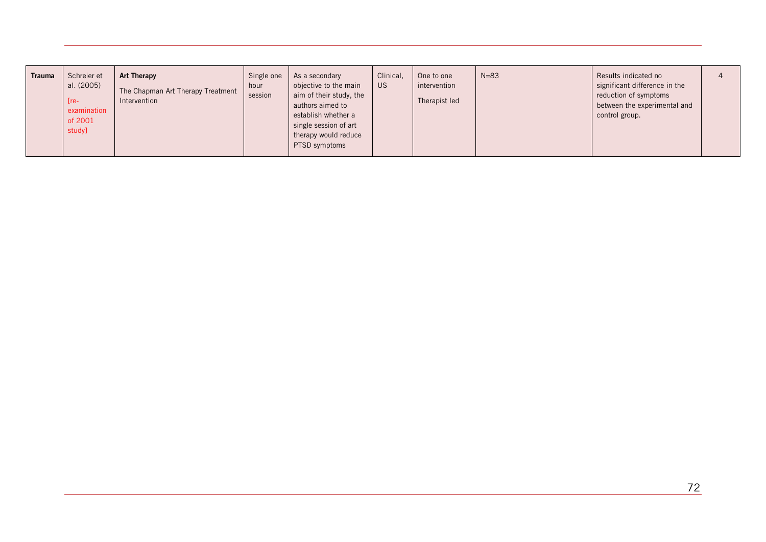| Trauma | Schreier et al. (2005) [re-examination of 2001 study] | **Art Therapy** The Chapman Art Therapy Treatment Intervention | Single one hour session | As a secondary objective to the main aim of their study, the authors aimed to establish whether a single session of art therapy would reduce PTSD symptoms | Clinical, US | One to one intervention Therapist led | N=83 | Results indicated no significant difference in the reduction of symptoms between the experimental and control group. | 4 |
|---|---|---|---|---|---|---|---|---|---|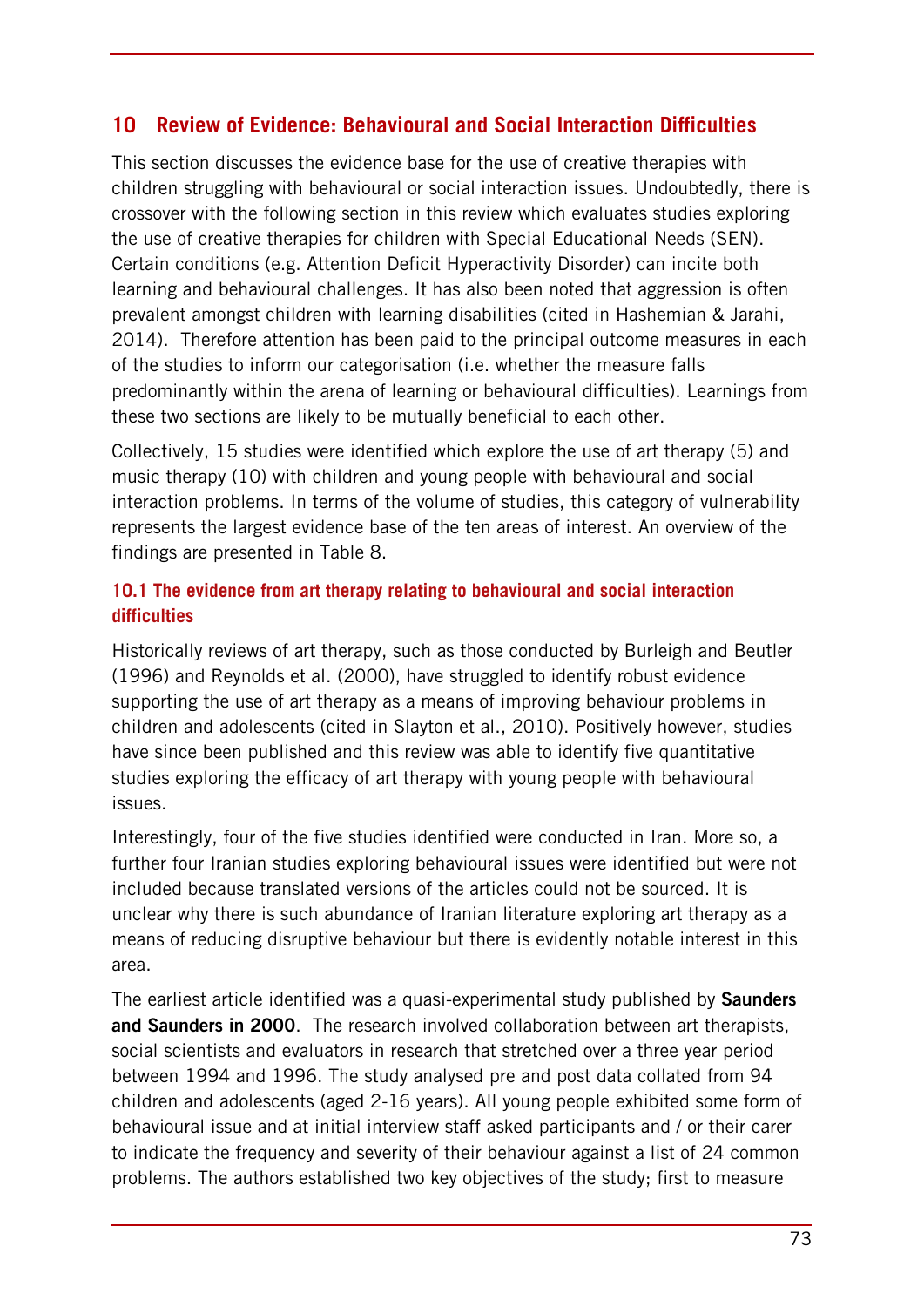# 10 Review of Evidence: Behavioural and Social Interaction Difficulties

This section discusses the evidence base for the use of creative therapies with children struggling with behavioural or social interaction issues. Undoubtedly, there is crossover with the following section in this review which evaluates studies exploring the use of creative therapies for children with Special Educational Needs (SEN). Certain conditions (e.g. Attention Deficit Hyperactivity Disorder) can incite both learning and behavioural challenges. It has also been noted that aggression is often prevalent amongst children with learning disabilities (cited in Hashemian & Jarahi, 2014). Therefore attention has been paid to the principal outcome measures in each of the studies to inform our categorisation (i.e. whether the measure falls predominantly within the arena of learning or behavioural difficulties). Learnings from these two sections are likely to be mutually beneficial to each other.

Collectively, 15 studies were identified which explore the use of art therapy (5) and music therapy (10) with children and young people with behavioural and social interaction problems. In terms of the volume of studies, this category of vulnerability represents the largest evidence base of the ten areas of interest. An overview of the findings are presented in Table 8.

## 10.1 The evidence from art therapy relating to behavioural and social interaction difficulties

Historically reviews of art therapy, such as those conducted by Burleigh and Beutler (1996) and Reynolds et al. (2000), have struggled to identify robust evidence supporting the use of art therapy as a means of improving behaviour problems in children and adolescents (cited in Slayton et al., 2010). Positively however, studies have since been published and this review was able to identify five quantitative studies exploring the efficacy of art therapy with young people with behavioural issues.

Interestingly, four of the five studies identified were conducted in Iran. More so, a further four Iranian studies exploring behavioural issues were identified but were not included because translated versions of the articles could not be sourced. It is unclear why there is such abundance of Iranian literature exploring art therapy as a means of reducing disruptive behaviour but there is evidently notable interest in this area.

The earliest article identified was a quasi-experimental study published by **Saunders and Saunders in 2000**. The research involved collaboration between art therapists, social scientists and evaluators in research that stretched over a three year period between 1994 and 1996. The study analysed pre and post data collated from 94 children and adolescents (aged 2-16 years). All young people exhibited some form of behavioural issue and at initial interview staff asked participants and / or their carer to indicate the frequency and severity of their behaviour against a list of 24 common problems. The authors established two key objectives of the study; first to measure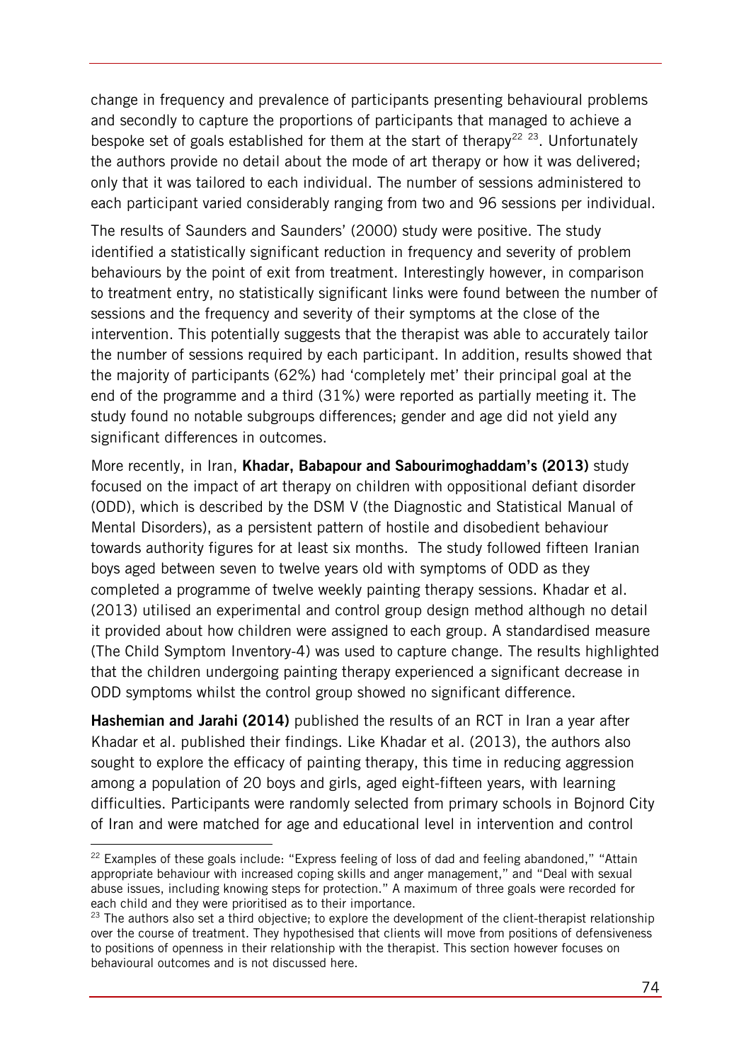change in frequency and prevalence of participants presenting behavioural problems and secondly to capture the proportions of participants that managed to achieve a bespoke set of goals established for them at the start of therapy[22] [23]. Unfortunately the authors provide no detail about the mode of art therapy or how it was delivered; only that it was tailored to each individual. The number of sessions administered to each participant varied considerably ranging from two and 96 sessions per individual.

The results of Saunders and Saunders' (2000) study were positive. The study identified a statistically significant reduction in frequency and severity of problem behaviours by the point of exit from treatment. Interestingly however, in comparison to treatment entry, no statistically significant links were found between the number of sessions and the frequency and severity of their symptoms at the close of the intervention. This potentially suggests that the therapist was able to accurately tailor the number of sessions required by each participant. In addition, results showed that the majority of participants (62%) had 'completely met' their principal goal at the end of the programme and a third (31%) were reported as partially meeting it. The study found no notable subgroups differences; gender and age did not yield any significant differences in outcomes.

More recently, in Iran, **Khadar, Babapour and Sabourimoghaddam's (2013)** study focused on the impact of art therapy on children with oppositional defiant disorder (ODD), which is described by the DSM V (the Diagnostic and Statistical Manual of Mental Disorders), as a persistent pattern of hostile and disobedient behaviour towards authority figures for at least six months. The study followed fifteen Iranian boys aged between seven to twelve years old with symptoms of ODD as they completed a programme of twelve weekly painting therapy sessions. Khadar et al. (2013) utilised an experimental and control group design method although no detail it provided about how children were assigned to each group. A standardised measure (The Child Symptom Inventory-4) was used to capture change. The results highlighted that the children undergoing painting therapy experienced a significant decrease in ODD symptoms whilst the control group showed no significant difference.

**Hashemian and Jarahi (2014)** published the results of an RCT in Iran a year after Khadar et al. published their findings. Like Khadar et al. (2013), the authors also sought to explore the efficacy of painting therapy, this time in reducing aggression among a population of 20 boys and girls, aged eight-fifteen years, with learning difficulties. Participants were randomly selected from primary schools in Bojnord City of Iran and were matched for age and educational level in intervention and control

---

[22] Examples of these goals include: "Express feeling of loss of dad and feeling abandoned," "Attain appropriate behaviour with increased coping skills and anger management," and "Deal with sexual abuse issues, including knowing steps for protection." A maximum of three goals were recorded for each child and they were prioritised as to their importance.

[23] The authors also set a third objective; to explore the development of the client-therapist relationship over the course of treatment. They hypothesised that clients will move from positions of defensiveness to positions of openness in their relationship with the therapist. This section however focuses on behavioural outcomes and is not discussed here.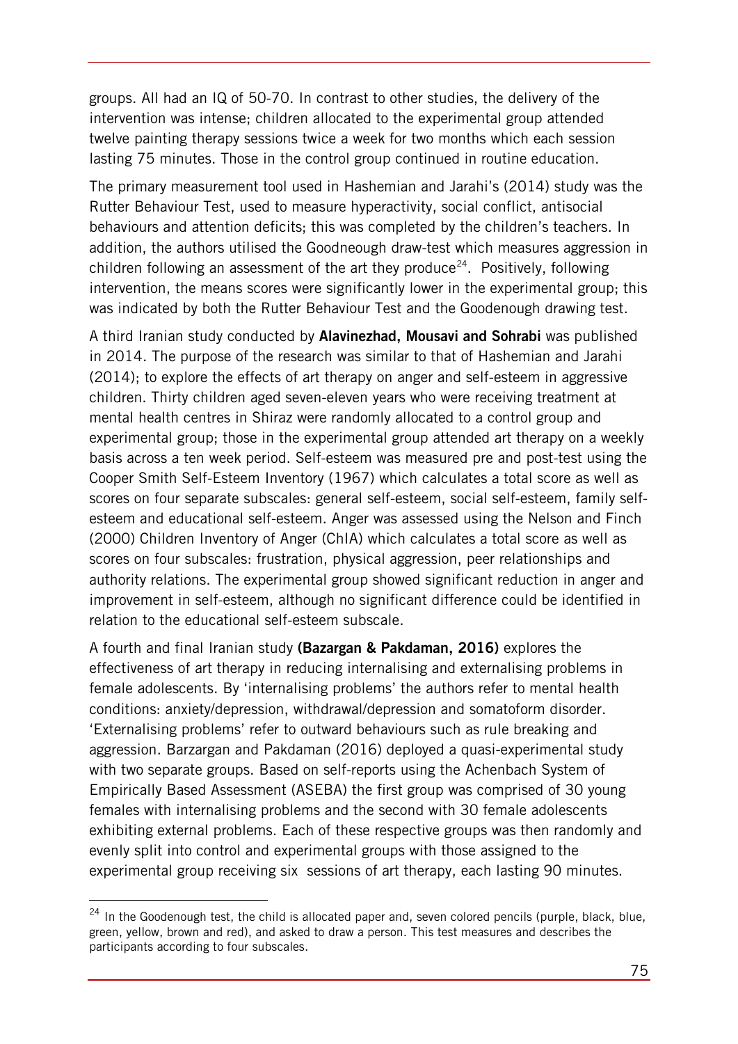groups. All had an IQ of 50-70. In contrast to other studies, the delivery of the intervention was intense; children allocated to the experimental group attended twelve painting therapy sessions twice a week for two months which each session lasting 75 minutes. Those in the control group continued in routine education.

The primary measurement tool used in Hashemian and Jarahi's (2014) study was the Rutter Behaviour Test, used to measure hyperactivity, social conflict, antisocial behaviours and attention deficits; this was completed by the children's teachers. In addition, the authors utilised the Goodneough draw-test which measures aggression in children following an assessment of the art they produce[24]. Positively, following intervention, the means scores were significantly lower in the experimental group; this was indicated by both the Rutter Behaviour Test and the Goodenough drawing test.

A third Iranian study conducted by **Alavinezhad, Mousavi and Sohrabi** was published in 2014. The purpose of the research was similar to that of Hashemian and Jarahi (2014); to explore the effects of art therapy on anger and self-esteem in aggressive children. Thirty children aged seven-eleven years who were receiving treatment at mental health centres in Shiraz were randomly allocated to a control group and experimental group; those in the experimental group attended art therapy on a weekly basis across a ten week period. Self-esteem was measured pre and post-test using the Cooper Smith Self-Esteem Inventory (1967) which calculates a total score as well as scores on four separate subscales: general self-esteem, social self-esteem, family self-esteem and educational self-esteem. Anger was assessed using the Nelson and Finch (2000) Children Inventory of Anger (ChIA) which calculates a total score as well as scores on four subscales: frustration, physical aggression, peer relationships and authority relations. The experimental group showed significant reduction in anger and improvement in self-esteem, although no significant difference could be identified in relation to the educational self-esteem subscale.

A fourth and final Iranian study **(Bazargan & Pakdaman, 2016)** explores the effectiveness of art therapy in reducing internalising and externalising problems in female adolescents. By 'internalising problems' the authors refer to mental health conditions: anxiety/depression, withdrawal/depression and somatoform disorder. 'Externalising problems' refer to outward behaviours such as rule breaking and aggression. Barzargan and Pakdaman (2016) deployed a quasi-experimental study with two separate groups. Based on self-reports using the Achenbach System of Empirically Based Assessment (ASEBA) the first group was comprised of 30 young females with internalising problems and the second with 30 female adolescents exhibiting external problems. Each of these respective groups was then randomly and evenly split into control and experimental groups with those assigned to the experimental group receiving six sessions of art therapy, each lasting 90 minutes.

[24] In the Goodenough test, the child is allocated paper and, seven colored pencils (purple, black, blue, green, yellow, brown and red), and asked to draw a person. This test measures and describes the participants according to four subscales.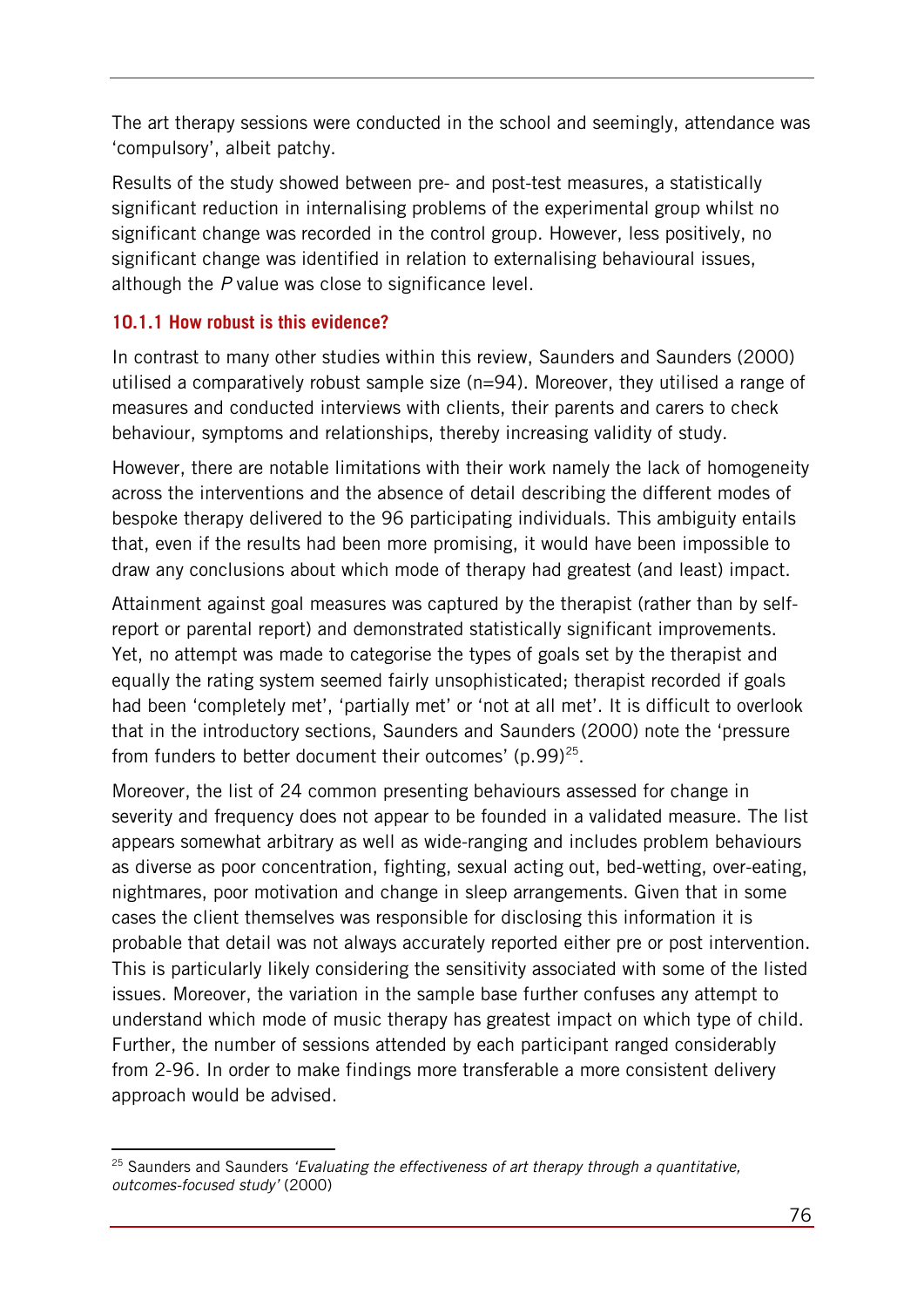The art therapy sessions were conducted in the school and seemingly, attendance was 'compulsory', albeit patchy.

Results of the study showed between pre- and post-test measures, a statistically significant reduction in internalising problems of the experimental group whilst no significant change was recorded in the control group. However, less positively, no significant change was identified in relation to externalising behavioural issues, although the *P* value was close to significance level.

### 10.1.1 How robust is this evidence?

In contrast to many other studies within this review, Saunders and Saunders (2000) utilised a comparatively robust sample size (n=94). Moreover, they utilised a range of measures and conducted interviews with clients, their parents and carers to check behaviour, symptoms and relationships, thereby increasing validity of study.

However, there are notable limitations with their work namely the lack of homogeneity across the interventions and the absence of detail describing the different modes of bespoke therapy delivered to the 96 participating individuals. This ambiguity entails that, even if the results had been more promising, it would have been impossible to draw any conclusions about which mode of therapy had greatest (and least) impact.

Attainment against goal measures was captured by the therapist (rather than by self-report or parental report) and demonstrated statistically significant improvements. Yet, no attempt was made to categorise the types of goals set by the therapist and equally the rating system seemed fairly unsophisticated; therapist recorded if goals had been 'completely met', 'partially met' or 'not at all met'. It is difficult to overlook that in the introductory sections, Saunders and Saunders (2000) note the 'pressure from funders to better document their outcomes' (p.99)[25].

Moreover, the list of 24 common presenting behaviours assessed for change in severity and frequency does not appear to be founded in a validated measure. The list appears somewhat arbitrary as well as wide-ranging and includes problem behaviours as diverse as poor concentration, fighting, sexual acting out, bed-wetting, over-eating, nightmares, poor motivation and change in sleep arrangements. Given that in some cases the client themselves was responsible for disclosing this information it is probable that detail was not always accurately reported either pre or post intervention. This is particularly likely considering the sensitivity associated with some of the listed issues. Moreover, the variation in the sample base further confuses any attempt to understand which mode of music therapy has greatest impact on which type of child. Further, the number of sessions attended by each participant ranged considerably from 2-96. In order to make findings more transferable a more consistent delivery approach would be advised.

---

[25] Saunders and Saunders *'Evaluating the effectiveness of art therapy through a quantitative, outcomes-focused study'* (2000)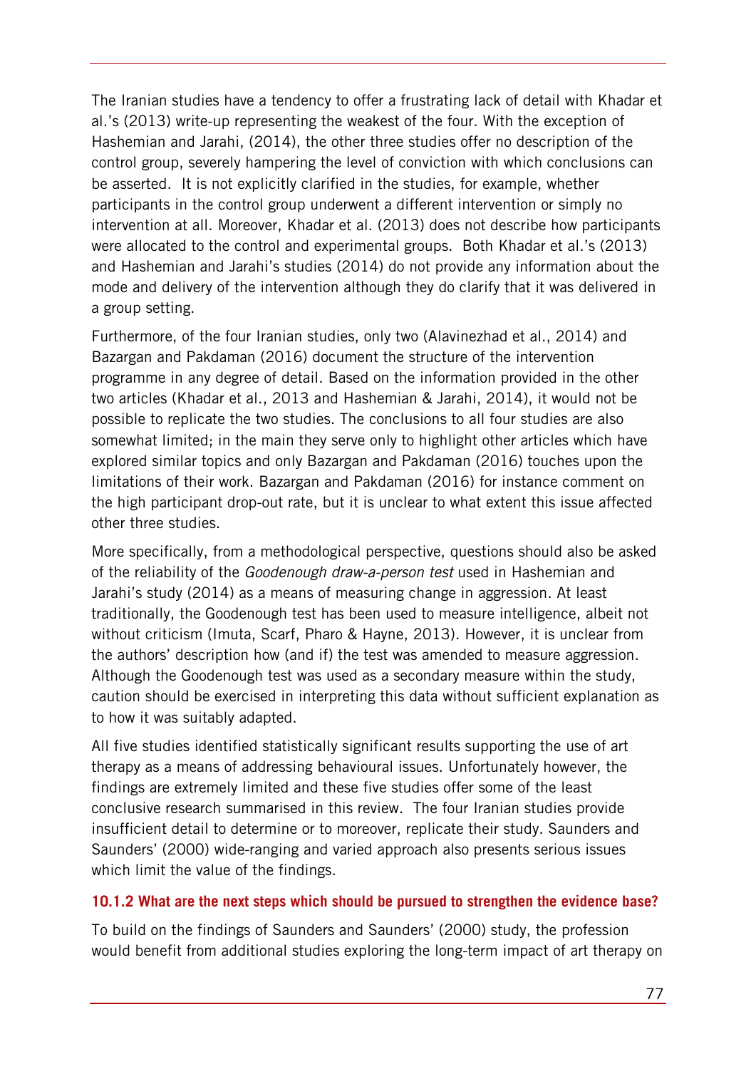The Iranian studies have a tendency to offer a frustrating lack of detail with Khadar et al.'s (2013) write-up representing the weakest of the four. With the exception of Hashemian and Jarahi, (2014), the other three studies offer no description of the control group, severely hampering the level of conviction with which conclusions can be asserted. It is not explicitly clarified in the studies, for example, whether participants in the control group underwent a different intervention or simply no intervention at all. Moreover, Khadar et al. (2013) does not describe how participants were allocated to the control and experimental groups. Both Khadar et al.'s (2013) and Hashemian and Jarahi's studies (2014) do not provide any information about the mode and delivery of the intervention although they do clarify that it was delivered in a group setting.

Furthermore, of the four Iranian studies, only two (Alavinezhad et al., 2014) and Bazargan and Pakdaman (2016) document the structure of the intervention programme in any degree of detail. Based on the information provided in the other two articles (Khadar et al., 2013 and Hashemian & Jarahi, 2014), it would not be possible to replicate the two studies. The conclusions to all four studies are also somewhat limited; in the main they serve only to highlight other articles which have explored similar topics and only Bazargan and Pakdaman (2016) touches upon the limitations of their work. Bazargan and Pakdaman (2016) for instance comment on the high participant drop-out rate, but it is unclear to what extent this issue affected other three studies.

More specifically, from a methodological perspective, questions should also be asked of the reliability of the *Goodenough draw-a-person test* used in Hashemian and Jarahi's study (2014) as a means of measuring change in aggression. At least traditionally, the Goodenough test has been used to measure intelligence, albeit not without criticism (Imuta, Scarf, Pharo & Hayne, 2013). However, it is unclear from the authors' description how (and if) the test was amended to measure aggression. Although the Goodenough test was used as a secondary measure within the study, caution should be exercised in interpreting this data without sufficient explanation as to how it was suitably adapted.

All five studies identified statistically significant results supporting the use of art therapy as a means of addressing behavioural issues. Unfortunately however, the findings are extremely limited and these five studies offer some of the least conclusive research summarised in this review. The four Iranian studies provide insufficient detail to determine or to moreover, replicate their study. Saunders and Saunders' (2000) wide-ranging and varied approach also presents serious issues which limit the value of the findings.

#### 10.1.2 What are the next steps which should be pursued to strengthen the evidence base?

To build on the findings of Saunders and Saunders' (2000) study, the profession would benefit from additional studies exploring the long-term impact of art therapy on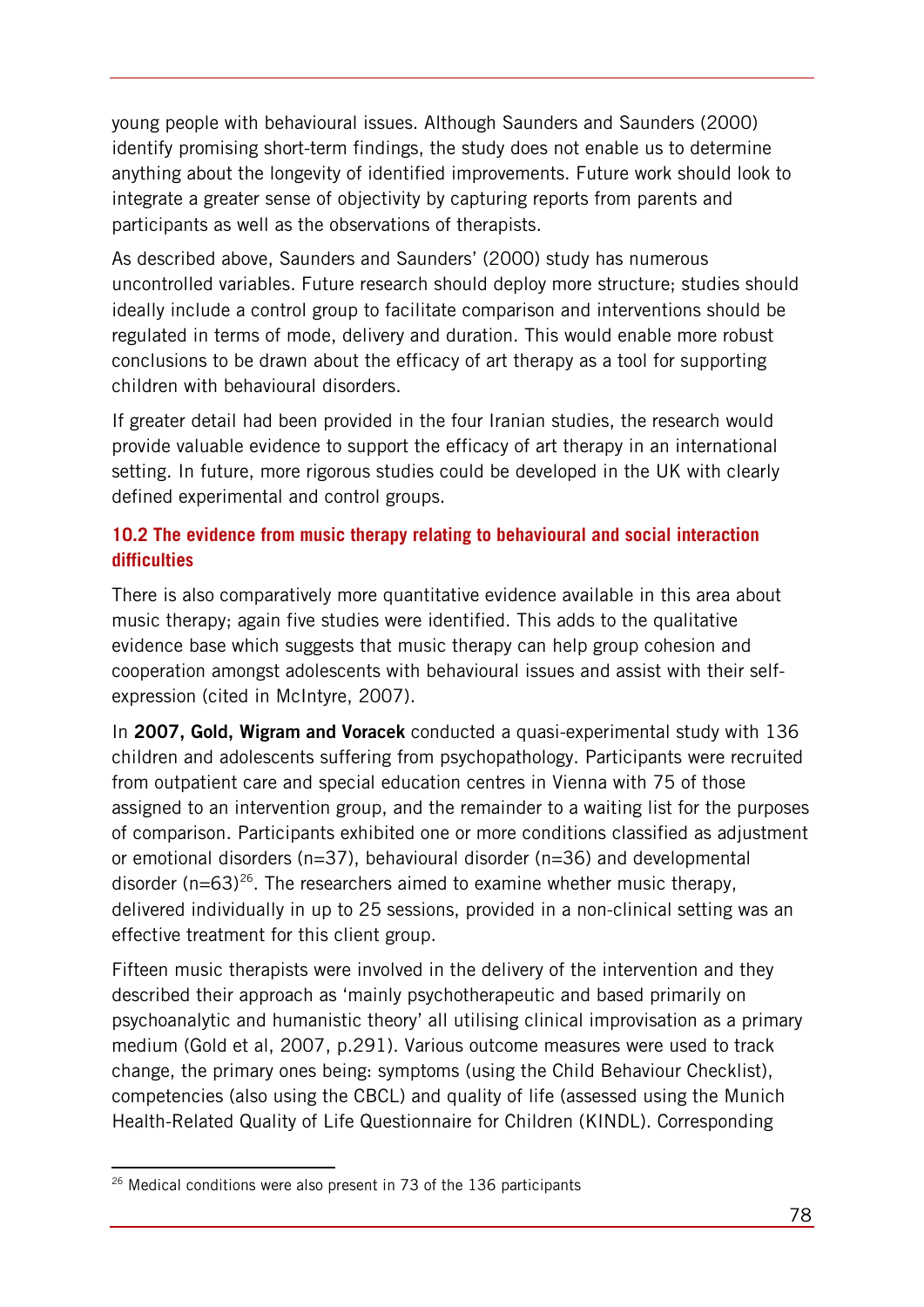young people with behavioural issues. Although Saunders and Saunders (2000) identify promising short-term findings, the study does not enable us to determine anything about the longevity of identified improvements. Future work should look to integrate a greater sense of objectivity by capturing reports from parents and participants as well as the observations of therapists.

As described above, Saunders and Saunders' (2000) study has numerous uncontrolled variables. Future research should deploy more structure; studies should ideally include a control group to facilitate comparison and interventions should be regulated in terms of mode, delivery and duration. This would enable more robust conclusions to be drawn about the efficacy of art therapy as a tool for supporting children with behavioural disorders.

If greater detail had been provided in the four Iranian studies, the research would provide valuable evidence to support the efficacy of art therapy in an international setting. In future, more rigorous studies could be developed in the UK with clearly defined experimental and control groups.

### 10.2 The evidence from music therapy relating to behavioural and social interaction difficulties

There is also comparatively more quantitative evidence available in this area about music therapy; again five studies were identified. This adds to the qualitative evidence base which suggests that music therapy can help group cohesion and cooperation amongst adolescents with behavioural issues and assist with their self-expression (cited in McIntyre, 2007).

In **2007, Gold, Wigram and Voracek** conducted a quasi-experimental study with 136 children and adolescents suffering from psychopathology. Participants were recruited from outpatient care and special education centres in Vienna with 75 of those assigned to an intervention group, and the remainder to a waiting list for the purposes of comparison. Participants exhibited one or more conditions classified as adjustment or emotional disorders (n=37), behavioural disorder (n=36) and developmental disorder (n=63)[26]. The researchers aimed to examine whether music therapy, delivered individually in up to 25 sessions, provided in a non-clinical setting was an effective treatment for this client group.

Fifteen music therapists were involved in the delivery of the intervention and they described their approach as 'mainly psychotherapeutic and based primarily on psychoanalytic and humanistic theory' all utilising clinical improvisation as a primary medium (Gold et al, 2007, p.291). Various outcome measures were used to track change, the primary ones being: symptoms (using the Child Behaviour Checklist), competencies (also using the CBCL) and quality of life (assessed using the Munich Health-Related Quality of Life Questionnaire for Children (KINDL). Corresponding

[26] Medical conditions were also present in 73 of the 136 participants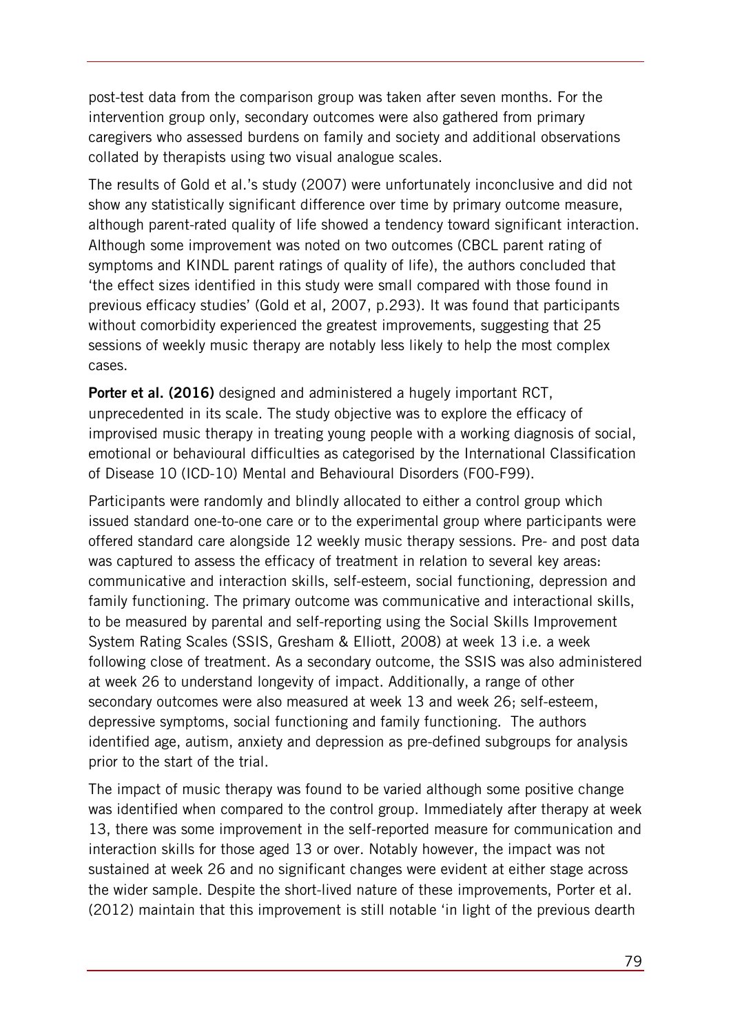post-test data from the comparison group was taken after seven months. For the intervention group only, secondary outcomes were also gathered from primary caregivers who assessed burdens on family and society and additional observations collated by therapists using two visual analogue scales.

The results of Gold et al.'s study (2007) were unfortunately inconclusive and did not show any statistically significant difference over time by primary outcome measure, although parent-rated quality of life showed a tendency toward significant interaction. Although some improvement was noted on two outcomes (CBCL parent rating of symptoms and KINDL parent ratings of quality of life), the authors concluded that 'the effect sizes identified in this study were small compared with those found in previous efficacy studies' (Gold et al, 2007, p.293). It was found that participants without comorbidity experienced the greatest improvements, suggesting that 25 sessions of weekly music therapy are notably less likely to help the most complex cases.

**Porter et al. (2016)** designed and administered a hugely important RCT, unprecedented in its scale. The study objective was to explore the efficacy of improvised music therapy in treating young people with a working diagnosis of social, emotional or behavioural difficulties as categorised by the International Classification of Disease 10 (ICD-10) Mental and Behavioural Disorders (F00-F99).

Participants were randomly and blindly allocated to either a control group which issued standard one-to-one care or to the experimental group where participants were offered standard care alongside 12 weekly music therapy sessions. Pre- and post data was captured to assess the efficacy of treatment in relation to several key areas: communicative and interaction skills, self-esteem, social functioning, depression and family functioning. The primary outcome was communicative and interactional skills, to be measured by parental and self-reporting using the Social Skills Improvement System Rating Scales (SSIS, Gresham & Elliott, 2008) at week 13 i.e. a week following close of treatment. As a secondary outcome, the SSIS was also administered at week 26 to understand longevity of impact. Additionally, a range of other secondary outcomes were also measured at week 13 and week 26; self-esteem, depressive symptoms, social functioning and family functioning. The authors identified age, autism, anxiety and depression as pre-defined subgroups for analysis prior to the start of the trial.

The impact of music therapy was found to be varied although some positive change was identified when compared to the control group. Immediately after therapy at week 13, there was some improvement in the self-reported measure for communication and interaction skills for those aged 13 or over. Notably however, the impact was not sustained at week 26 and no significant changes were evident at either stage across the wider sample. Despite the short-lived nature of these improvements, Porter et al. (2012) maintain that this improvement is still notable 'in light of the previous dearth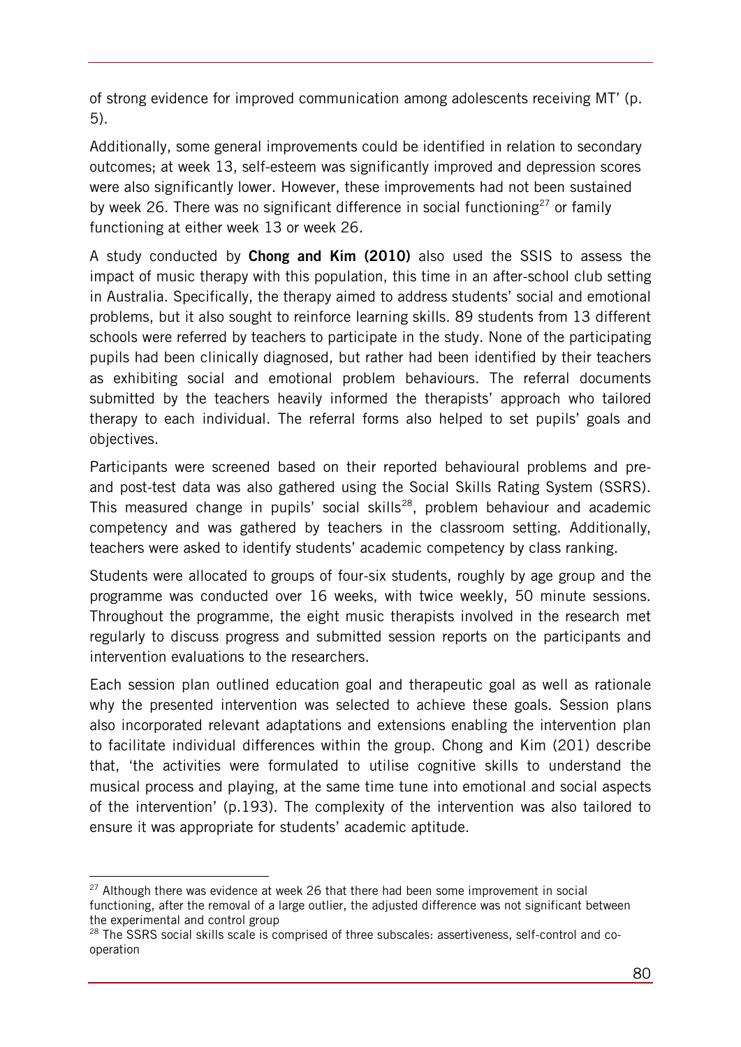of strong evidence for improved communication among adolescents receiving MT' (p. 5).

Additionally, some general improvements could be identified in relation to secondary outcomes; at week 13, self-esteem was significantly improved and depression scores were also significantly lower. However, these improvements had not been sustained by week 26. There was no significant difference in social functioning[27] or family functioning at either week 13 or week 26.

A study conducted by **Chong and Kim (2010)** also used the SSIS to assess the impact of music therapy with this population, this time in an after-school club setting in Australia. Specifically, the therapy aimed to address students' social and emotional problems, but it also sought to reinforce learning skills. 89 students from 13 different schools were referred by teachers to participate in the study. None of the participating pupils had been clinically diagnosed, but rather had been identified by their teachers as exhibiting social and emotional problem behaviours. The referral documents submitted by the teachers heavily informed the therapists' approach who tailored therapy to each individual. The referral forms also helped to set pupils' goals and objectives.

Participants were screened based on their reported behavioural problems and pre- and post-test data was also gathered using the Social Skills Rating System (SSRS). This measured change in pupils' social skills[28], problem behaviour and academic competency and was gathered by teachers in the classroom setting. Additionally, teachers were asked to identify students' academic competency by class ranking.

Students were allocated to groups of four-six students, roughly by age group and the programme was conducted over 16 weeks, with twice weekly, 50 minute sessions. Throughout the programme, the eight music therapists involved in the research met regularly to discuss progress and submitted session reports on the participants and intervention evaluations to the researchers.

Each session plan outlined education goal and therapeutic goal as well as rationale why the presented intervention was selected to achieve these goals. Session plans also incorporated relevant adaptations and extensions enabling the intervention plan to facilitate individual differences within the group. Chong and Kim (201) describe that, 'the activities were formulated to utilise cognitive skills to understand the musical process and playing, at the same time tune into emotional and social aspects of the intervention' (p.193). The complexity of the intervention was also tailored to ensure it was appropriate for students' academic aptitude.

---

[27] Although there was evidence at week 26 that there had been some improvement in social functioning, after the removal of a large outlier, the adjusted difference was not significant between the experimental and control group

[28] The SSRS social skills scale is comprised of three subscales: assertiveness, self-control and co-operation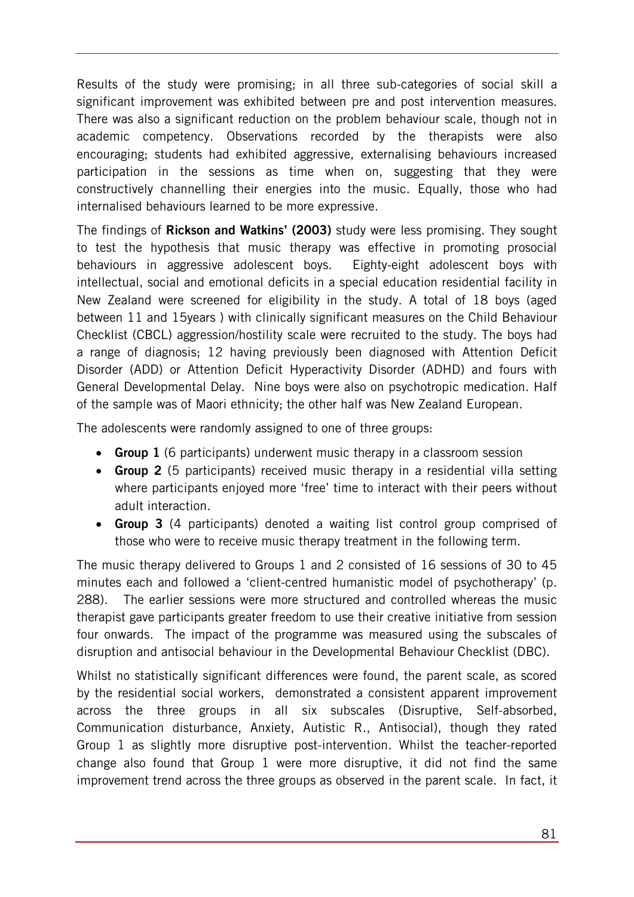Results of the study were promising; in all three sub-categories of social skill a significant improvement was exhibited between pre and post intervention measures. There was also a significant reduction on the problem behaviour scale, though not in academic competency. Observations recorded by the therapists were also encouraging; students had exhibited aggressive, externalising behaviours increased participation in the sessions as time when on, suggesting that they were constructively channelling their energies into the music. Equally, those who had internalised behaviours learned to be more expressive.

The findings of **Rickson and Watkins' (2003)** study were less promising. They sought to test the hypothesis that music therapy was effective in promoting prosocial behaviours in aggressive adolescent boys. Eighty-eight adolescent boys with intellectual, social and emotional deficits in a special education residential facility in New Zealand were screened for eligibility in the study. A total of 18 boys (aged between 11 and 15years ) with clinically significant measures on the Child Behaviour Checklist (CBCL) aggression/hostility scale were recruited to the study. The boys had a range of diagnosis; 12 having previously been diagnosed with Attention Deficit Disorder (ADD) or Attention Deficit Hyperactivity Disorder (ADHD) and fours with General Developmental Delay. Nine boys were also on psychotropic medication. Half of the sample was of Maori ethnicity; the other half was New Zealand European.

The adolescents were randomly assigned to one of three groups:

- **Group 1** (6 participants) underwent music therapy in a classroom session
- **Group 2** (5 participants) received music therapy in a residential villa setting where participants enjoyed more 'free' time to interact with their peers without adult interaction.
- **Group 3** (4 participants) denoted a waiting list control group comprised of those who were to receive music therapy treatment in the following term.

The music therapy delivered to Groups 1 and 2 consisted of 16 sessions of 30 to 45 minutes each and followed a 'client-centred humanistic model of psychotherapy' (p. 288). The earlier sessions were more structured and controlled whereas the music therapist gave participants greater freedom to use their creative initiative from session four onwards. The impact of the programme was measured using the subscales of disruption and antisocial behaviour in the Developmental Behaviour Checklist (DBC).

Whilst no statistically significant differences were found, the parent scale, as scored by the residential social workers, demonstrated a consistent apparent improvement across the three groups in all six subscales (Disruptive, Self-absorbed, Communication disturbance, Anxiety, Autistic R., Antisocial), though they rated Group 1 as slightly more disruptive post-intervention. Whilst the teacher-reported change also found that Group 1 were more disruptive, it did not find the same improvement trend across the three groups as observed in the parent scale. In fact, it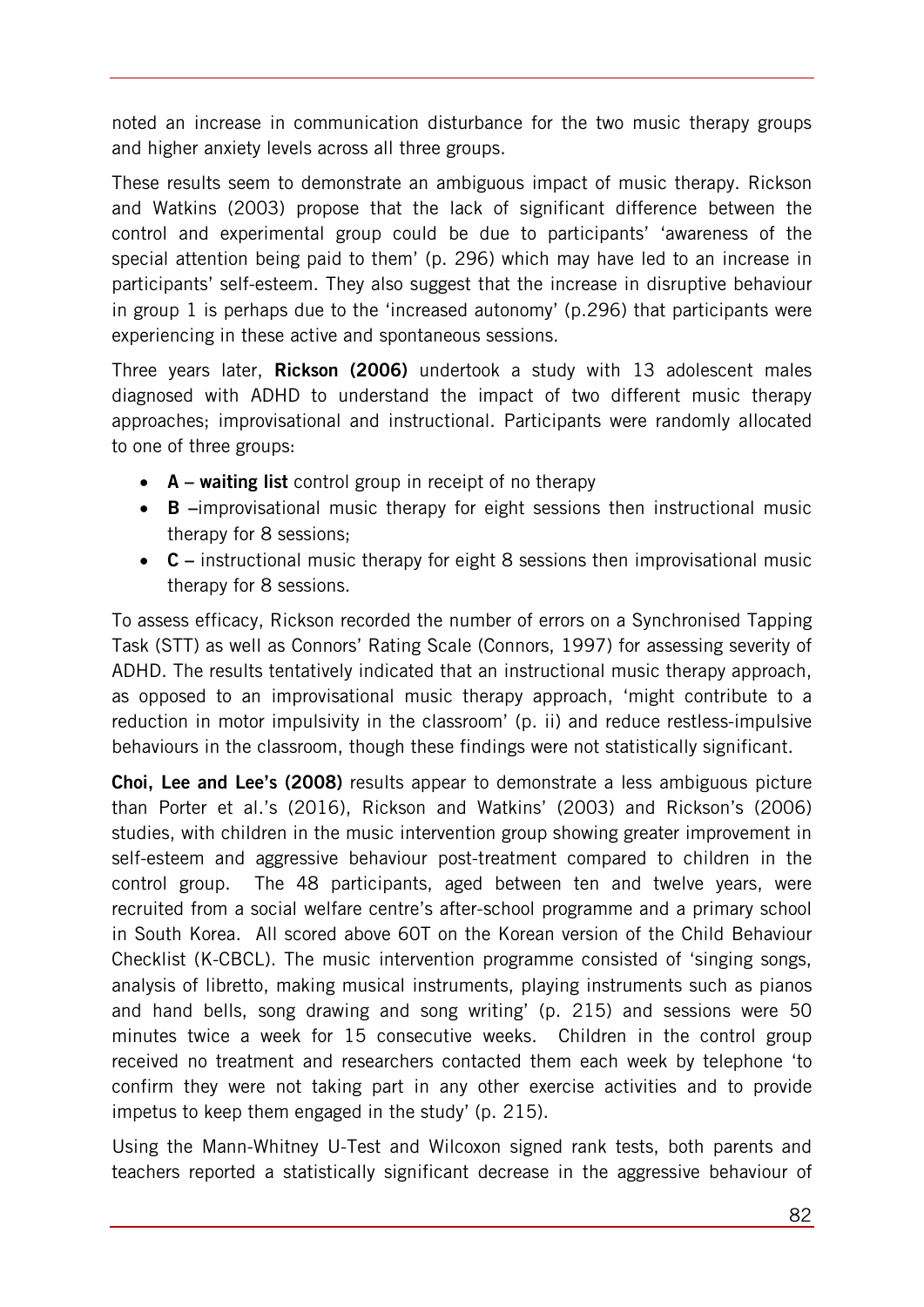noted an increase in communication disturbance for the two music therapy groups and higher anxiety levels across all three groups.

These results seem to demonstrate an ambiguous impact of music therapy. Rickson and Watkins (2003) propose that the lack of significant difference between the control and experimental group could be due to participants' 'awareness of the special attention being paid to them' (p. 296) which may have led to an increase in participants' self-esteem. They also suggest that the increase in disruptive behaviour in group 1 is perhaps due to the 'increased autonomy' (p.296) that participants were experiencing in these active and spontaneous sessions.

Three years later, **Rickson (2006)** undertook a study with 13 adolescent males diagnosed with ADHD to understand the impact of two different music therapy approaches; improvisational and instructional. Participants were randomly allocated to one of three groups:

- **A – waiting list** control group in receipt of no therapy
- **B –**improvisational music therapy for eight sessions then instructional music therapy for 8 sessions;
- **C –** instructional music therapy for eight 8 sessions then improvisational music therapy for 8 sessions.

To assess efficacy, Rickson recorded the number of errors on a Synchronised Tapping Task (STT) as well as Connors' Rating Scale (Connors, 1997) for assessing severity of ADHD. The results tentatively indicated that an instructional music therapy approach, as opposed to an improvisational music therapy approach, 'might contribute to a reduction in motor impulsivity in the classroom' (p. ii) and reduce restless-impulsive behaviours in the classroom, though these findings were not statistically significant.

**Choi, Lee and Lee's (2008)** results appear to demonstrate a less ambiguous picture than Porter et al.'s (2016), Rickson and Watkins' (2003) and Rickson's (2006) studies, with children in the music intervention group showing greater improvement in self-esteem and aggressive behaviour post-treatment compared to children in the control group. The 48 participants, aged between ten and twelve years, were recruited from a social welfare centre's after-school programme and a primary school in South Korea. All scored above 60T on the Korean version of the Child Behaviour Checklist (K-CBCL). The music intervention programme consisted of 'singing songs, analysis of libretto, making musical instruments, playing instruments such as pianos and hand bells, song drawing and song writing' (p. 215) and sessions were 50 minutes twice a week for 15 consecutive weeks. Children in the control group received no treatment and researchers contacted them each week by telephone 'to confirm they were not taking part in any other exercise activities and to provide impetus to keep them engaged in the study' (p. 215).

Using the Mann-Whitney U-Test and Wilcoxon signed rank tests, both parents and teachers reported a statistically significant decrease in the aggressive behaviour of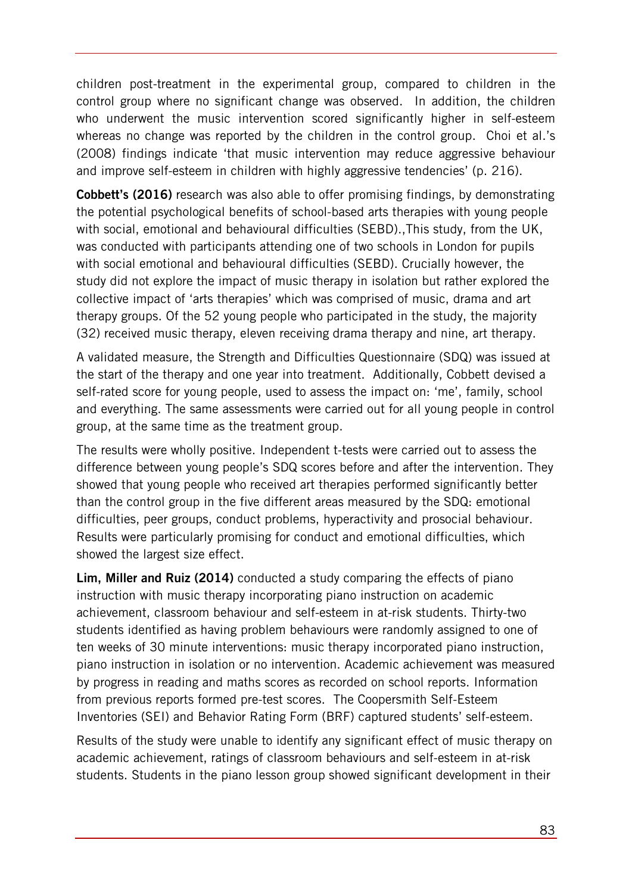children post-treatment in the experimental group, compared to children in the control group where no significant change was observed. In addition, the children who underwent the music intervention scored significantly higher in self-esteem whereas no change was reported by the children in the control group. Choi et al.'s (2008) findings indicate 'that music intervention may reduce aggressive behaviour and improve self-esteem in children with highly aggressive tendencies' (p. 216).

**Cobbett's (2016)** research was also able to offer promising findings, by demonstrating the potential psychological benefits of school-based arts therapies with young people with social, emotional and behavioural difficulties (SEBD).,This study, from the UK, was conducted with participants attending one of two schools in London for pupils with social emotional and behavioural difficulties (SEBD). Crucially however, the study did not explore the impact of music therapy in isolation but rather explored the collective impact of 'arts therapies' which was comprised of music, drama and art therapy groups. Of the 52 young people who participated in the study, the majority (32) received music therapy, eleven receiving drama therapy and nine, art therapy.

A validated measure, the Strength and Difficulties Questionnaire (SDQ) was issued at the start of the therapy and one year into treatment. Additionally, Cobbett devised a self-rated score for young people, used to assess the impact on: 'me', family, school and everything. The same assessments were carried out for all young people in control group, at the same time as the treatment group.

The results were wholly positive. Independent t-tests were carried out to assess the difference between young people's SDQ scores before and after the intervention. They showed that young people who received art therapies performed significantly better than the control group in the five different areas measured by the SDQ: emotional difficulties, peer groups, conduct problems, hyperactivity and prosocial behaviour. Results were particularly promising for conduct and emotional difficulties, which showed the largest size effect.

**Lim, Miller and Ruiz (2014)** conducted a study comparing the effects of piano instruction with music therapy incorporating piano instruction on academic achievement, classroom behaviour and self-esteem in at-risk students. Thirty-two students identified as having problem behaviours were randomly assigned to one of ten weeks of 30 minute interventions: music therapy incorporated piano instruction, piano instruction in isolation or no intervention. Academic achievement was measured by progress in reading and maths scores as recorded on school reports. Information from previous reports formed pre-test scores. The Coopersmith Self-Esteem Inventories (SEI) and Behavior Rating Form (BRF) captured students' self-esteem.

Results of the study were unable to identify any significant effect of music therapy on academic achievement, ratings of classroom behaviours and self-esteem in at-risk students. Students in the piano lesson group showed significant development in their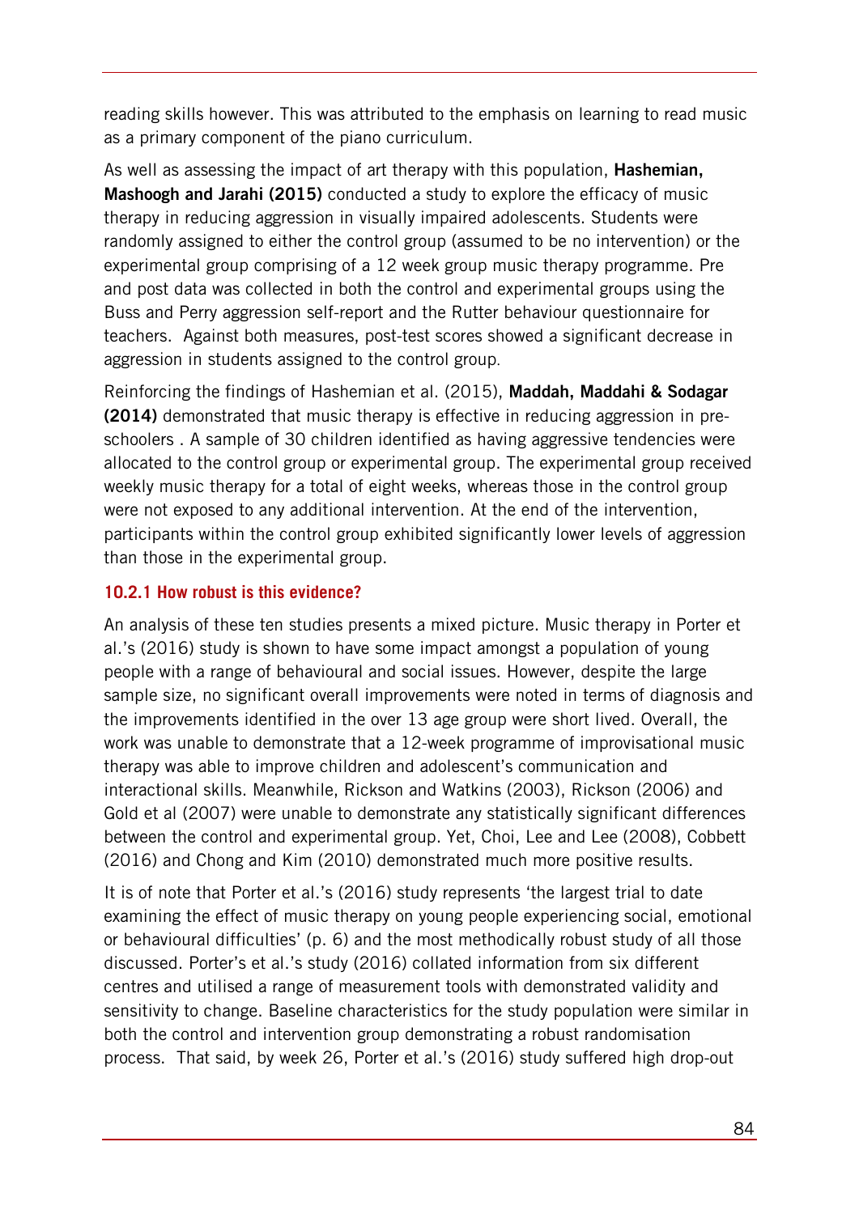reading skills however. This was attributed to the emphasis on learning to read music as a primary component of the piano curriculum.

As well as assessing the impact of art therapy with this population, **Hashemian, Mashoogh and Jarahi (2015)** conducted a study to explore the efficacy of music therapy in reducing aggression in visually impaired adolescents. Students were randomly assigned to either the control group (assumed to be no intervention) or the experimental group comprising of a 12 week group music therapy programme. Pre and post data was collected in both the control and experimental groups using the Buss and Perry aggression self-report and the Rutter behaviour questionnaire for teachers. Against both measures, post-test scores showed a significant decrease in aggression in students assigned to the control group.

Reinforcing the findings of Hashemian et al. (2015), **Maddah, Maddahi & Sodagar (2014)** demonstrated that music therapy is effective in reducing aggression in pre-schoolers . A sample of 30 children identified as having aggressive tendencies were allocated to the control group or experimental group. The experimental group received weekly music therapy for a total of eight weeks, whereas those in the control group were not exposed to any additional intervention. At the end of the intervention, participants within the control group exhibited significantly lower levels of aggression than those in the experimental group.

### 10.2.1 How robust is this evidence?

An analysis of these ten studies presents a mixed picture. Music therapy in Porter et al.'s (2016) study is shown to have some impact amongst a population of young people with a range of behavioural and social issues. However, despite the large sample size, no significant overall improvements were noted in terms of diagnosis and the improvements identified in the over 13 age group were short lived. Overall, the work was unable to demonstrate that a 12-week programme of improvisational music therapy was able to improve children and adolescent's communication and interactional skills. Meanwhile, Rickson and Watkins (2003), Rickson (2006) and Gold et al (2007) were unable to demonstrate any statistically significant differences between the control and experimental group. Yet, Choi, Lee and Lee (2008), Cobbett (2016) and Chong and Kim (2010) demonstrated much more positive results.

It is of note that Porter et al.'s (2016) study represents 'the largest trial to date examining the effect of music therapy on young people experiencing social, emotional or behavioural difficulties' (p. 6) and the most methodically robust study of all those discussed. Porter's et al.'s study (2016) collated information from six different centres and utilised a range of measurement tools with demonstrated validity and sensitivity to change. Baseline characteristics for the study population were similar in both the control and intervention group demonstrating a robust randomisation process. That said, by week 26, Porter et al.'s (2016) study suffered high drop-out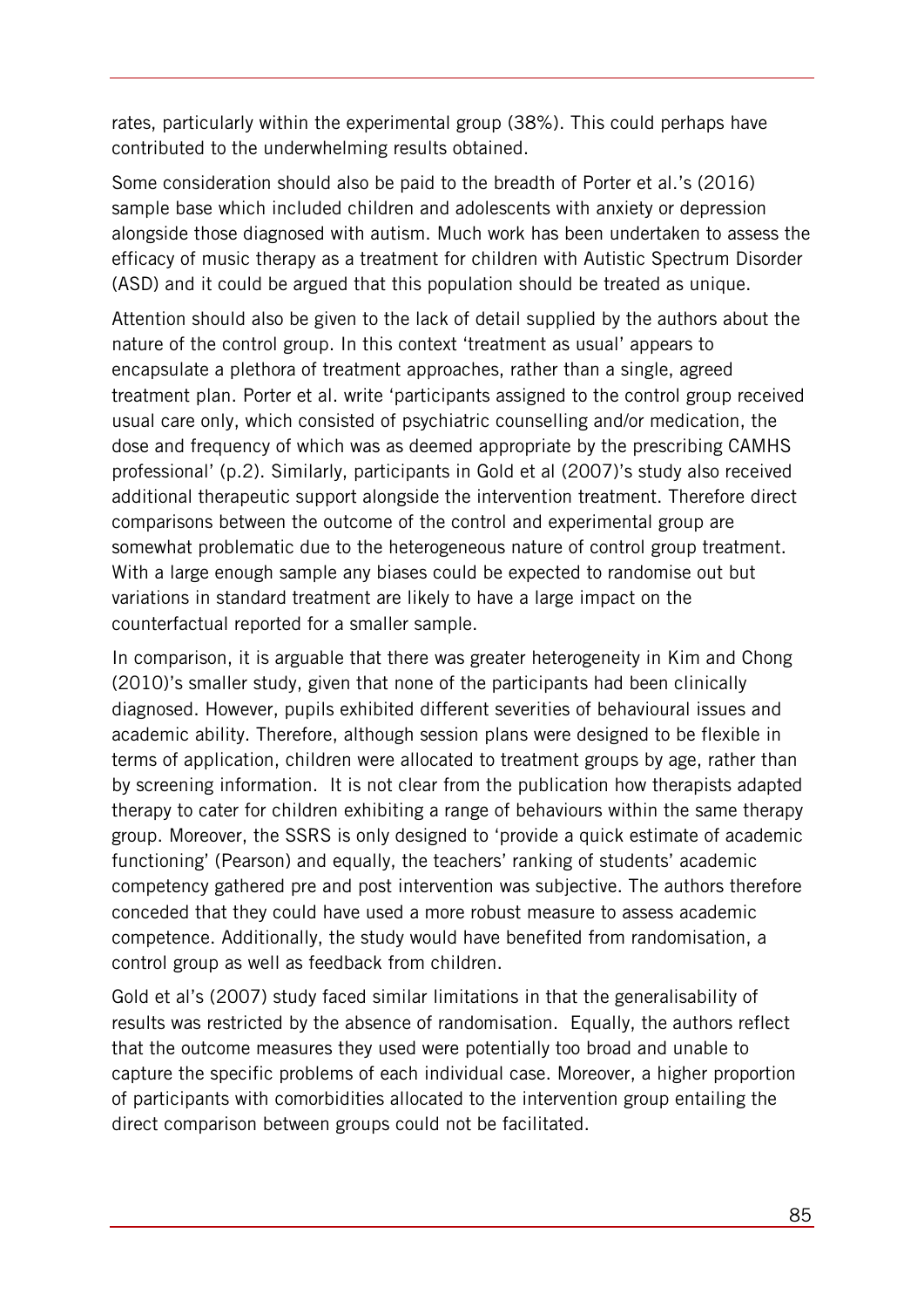rates, particularly within the experimental group (38%). This could perhaps have contributed to the underwhelming results obtained.

Some consideration should also be paid to the breadth of Porter et al.'s (2016) sample base which included children and adolescents with anxiety or depression alongside those diagnosed with autism. Much work has been undertaken to assess the efficacy of music therapy as a treatment for children with Autistic Spectrum Disorder (ASD) and it could be argued that this population should be treated as unique.

Attention should also be given to the lack of detail supplied by the authors about the nature of the control group. In this context 'treatment as usual' appears to encapsulate a plethora of treatment approaches, rather than a single, agreed treatment plan. Porter et al. write 'participants assigned to the control group received usual care only, which consisted of psychiatric counselling and/or medication, the dose and frequency of which was as deemed appropriate by the prescribing CAMHS professional' (p.2). Similarly, participants in Gold et al (2007)'s study also received additional therapeutic support alongside the intervention treatment. Therefore direct comparisons between the outcome of the control and experimental group are somewhat problematic due to the heterogeneous nature of control group treatment. With a large enough sample any biases could be expected to randomise out but variations in standard treatment are likely to have a large impact on the counterfactual reported for a smaller sample.

In comparison, it is arguable that there was greater heterogeneity in Kim and Chong (2010)'s smaller study, given that none of the participants had been clinically diagnosed. However, pupils exhibited different severities of behavioural issues and academic ability. Therefore, although session plans were designed to be flexible in terms of application, children were allocated to treatment groups by age, rather than by screening information. It is not clear from the publication how therapists adapted therapy to cater for children exhibiting a range of behaviours within the same therapy group. Moreover, the SSRS is only designed to 'provide a quick estimate of academic functioning' (Pearson) and equally, the teachers' ranking of students' academic competency gathered pre and post intervention was subjective. The authors therefore conceded that they could have used a more robust measure to assess academic competence. Additionally, the study would have benefited from randomisation, a control group as well as feedback from children.

Gold et al's (2007) study faced similar limitations in that the generalisability of results was restricted by the absence of randomisation. Equally, the authors reflect that the outcome measures they used were potentially too broad and unable to capture the specific problems of each individual case. Moreover, a higher proportion of participants with comorbidities allocated to the intervention group entailing the direct comparison between groups could not be facilitated.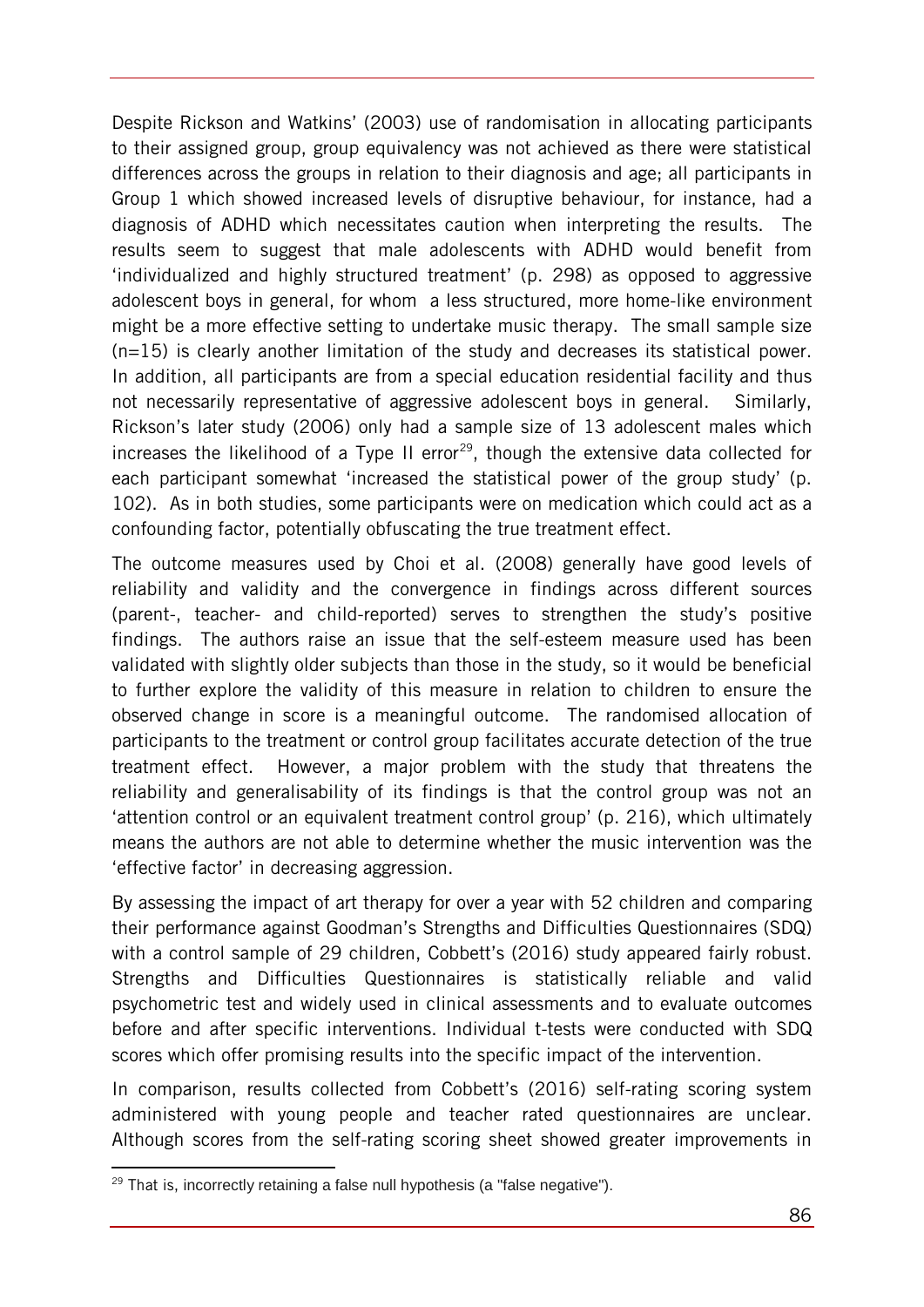Despite Rickson and Watkins' (2003) use of randomisation in allocating participants to their assigned group, group equivalency was not achieved as there were statistical differences across the groups in relation to their diagnosis and age; all participants in Group 1 which showed increased levels of disruptive behaviour, for instance, had a diagnosis of ADHD which necessitates caution when interpreting the results. The results seem to suggest that male adolescents with ADHD would benefit from 'individualized and highly structured treatment' (p. 298) as opposed to aggressive adolescent boys in general, for whom a less structured, more home-like environment might be a more effective setting to undertake music therapy. The small sample size (n=15) is clearly another limitation of the study and decreases its statistical power. In addition, all participants are from a special education residential facility and thus not necessarily representative of aggressive adolescent boys in general. Similarly, Rickson's later study (2006) only had a sample size of 13 adolescent males which increases the likelihood of a Type II error[29], though the extensive data collected for each participant somewhat 'increased the statistical power of the group study' (p. 102). As in both studies, some participants were on medication which could act as a confounding factor, potentially obfuscating the true treatment effect.

The outcome measures used by Choi et al. (2008) generally have good levels of reliability and validity and the convergence in findings across different sources (parent-, teacher- and child-reported) serves to strengthen the study's positive findings. The authors raise an issue that the self-esteem measure used has been validated with slightly older subjects than those in the study, so it would be beneficial to further explore the validity of this measure in relation to children to ensure the observed change in score is a meaningful outcome. The randomised allocation of participants to the treatment or control group facilitates accurate detection of the true treatment effect. However, a major problem with the study that threatens the reliability and generalisability of its findings is that the control group was not an 'attention control or an equivalent treatment control group' (p. 216), which ultimately means the authors are not able to determine whether the music intervention was the 'effective factor' in decreasing aggression.

By assessing the impact of art therapy for over a year with 52 children and comparing their performance against Goodman's Strengths and Difficulties Questionnaires (SDQ) with a control sample of 29 children, Cobbett's (2016) study appeared fairly robust. Strengths and Difficulties Questionnaires is statistically reliable and valid psychometric test and widely used in clinical assessments and to evaluate outcomes before and after specific interventions. Individual t-tests were conducted with SDQ scores which offer promising results into the specific impact of the intervention.

In comparison, results collected from Cobbett's (2016) self-rating scoring system administered with young people and teacher rated questionnaires are unclear. Although scores from the self-rating scoring sheet showed greater improvements in

[29] That is, incorrectly retaining a false null hypothesis (a "false negative").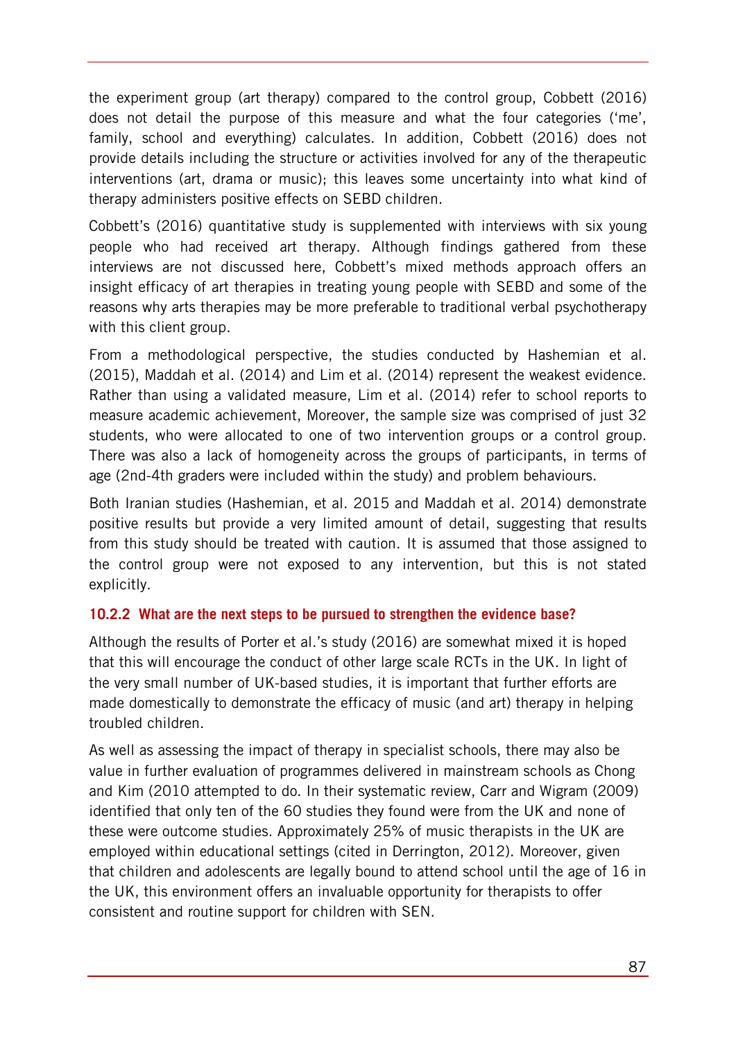the experiment group (art therapy) compared to the control group, Cobbett (2016) does not detail the purpose of this measure and what the four categories ('me', family, school and everything) calculates. In addition, Cobbett (2016) does not provide details including the structure or activities involved for any of the therapeutic interventions (art, drama or music); this leaves some uncertainty into what kind of therapy administers positive effects on SEBD children.

Cobbett's (2016) quantitative study is supplemented with interviews with six young people who had received art therapy. Although findings gathered from these interviews are not discussed here, Cobbett's mixed methods approach offers an insight efficacy of art therapies in treating young people with SEBD and some of the reasons why arts therapies may be more preferable to traditional verbal psychotherapy with this client group.

From a methodological perspective, the studies conducted by Hashemian et al. (2015), Maddah et al. (2014) and Lim et al. (2014) represent the weakest evidence. Rather than using a validated measure, Lim et al. (2014) refer to school reports to measure academic achievement, Moreover, the sample size was comprised of just 32 students, who were allocated to one of two intervention groups or a control group. There was also a lack of homogeneity across the groups of participants, in terms of age (2nd-4th graders were included within the study) and problem behaviours.

Both Iranian studies (Hashemian, et al. 2015 and Maddah et al. 2014) demonstrate positive results but provide a very limited amount of detail, suggesting that results from this study should be treated with caution. It is assumed that those assigned to the control group were not exposed to any intervention, but this is not stated explicitly.

### 10.2.2 What are the next steps to be pursued to strengthen the evidence base?

Although the results of Porter et al.'s study (2016) are somewhat mixed it is hoped that this will encourage the conduct of other large scale RCTs in the UK. In light of the very small number of UK-based studies, it is important that further efforts are made domestically to demonstrate the efficacy of music (and art) therapy in helping troubled children.

As well as assessing the impact of therapy in specialist schools, there may also be value in further evaluation of programmes delivered in mainstream schools as Chong and Kim (2010 attempted to do. In their systematic review, Carr and Wigram (2009) identified that only ten of the 60 studies they found were from the UK and none of these were outcome studies. Approximately 25% of music therapists in the UK are employed within educational settings (cited in Derrington, 2012). Moreover, given that children and adolescents are legally bound to attend school until the age of 16 in the UK, this environment offers an invaluable opportunity for therapists to offer consistent and routine support for children with SEN.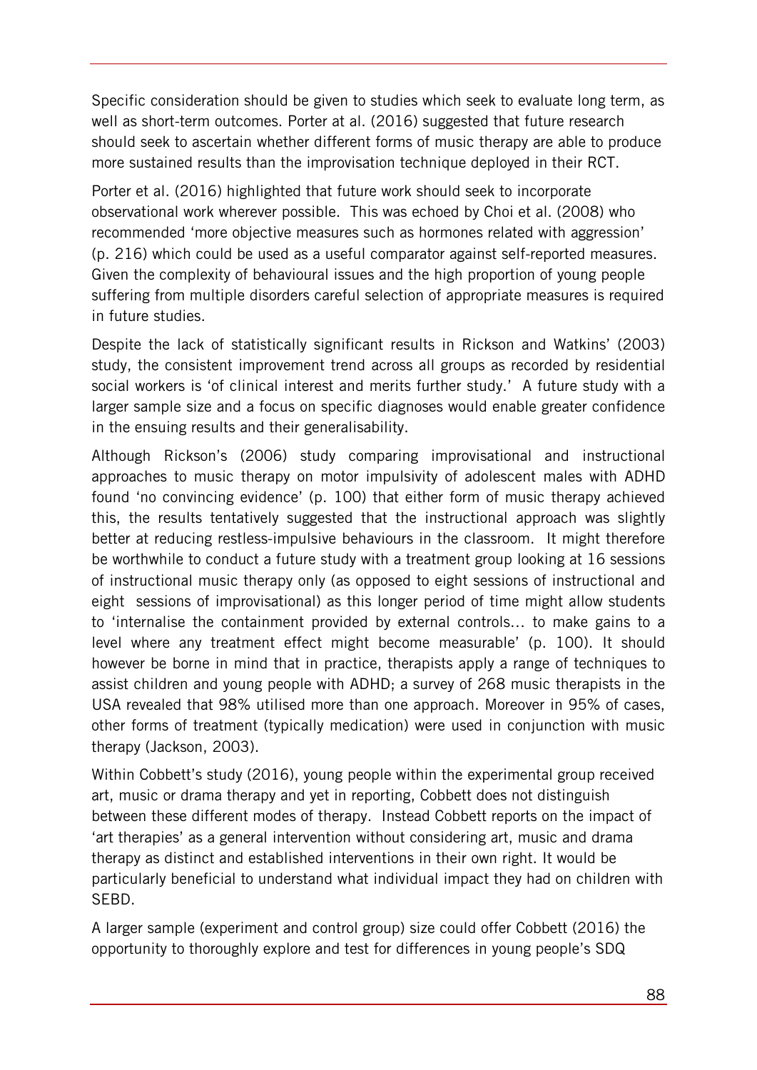Specific consideration should be given to studies which seek to evaluate long term, as well as short-term outcomes. Porter at al. (2016) suggested that future research should seek to ascertain whether different forms of music therapy are able to produce more sustained results than the improvisation technique deployed in their RCT.

Porter et al. (2016) highlighted that future work should seek to incorporate observational work wherever possible. This was echoed by Choi et al. (2008) who recommended 'more objective measures such as hormones related with aggression' (p. 216) which could be used as a useful comparator against self-reported measures. Given the complexity of behavioural issues and the high proportion of young people suffering from multiple disorders careful selection of appropriate measures is required in future studies.

Despite the lack of statistically significant results in Rickson and Watkins' (2003) study, the consistent improvement trend across all groups as recorded by residential social workers is 'of clinical interest and merits further study.' A future study with a larger sample size and a focus on specific diagnoses would enable greater confidence in the ensuing results and their generalisability.

Although Rickson's (2006) study comparing improvisational and instructional approaches to music therapy on motor impulsivity of adolescent males with ADHD found 'no convincing evidence' (p. 100) that either form of music therapy achieved this, the results tentatively suggested that the instructional approach was slightly better at reducing restless-impulsive behaviours in the classroom. It might therefore be worthwhile to conduct a future study with a treatment group looking at 16 sessions of instructional music therapy only (as opposed to eight sessions of instructional and eight sessions of improvisational) as this longer period of time might allow students to 'internalise the containment provided by external controls… to make gains to a level where any treatment effect might become measurable' (p. 100). It should however be borne in mind that in practice, therapists apply a range of techniques to assist children and young people with ADHD; a survey of 268 music therapists in the USA revealed that 98% utilised more than one approach. Moreover in 95% of cases, other forms of treatment (typically medication) were used in conjunction with music therapy (Jackson, 2003).

Within Cobbett's study (2016), young people within the experimental group received art, music or drama therapy and yet in reporting, Cobbett does not distinguish between these different modes of therapy. Instead Cobbett reports on the impact of 'art therapies' as a general intervention without considering art, music and drama therapy as distinct and established interventions in their own right. It would be particularly beneficial to understand what individual impact they had on children with SEBD.

A larger sample (experiment and control group) size could offer Cobbett (2016) the opportunity to thoroughly explore and test for differences in young people's SDQ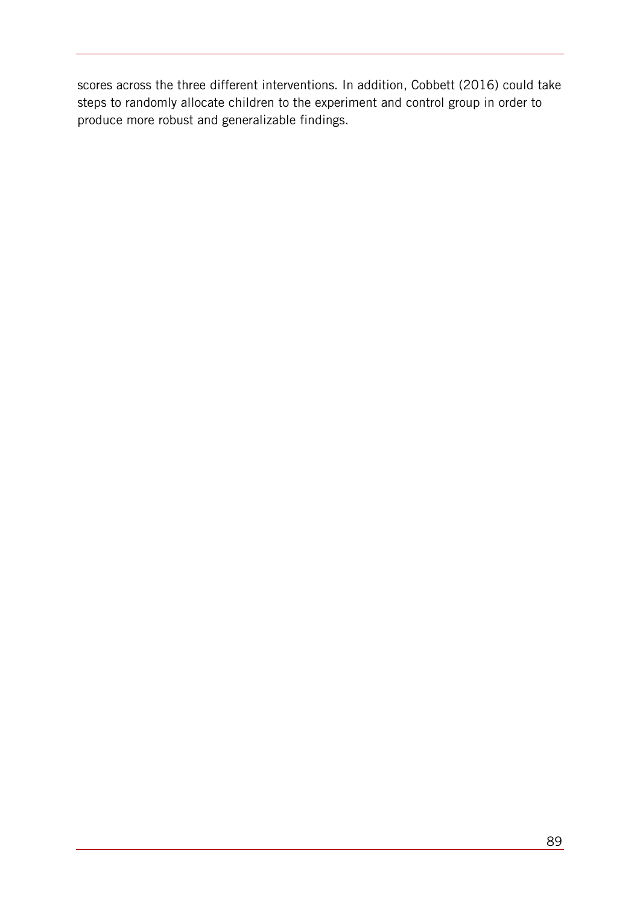scores across the three different interventions. In addition, Cobbett (2016) could take steps to randomly allocate children to the experiment and control group in order to produce more robust and generalizable findings.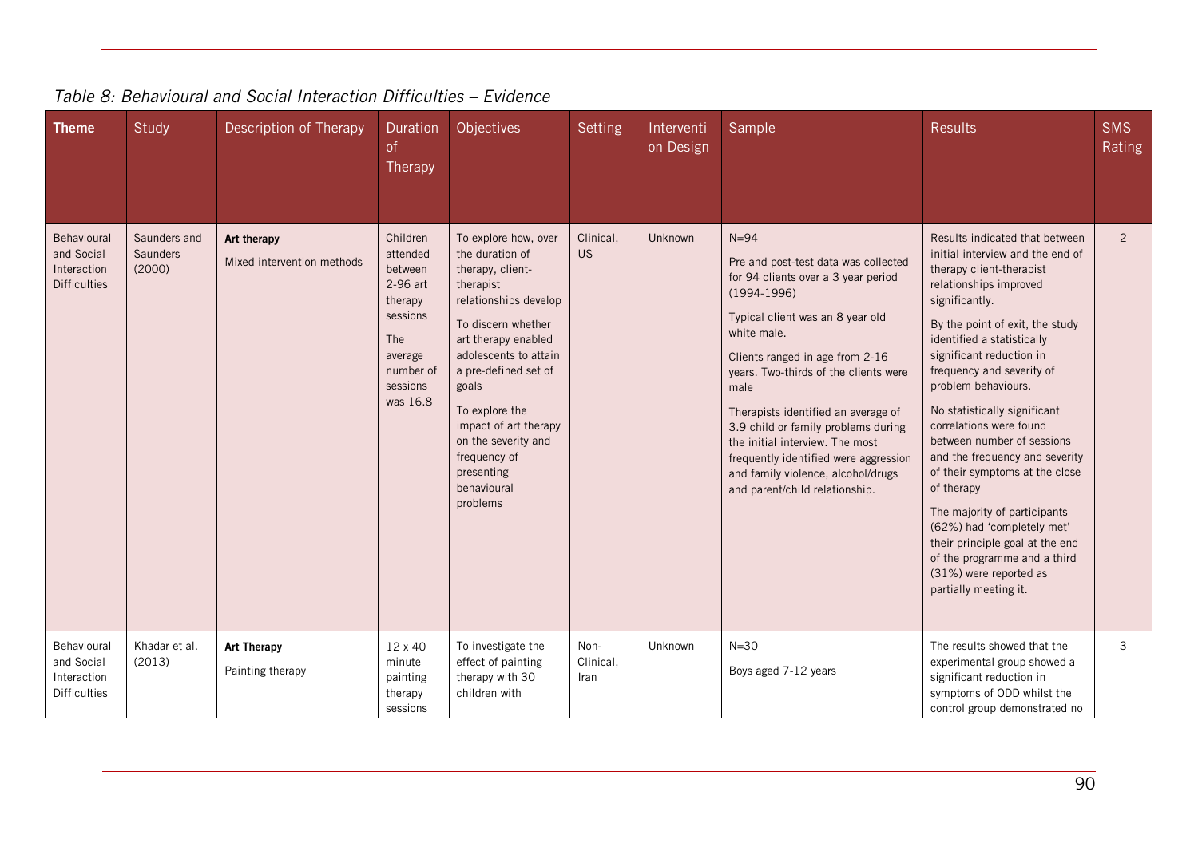*Table 8: Behavioural and Social Interaction Difficulties – Evidence*

| Theme | Study | Description of Therapy | Duration of Therapy | Objectives | Setting | Intervention Design | Sample | Results | SMS Rating |
|---|---|---|---|---|---|---|---|---|---|
| Behavioural and Social Interaction Difficulties | Saunders and Saunders (2000) | **Art therapy**<br>Mixed intervention methods | Children attended between 2-96 art therapy sessions<br>The average number of sessions was 16.8 | To explore how, over the duration of therapy, client-therapist relationships develop<br>To discern whether art therapy enabled adolescents to attain a pre-defined set of goals<br>To explore the impact of art therapy on the severity and frequency of presenting behavioural problems | Clinical, US | Unknown | N=94<br>Pre and post-test data was collected for 94 clients over a 3 year period (1994-1996)<br>Typical client was an 8 year old white male.<br>Clients ranged in age from 2-16 years. Two-thirds of the clients were male<br>Therapists identified an average of 3.9 child or family problems during the initial interview. The most frequently identified were aggression and family violence, alcohol/drugs and parent/child relationship. | Results indicated that between initial interview and the end of therapy client-therapist relationships improved significantly.<br>By the point of exit, the study identified a statistically significant reduction in frequency and severity of problem behaviours.<br>No statistically significant correlations were found between number of sessions and the frequency and severity of their symptoms at the close of therapy<br>The majority of participants (62%) had 'completely met' their principle goal at the end of the programme and a third (31%) were reported as partially meeting it. | 2 |
| Behavioural and Social Interaction Difficulties | Khadar et al. (2013) | **Art Therapy**<br>Painting therapy | 12 x 40 minute painting therapy sessions | To investigate the effect of painting therapy with 30 children with | Non-Clinical, Iran | Unknown | N=30<br>Boys aged 7-12 years | The results showed that the experimental group showed a significant reduction in symptoms of ODD whilst the control group demonstrated no | 3 |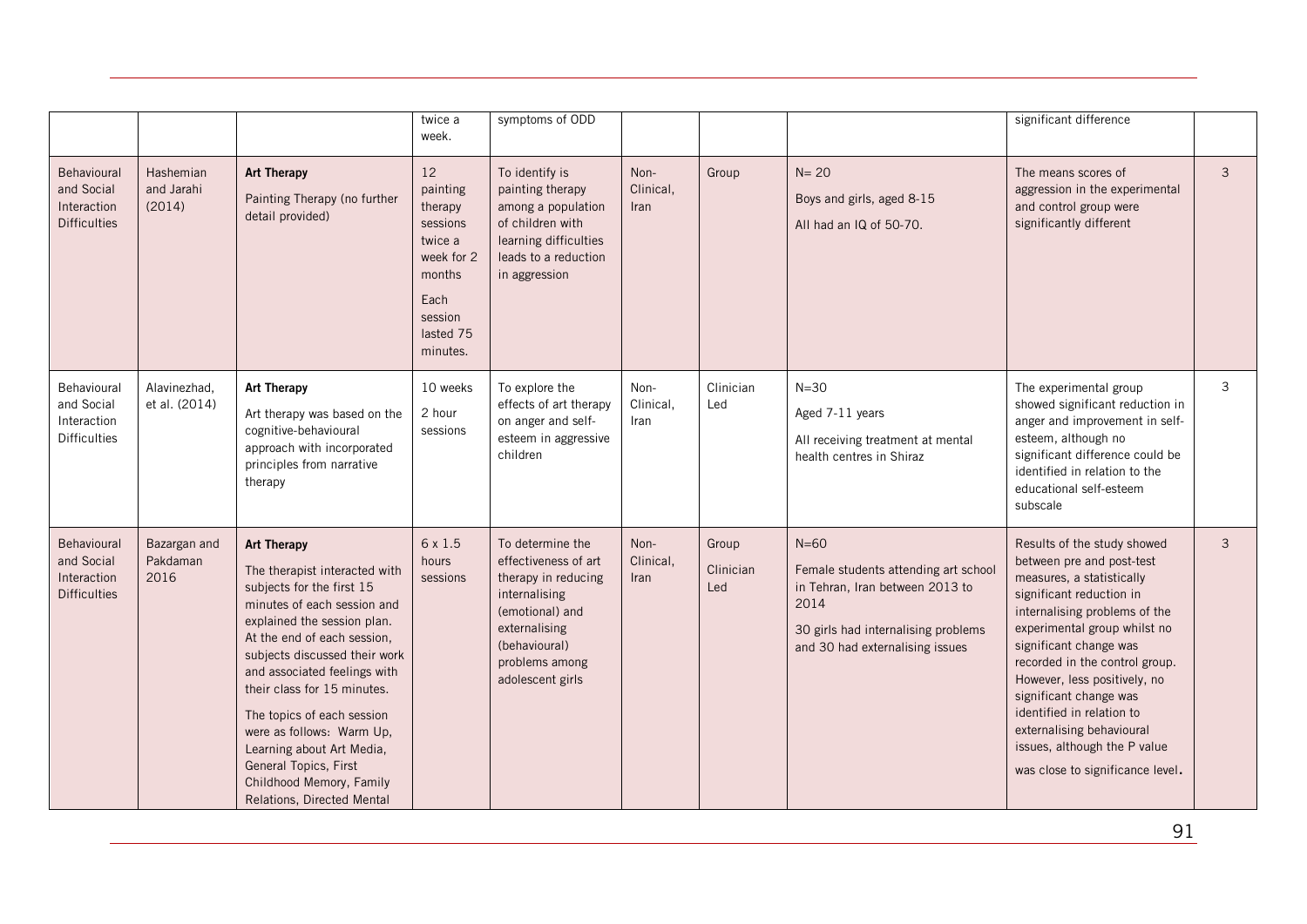| | | | twice a week. | symptoms of ODD | | | | significant difference | |
|---|---|---|---|---|---|---|---|---|---|
| Behavioural and Social Interaction Difficulties | Hashemian and Jarahi (2014) | **Art Therapy**<br>Painting Therapy (no further detail provided) | 12 painting therapy sessions twice a week for 2 months<br>Each session lasted 75 minutes. | To identify is painting therapy among a population of children with learning difficulties leads to a reduction in aggression | Non-Clinical, Iran | Group | N= 20<br>Boys and girls, aged 8-15<br>All had an IQ of 50-70. | The means scores of aggression in the experimental and control group were significantly different | 3 |
| Behavioural and Social Interaction Difficulties | Alavinezhad, et al. (2014) | **Art Therapy**<br>Art therapy was based on the cognitive-behavioural approach with incorporated principles from narrative therapy | 10 weeks<br>2 hour sessions | To explore the effects of art therapy on anger and self-esteem in aggressive children | Non-Clinical, Iran | Clinician Led | N=30<br>Aged 7-11 years<br>All receiving treatment at mental health centres in Shiraz | The experimental group showed significant reduction in anger and improvement in self-esteem, although no significant difference could be identified in relation to the educational self-esteem subscale | 3 |
| Behavioural and Social Interaction Difficulties | Bazargan and Pakdaman 2016 | **Art Therapy**<br>The therapist interacted with subjects for the first 15 minutes of each session and explained the session plan. At the end of each session, subjects discussed their work and associated feelings with their class for 15 minutes.<br>The topics of each session were as follows: Warm Up, Learning about Art Media, General Topics, First Childhood Memory, Family Relations, Directed Mental | 6 x 1.5 hours sessions | To determine the effectiveness of art therapy in reducing internalising (emotional) and externalising (behavioural) problems among adolescent girls | Non-Clinical, Iran | Group Clinician Led | N=60<br>Female students attending art school in Tehran, Iran between 2013 to 2014<br>30 girls had internalising problems and 30 had externalising issues | Results of the study showed between pre and post-test measures, a statistically significant reduction in internalising problems of the experimental group whilst no significant change was recorded in the control group. However, less positively, no significant change was identified in relation to externalising behavioural issues, although the P value was close to significance level. | 3 |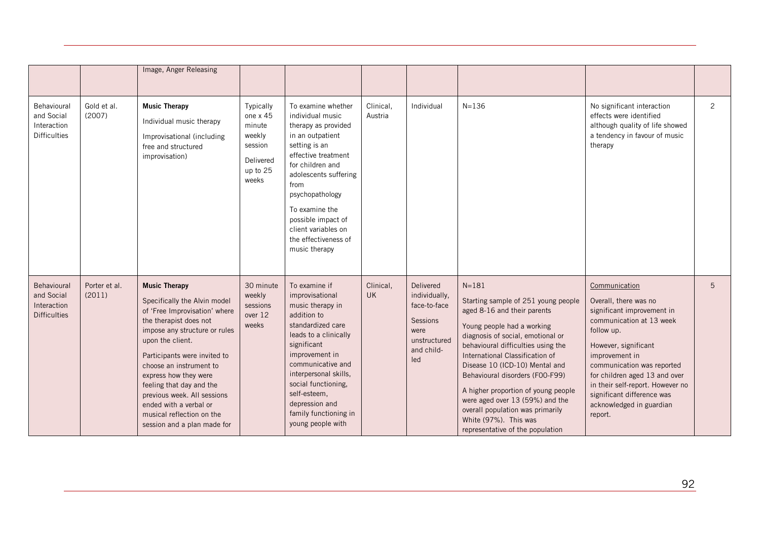| | | Image, Anger Releasing | | | | | | | |
|---|---|---|---|---|---|---|---|---|---|
| Behavioural and Social Interaction Difficulties | Gold et al. (2007) | **Music Therapy**<br>Individual music therapy<br>Improvisational (including free and structured improvisation) | Typically one x 45 minute weekly session<br>Delivered up to 25 weeks | To examine whether individual music therapy as provided in an outpatient setting is an effective treatment for children and adolescents suffering from psychopathology<br>To examine the possible impact of client variables on the effectiveness of music therapy | Clinical, Austria | Individual | N=136 | No significant interaction effects were identified although quality of life showed a tendency in favour of music therapy | 2 |
| Behavioural and Social Interaction Difficulties | Porter et al. (2011) | **Music Therapy**<br>Specifically the Alvin model of 'Free Improvisation' where the therapist does not impose any structure or rules upon the client.<br>Participants were invited to choose an instrument to express how they were feeling that day and the previous week. All sessions ended with a verbal or musical reflection on the session and a plan made for | 30 minute weekly sessions over 12 weeks | To examine if improvisational music therapy in addition to standardized care leads to a clinically significant improvement in communicative and interpersonal skills, social functioning, self-esteem, depression and family functioning in young people with | Clinical, UK | Delivered individually, face-to-face<br>Sessions were unstructured and child-led | N=181<br>Starting sample of 251 young people aged 8-16 and their parents<br>Young people had a working diagnosis of social, emotional or behavioural difficulties using the International Classification of Disease 10 (ICD-10) Mental and Behavioural disorders (F00-F99)<br>A higher proportion of young people were aged over 13 (59%) and the overall population was primarily White (97%). This was representative of the population | Communication<br>Overall, there was no significant improvement in communication at 13 week follow up.<br>However, significant improvement in communication was reported for children aged 13 and over in their self-report. However no significant difference was acknowledged in guardian report. | 5 |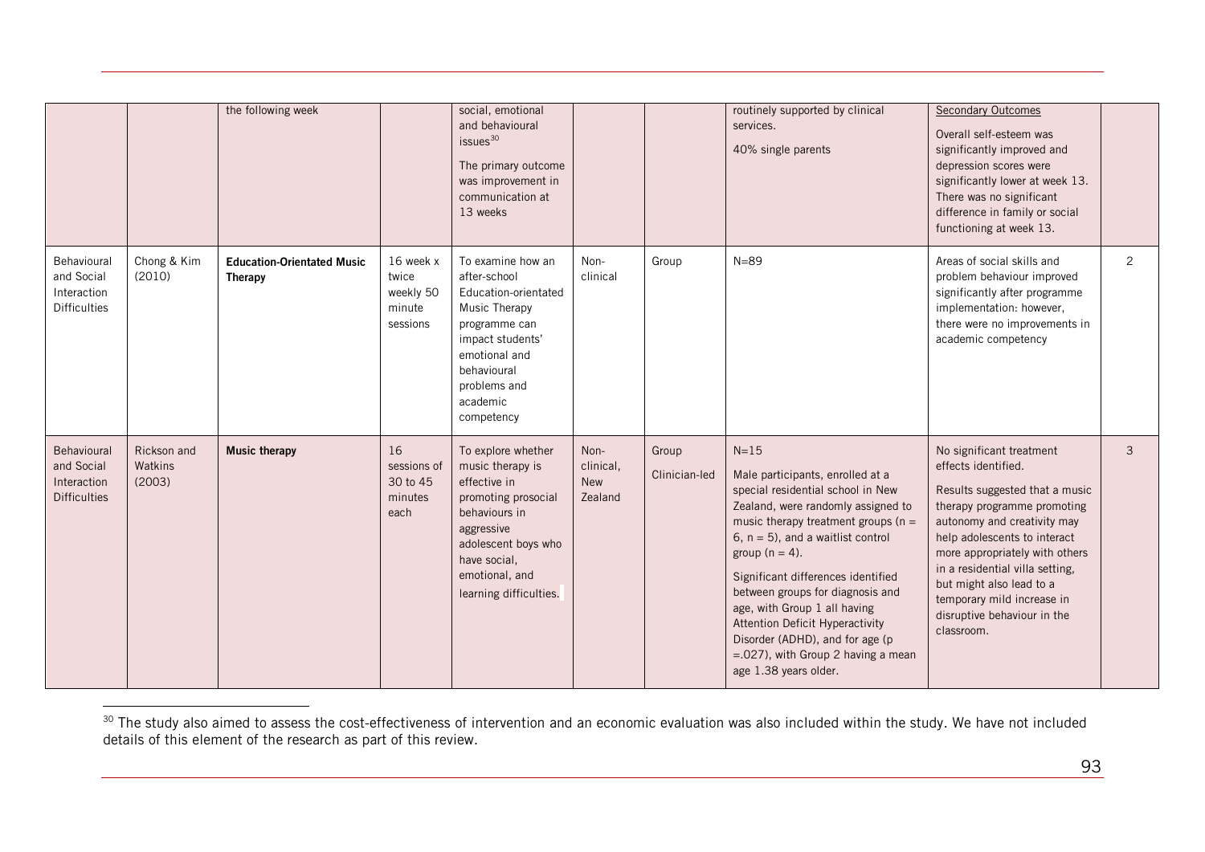| | | | | | | | | | |
|---|---|---|---|---|---|---|---|---|---|
| | | the following week | | social, emotional and behavioural issues[30]<br><br>The primary outcome was improvement in communication at 13 weeks | | | routinely supported by clinical services.<br><br>40% single parents | Secondary Outcomes<br><br>Overall self-esteem was significantly improved and depression scores were significantly lower at week 13. There was no significant difference in family or social functioning at week 13. | |
| Behavioural and Social Interaction Difficulties | Chong & Kim (2010) | **Education-Orientated Music Therapy** | 16 week x twice weekly 50 minute sessions | To examine how an after-school Education-orientated Music Therapy programme can impact students' emotional and behavioural problems and academic competency | Non-clinical | Group | N=89 | Areas of social skills and problem behaviour improved significantly after programme implementation: however, there were no improvements in academic competency | 2 |
| Behavioural and Social Interaction Difficulties | Rickson and Watkins (2003) | **Music therapy** | 16 sessions of 30 to 45 minutes each | To explore whether music therapy is effective in promoting prosocial behaviours in aggressive adolescent boys who have social, emotional, and learning difficulties. | Non-clinical, New Zealand | Group<br><br>Clinician-led | N=15<br><br>Male participants, enrolled at a special residential school in New Zealand, were randomly assigned to music therapy treatment groups (n = 6, n = 5), and a waitlist control group (n = 4).<br><br>Significant differences identified between groups for diagnosis and age, with Group 1 all having Attention Deficit Hyperactivity Disorder (ADHD), and for age (p =.027), with Group 2 having a mean age 1.38 years older. | No significant treatment effects identified.<br><br>Results suggested that a music therapy programme promoting autonomy and creativity may help adolescents to interact more appropriately with others in a residential villa setting, but might also lead to a temporary mild increase in disruptive behaviour in the classroom. | 3 |

[30] The study also aimed to assess the cost-effectiveness of intervention and an economic evaluation was also included within the study. We have not included details of this element of the research as part of this review.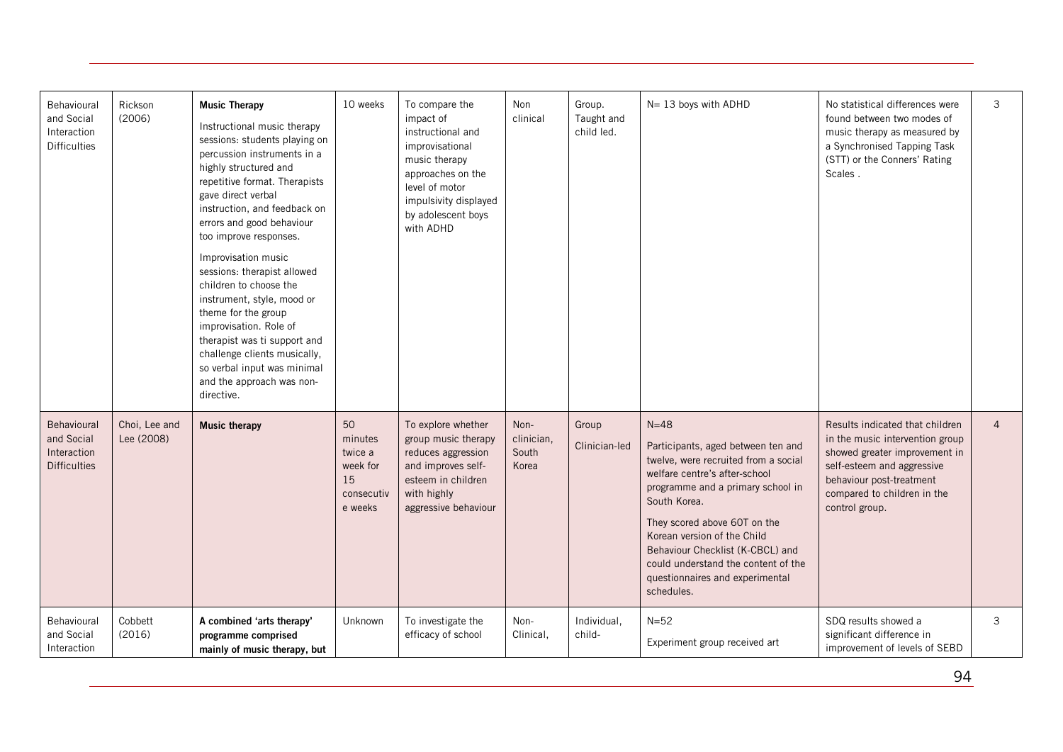| Behavioural and Social Interaction Difficulties | Rickson (2006) | **Music Therapy**<br><br>Instructional music therapy sessions: students playing on percussion instruments in a highly structured and repetitive format. Therapists gave direct verbal instruction, and feedback on errors and good behaviour too improve responses.<br><br>Improvisation music sessions: therapist allowed children to choose the instrument, style, mood or theme for the group improvisation. Role of therapist was ti support and challenge clients musically, so verbal input was minimal and the approach was non-directive. | 10 weeks | To compare the impact of instructional and improvisational music therapy approaches on the level of motor impulsivity displayed by adolescent boys with ADHD | Non clinical | Group. Taught and child led. | N= 13 boys with ADHD | No statistical differences were found between two modes of music therapy as measured by a Synchronised Tapping Task (STT) or the Conners' Rating Scales . | 3 |
|---|---|---|---|---|---|---|---|---|---|
| Behavioural and Social Interaction Difficulties | Choi, Lee and Lee (2008) | **Music therapy** | 50 minutes twice a week for 15 consecutive weeks | To explore whether group music therapy reduces aggression and improves self-esteem in children with highly aggressive behaviour | Non-clinician, South Korea | Group<br><br>Clinician-led | N=48<br><br>Participants, aged between ten and twelve, were recruited from a social welfare centre's after-school programme and a primary school in South Korea.<br><br>They scored above 60T on the Korean version of the Child Behaviour Checklist (K-CBCL) and could understand the content of the questionnaires and experimental schedules. | Results indicated that children in the music intervention group showed greater improvement in self-esteem and aggressive behaviour post-treatment compared to children in the control group. | 4 |
| Behavioural and Social Interaction | Cobbett (2016) | **A combined 'arts therapy' programme comprised mainly of music therapy, but** | Unknown | To investigate the efficacy of school | Non-Clinical, | Individual, child- | N=52<br><br>Experiment group received art | SDQ results showed a significant difference in improvement of levels of SEBD | 3 |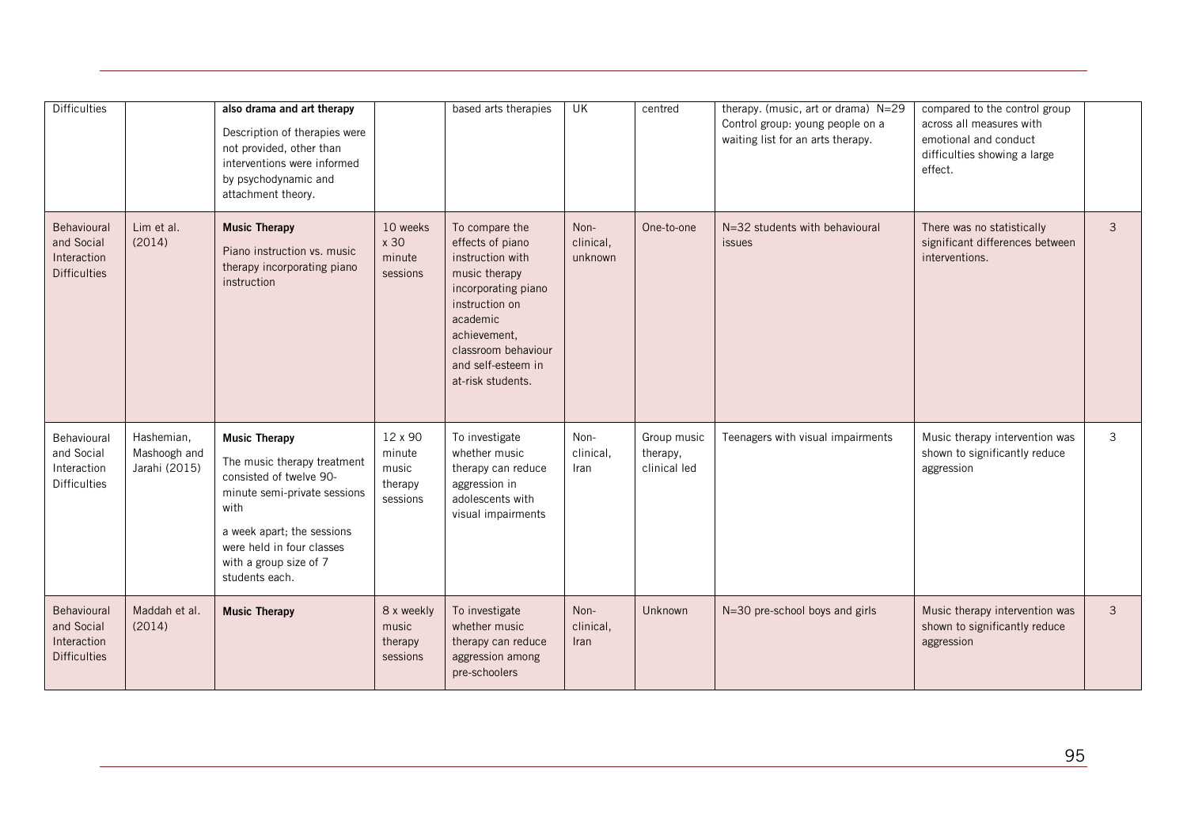| Difficulties | | **also drama and art therapy**<br>Description of therapies were not provided, other than interventions were informed by psychodynamic and attachment theory. | | based arts therapies | UK | centred | therapy. (music, art or drama) N=29 Control group: young people on a waiting list for an arts therapy. | compared to the control group across all measures with emotional and conduct difficulties showing a large effect. | |
|---|---|---|---|---|---|---|---|---|---|
| Behavioural and Social Interaction Difficulties | Lim et al. (2014) | **Music Therapy**<br>Piano instruction vs. music therapy incorporating piano instruction | 10 weeks x 30 minute sessions | To compare the effects of piano instruction with music therapy incorporating piano instruction on academic achievement, classroom behaviour and self-esteem in at-risk students. | Non-clinical, unknown | One-to-one | N=32 students with behavioural issues | There was no statistically significant differences between interventions. | 3 |
| Behavioural and Social Interaction Difficulties | Hashemian, Mashoogh and Jarahi (2015) | **Music Therapy**<br>The music therapy treatment consisted of twelve 90-minute semi-private sessions with<br>a week apart; the sessions were held in four classes with a group size of 7 students each. | 12 x 90 minute music therapy sessions | To investigate whether music therapy can reduce aggression in adolescents with visual impairments | Non-clinical, Iran | Group music therapy, clinical led | Teenagers with visual impairments | Music therapy intervention was shown to significantly reduce aggression | 3 |
| Behavioural and Social Interaction Difficulties | Maddah et al. (2014) | **Music Therapy** | 8 x weekly music therapy sessions | To investigate whether music therapy can reduce aggression among pre-schoolers | Non-clinical, Iran | Unknown | N=30 pre-school boys and girls | Music therapy intervention was shown to significantly reduce aggression | 3 |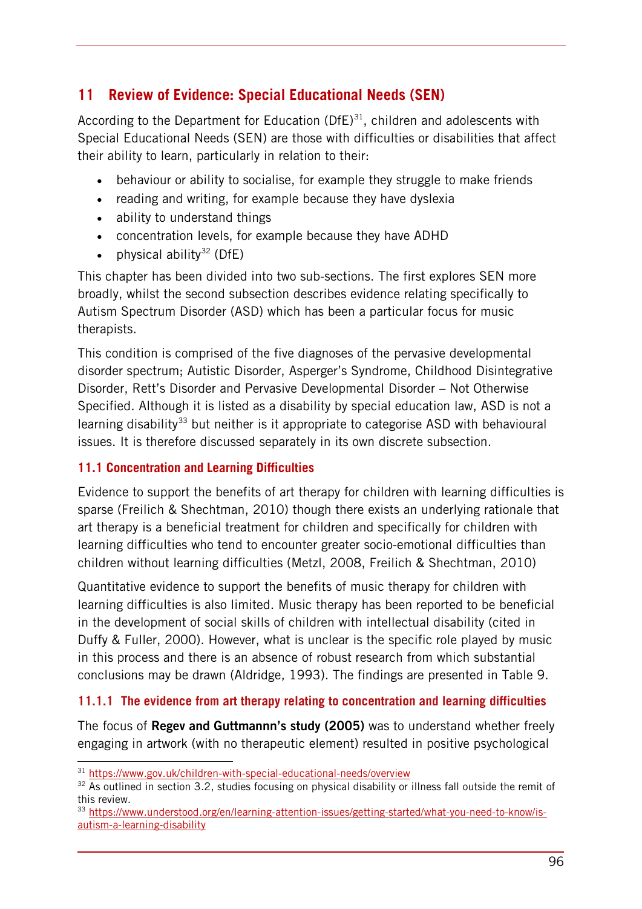# 11 Review of Evidence: Special Educational Needs (SEN)

According to the Department for Education (DfE)[31], children and adolescents with Special Educational Needs (SEN) are those with difficulties or disabilities that affect their ability to learn, particularly in relation to their:

- behaviour or ability to socialise, for example they struggle to make friends
- reading and writing, for example because they have dyslexia
- ability to understand things
- concentration levels, for example because they have ADHD
- physical ability[32] (DfE)

This chapter has been divided into two sub-sections. The first explores SEN more broadly, whilst the second subsection describes evidence relating specifically to Autism Spectrum Disorder (ASD) which has been a particular focus for music therapists.

This condition is comprised of the five diagnoses of the pervasive developmental disorder spectrum; Autistic Disorder, Asperger's Syndrome, Childhood Disintegrative Disorder, Rett's Disorder and Pervasive Developmental Disorder – Not Otherwise Specified. Although it is listed as a disability by special education law, ASD is not a learning disability[33] but neither is it appropriate to categorise ASD with behavioural issues. It is therefore discussed separately in its own discrete subsection.

## 11.1 Concentration and Learning Difficulties

Evidence to support the benefits of art therapy for children with learning difficulties is sparse (Freilich & Shechtman, 2010) though there exists an underlying rationale that art therapy is a beneficial treatment for children and specifically for children with learning difficulties who tend to encounter greater socio-emotional difficulties than children without learning difficulties (Metzl, 2008, Freilich & Shechtman, 2010)

Quantitative evidence to support the benefits of music therapy for children with learning difficulties is also limited. Music therapy has been reported to be beneficial in the development of social skills of children with intellectual disability (cited in Duffy & Fuller, 2000). However, what is unclear is the specific role played by music in this process and there is an absence of robust research from which substantial conclusions may be drawn (Aldridge, 1993). The findings are presented in Table 9.

### 11.1.1 The evidence from art therapy relating to concentration and learning difficulties

The focus of **Regev and Guttmannn's study (2005)** was to understand whether freely engaging in artwork (with no therapeutic element) resulted in positive psychological

---

[31] https://www.gov.uk/children-with-special-educational-needs/overview

[32] As outlined in section 3.2, studies focusing on physical disability or illness fall outside the remit of this review.

[33] https://www.understood.org/en/learning-attention-issues/getting-started/what-you-need-to-know/is-autism-a-learning-disability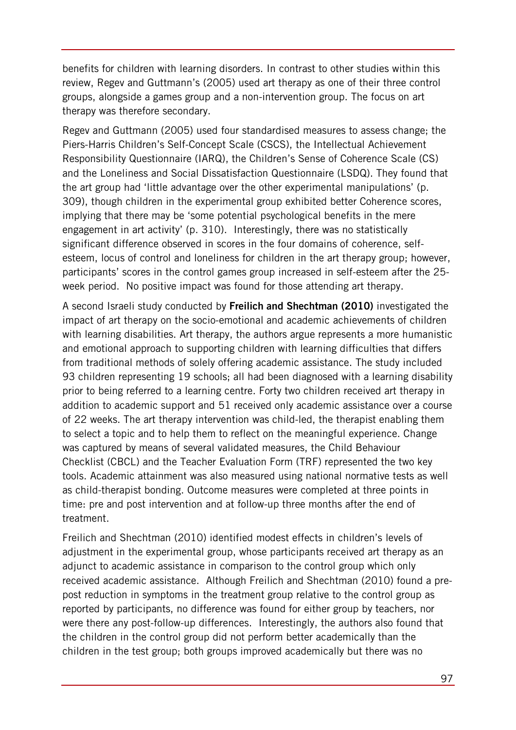benefits for children with learning disorders. In contrast to other studies within this review, Regev and Guttmann's (2005) used art therapy as one of their three control groups, alongside a games group and a non-intervention group. The focus on art therapy was therefore secondary.

Regev and Guttmann (2005) used four standardised measures to assess change; the Piers-Harris Children's Self-Concept Scale (CSCS), the Intellectual Achievement Responsibility Questionnaire (IARQ), the Children's Sense of Coherence Scale (CS) and the Loneliness and Social Dissatisfaction Questionnaire (LSDQ). They found that the art group had 'little advantage over the other experimental manipulations' (p. 309), though children in the experimental group exhibited better Coherence scores, implying that there may be 'some potential psychological benefits in the mere engagement in art activity' (p. 310). Interestingly, there was no statistically significant difference observed in scores in the four domains of coherence, self-esteem, locus of control and loneliness for children in the art therapy group; however, participants' scores in the control games group increased in self-esteem after the 25-week period. No positive impact was found for those attending art therapy.

A second Israeli study conducted by **Freilich and Shechtman (2010)** investigated the impact of art therapy on the socio-emotional and academic achievements of children with learning disabilities. Art therapy, the authors argue represents a more humanistic and emotional approach to supporting children with learning difficulties that differs from traditional methods of solely offering academic assistance. The study included 93 children representing 19 schools; all had been diagnosed with a learning disability prior to being referred to a learning centre. Forty two children received art therapy in addition to academic support and 51 received only academic assistance over a course of 22 weeks. The art therapy intervention was child-led, the therapist enabling them to select a topic and to help them to reflect on the meaningful experience. Change was captured by means of several validated measures, the Child Behaviour Checklist (CBCL) and the Teacher Evaluation Form (TRF) represented the two key tools. Academic attainment was also measured using national normative tests as well as child-therapist bonding. Outcome measures were completed at three points in time: pre and post intervention and at follow-up three months after the end of treatment.

Freilich and Shechtman (2010) identified modest effects in children's levels of adjustment in the experimental group, whose participants received art therapy as an adjunct to academic assistance in comparison to the control group which only received academic assistance. Although Freilich and Shechtman (2010) found a pre-post reduction in symptoms in the treatment group relative to the control group as reported by participants, no difference was found for either group by teachers, nor were there any post-follow-up differences. Interestingly, the authors also found that the children in the control group did not perform better academically than the children in the test group; both groups improved academically but there was no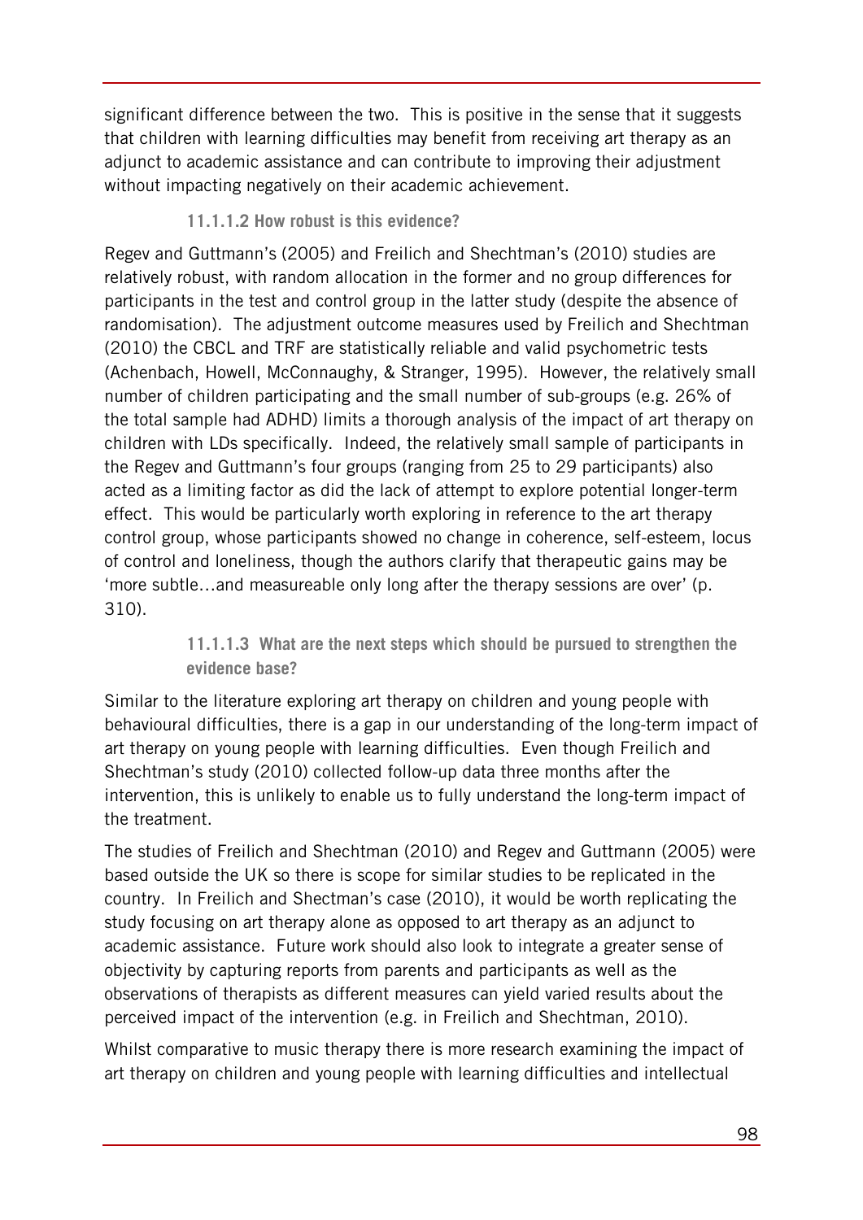significant difference between the two. This is positive in the sense that it suggests that children with learning difficulties may benefit from receiving art therapy as an adjunct to academic assistance and can contribute to improving their adjustment without impacting negatively on their academic achievement.

#### 11.1.1.2 How robust is this evidence?

Regev and Guttmann's (2005) and Freilich and Shechtman's (2010) studies are relatively robust, with random allocation in the former and no group differences for participants in the test and control group in the latter study (despite the absence of randomisation). The adjustment outcome measures used by Freilich and Shechtman (2010) the CBCL and TRF are statistically reliable and valid psychometric tests (Achenbach, Howell, McConnaughy, & Stranger, 1995). However, the relatively small number of children participating and the small number of sub-groups (e.g. 26% of the total sample had ADHD) limits a thorough analysis of the impact of art therapy on children with LDs specifically. Indeed, the relatively small sample of participants in the Regev and Guttmann's four groups (ranging from 25 to 29 participants) also acted as a limiting factor as did the lack of attempt to explore potential longer-term effect. This would be particularly worth exploring in reference to the art therapy control group, whose participants showed no change in coherence, self-esteem, locus of control and loneliness, though the authors clarify that therapeutic gains may be 'more subtle…and measureable only long after the therapy sessions are over' (p. 310).

#### 11.1.1.3 What are the next steps which should be pursued to strengthen the evidence base?

Similar to the literature exploring art therapy on children and young people with behavioural difficulties, there is a gap in our understanding of the long-term impact of art therapy on young people with learning difficulties. Even though Freilich and Shechtman's study (2010) collected follow-up data three months after the intervention, this is unlikely to enable us to fully understand the long-term impact of the treatment.

The studies of Freilich and Shechtman (2010) and Regev and Guttmann (2005) were based outside the UK so there is scope for similar studies to be replicated in the country. In Freilich and Shectman's case (2010), it would be worth replicating the study focusing on art therapy alone as opposed to art therapy as an adjunct to academic assistance. Future work should also look to integrate a greater sense of objectivity by capturing reports from parents and participants as well as the observations of therapists as different measures can yield varied results about the perceived impact of the intervention (e.g. in Freilich and Shechtman, 2010).

Whilst comparative to music therapy there is more research examining the impact of art therapy on children and young people with learning difficulties and intellectual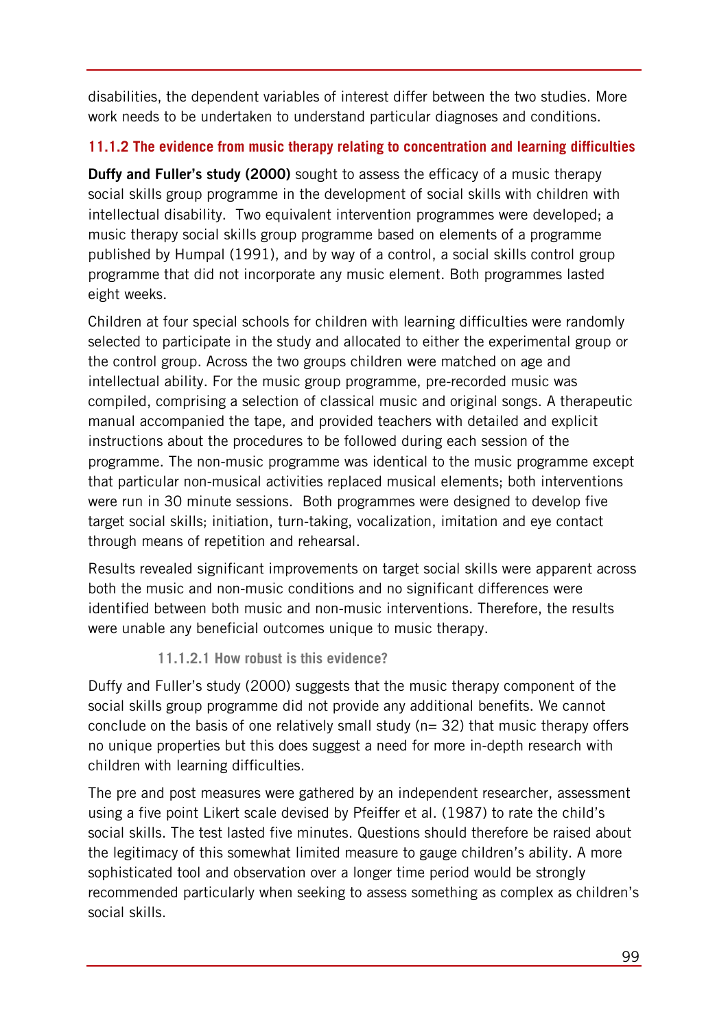disabilities, the dependent variables of interest differ between the two studies. More work needs to be undertaken to understand particular diagnoses and conditions.

### 11.1.2 The evidence from music therapy relating to concentration and learning difficulties

**Duffy and Fuller's study (2000)** sought to assess the efficacy of a music therapy social skills group programme in the development of social skills with children with intellectual disability. Two equivalent intervention programmes were developed; a music therapy social skills group programme based on elements of a programme published by Humpal (1991), and by way of a control, a social skills control group programme that did not incorporate any music element. Both programmes lasted eight weeks.

Children at four special schools for children with learning difficulties were randomly selected to participate in the study and allocated to either the experimental group or the control group. Across the two groups children were matched on age and intellectual ability. For the music group programme, pre-recorded music was compiled, comprising a selection of classical music and original songs. A therapeutic manual accompanied the tape, and provided teachers with detailed and explicit instructions about the procedures to be followed during each session of the programme. The non-music programme was identical to the music programme except that particular non-musical activities replaced musical elements; both interventions were run in 30 minute sessions. Both programmes were designed to develop five target social skills; initiation, turn-taking, vocalization, imitation and eye contact through means of repetition and rehearsal.

Results revealed significant improvements on target social skills were apparent across both the music and non-music conditions and no significant differences were identified between both music and non-music interventions. Therefore, the results were unable any beneficial outcomes unique to music therapy.

#### 11.1.2.1 How robust is this evidence?

Duffy and Fuller's study (2000) suggests that the music therapy component of the social skills group programme did not provide any additional benefits. We cannot conclude on the basis of one relatively small study (n= 32) that music therapy offers no unique properties but this does suggest a need for more in-depth research with children with learning difficulties.

The pre and post measures were gathered by an independent researcher, assessment using a five point Likert scale devised by Pfeiffer et al. (1987) to rate the child's social skills. The test lasted five minutes. Questions should therefore be raised about the legitimacy of this somewhat limited measure to gauge children's ability. A more sophisticated tool and observation over a longer time period would be strongly recommended particularly when seeking to assess something as complex as children's social skills.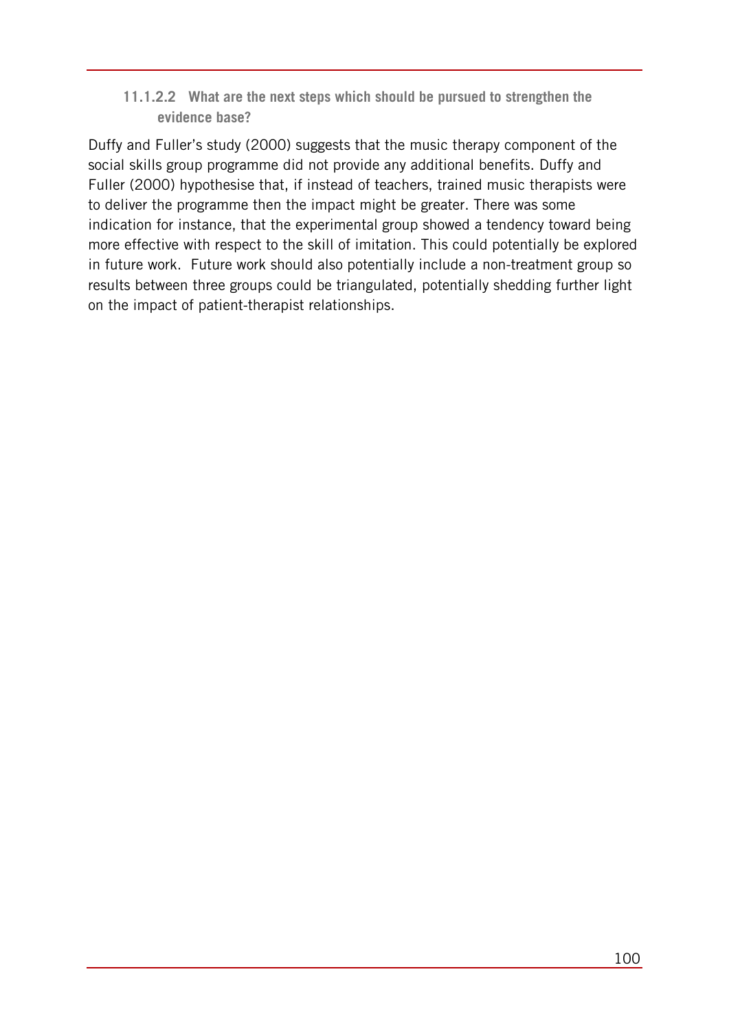#### 11.1.2.2 What are the next steps which should be pursued to strengthen the evidence base?

Duffy and Fuller's study (2000) suggests that the music therapy component of the social skills group programme did not provide any additional benefits. Duffy and Fuller (2000) hypothesise that, if instead of teachers, trained music therapists were to deliver the programme then the impact might be greater. There was some indication for instance, that the experimental group showed a tendency toward being more effective with respect to the skill of imitation. This could potentially be explored in future work. Future work should also potentially include a non-treatment group so results between three groups could be triangulated, potentially shedding further light on the impact of patient-therapist relationships.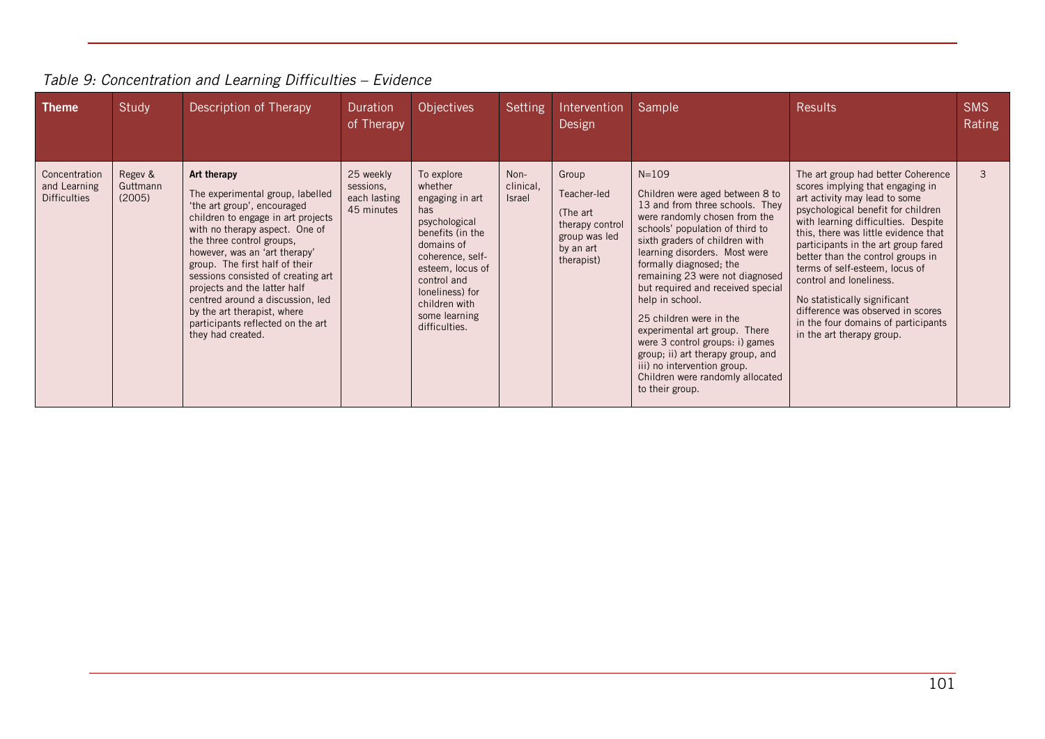*Table 9: Concentration and Learning Difficulties – Evidence*

| Theme | Study | Description of Therapy | Duration of Therapy | Objectives | Setting | Intervention Design | Sample | Results | SMS Rating |
|---|---|---|---|---|---|---|---|---|---|
| Concentration and Learning Difficulties | Regev & Guttmann (2005) | **Art therapy**<br>The experimental group, labelled 'the art group', encouraged children to engage in art projects with no therapy aspect. One of the three control groups, however, was an 'art therapy' group. The first half of their sessions consisted of creating art projects and the latter half centred around a discussion, led by the art therapist, where participants reflected on the art they had created. | 25 weekly sessions, each lasting 45 minutes | To explore whether engaging in art has psychological benefits (in the domains of coherence, self-esteem, locus of control and loneliness) for children with some learning difficulties. | Non-clinical, Israel | Group<br>Teacher-led<br>(The art therapy control group was led by an art therapist) | N=109<br>Children were aged between 8 to 13 and from three schools. They were randomly chosen from the schools' population of third to sixth graders of children with learning disorders. Most were formally diagnosed; the remaining 23 were not diagnosed but required and received special help in school.<br>25 children were in the experimental art group. There were 3 control groups: i) games group; ii) art therapy group, and iii) no intervention group. Children were randomly allocated to their group. | The art group had better Coherence scores implying that engaging in art activity may lead to some psychological benefit for children with learning difficulties. Despite this, there was little evidence that participants in the art group fared better than the control groups in terms of self-esteem, locus of control and loneliness.<br>No statistically significant difference was observed in scores in the four domains of participants in the art therapy group. | 3 |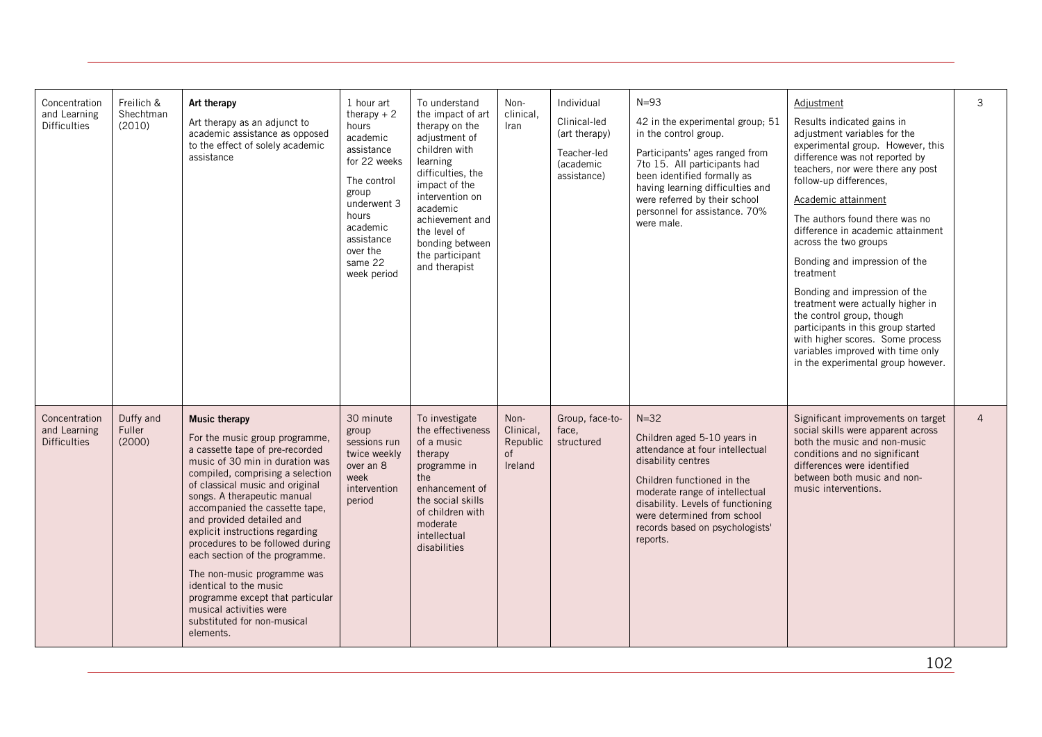| Concentration and Learning Difficulties | Freilich & Shechtman (2010) | **Art therapy**<br>Art therapy as an adjunct to academic assistance as opposed to the effect of solely academic assistance | 1 hour art therapy + 2 hours academic assistance for 22 weeks<br>The control group underwent 3 hours academic assistance over the same 22 week period | To understand the impact of art therapy on the adjustment of children with learning difficulties, the impact of the intervention on academic achievement and the level of bonding between the participant and therapist | Non-clinical, Iran | Individual<br>Clinical-led (art therapy)<br>Teacher-led (academic assistance) | N=93<br>42 in the experimental group; 51 in the control group.<br>Participants' ages ranged from 7to 15. All participants had been identified formally as having learning difficulties and were referred by their school personnel for assistance. 70% were male. | <u>Adjustment</u><br>Results indicated gains in adjustment variables for the experimental group. However, this difference was not reported by teachers, nor were there any post follow-up differences,<br><u>Academic attainment</u><br>The authors found there was no difference in academic attainment across the two groups<br>Bonding and impression of the treatment<br>Bonding and impression of the treatment were actually higher in the control group, though participants in this group started with higher scores. Some process variables improved with time only in the experimental group however. | 3 |
|---|---|---|---|---|---|---|---|---|---|
| Concentration and Learning Difficulties | Duffy and Fuller (2000) | **Music therapy**<br>For the music group programme, a cassette tape of pre-recorded music of 30 min in duration was compiled, comprising a selection of classical music and original songs. A therapeutic manual accompanied the cassette tape, and provided detailed and explicit instructions regarding procedures to be followed during each section of the programme.<br>The non-music programme was identical to the music programme except that particular musical activities were substituted for non-musical elements. | 30 minute group sessions run twice weekly over an 8 week intervention period | To investigate the effectiveness of a music therapy programme in the enhancement of the social skills of children with moderate intellectual disabilities | Non-Clinical, Republic of Ireland | Group, face-to-face, structured | N=32<br>Children aged 5-10 years in attendance at four intellectual disability centres<br>Children functioned in the moderate range of intellectual disability. Levels of functioning were determined from school records based on psychologists' reports. | Significant improvements on target social skills were apparent across both the music and non-music conditions and no significant differences were identified between both music and non-music interventions. | 4 |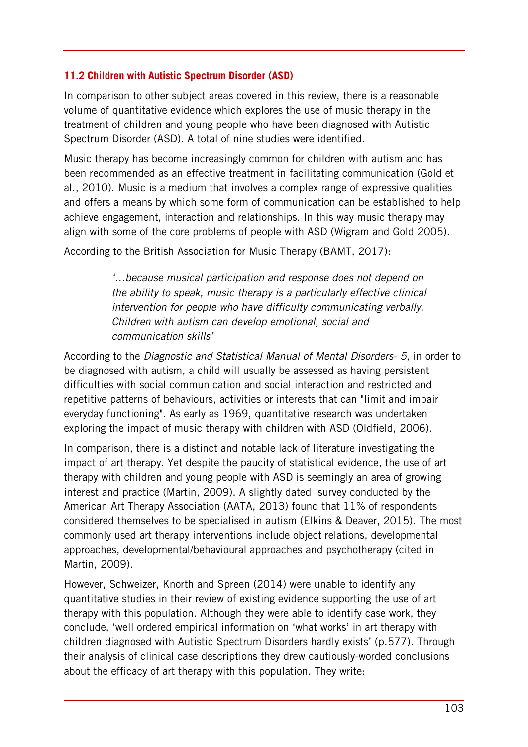### 11.2 Children with Autistic Spectrum Disorder (ASD)

In comparison to other subject areas covered in this review, there is a reasonable volume of quantitative evidence which explores the use of music therapy in the treatment of children and young people who have been diagnosed with Autistic Spectrum Disorder (ASD). A total of nine studies were identified.

Music therapy has become increasingly common for children with autism and has been recommended as an effective treatment in facilitating communication (Gold et al., 2010). Music is a medium that involves a complex range of expressive qualities and offers a means by which some form of communication can be established to help achieve engagement, interaction and relationships. In this way music therapy may align with some of the core problems of people with ASD (Wigram and Gold 2005).

According to the British Association for Music Therapy (BAMT, 2017):

> *'…because musical participation and response does not depend on the ability to speak, music therapy is a particularly effective clinical intervention for people who have difficulty communicating verbally. Children with autism can develop emotional, social and communication skills'*

According to the *Diagnostic and Statistical Manual of Mental Disorders- 5*, in order to be diagnosed with autism, a child will usually be assessed as having persistent difficulties with social communication and social interaction and restricted and repetitive patterns of behaviours, activities or interests that can "limit and impair everyday functioning". As early as 1969, quantitative research was undertaken exploring the impact of music therapy with children with ASD (Oldfield, 2006).

In comparison, there is a distinct and notable lack of literature investigating the impact of art therapy. Yet despite the paucity of statistical evidence, the use of art therapy with children and young people with ASD is seemingly an area of growing interest and practice (Martin, 2009). A slightly dated survey conducted by the American Art Therapy Association (AATA, 2013) found that 11% of respondents considered themselves to be specialised in autism (Elkins & Deaver, 2015). The most commonly used art therapy interventions include object relations, developmental approaches, developmental/behavioural approaches and psychotherapy (cited in Martin, 2009).

However, Schweizer, Knorth and Spreen (2014) were unable to identify any quantitative studies in their review of existing evidence supporting the use of art therapy with this population. Although they were able to identify case work, they conclude, 'well ordered empirical information on 'what works' in art therapy with children diagnosed with Autistic Spectrum Disorders hardly exists' (p.577). Through their analysis of clinical case descriptions they drew cautiously-worded conclusions about the efficacy of art therapy with this population. They write: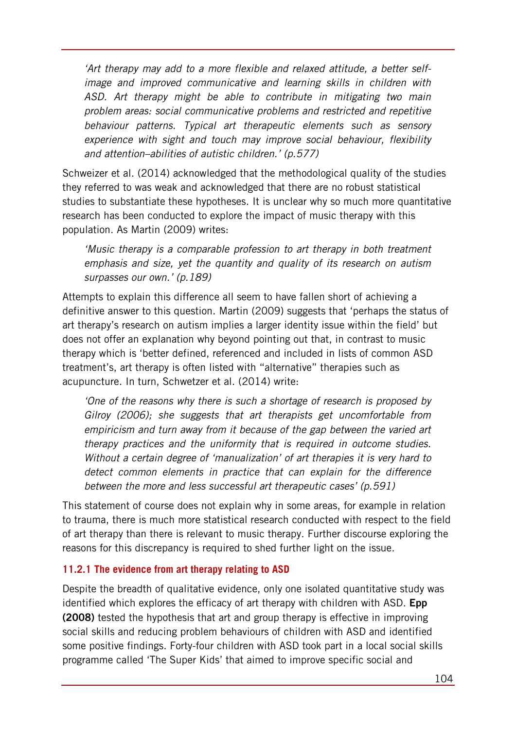> *'Art therapy may add to a more flexible and relaxed attitude, a better self-image and improved communicative and learning skills in children with ASD. Art therapy might be able to contribute in mitigating two main problem areas: social communicative problems and restricted and repetitive behaviour patterns. Typical art therapeutic elements such as sensory experience with sight and touch may improve social behaviour, flexibility and attention–abilities of autistic children.' (p.577)*

Schweizer et al. (2014) acknowledged that the methodological quality of the studies they referred to was weak and acknowledged that there are no robust statistical studies to substantiate these hypotheses. It is unclear why so much more quantitative research has been conducted to explore the impact of music therapy with this population. As Martin (2009) writes:

> *'Music therapy is a comparable profession to art therapy in both treatment emphasis and size, yet the quantity and quality of its research on autism surpasses our own.' (p.189)*

Attempts to explain this difference all seem to have fallen short of achieving a definitive answer to this question. Martin (2009) suggests that 'perhaps the status of art therapy's research on autism implies a larger identity issue within the field' but does not offer an explanation why beyond pointing out that, in contrast to music therapy which is 'better defined, referenced and included in lists of common ASD treatment's, art therapy is often listed with "alternative" therapies such as acupuncture. In turn, Schwetzer et al. (2014) write:

> *'One of the reasons why there is such a shortage of research is proposed by Gilroy (2006); she suggests that art therapists get uncomfortable from empiricism and turn away from it because of the gap between the varied art therapy practices and the uniformity that is required in outcome studies. Without a certain degree of 'manualization' of art therapies it is very hard to detect common elements in practice that can explain for the difference between the more and less successful art therapeutic cases' (p.591)*

This statement of course does not explain why in some areas, for example in relation to trauma, there is much more statistical research conducted with respect to the field of art therapy than there is relevant to music therapy. Further discourse exploring the reasons for this discrepancy is required to shed further light on the issue.

### 11.2.1 The evidence from art therapy relating to ASD

Despite the breadth of qualitative evidence, only one isolated quantitative study was identified which explores the efficacy of art therapy with children with ASD. **Epp (2008)** tested the hypothesis that art and group therapy is effective in improving social skills and reducing problem behaviours of children with ASD and identified some positive findings. Forty-four children with ASD took part in a local social skills programme called 'The Super Kids' that aimed to improve specific social and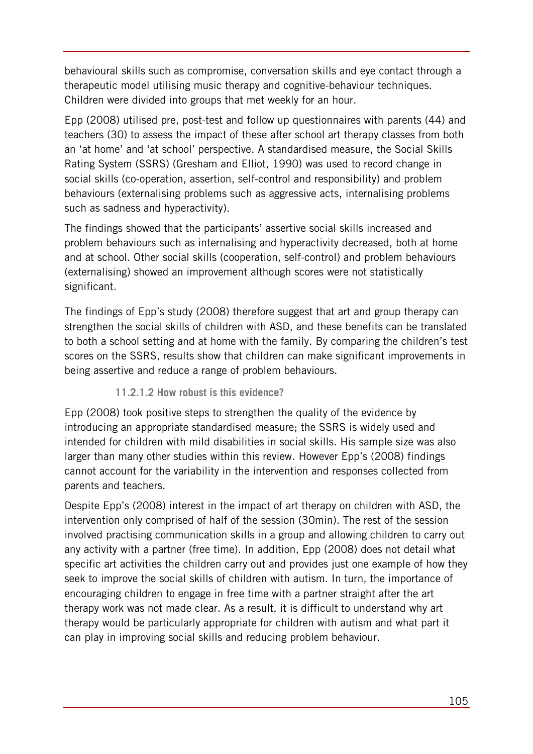behavioural skills such as compromise, conversation skills and eye contact through a therapeutic model utilising music therapy and cognitive-behaviour techniques. Children were divided into groups that met weekly for an hour.

Epp (2008) utilised pre, post-test and follow up questionnaires with parents (44) and teachers (30) to assess the impact of these after school art therapy classes from both an 'at home' and 'at school' perspective. A standardised measure, the Social Skills Rating System (SSRS) (Gresham and Elliot, 1990) was used to record change in social skills (co-operation, assertion, self-control and responsibility) and problem behaviours (externalising problems such as aggressive acts, internalising problems such as sadness and hyperactivity).

The findings showed that the participants' assertive social skills increased and problem behaviours such as internalising and hyperactivity decreased, both at home and at school. Other social skills (cooperation, self-control) and problem behaviours (externalising) showed an improvement although scores were not statistically significant.

The findings of Epp's study (2008) therefore suggest that art and group therapy can strengthen the social skills of children with ASD, and these benefits can be translated to both a school setting and at home with the family. By comparing the children's test scores on the SSRS, results show that children can make significant improvements in being assertive and reduce a range of problem behaviours.

#### 11.2.1.2 How robust is this evidence?

Epp (2008) took positive steps to strengthen the quality of the evidence by introducing an appropriate standardised measure; the SSRS is widely used and intended for children with mild disabilities in social skills. His sample size was also larger than many other studies within this review. However Epp's (2008) findings cannot account for the variability in the intervention and responses collected from parents and teachers.

Despite Epp's (2008) interest in the impact of art therapy on children with ASD, the intervention only comprised of half of the session (30min). The rest of the session involved practising communication skills in a group and allowing children to carry out any activity with a partner (free time). In addition, Epp (2008) does not detail what specific art activities the children carry out and provides just one example of how they seek to improve the social skills of children with autism. In turn, the importance of encouraging children to engage in free time with a partner straight after the art therapy work was not made clear. As a result, it is difficult to understand why art therapy would be particularly appropriate for children with autism and what part it can play in improving social skills and reducing problem behaviour.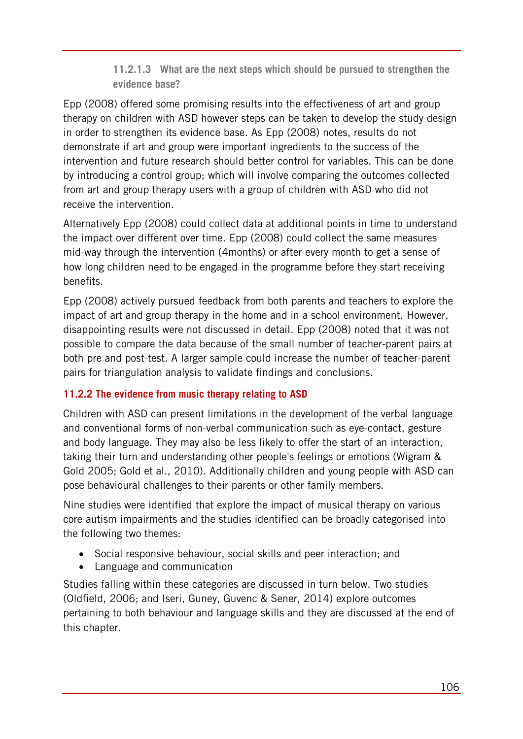#### 11.2.1.3 What are the next steps which should be pursued to strengthen the evidence base?

Epp (2008) offered some promising results into the effectiveness of art and group therapy on children with ASD however steps can be taken to develop the study design in order to strengthen its evidence base. As Epp (2008) notes, results do not demonstrate if art and group were important ingredients to the success of the intervention and future research should better control for variables. This can be done by introducing a control group; which will involve comparing the outcomes collected from art and group therapy users with a group of children with ASD who did not receive the intervention.

Alternatively Epp (2008) could collect data at additional points in time to understand the impact over different over time. Epp (2008) could collect the same measures mid-way through the intervention (4months) or after every month to get a sense of how long children need to be engaged in the programme before they start receiving benefits.

Epp (2008) actively pursued feedback from both parents and teachers to explore the impact of art and group therapy in the home and in a school environment. However, disappointing results were not discussed in detail. Epp (2008) noted that it was not possible to compare the data because of the small number of teacher-parent pairs at both pre and post-test. A larger sample could increase the number of teacher-parent pairs for triangulation analysis to validate findings and conclusions.

### 11.2.2 The evidence from music therapy relating to ASD

Children with ASD can present limitations in the development of the verbal language and conventional forms of non-verbal communication such as eye-contact, gesture and body language. They may also be less likely to offer the start of an interaction, taking their turn and understanding other people's feelings or emotions (Wigram & Gold 2005; Gold et al., 2010). Additionally children and young people with ASD can pose behavioural challenges to their parents or other family members.

Nine studies were identified that explore the impact of musical therapy on various core autism impairments and the studies identified can be broadly categorised into the following two themes:

- Social responsive behaviour, social skills and peer interaction; and
- Language and communication

Studies falling within these categories are discussed in turn below. Two studies (Oldfield, 2006; and Iseri, Guney, Guvenc & Sener, 2014) explore outcomes pertaining to both behaviour and language skills and they are discussed at the end of this chapter.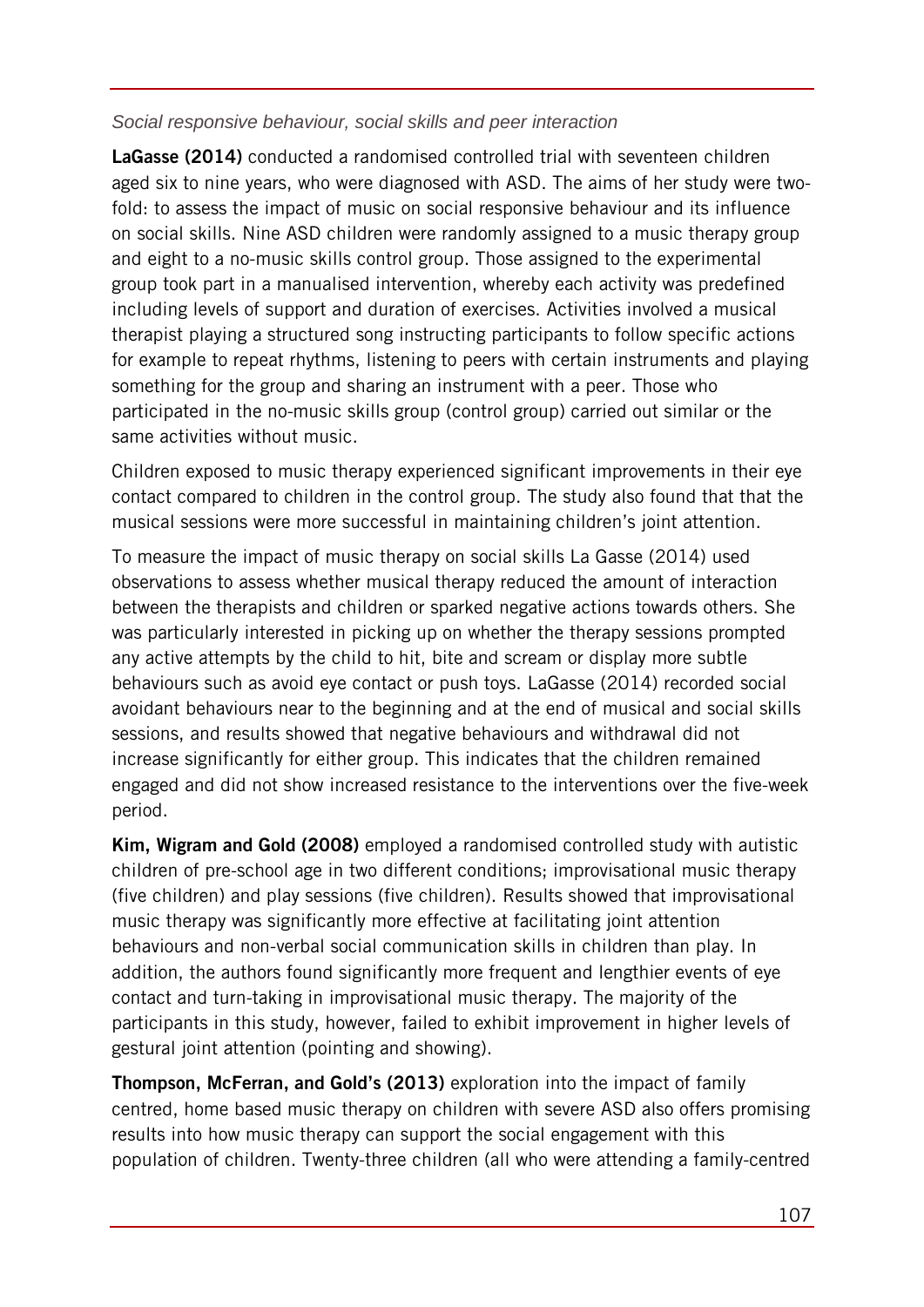*Social responsive behaviour, social skills and peer interaction*

**LaGasse (2014)** conducted a randomised controlled trial with seventeen children aged six to nine years, who were diagnosed with ASD. The aims of her study were two-fold: to assess the impact of music on social responsive behaviour and its influence on social skills. Nine ASD children were randomly assigned to a music therapy group and eight to a no-music skills control group. Those assigned to the experimental group took part in a manualised intervention, whereby each activity was predefined including levels of support and duration of exercises. Activities involved a musical therapist playing a structured song instructing participants to follow specific actions for example to repeat rhythms, listening to peers with certain instruments and playing something for the group and sharing an instrument with a peer. Those who participated in the no-music skills group (control group) carried out similar or the same activities without music.

Children exposed to music therapy experienced significant improvements in their eye contact compared to children in the control group. The study also found that that the musical sessions were more successful in maintaining children's joint attention.

To measure the impact of music therapy on social skills La Gasse (2014) used observations to assess whether musical therapy reduced the amount of interaction between the therapists and children or sparked negative actions towards others. She was particularly interested in picking up on whether the therapy sessions prompted any active attempts by the child to hit, bite and scream or display more subtle behaviours such as avoid eye contact or push toys. LaGasse (2014) recorded social avoidant behaviours near to the beginning and at the end of musical and social skills sessions, and results showed that negative behaviours and withdrawal did not increase significantly for either group. This indicates that the children remained engaged and did not show increased resistance to the interventions over the five-week period.

**Kim, Wigram and Gold (2008)** employed a randomised controlled study with autistic children of pre-school age in two different conditions; improvisational music therapy (five children) and play sessions (five children). Results showed that improvisational music therapy was significantly more effective at facilitating joint attention behaviours and non-verbal social communication skills in children than play. In addition, the authors found significantly more frequent and lengthier events of eye contact and turn-taking in improvisational music therapy. The majority of the participants in this study, however, failed to exhibit improvement in higher levels of gestural joint attention (pointing and showing).

**Thompson, McFerran, and Gold's (2013)** exploration into the impact of family centred, home based music therapy on children with severe ASD also offers promising results into how music therapy can support the social engagement with this population of children. Twenty-three children (all who were attending a family-centred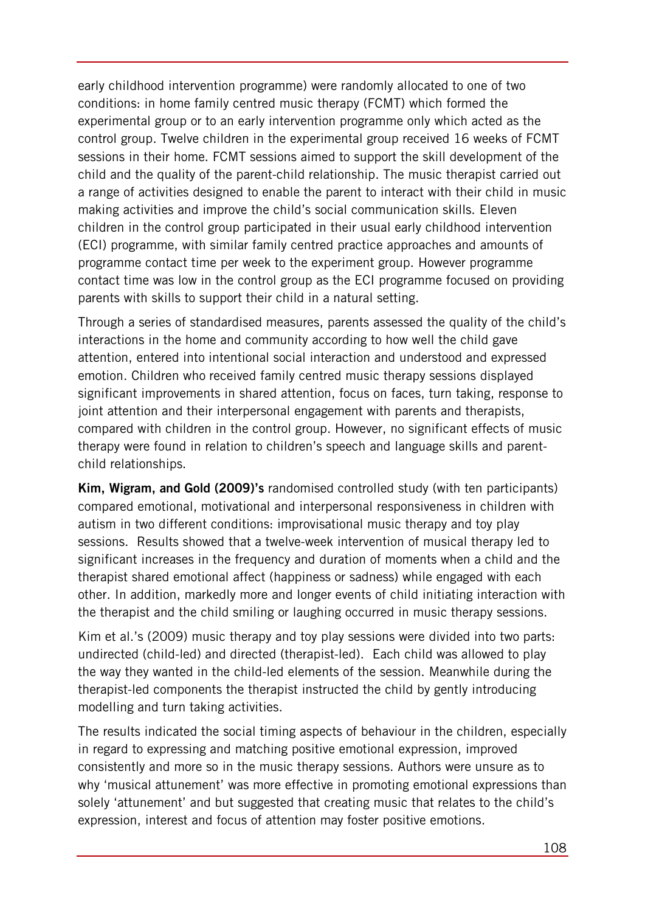early childhood intervention programme) were randomly allocated to one of two conditions: in home family centred music therapy (FCMT) which formed the experimental group or to an early intervention programme only which acted as the control group. Twelve children in the experimental group received 16 weeks of FCMT sessions in their home. FCMT sessions aimed to support the skill development of the child and the quality of the parent-child relationship. The music therapist carried out a range of activities designed to enable the parent to interact with their child in music making activities and improve the child's social communication skills. Eleven children in the control group participated in their usual early childhood intervention (ECI) programme, with similar family centred practice approaches and amounts of programme contact time per week to the experiment group. However programme contact time was low in the control group as the ECI programme focused on providing parents with skills to support their child in a natural setting.

Through a series of standardised measures, parents assessed the quality of the child's interactions in the home and community according to how well the child gave attention, entered into intentional social interaction and understood and expressed emotion. Children who received family centred music therapy sessions displayed significant improvements in shared attention, focus on faces, turn taking, response to joint attention and their interpersonal engagement with parents and therapists, compared with children in the control group. However, no significant effects of music therapy were found in relation to children's speech and language skills and parent-child relationships.

**Kim, Wigram, and Gold (2009)'s** randomised controlled study (with ten participants) compared emotional, motivational and interpersonal responsiveness in children with autism in two different conditions: improvisational music therapy and toy play sessions. Results showed that a twelve-week intervention of musical therapy led to significant increases in the frequency and duration of moments when a child and the therapist shared emotional affect (happiness or sadness) while engaged with each other. In addition, markedly more and longer events of child initiating interaction with the therapist and the child smiling or laughing occurred in music therapy sessions.

Kim et al.'s (2009) music therapy and toy play sessions were divided into two parts: undirected (child-led) and directed (therapist-led). Each child was allowed to play the way they wanted in the child-led elements of the session. Meanwhile during the therapist-led components the therapist instructed the child by gently introducing modelling and turn taking activities.

The results indicated the social timing aspects of behaviour in the children, especially in regard to expressing and matching positive emotional expression, improved consistently and more so in the music therapy sessions. Authors were unsure as to why 'musical attunement' was more effective in promoting emotional expressions than solely 'attunement' and but suggested that creating music that relates to the child's expression, interest and focus of attention may foster positive emotions.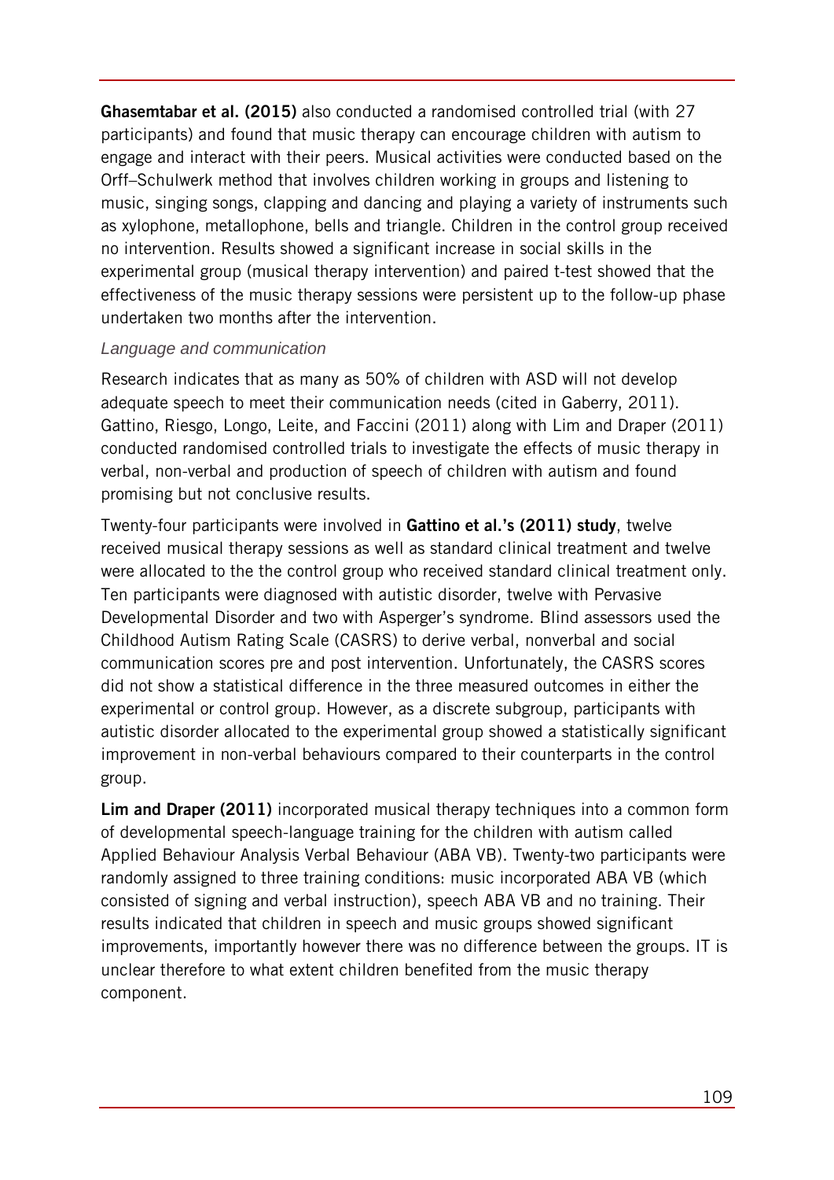**Ghasemtabar et al. (2015)** also conducted a randomised controlled trial (with 27 participants) and found that music therapy can encourage children with autism to engage and interact with their peers. Musical activities were conducted based on the Orff–Schulwerk method that involves children working in groups and listening to music, singing songs, clapping and dancing and playing a variety of instruments such as xylophone, metallophone, bells and triangle. Children in the control group received no intervention. Results showed a significant increase in social skills in the experimental group (musical therapy intervention) and paired t-test showed that the effectiveness of the music therapy sessions were persistent up to the follow-up phase undertaken two months after the intervention.

*Language and communication*

Research indicates that as many as 50% of children with ASD will not develop adequate speech to meet their communication needs (cited in Gaberry, 2011). Gattino, Riesgo, Longo, Leite, and Faccini (2011) along with Lim and Draper (2011) conducted randomised controlled trials to investigate the effects of music therapy in verbal, non-verbal and production of speech of children with autism and found promising but not conclusive results.

Twenty-four participants were involved in **Gattino et al.'s (2011) study**, twelve received musical therapy sessions as well as standard clinical treatment and twelve were allocated to the the control group who received standard clinical treatment only. Ten participants were diagnosed with autistic disorder, twelve with Pervasive Developmental Disorder and two with Asperger's syndrome. Blind assessors used the Childhood Autism Rating Scale (CASRS) to derive verbal, nonverbal and social communication scores pre and post intervention. Unfortunately, the CASRS scores did not show a statistical difference in the three measured outcomes in either the experimental or control group. However, as a discrete subgroup, participants with autistic disorder allocated to the experimental group showed a statistically significant improvement in non-verbal behaviours compared to their counterparts in the control group.

**Lim and Draper (2011)** incorporated musical therapy techniques into a common form of developmental speech-language training for the children with autism called Applied Behaviour Analysis Verbal Behaviour (ABA VB). Twenty-two participants were randomly assigned to three training conditions: music incorporated ABA VB (which consisted of signing and verbal instruction), speech ABA VB and no training. Their results indicated that children in speech and music groups showed significant improvements, importantly however there was no difference between the groups. IT is unclear therefore to what extent children benefited from the music therapy component.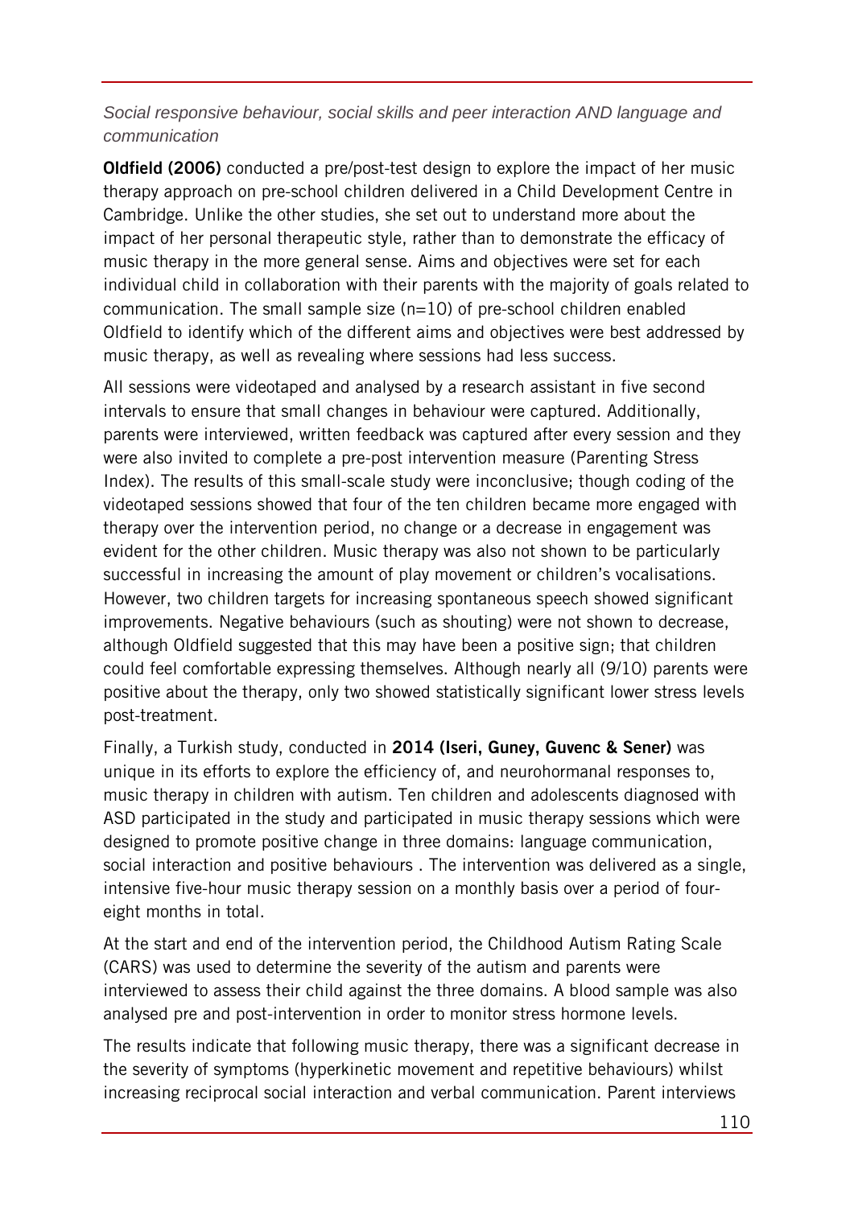*Social responsive behaviour, social skills and peer interaction AND language and communication*

**Oldfield (2006)** conducted a pre/post-test design to explore the impact of her music therapy approach on pre-school children delivered in a Child Development Centre in Cambridge. Unlike the other studies, she set out to understand more about the impact of her personal therapeutic style, rather than to demonstrate the efficacy of music therapy in the more general sense. Aims and objectives were set for each individual child in collaboration with their parents with the majority of goals related to communication. The small sample size (n=10) of pre-school children enabled Oldfield to identify which of the different aims and objectives were best addressed by music therapy, as well as revealing where sessions had less success.

All sessions were videotaped and analysed by a research assistant in five second intervals to ensure that small changes in behaviour were captured. Additionally, parents were interviewed, written feedback was captured after every session and they were also invited to complete a pre-post intervention measure (Parenting Stress Index). The results of this small-scale study were inconclusive; though coding of the videotaped sessions showed that four of the ten children became more engaged with therapy over the intervention period, no change or a decrease in engagement was evident for the other children. Music therapy was also not shown to be particularly successful in increasing the amount of play movement or children's vocalisations. However, two children targets for increasing spontaneous speech showed significant improvements. Negative behaviours (such as shouting) were not shown to decrease, although Oldfield suggested that this may have been a positive sign; that children could feel comfortable expressing themselves. Although nearly all (9/10) parents were positive about the therapy, only two showed statistically significant lower stress levels post-treatment.

Finally, a Turkish study, conducted in **2014 (Iseri, Guney, Guvenc & Sener)** was unique in its efforts to explore the efficiency of, and neurohormanal responses to, music therapy in children with autism. Ten children and adolescents diagnosed with ASD participated in the study and participated in music therapy sessions which were designed to promote positive change in three domains: language communication, social interaction and positive behaviours . The intervention was delivered as a single, intensive five-hour music therapy session on a monthly basis over a period of four-eight months in total.

At the start and end of the intervention period, the Childhood Autism Rating Scale (CARS) was used to determine the severity of the autism and parents were interviewed to assess their child against the three domains. A blood sample was also analysed pre and post-intervention in order to monitor stress hormone levels.

The results indicate that following music therapy, there was a significant decrease in the severity of symptoms (hyperkinetic movement and repetitive behaviours) whilst increasing reciprocal social interaction and verbal communication. Parent interviews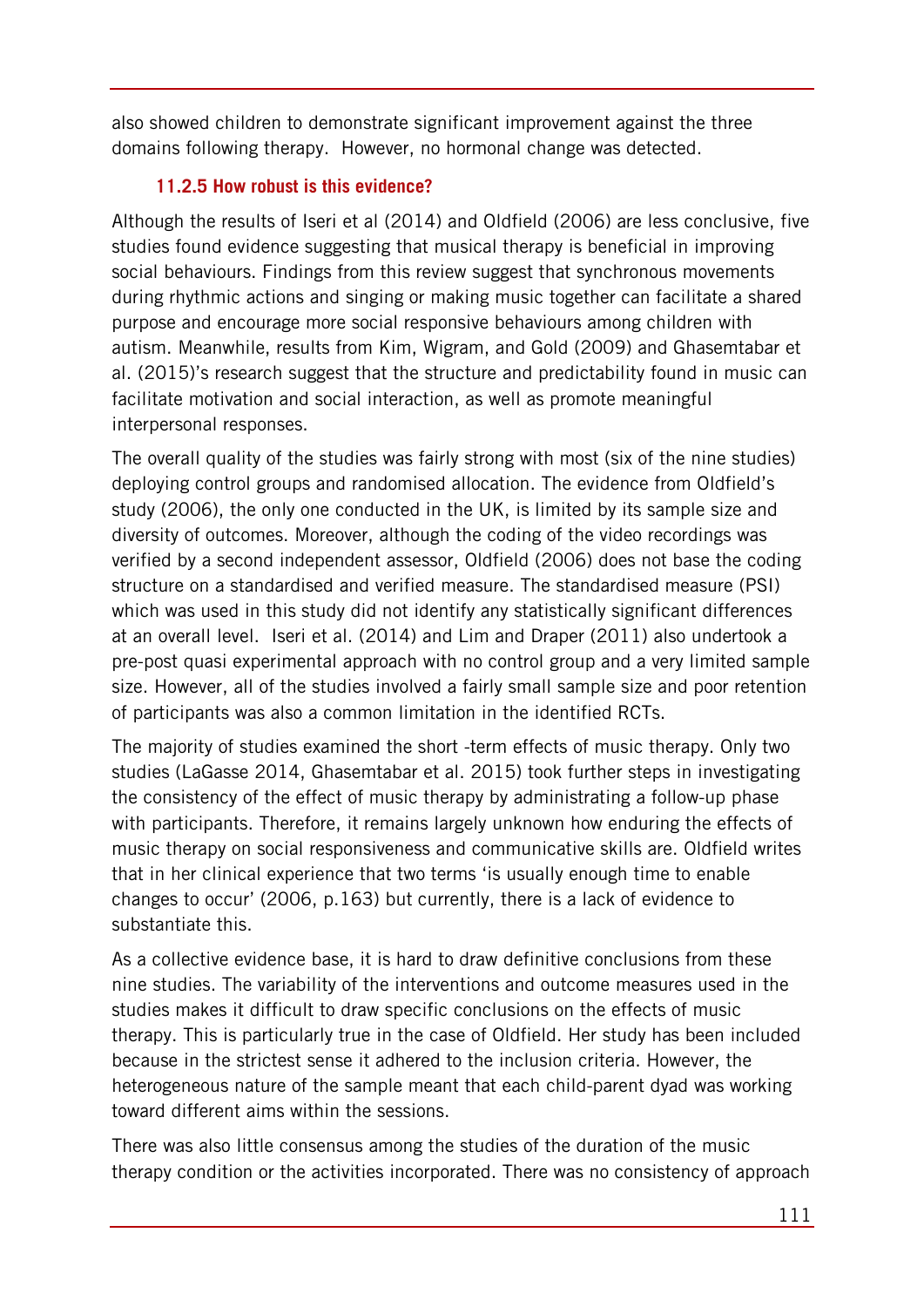also showed children to demonstrate significant improvement against the three domains following therapy. However, no hormonal change was detected.

### 11.2.5 How robust is this evidence?

Although the results of Iseri et al (2014) and Oldfield (2006) are less conclusive, five studies found evidence suggesting that musical therapy is beneficial in improving social behaviours. Findings from this review suggest that synchronous movements during rhythmic actions and singing or making music together can facilitate a shared purpose and encourage more social responsive behaviours among children with autism. Meanwhile, results from Kim, Wigram, and Gold (2009) and Ghasemtabar et al. (2015)'s research suggest that the structure and predictability found in music can facilitate motivation and social interaction, as well as promote meaningful interpersonal responses.

The overall quality of the studies was fairly strong with most (six of the nine studies) deploying control groups and randomised allocation. The evidence from Oldfield's study (2006), the only one conducted in the UK, is limited by its sample size and diversity of outcomes. Moreover, although the coding of the video recordings was verified by a second independent assessor, Oldfield (2006) does not base the coding structure on a standardised and verified measure. The standardised measure (PSI) which was used in this study did not identify any statistically significant differences at an overall level. Iseri et al. (2014) and Lim and Draper (2011) also undertook a pre-post quasi experimental approach with no control group and a very limited sample size. However, all of the studies involved a fairly small sample size and poor retention of participants was also a common limitation in the identified RCTs.

The majority of studies examined the short -term effects of music therapy. Only two studies (LaGasse 2014, Ghasemtabar et al. 2015) took further steps in investigating the consistency of the effect of music therapy by administrating a follow-up phase with participants. Therefore, it remains largely unknown how enduring the effects of music therapy on social responsiveness and communicative skills are. Oldfield writes that in her clinical experience that two terms 'is usually enough time to enable changes to occur' (2006, p.163) but currently, there is a lack of evidence to substantiate this.

As a collective evidence base, it is hard to draw definitive conclusions from these nine studies. The variability of the interventions and outcome measures used in the studies makes it difficult to draw specific conclusions on the effects of music therapy. This is particularly true in the case of Oldfield. Her study has been included because in the strictest sense it adhered to the inclusion criteria. However, the heterogeneous nature of the sample meant that each child-parent dyad was working toward different aims within the sessions.

There was also little consensus among the studies of the duration of the music therapy condition or the activities incorporated. There was no consistency of approach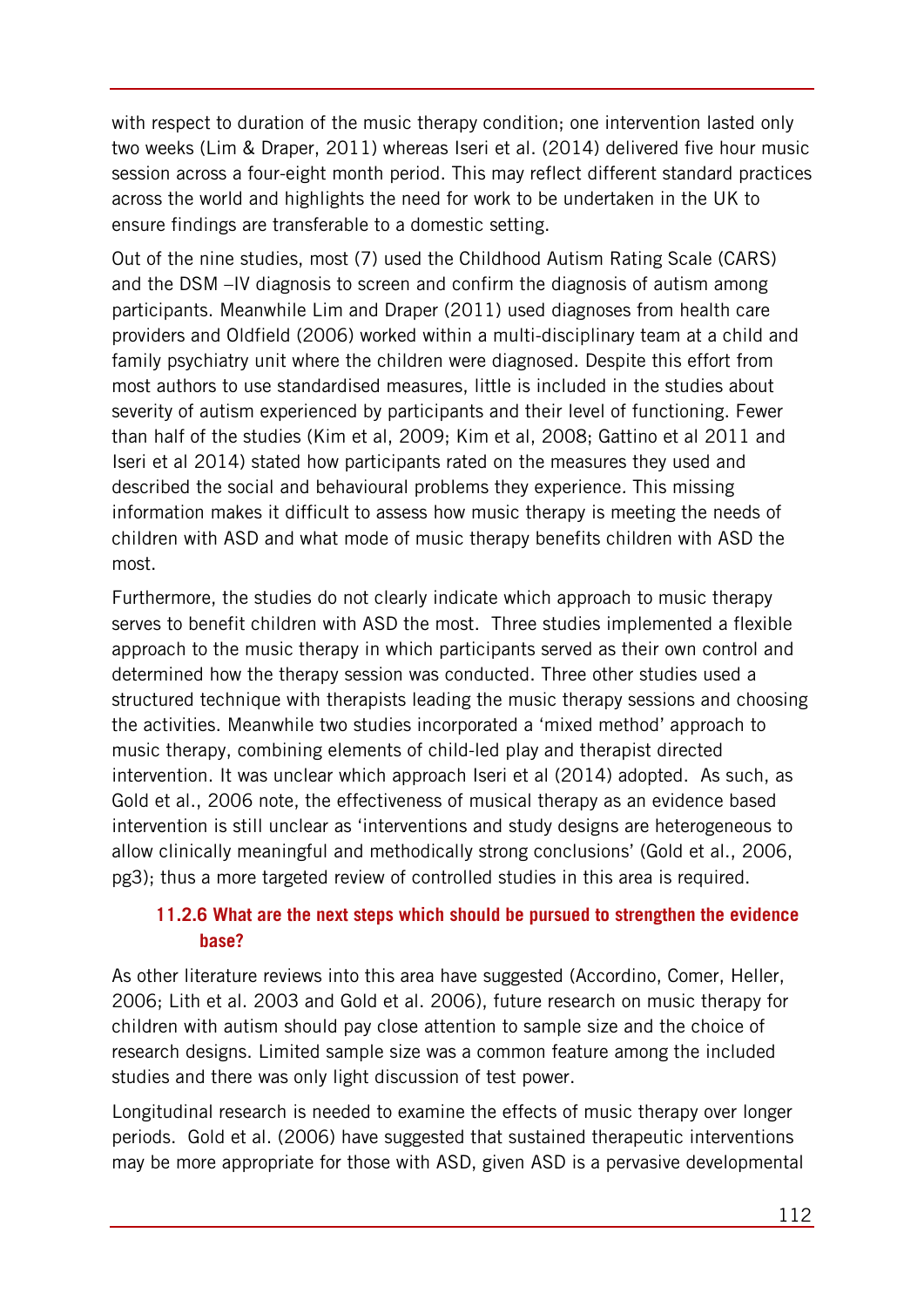with respect to duration of the music therapy condition; one intervention lasted only two weeks (Lim & Draper, 2011) whereas Iseri et al. (2014) delivered five hour music session across a four-eight month period. This may reflect different standard practices across the world and highlights the need for work to be undertaken in the UK to ensure findings are transferable to a domestic setting.

Out of the nine studies, most (7) used the Childhood Autism Rating Scale (CARS) and the DSM –IV diagnosis to screen and confirm the diagnosis of autism among participants. Meanwhile Lim and Draper (2011) used diagnoses from health care providers and Oldfield (2006) worked within a multi-disciplinary team at a child and family psychiatry unit where the children were diagnosed. Despite this effort from most authors to use standardised measures, little is included in the studies about severity of autism experienced by participants and their level of functioning. Fewer than half of the studies (Kim et al, 2009; Kim et al, 2008; Gattino et al 2011 and Iseri et al 2014) stated how participants rated on the measures they used and described the social and behavioural problems they experience. This missing information makes it difficult to assess how music therapy is meeting the needs of children with ASD and what mode of music therapy benefits children with ASD the most.

Furthermore, the studies do not clearly indicate which approach to music therapy serves to benefit children with ASD the most. Three studies implemented a flexible approach to the music therapy in which participants served as their own control and determined how the therapy session was conducted. Three other studies used a structured technique with therapists leading the music therapy sessions and choosing the activities. Meanwhile two studies incorporated a 'mixed method' approach to music therapy, combining elements of child-led play and therapist directed intervention. It was unclear which approach Iseri et al (2014) adopted. As such, as Gold et al., 2006 note, the effectiveness of musical therapy as an evidence based intervention is still unclear as 'interventions and study designs are heterogeneous to allow clinically meaningful and methodically strong conclusions' (Gold et al., 2006, pg3); thus a more targeted review of controlled studies in this area is required.

### 11.2.6 What are the next steps which should be pursued to strengthen the evidence base?

As other literature reviews into this area have suggested (Accordino, Comer, Heller, 2006; Lith et al. 2003 and Gold et al. 2006), future research on music therapy for children with autism should pay close attention to sample size and the choice of research designs. Limited sample size was a common feature among the included studies and there was only light discussion of test power.

Longitudinal research is needed to examine the effects of music therapy over longer periods. Gold et al. (2006) have suggested that sustained therapeutic interventions may be more appropriate for those with ASD, given ASD is a pervasive developmental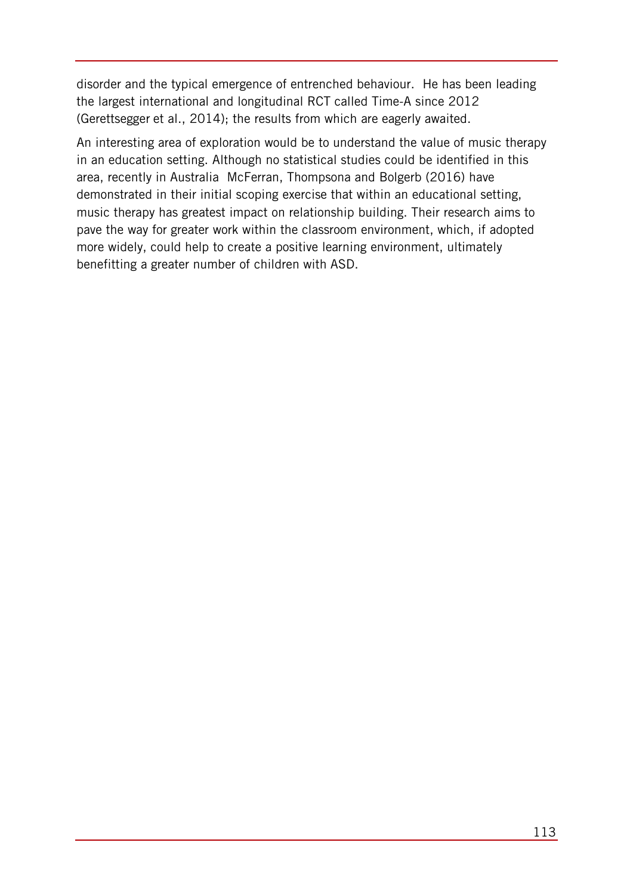disorder and the typical emergence of entrenched behaviour.  He has been leading the largest international and longitudinal RCT called Time-A since 2012 (Gerettsegger et al., 2014); the results from which are eagerly awaited.

An interesting area of exploration would be to understand the value of music therapy in an education setting. Although no statistical studies could be identified in this area, recently in Australia  McFerran, Thompsona and Bolgerb (2016) have demonstrated in their initial scoping exercise that within an educational setting, music therapy has greatest impact on relationship building. Their research aims to pave the way for greater work within the classroom environment, which, if adopted more widely, could help to create a positive learning environment, ultimately benefitting a greater number of children with ASD.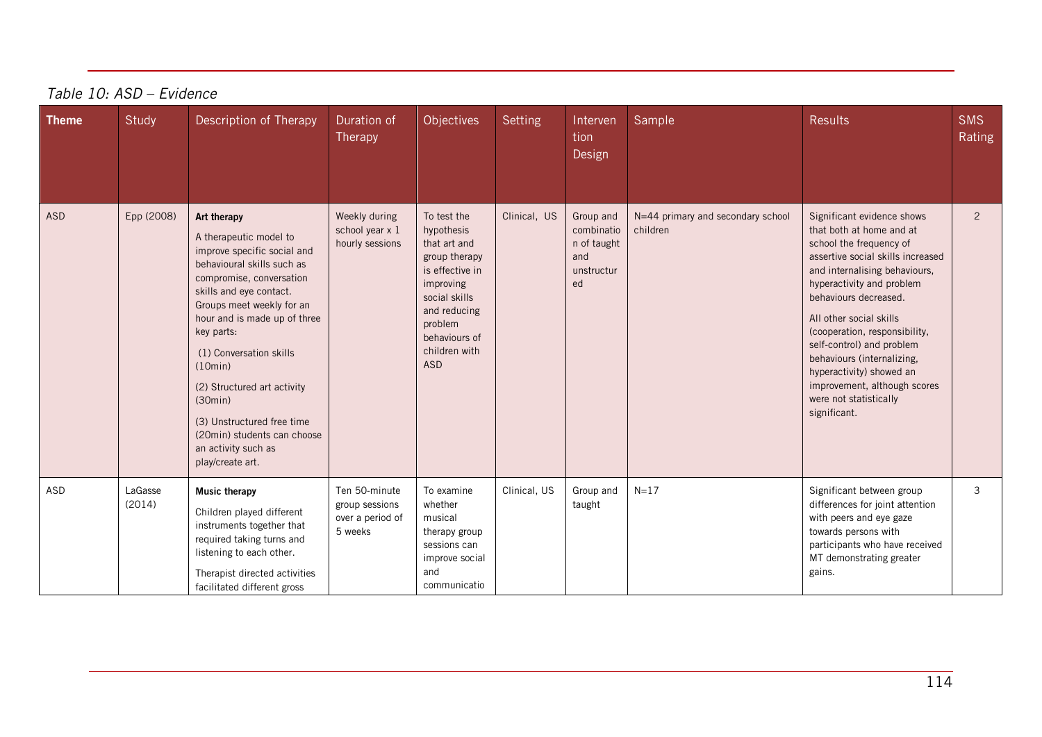*Table 10: ASD – Evidence*

| Theme | Study | Description of Therapy | Duration of Therapy | Objectives | Setting | Intervention Design | Sample | Results | SMS Rating |
|---|---|---|---|---|---|---|---|---|---|
| ASD | Epp (2008) | **Art therapy** A therapeutic model to improve specific social and behavioural skills such as compromise, conversation skills and eye contact. Groups meet weekly for an hour and is made up of three key parts: (1) Conversation skills (10min) (2) Structured art activity (30min) (3) Unstructured free time (20min) students can choose an activity such as play/create art. | Weekly during school year x 1 hourly sessions | To test the hypothesis that art and group therapy is effective in improving social skills and reducing problem behaviours of children with ASD | Clinical, US | Group and combination of taught and unstructured | N=44 primary and secondary school children | Significant evidence shows that both at home and at school the frequency of assertive social skills increased and internalising behaviours, hyperactivity and problem behaviours decreased. All other social skills (cooperation, responsibility, self-control) and problem behaviours (internalizing, hyperactivity) showed an improvement, although scores were not statistically significant. | 2 |
| ASD | LaGasse (2014) | **Music therapy** Children played different instruments together that required taking turns and listening to each other. Therapist directed activities facilitated different gross | Ten 50-minute group sessions over a period of 5 weeks | To examine whether musical therapy group sessions can improve social and communicatio | Clinical, US | Group and taught | N=17 | Significant between group differences for joint attention with peers and eye gaze towards persons with participants who have received MT demonstrating greater gains. | 3 |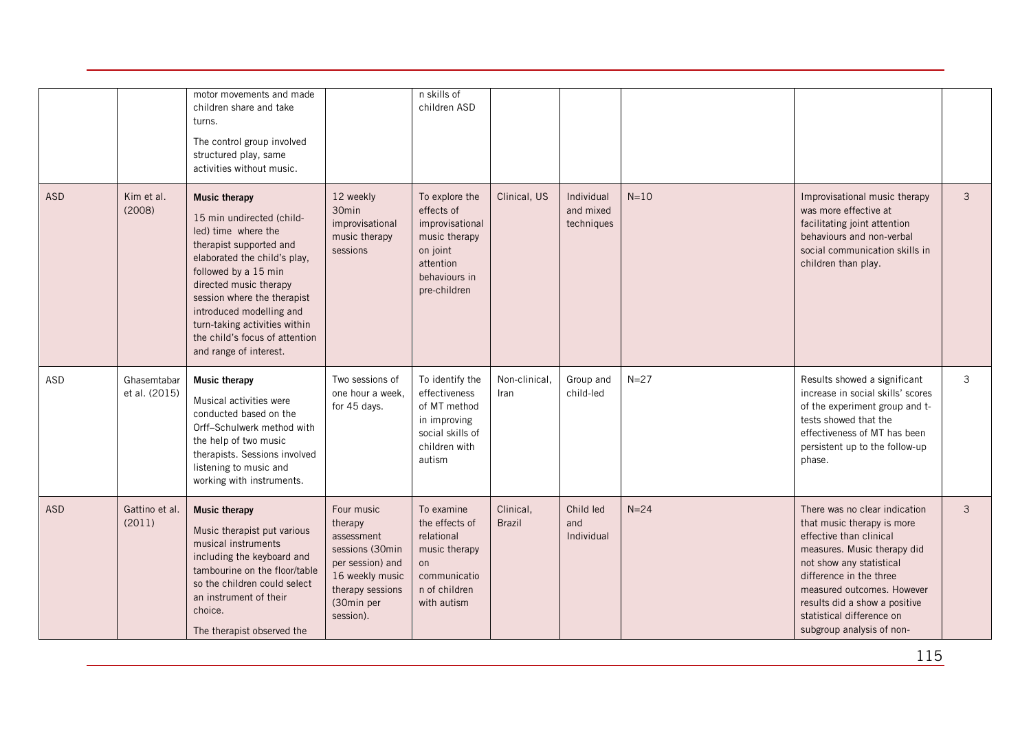| | | motor movements and made children share and take turns. The control group involved structured play, same activities without music. | | n skills of children ASD | | | | | |
|---|---|---|---|---|---|---|---|---|---|
| ASD | Kim et al. (2008) | **Music therapy** 15 min undirected (child-led) time where the therapist supported and elaborated the child's play, followed by a 15 min directed music therapy session where the therapist introduced modelling and turn-taking activities within the child's focus of attention and range of interest. | 12 weekly 30min improvisational music therapy sessions | To explore the effects of improvisational music therapy on joint attention behaviours in pre-children | Clinical, US | Individual and mixed techniques | N=10 | Improvisational music therapy was more effective at facilitating joint attention behaviours and non-verbal social communication skills in children than play. | 3 |
| ASD | Ghasemtabar et al. (2015) | **Music therapy** Musical activities were conducted based on the Orff–Schulwerk method with the help of two music therapists. Sessions involved listening to music and working with instruments. | Two sessions of one hour a week, for 45 days. | To identify the effectiveness of MT method in improving social skills of children with autism | Non-clinical, Iran | Group and child-led | N=27 | Results showed a significant increase in social skills' scores of the experiment group and t-tests showed that the effectiveness of MT has been persistent up to the follow-up phase. | 3 |
| ASD | Gattino et al. (2011) | **Music therapy** Music therapist put various musical instruments including the keyboard and tambourine on the floor/table so the children could select an instrument of their choice. The therapist observed the | Four music therapy assessment sessions (30min per session) and 16 weekly music therapy sessions (30min per session). | To examine the effects of relational music therapy on communicatio n of children with autism | Clinical, Brazil | Child led and Individual | N=24 | There was no clear indication that music therapy is more effective than clinical measures. Music therapy did not show any statistical difference in the three measured outcomes. However results did a show a positive statistical difference on subgroup analysis of non- | 3 |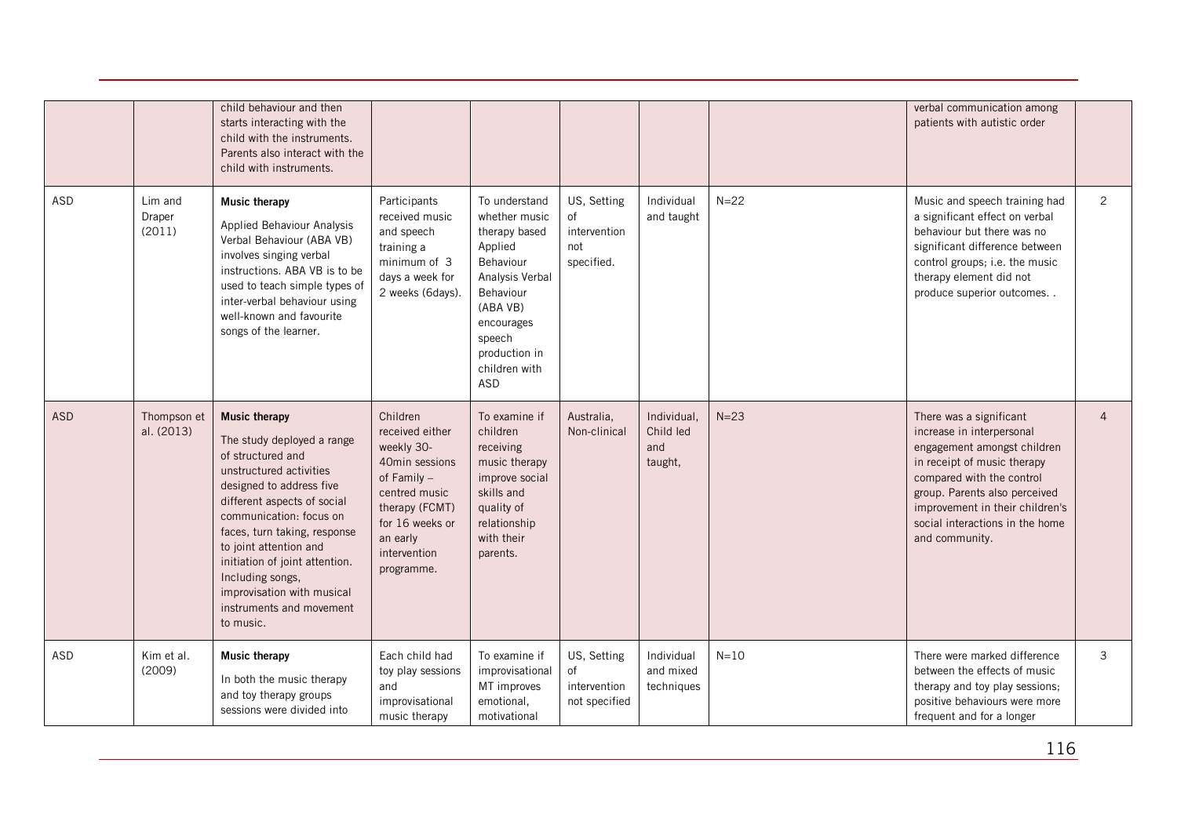| | | | | | | | | | |
|---|---|---|---|---|---|---|---|---|---|
| | | child behaviour and then starts interacting with the child with the instruments. Parents also interact with the child with instruments. | | | | | | verbal communication among patients with autistic order | |
| ASD | Lim and Draper (2011) | **Music therapy** Applied Behaviour Analysis Verbal Behaviour (ABA VB) involves singing verbal instructions. ABA VB is to be used to teach simple types of inter-verbal behaviour using well-known and favourite songs of the learner. | Participants received music and speech training a minimum of 3 days a week for 2 weeks (6days). | To understand whether music therapy based Applied Behaviour Analysis Verbal Behaviour (ABA VB) encourages speech production in children with ASD | US, Setting of intervention not specified. | Individual and taught | N=22 | Music and speech training had a significant effect on verbal behaviour but there was no significant difference between control groups; i.e. the music therapy element did not produce superior outcomes. . | 2 |
| ASD | Thompson et al. (2013) | **Music therapy** The study deployed a range of structured and unstructured activities designed to address five different aspects of social communication: focus on faces, turn taking, response to joint attention and initiation of joint attention. Including songs, improvisation with musical instruments and movement to music. | Children received either weekly 30-40min sessions of Family – centred music therapy (FCMT) for 16 weeks or an early intervention programme. | To examine if children receiving music therapy improve social skills and quality of relationship with their parents. | Australia, Non-clinical | Individual, Child led and taught, | N=23 | There was a significant increase in interpersonal engagement amongst children in receipt of music therapy compared with the control group. Parents also perceived improvement in their children's social interactions in the home and community. | 4 |
| ASD | Kim et al. (2009) | **Music therapy** In both the music therapy and toy therapy groups sessions were divided into | Each child had toy play sessions and improvisational music therapy | To examine if improvisational MT improves emotional, motivational | US, Setting of intervention not specified | Individual and mixed techniques | N=10 | There were marked difference between the effects of music therapy and toy play sessions; positive behaviours were more frequent and for a longer | 3 |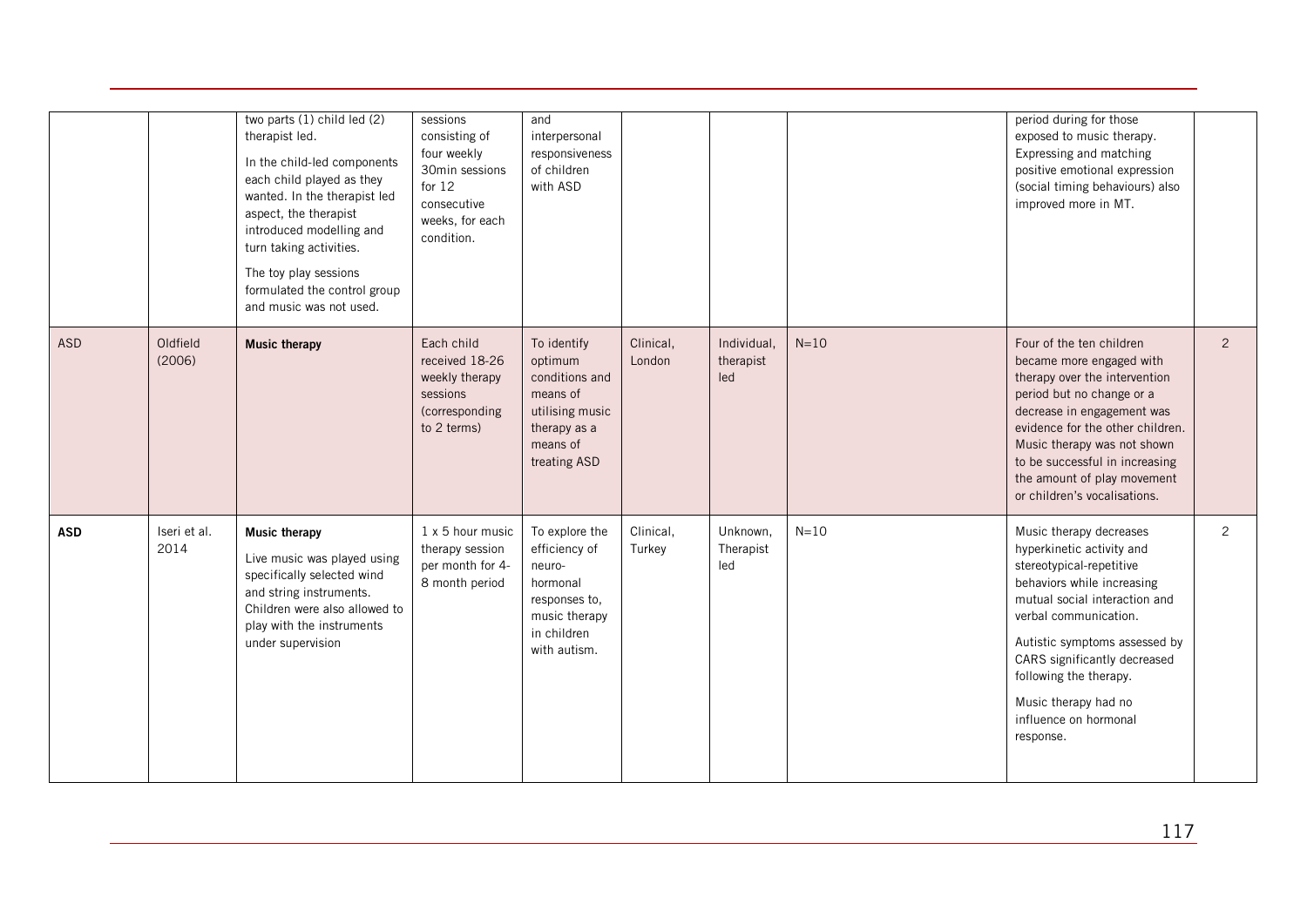| | | | | | | | | | | |
|---|---|---|---|---|---|---|---|---|---|---|
| | | two parts (1) child led (2) therapist led.<br><br>In the child-led components each child played as they wanted. In the therapist led aspect, the therapist introduced modelling and turn taking activities.<br><br>The toy play sessions formulated the control group and music was not used. | sessions consisting of four weekly 30min sessions for 12 consecutive weeks, for each condition. | and interpersonal responsiveness of children with ASD | | | | | period during for those exposed to music therapy. Expressing and matching positive emotional expression (social timing behaviours) also improved more in MT. | |
| ASD | Oldfield (2006) | **Music therapy** | Each child received 18-26 weekly therapy sessions (corresponding to 2 terms) | To identify optimum conditions and means of utilising music therapy as a means of treating ASD | Clinical, London | Individual, therapist led | N=10 | | Four of the ten children became more engaged with therapy over the intervention period but no change or a decrease in engagement was evidence for the other children. Music therapy was not shown to be successful in increasing the amount of play movement or children's vocalisations. | 2 |
| **ASD** | Iseri et al. 2014 | **Music therapy**<br><br>Live music was played using specifically selected wind and string instruments. Children were also allowed to play with the instruments under supervision | 1 x 5 hour music therapy session per month for 4-8 month period | To explore the efficiency of neuro-hormonal responses to, music therapy in children with autism. | Clinical, Turkey | Unknown, Therapist led | N=10 | | Music therapy decreases hyperkinetic activity and stereotypical-repetitive behaviors while increasing mutual social interaction and verbal communication.<br><br>Autistic symptoms assessed by CARS significantly decreased following the therapy.<br><br>Music therapy had no influence on hormonal response. | 2 |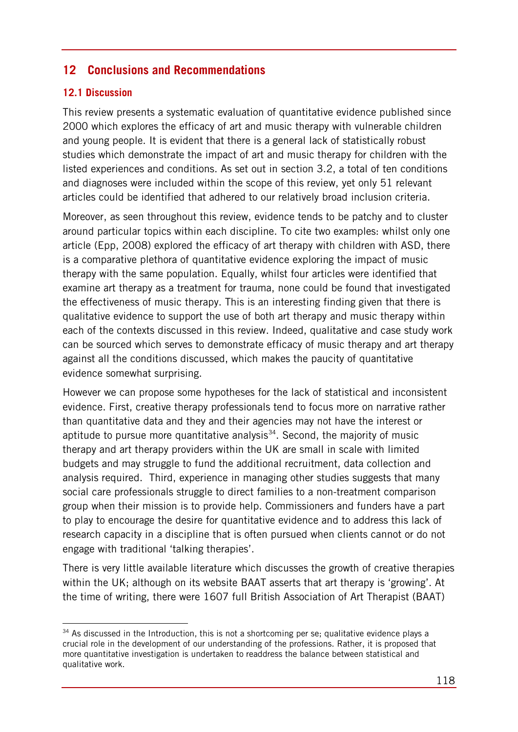## 12 Conclusions and Recommendations

### 12.1 Discussion

This review presents a systematic evaluation of quantitative evidence published since 2000 which explores the efficacy of art and music therapy with vulnerable children and young people. It is evident that there is a general lack of statistically robust studies which demonstrate the impact of art and music therapy for children with the listed experiences and conditions. As set out in section 3.2, a total of ten conditions and diagnoses were included within the scope of this review, yet only 51 relevant articles could be identified that adhered to our relatively broad inclusion criteria.

Moreover, as seen throughout this review, evidence tends to be patchy and to cluster around particular topics within each discipline. To cite two examples: whilst only one article (Epp, 2008) explored the efficacy of art therapy with children with ASD, there is a comparative plethora of quantitative evidence exploring the impact of music therapy with the same population. Equally, whilst four articles were identified that examine art therapy as a treatment for trauma, none could be found that investigated the effectiveness of music therapy. This is an interesting finding given that there is qualitative evidence to support the use of both art therapy and music therapy within each of the contexts discussed in this review. Indeed, qualitative and case study work can be sourced which serves to demonstrate efficacy of music therapy and art therapy against all the conditions discussed, which makes the paucity of quantitative evidence somewhat surprising.

However we can propose some hypotheses for the lack of statistical and inconsistent evidence. First, creative therapy professionals tend to focus more on narrative rather than quantitative data and they and their agencies may not have the interest or aptitude to pursue more quantitative analysis[34]. Second, the majority of music therapy and art therapy providers within the UK are small in scale with limited budgets and may struggle to fund the additional recruitment, data collection and analysis required. Third, experience in managing other studies suggests that many social care professionals struggle to direct families to a non-treatment comparison group when their mission is to provide help. Commissioners and funders have a part to play to encourage the desire for quantitative evidence and to address this lack of research capacity in a discipline that is often pursued when clients cannot or do not engage with traditional 'talking therapies'.

There is very little available literature which discusses the growth of creative therapies within the UK; although on its website BAAT asserts that art therapy is 'growing'. At the time of writing, there were 1607 full British Association of Art Therapist (BAAT)

[34] As discussed in the Introduction, this is not a shortcoming per se; qualitative evidence plays a crucial role in the development of our understanding of the professions. Rather, it is proposed that more quantitative investigation is undertaken to readdress the balance between statistical and qualitative work.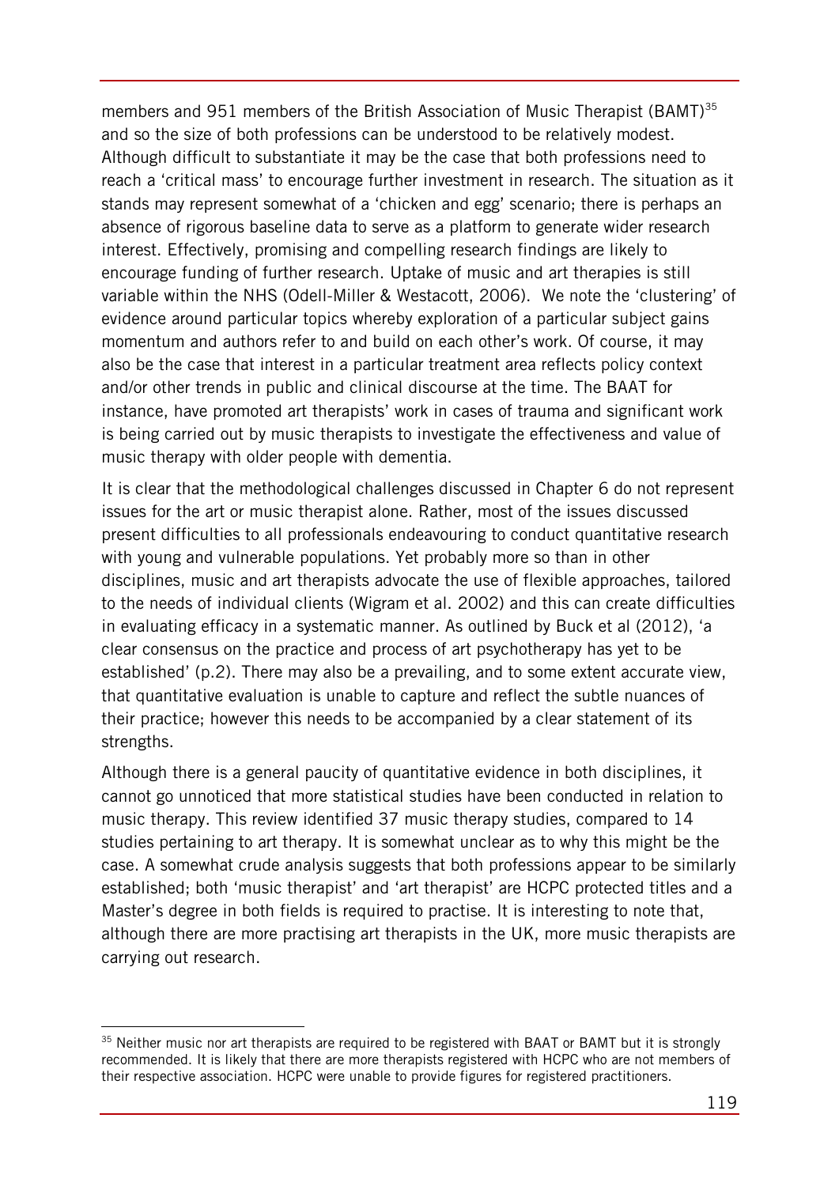members and 951 members of the British Association of Music Therapist (BAMT)[35] and so the size of both professions can be understood to be relatively modest. Although difficult to substantiate it may be the case that both professions need to reach a 'critical mass' to encourage further investment in research. The situation as it stands may represent somewhat of a 'chicken and egg' scenario; there is perhaps an absence of rigorous baseline data to serve as a platform to generate wider research interest. Effectively, promising and compelling research findings are likely to encourage funding of further research. Uptake of music and art therapies is still variable within the NHS (Odell-Miller & Westacott, 2006). We note the 'clustering' of evidence around particular topics whereby exploration of a particular subject gains momentum and authors refer to and build on each other's work. Of course, it may also be the case that interest in a particular treatment area reflects policy context and/or other trends in public and clinical discourse at the time. The BAAT for instance, have promoted art therapists' work in cases of trauma and significant work is being carried out by music therapists to investigate the effectiveness and value of music therapy with older people with dementia.

It is clear that the methodological challenges discussed in Chapter 6 do not represent issues for the art or music therapist alone. Rather, most of the issues discussed present difficulties to all professionals endeavouring to conduct quantitative research with young and vulnerable populations. Yet probably more so than in other disciplines, music and art therapists advocate the use of flexible approaches, tailored to the needs of individual clients (Wigram et al. 2002) and this can create difficulties in evaluating efficacy in a systematic manner. As outlined by Buck et al (2012), 'a clear consensus on the practice and process of art psychotherapy has yet to be established' (p.2). There may also be a prevailing, and to some extent accurate view, that quantitative evaluation is unable to capture and reflect the subtle nuances of their practice; however this needs to be accompanied by a clear statement of its strengths.

Although there is a general paucity of quantitative evidence in both disciplines, it cannot go unnoticed that more statistical studies have been conducted in relation to music therapy. This review identified 37 music therapy studies, compared to 14 studies pertaining to art therapy. It is somewhat unclear as to why this might be the case. A somewhat crude analysis suggests that both professions appear to be similarly established; both 'music therapist' and 'art therapist' are HCPC protected titles and a Master's degree in both fields is required to practise. It is interesting to note that, although there are more practising art therapists in the UK, more music therapists are carrying out research.

---

[35] Neither music nor art therapists are required to be registered with BAAT or BAMT but it is strongly recommended. It is likely that there are more therapists registered with HCPC who are not members of their respective association. HCPC were unable to provide figures for registered practitioners.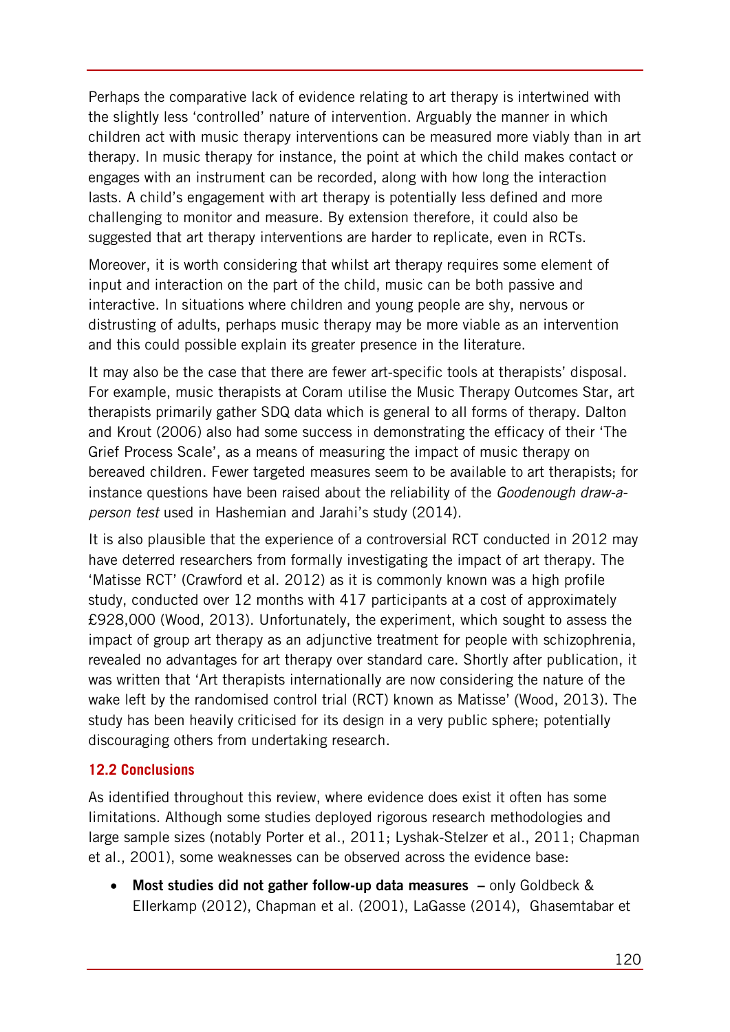Perhaps the comparative lack of evidence relating to art therapy is intertwined with the slightly less 'controlled' nature of intervention. Arguably the manner in which children act with music therapy interventions can be measured more viably than in art therapy. In music therapy for instance, the point at which the child makes contact or engages with an instrument can be recorded, along with how long the interaction lasts. A child's engagement with art therapy is potentially less defined and more challenging to monitor and measure. By extension therefore, it could also be suggested that art therapy interventions are harder to replicate, even in RCTs.

Moreover, it is worth considering that whilst art therapy requires some element of input and interaction on the part of the child, music can be both passive and interactive. In situations where children and young people are shy, nervous or distrusting of adults, perhaps music therapy may be more viable as an intervention and this could possible explain its greater presence in the literature.

It may also be the case that there are fewer art-specific tools at therapists' disposal. For example, music therapists at Coram utilise the Music Therapy Outcomes Star, art therapists primarily gather SDQ data which is general to all forms of therapy. Dalton and Krout (2006) also had some success in demonstrating the efficacy of their 'The Grief Process Scale', as a means of measuring the impact of music therapy on bereaved children. Fewer targeted measures seem to be available to art therapists; for instance questions have been raised about the reliability of the *Goodenough draw-a-person test* used in Hashemian and Jarahi's study (2014).

It is also plausible that the experience of a controversial RCT conducted in 2012 may have deterred researchers from formally investigating the impact of art therapy. The 'Matisse RCT' (Crawford et al. 2012) as it is commonly known was a high profile study, conducted over 12 months with 417 participants at a cost of approximately £928,000 (Wood, 2013). Unfortunately, the experiment, which sought to assess the impact of group art therapy as an adjunctive treatment for people with schizophrenia, revealed no advantages for art therapy over standard care. Shortly after publication, it was written that 'Art therapists internationally are now considering the nature of the wake left by the randomised control trial (RCT) known as Matisse' (Wood, 2013). The study has been heavily criticised for its design in a very public sphere; potentially discouraging others from undertaking research.

### 12.2 Conclusions

As identified throughout this review, where evidence does exist it often has some limitations. Although some studies deployed rigorous research methodologies and large sample sizes (notably Porter et al., 2011; Lyshak-Stelzer et al., 2011; Chapman et al., 2001), some weaknesses can be observed across the evidence base:

- **Most studies did not gather follow-up data measures** – only Goldbeck & Ellerkamp (2012), Chapman et al. (2001), LaGasse (2014), Ghasemtabar et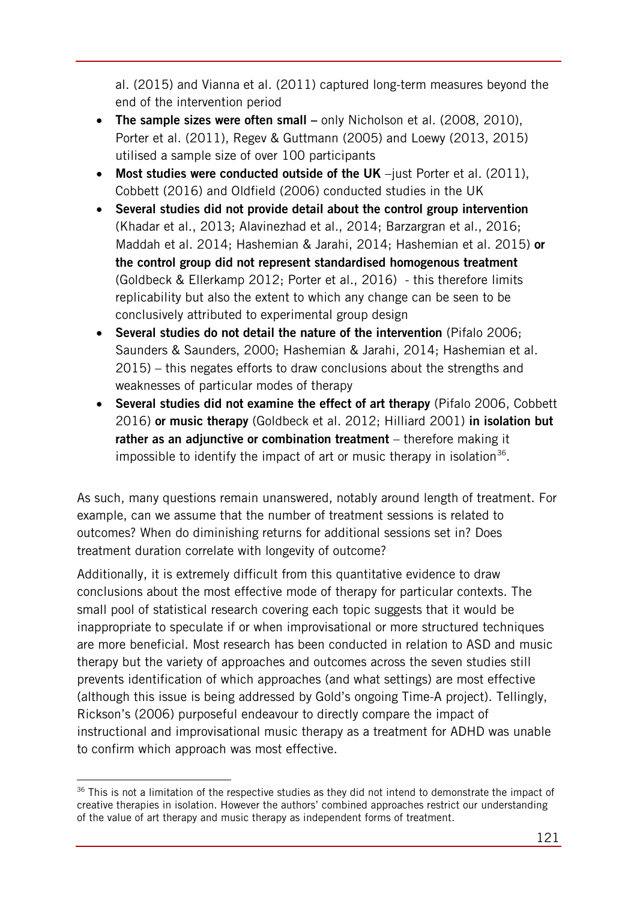al. (2015) and Vianna et al. (2011) captured long-term measures beyond the end of the intervention period

- **The sample sizes were often small –** only Nicholson et al. (2008, 2010), Porter et al. (2011), Regev & Guttmann (2005) and Loewy (2013, 2015) utilised a sample size of over 100 participants
- **Most studies were conducted outside of the UK** –just Porter et al. (2011), Cobbett (2016) and Oldfield (2006) conducted studies in the UK
- **Several studies did not provide detail about the control group intervention** (Khadar et al., 2013; Alavinezhad et al., 2014; Barzargran et al., 2016; Maddah et al. 2014; Hashemian & Jarahi, 2014; Hashemian et al. 2015) **or the control group did not represent standardised homogenous treatment** (Goldbeck & Ellerkamp 2012; Porter et al., 2016) - this therefore limits replicability but also the extent to which any change can be seen to be conclusively attributed to experimental group design
- **Several studies do not detail the nature of the intervention** (Pifalo 2006; Saunders & Saunders, 2000; Hashemian & Jarahi, 2014; Hashemian et al. 2015) – this negates efforts to draw conclusions about the strengths and weaknesses of particular modes of therapy
- **Several studies did not examine the effect of art therapy** (Pifalo 2006, Cobbett 2016) **or music therapy** (Goldbeck et al. 2012; Hilliard 2001) **in isolation but rather as an adjunctive or combination treatment** – therefore making it impossible to identify the impact of art or music therapy in isolation[36].

As such, many questions remain unanswered, notably around length of treatment. For example, can we assume that the number of treatment sessions is related to outcomes? When do diminishing returns for additional sessions set in? Does treatment duration correlate with longevity of outcome?

Additionally, it is extremely difficult from this quantitative evidence to draw conclusions about the most effective mode of therapy for particular contexts. The small pool of statistical research covering each topic suggests that it would be inappropriate to speculate if or when improvisational or more structured techniques are more beneficial. Most research has been conducted in relation to ASD and music therapy but the variety of approaches and outcomes across the seven studies still prevents identification of which approaches (and what settings) are most effective (although this issue is being addressed by Gold's ongoing Time-A project). Tellingly, Rickson's (2006) purposeful endeavour to directly compare the impact of instructional and improvisational music therapy as a treatment for ADHD was unable to confirm which approach was most effective.

[36] This is not a limitation of the respective studies as they did not intend to demonstrate the impact of creative therapies in isolation. However the authors' combined approaches restrict our understanding of the value of art therapy and music therapy as independent forms of treatment.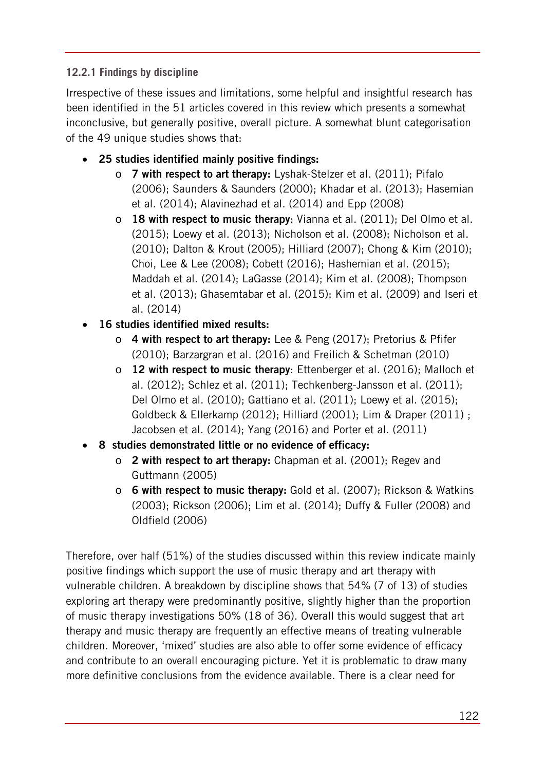### 12.2.1 Findings by discipline

Irrespective of these issues and limitations, some helpful and insightful research has been identified in the 51 articles covered in this review which presents a somewhat inconclusive, but generally positive, overall picture. A somewhat blunt categorisation of the 49 unique studies shows that:

- **25 studies identified mainly positive findings:**
  - **7 with respect to art therapy:** Lyshak-Stelzer et al. (2011); Pifalo (2006); Saunders & Saunders (2000); Khadar et al. (2013); Hasemian et al. (2014); Alavinezhad et al. (2014) and Epp (2008)
  - **18 with respect to music therapy**: Vianna et al. (2011); Del Olmo et al. (2015); Loewy et al. (2013); Nicholson et al. (2008); Nicholson et al. (2010); Dalton & Krout (2005); Hilliard (2007); Chong & Kim (2010); Choi, Lee & Lee (2008); Cobett (2016); Hashemian et al. (2015); Maddah et al. (2014); LaGasse (2014); Kim et al. (2008); Thompson et al. (2013); Ghasemtabar et al. (2015); Kim et al. (2009) and Iseri et al. (2014)
- **16 studies identified mixed results:**
  - **4 with respect to art therapy:** Lee & Peng (2017); Pretorius & Pfifer (2010); Barzargran et al. (2016) and Freilich & Schetman (2010)
  - **12 with respect to music therapy**: Ettenberger et al. (2016); Malloch et al. (2012); Schlez et al. (2011); Techkenberg-Jansson et al. (2011); Del Olmo et al. (2010); Gattiano et al. (2011); Loewy et al. (2015); Goldbeck & Ellerkamp (2012); Hilliard (2001); Lim & Draper (2011) ; Jacobsen et al. (2014); Yang (2016) and Porter et al. (2011)
- **8 studies demonstrated little or no evidence of efficacy:**
  - **2 with respect to art therapy:** Chapman et al. (2001); Regev and Guttmann (2005)
  - **6 with respect to music therapy:** Gold et al. (2007); Rickson & Watkins (2003); Rickson (2006); Lim et al. (2014); Duffy & Fuller (2008) and Oldfield (2006)

Therefore, over half (51%) of the studies discussed within this review indicate mainly positive findings which support the use of music therapy and art therapy with vulnerable children. A breakdown by discipline shows that 54% (7 of 13) of studies exploring art therapy were predominantly positive, slightly higher than the proportion of music therapy investigations 50% (18 of 36). Overall this would suggest that art therapy and music therapy are frequently an effective means of treating vulnerable children. Moreover, 'mixed' studies are also able to offer some evidence of efficacy and contribute to an overall encouraging picture. Yet it is problematic to draw many more definitive conclusions from the evidence available. There is a clear need for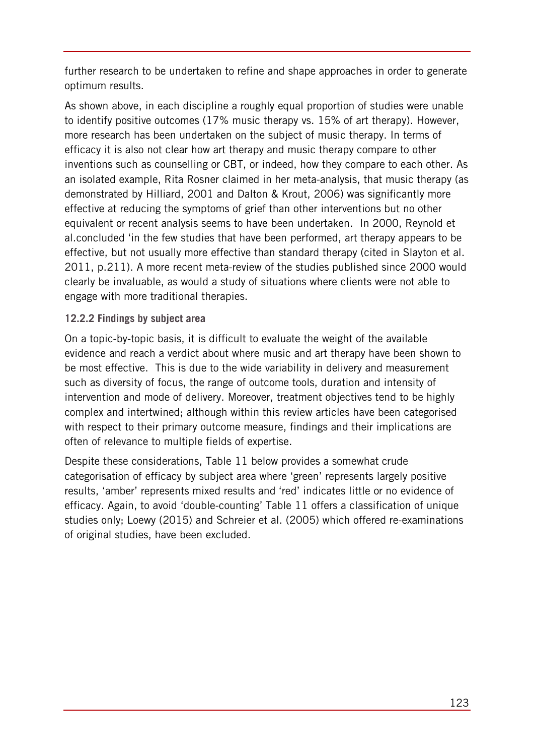further research to be undertaken to refine and shape approaches in order to generate optimum results.

As shown above, in each discipline a roughly equal proportion of studies were unable to identify positive outcomes (17% music therapy vs. 15% of art therapy). However, more research has been undertaken on the subject of music therapy. In terms of efficacy it is also not clear how art therapy and music therapy compare to other inventions such as counselling or CBT, or indeed, how they compare to each other. As an isolated example, Rita Rosner claimed in her meta-analysis, that music therapy (as demonstrated by Hilliard, 2001 and Dalton & Krout, 2006) was significantly more effective at reducing the symptoms of grief than other interventions but no other equivalent or recent analysis seems to have been undertaken. In 2000, Reynold et al.concluded 'in the few studies that have been performed, art therapy appears to be effective, but not usually more effective than standard therapy (cited in Slayton et al. 2011, p.211). A more recent meta-review of the studies published since 2000 would clearly be invaluable, as would a study of situations where clients were not able to engage with more traditional therapies.

### 12.2.2 Findings by subject area

On a topic-by-topic basis, it is difficult to evaluate the weight of the available evidence and reach a verdict about where music and art therapy have been shown to be most effective. This is due to the wide variability in delivery and measurement such as diversity of focus, the range of outcome tools, duration and intensity of intervention and mode of delivery. Moreover, treatment objectives tend to be highly complex and intertwined; although within this review articles have been categorised with respect to their primary outcome measure, findings and their implications are often of relevance to multiple fields of expertise.

Despite these considerations, Table 11 below provides a somewhat crude categorisation of efficacy by subject area where 'green' represents largely positive results, 'amber' represents mixed results and 'red' indicates little or no evidence of efficacy. Again, to avoid 'double-counting' Table 11 offers a classification of unique studies only; Loewy (2015) and Schreier et al. (2005) which offered re-examinations of original studies, have been excluded.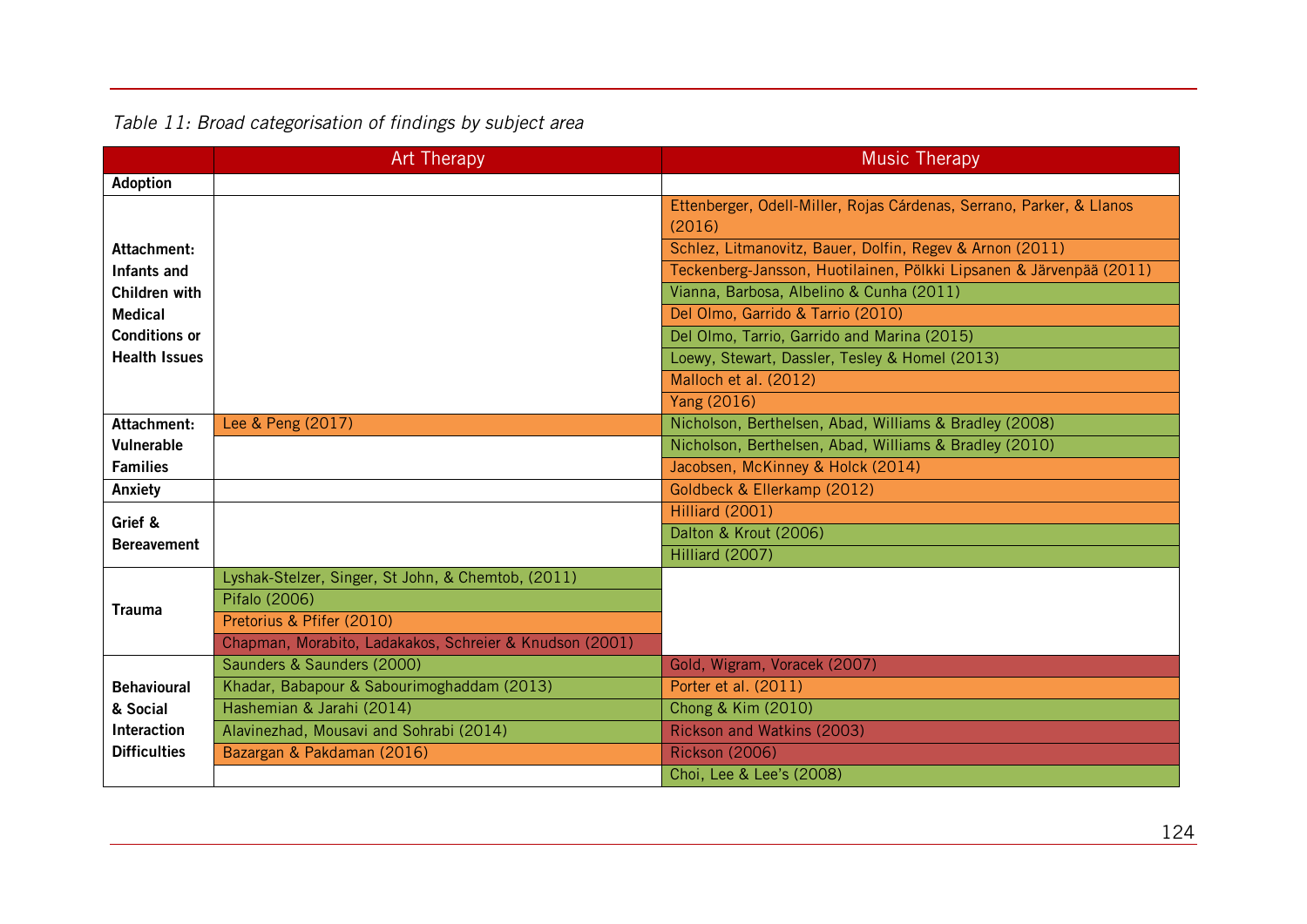*Table 11: Broad categorisation of findings by subject area*

| | Art Therapy | Music Therapy |
|---|---|---|
| **Adoption** | | |
| **Attachment: Infants and Children with Medical Conditions or Health Issues** | | Ettenberger, Odell-Miller, Rojas Cárdenas, Serrano, Parker, & Llanos (2016) |
| | | Schlez, Litmanovitz, Bauer, Dolfin, Regev & Arnon (2011) |
| | | Teckenberg-Jansson, Huotilainen, Pölkki Lipsanen & Järvenpää (2011) |
| | | Vianna, Barbosa, Albelino & Cunha (2011) |
| | | Del Olmo, Garrido & Tarrio (2010) |
| | | Del Olmo, Tarrio, Garrido and Marina (2015) |
| | | Loewy, Stewart, Dassler, Tesley & Homel (2013) |
| | | Malloch et al. (2012) |
| | | Yang (2016) |
| **Attachment: Vulnerable Families** | Lee & Peng (2017) | Nicholson, Berthelsen, Abad, Williams & Bradley (2008) |
| | | Nicholson, Berthelsen, Abad, Williams & Bradley (2010) |
| | | Jacobsen, McKinney & Holck (2014) |
| **Anxiety** | | Goldbeck & Ellerkamp (2012) |
| **Grief & Bereavement** | | Hilliard (2001) |
| | | Dalton & Krout (2006) |
| | | Hilliard (2007) |
| **Trauma** | Lyshak-Stelzer, Singer, St John, & Chemtob, (2011) | |
| | Pifalo (2006) | |
| | Pretorius & Pfifer (2010) | |
| | Chapman, Morabito, Ladakakos, Schreier & Knudson (2001) | |
| **Behavioural & Social Interaction Difficulties** | Saunders & Saunders (2000) | Gold, Wigram, Voracek (2007) |
| | Khadar, Babapour & Sabourimoghaddam (2013) | Porter et al. (2011) |
| | Hashemian & Jarahi (2014) | Chong & Kim (2010) |
| | Alavinezhad, Mousavi and Sohrabi (2014) | Rickson and Watkins (2003) |
| | Bazargan & Pakdaman (2016) | Rickson (2006) |
| | | Choi, Lee & Lee's (2008) |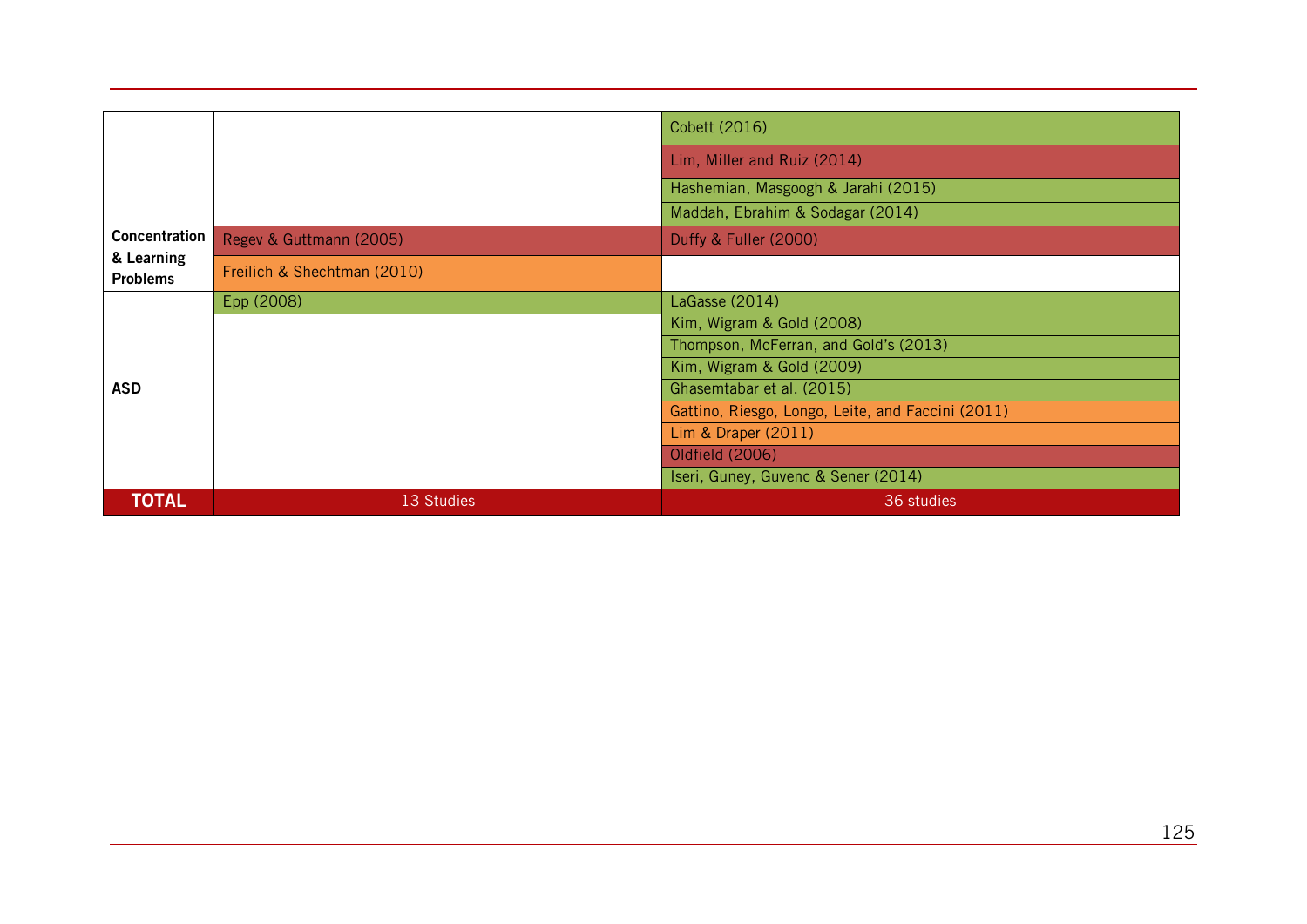| | | |
|---|---|---|
| | | Cobett (2016) |
| | | Lim, Miller and Ruiz (2014) |
| | | Hashemian, Masgoogh & Jarahi (2015) |
| | | Maddah, Ebrahim & Sodagar (2014) |
| **Concentration & Learning Problems** | Regev & Guttmann (2005) | Duffy & Fuller (2000) |
| | Freilich & Shechtman (2010) | |
| **ASD** | Epp (2008) | LaGasse (2014) |
| | | Kim, Wigram & Gold (2008) |
| | | Thompson, McFerran, and Gold's (2013) |
| | | Kim, Wigram & Gold (2009) |
| | | Ghasemtabar et al. (2015) |
| | | Gattino, Riesgo, Longo, Leite, and Faccini (2011) |
| | | Lim & Draper (2011) |
| | | Oldfield (2006) |
| | | Iseri, Guney, Guvenc & Sener (2014) |
| **TOTAL** | 13 Studies | 36 studies |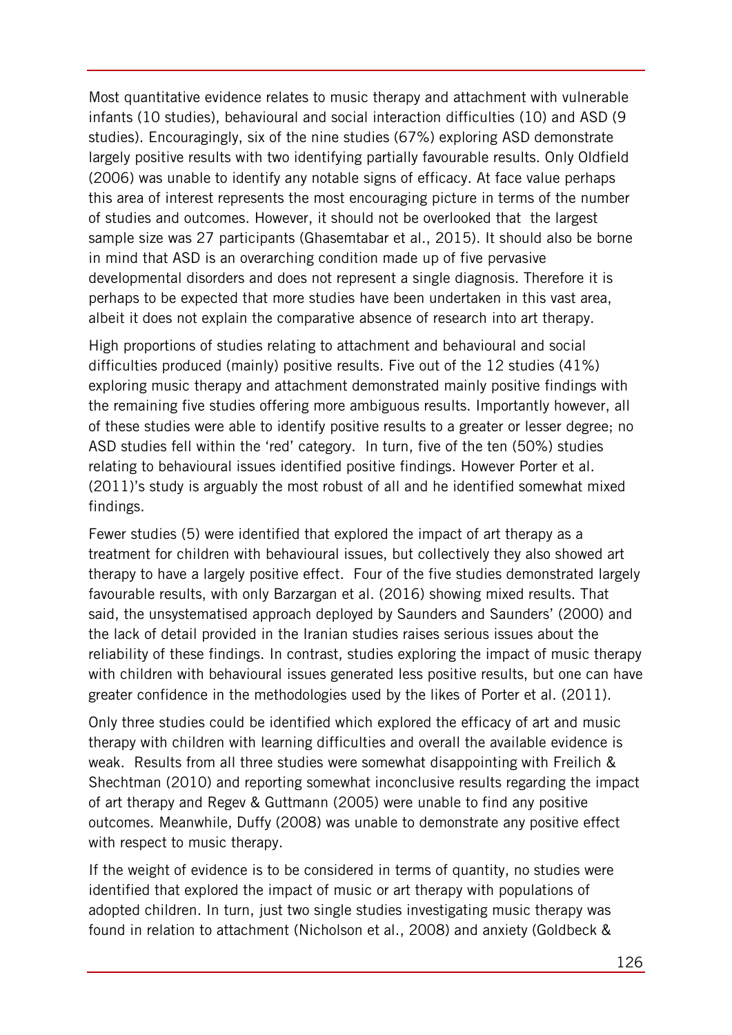Most quantitative evidence relates to music therapy and attachment with vulnerable infants (10 studies), behavioural and social interaction difficulties (10) and ASD (9 studies). Encouragingly, six of the nine studies (67%) exploring ASD demonstrate largely positive results with two identifying partially favourable results. Only Oldfield (2006) was unable to identify any notable signs of efficacy. At face value perhaps this area of interest represents the most encouraging picture in terms of the number of studies and outcomes. However, it should not be overlooked that the largest sample size was 27 participants (Ghasemtabar et al., 2015). It should also be borne in mind that ASD is an overarching condition made up of five pervasive developmental disorders and does not represent a single diagnosis. Therefore it is perhaps to be expected that more studies have been undertaken in this vast area, albeit it does not explain the comparative absence of research into art therapy.

High proportions of studies relating to attachment and behavioural and social difficulties produced (mainly) positive results. Five out of the 12 studies (41%) exploring music therapy and attachment demonstrated mainly positive findings with the remaining five studies offering more ambiguous results. Importantly however, all of these studies were able to identify positive results to a greater or lesser degree; no ASD studies fell within the 'red' category. In turn, five of the ten (50%) studies relating to behavioural issues identified positive findings. However Porter et al. (2011)'s study is arguably the most robust of all and he identified somewhat mixed findings.

Fewer studies (5) were identified that explored the impact of art therapy as a treatment for children with behavioural issues, but collectively they also showed art therapy to have a largely positive effect. Four of the five studies demonstrated largely favourable results, with only Barzargan et al. (2016) showing mixed results. That said, the unsystematised approach deployed by Saunders and Saunders' (2000) and the lack of detail provided in the Iranian studies raises serious issues about the reliability of these findings. In contrast, studies exploring the impact of music therapy with children with behavioural issues generated less positive results, but one can have greater confidence in the methodologies used by the likes of Porter et al. (2011).

Only three studies could be identified which explored the efficacy of art and music therapy with children with learning difficulties and overall the available evidence is weak. Results from all three studies were somewhat disappointing with Freilich & Shechtman (2010) and reporting somewhat inconclusive results regarding the impact of art therapy and Regev & Guttmann (2005) were unable to find any positive outcomes. Meanwhile, Duffy (2008) was unable to demonstrate any positive effect with respect to music therapy.

If the weight of evidence is to be considered in terms of quantity, no studies were identified that explored the impact of music or art therapy with populations of adopted children. In turn, just two single studies investigating music therapy was found in relation to attachment (Nicholson et al., 2008) and anxiety (Goldbeck &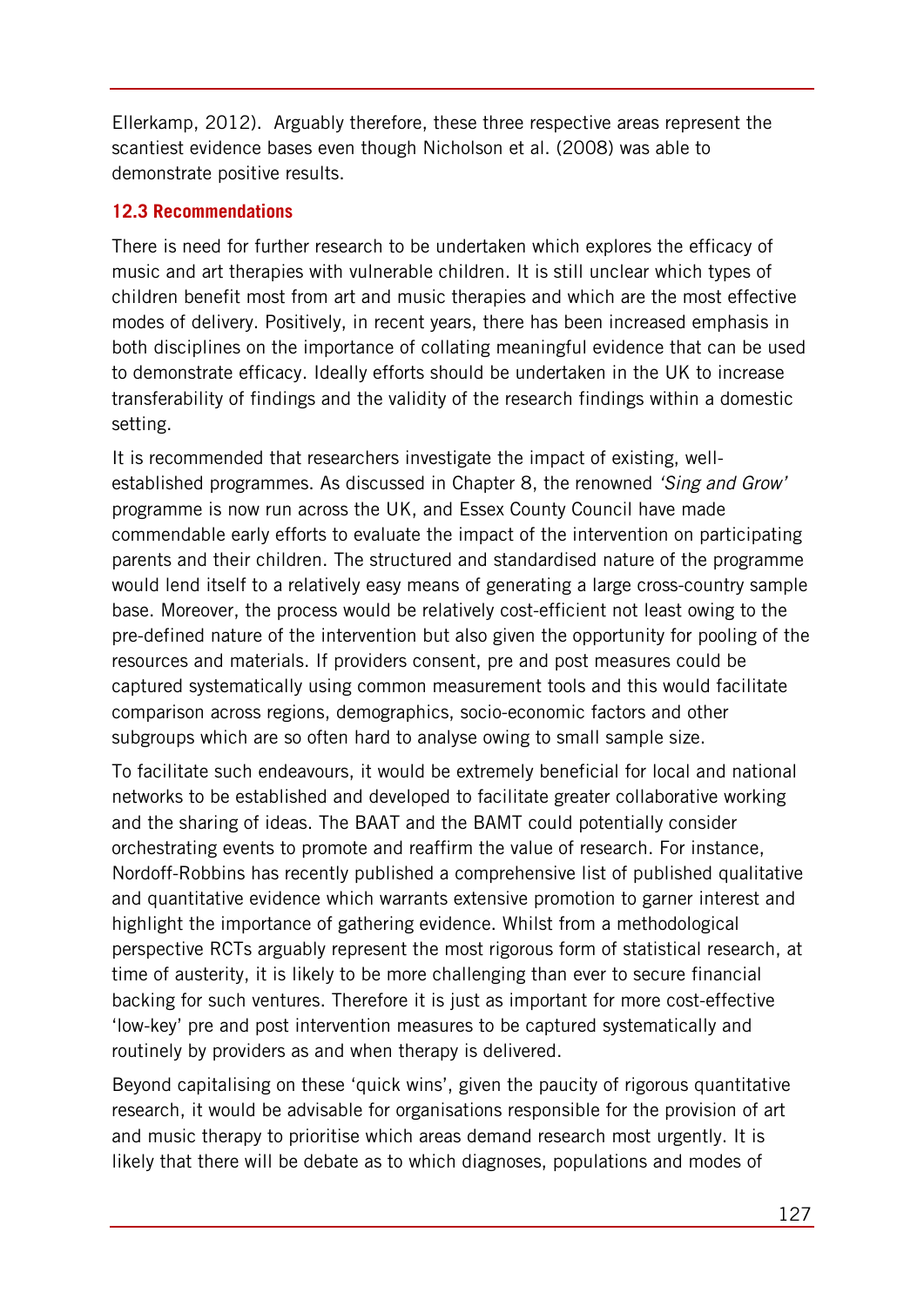Ellerkamp, 2012). Arguably therefore, these three respective areas represent the scantiest evidence bases even though Nicholson et al. (2008) was able to demonstrate positive results.

### 12.3 Recommendations

There is need for further research to be undertaken which explores the efficacy of music and art therapies with vulnerable children. It is still unclear which types of children benefit most from art and music therapies and which are the most effective modes of delivery. Positively, in recent years, there has been increased emphasis in both disciplines on the importance of collating meaningful evidence that can be used to demonstrate efficacy. Ideally efforts should be undertaken in the UK to increase transferability of findings and the validity of the research findings within a domestic setting.

It is recommended that researchers investigate the impact of existing, well-established programmes. As discussed in Chapter 8, the renowned *'Sing and Grow'* programme is now run across the UK, and Essex County Council have made commendable early efforts to evaluate the impact of the intervention on participating parents and their children. The structured and standardised nature of the programme would lend itself to a relatively easy means of generating a large cross-country sample base. Moreover, the process would be relatively cost-efficient not least owing to the pre-defined nature of the intervention but also given the opportunity for pooling of the resources and materials. If providers consent, pre and post measures could be captured systematically using common measurement tools and this would facilitate comparison across regions, demographics, socio-economic factors and other subgroups which are so often hard to analyse owing to small sample size.

To facilitate such endeavours, it would be extremely beneficial for local and national networks to be established and developed to facilitate greater collaborative working and the sharing of ideas. The BAAT and the BAMT could potentially consider orchestrating events to promote and reaffirm the value of research. For instance, Nordoff-Robbins has recently published a comprehensive list of published qualitative and quantitative evidence which warrants extensive promotion to garner interest and highlight the importance of gathering evidence. Whilst from a methodological perspective RCTs arguably represent the most rigorous form of statistical research, at time of austerity, it is likely to be more challenging than ever to secure financial backing for such ventures. Therefore it is just as important for more cost-effective 'low-key' pre and post intervention measures to be captured systematically and routinely by providers as and when therapy is delivered.

Beyond capitalising on these 'quick wins', given the paucity of rigorous quantitative research, it would be advisable for organisations responsible for the provision of art and music therapy to prioritise which areas demand research most urgently. It is likely that there will be debate as to which diagnoses, populations and modes of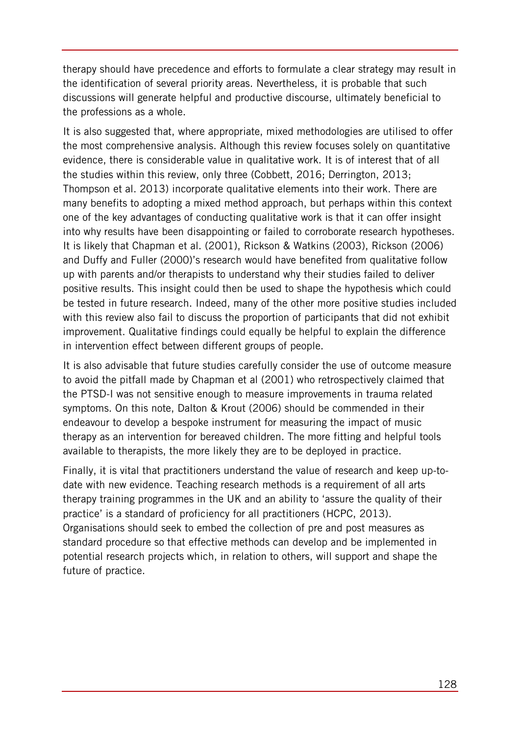therapy should have precedence and efforts to formulate a clear strategy may result in the identification of several priority areas. Nevertheless, it is probable that such discussions will generate helpful and productive discourse, ultimately beneficial to the professions as a whole.

It is also suggested that, where appropriate, mixed methodologies are utilised to offer the most comprehensive analysis. Although this review focuses solely on quantitative evidence, there is considerable value in qualitative work. It is of interest that of all the studies within this review, only three (Cobbett, 2016; Derrington, 2013; Thompson et al. 2013) incorporate qualitative elements into their work. There are many benefits to adopting a mixed method approach, but perhaps within this context one of the key advantages of conducting qualitative work is that it can offer insight into why results have been disappointing or failed to corroborate research hypotheses. It is likely that Chapman et al. (2001), Rickson & Watkins (2003), Rickson (2006) and Duffy and Fuller (2000)'s research would have benefited from qualitative follow up with parents and/or therapists to understand why their studies failed to deliver positive results. This insight could then be used to shape the hypothesis which could be tested in future research. Indeed, many of the other more positive studies included with this review also fail to discuss the proportion of participants that did not exhibit improvement. Qualitative findings could equally be helpful to explain the difference in intervention effect between different groups of people.

It is also advisable that future studies carefully consider the use of outcome measure to avoid the pitfall made by Chapman et al (2001) who retrospectively claimed that the PTSD-I was not sensitive enough to measure improvements in trauma related symptoms. On this note, Dalton & Krout (2006) should be commended in their endeavour to develop a bespoke instrument for measuring the impact of music therapy as an intervention for bereaved children. The more fitting and helpful tools available to therapists, the more likely they are to be deployed in practice.

Finally, it is vital that practitioners understand the value of research and keep up-to-date with new evidence. Teaching research methods is a requirement of all arts therapy training programmes in the UK and an ability to 'assure the quality of their practice' is a standard of proficiency for all practitioners (HCPC, 2013). Organisations should seek to embed the collection of pre and post measures as standard procedure so that effective methods can develop and be implemented in potential research projects which, in relation to others, will support and shape the future of practice.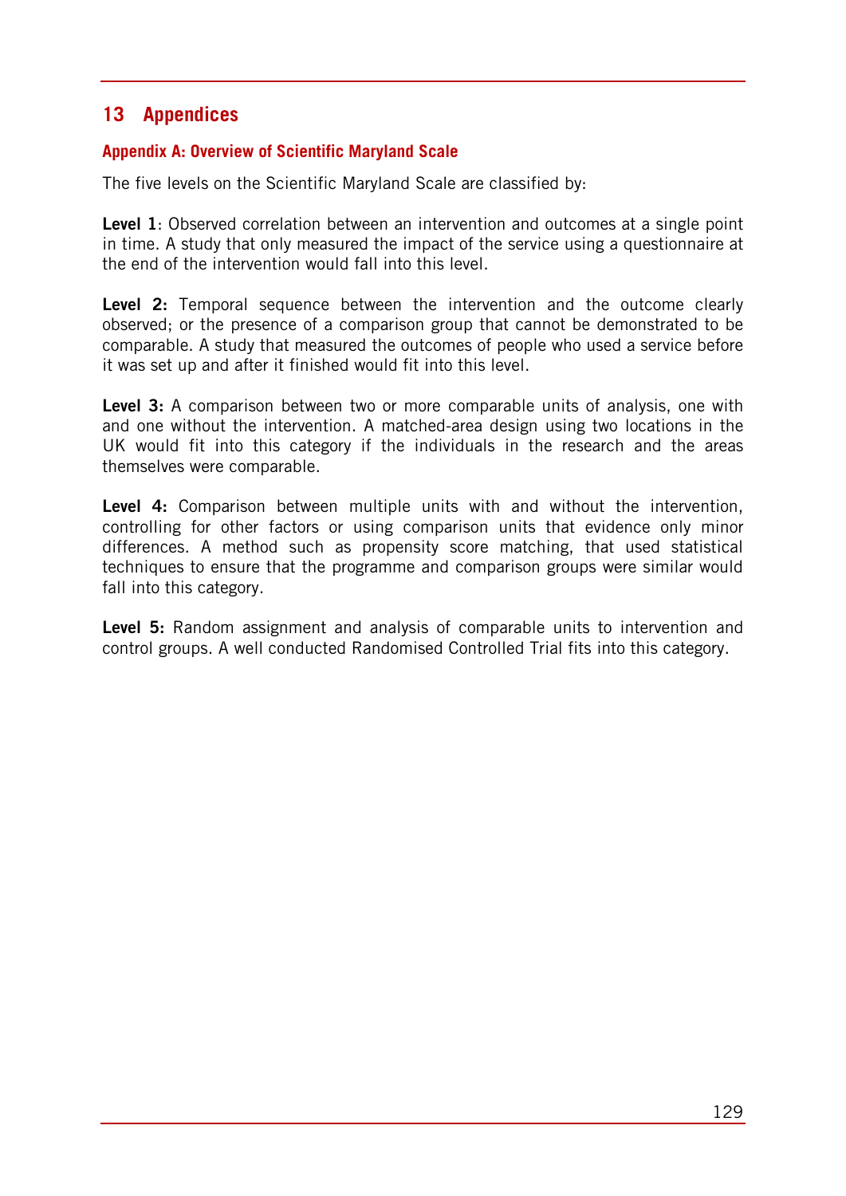# 13 Appendices

### Appendix A: Overview of Scientific Maryland Scale

The five levels on the Scientific Maryland Scale are classified by:

**Level 1**: Observed correlation between an intervention and outcomes at a single point in time. A study that only measured the impact of the service using a questionnaire at the end of the intervention would fall into this level.

**Level 2:** Temporal sequence between the intervention and the outcome clearly observed; or the presence of a comparison group that cannot be demonstrated to be comparable. A study that measured the outcomes of people who used a service before it was set up and after it finished would fit into this level.

**Level 3:** A comparison between two or more comparable units of analysis, one with and one without the intervention. A matched-area design using two locations in the UK would fit into this category if the individuals in the research and the areas themselves were comparable.

**Level 4:** Comparison between multiple units with and without the intervention, controlling for other factors or using comparison units that evidence only minor differences. A method such as propensity score matching, that used statistical techniques to ensure that the programme and comparison groups were similar would fall into this category.

**Level 5:** Random assignment and analysis of comparable units to intervention and control groups. A well conducted Randomised Controlled Trial fits into this category.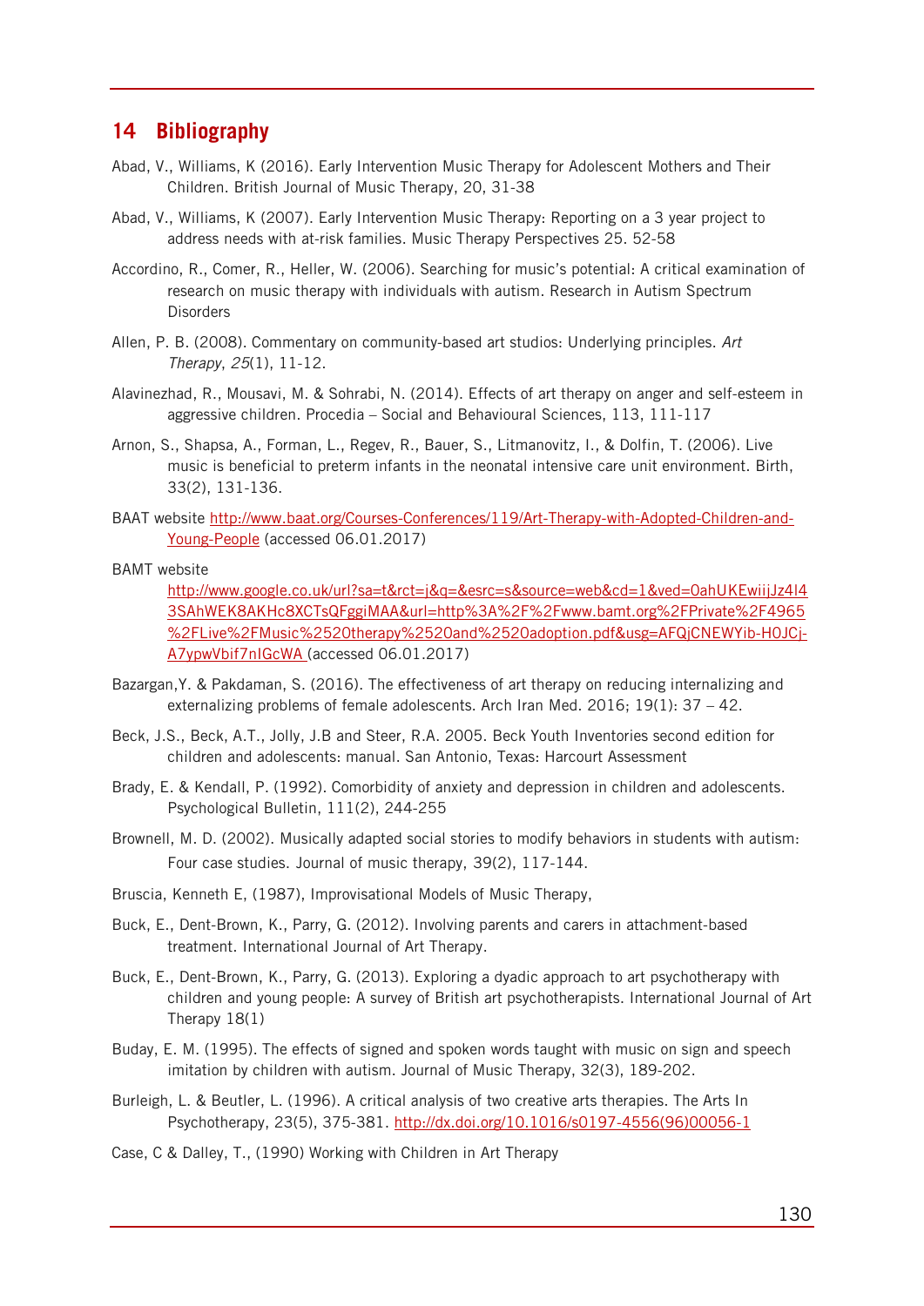## 14 Bibliography

Abad, V., Williams, K (2016). Early Intervention Music Therapy for Adolescent Mothers and Their Children. British Journal of Music Therapy, 20, 31-38

Abad, V., Williams, K (2007). Early Intervention Music Therapy: Reporting on a 3 year project to address needs with at-risk families. Music Therapy Perspectives 25. 52-58

Accordino, R., Comer, R., Heller, W. (2006). Searching for music's potential: A critical examination of research on music therapy with individuals with autism. Research in Autism Spectrum Disorders

Allen, P. B. (2008). Commentary on community-based art studios: Underlying principles. *Art Therapy*, *25*(1), 11-12.

Alavinezhad, R., Mousavi, M. & Sohrabi, N. (2014). Effects of art therapy on anger and self-esteem in aggressive children. Procedia – Social and Behavioural Sciences, 113, 111-117

Arnon, S., Shapsa, A., Forman, L., Regev, R., Bauer, S., Litmanovitz, I., & Dolfin, T. (2006). Live music is beneficial to preterm infants in the neonatal intensive care unit environment. Birth, 33(2), 131-136.

BAAT website http://www.baat.org/Courses-Conferences/119/Art-Therapy-with-Adopted-Children-and-Young-People (accessed 06.01.2017)

BAMT website http://www.google.co.uk/url?sa=t&rct=j&q=&esrc=s&source=web&cd=1&ved=0ahUKEwiijJz4l43SAhWEK8AKHc8XCTsQFggiMAA&url=http%3A%2F%2Fwww.bamt.org%2FPrivate%2F4965%2FLive%2FMusic%2520therapy%2520and%2520adoption.pdf&usg=AFQjCNEWYib-H0JCj-A7ypwVbif7nIGcWA (accessed 06.01.2017)

Bazargan,Y. & Pakdaman, S. (2016). The effectiveness of art therapy on reducing internalizing and externalizing problems of female adolescents. Arch Iran Med. 2016; 19(1): 37 – 42.

Beck, J.S., Beck, A.T., Jolly, J.B and Steer, R.A. 2005. Beck Youth Inventories second edition for children and adolescents: manual. San Antonio, Texas: Harcourt Assessment

Brady, E. & Kendall, P. (1992). Comorbidity of anxiety and depression in children and adolescents. Psychological Bulletin, 111(2), 244-255

Brownell, M. D. (2002). Musically adapted social stories to modify behaviors in students with autism: Four case studies. Journal of music therapy, 39(2), 117-144.

Bruscia, Kenneth E, (1987), Improvisational Models of Music Therapy,

Buck, E., Dent-Brown, K., Parry, G. (2012). Involving parents and carers in attachment-based treatment. International Journal of Art Therapy.

Buck, E., Dent-Brown, K., Parry, G. (2013). Exploring a dyadic approach to art psychotherapy with children and young people: A survey of British art psychotherapists. International Journal of Art Therapy 18(1)

Buday, E. M. (1995). The effects of signed and spoken words taught with music on sign and speech imitation by children with autism. Journal of Music Therapy, 32(3), 189-202.

Burleigh, L. & Beutler, L. (1996). A critical analysis of two creative arts therapies. The Arts In Psychotherapy, 23(5), 375-381. http://dx.doi.org/10.1016/s0197-4556(96)00056-1

Case, C & Dalley, T., (1990) Working with Children in Art Therapy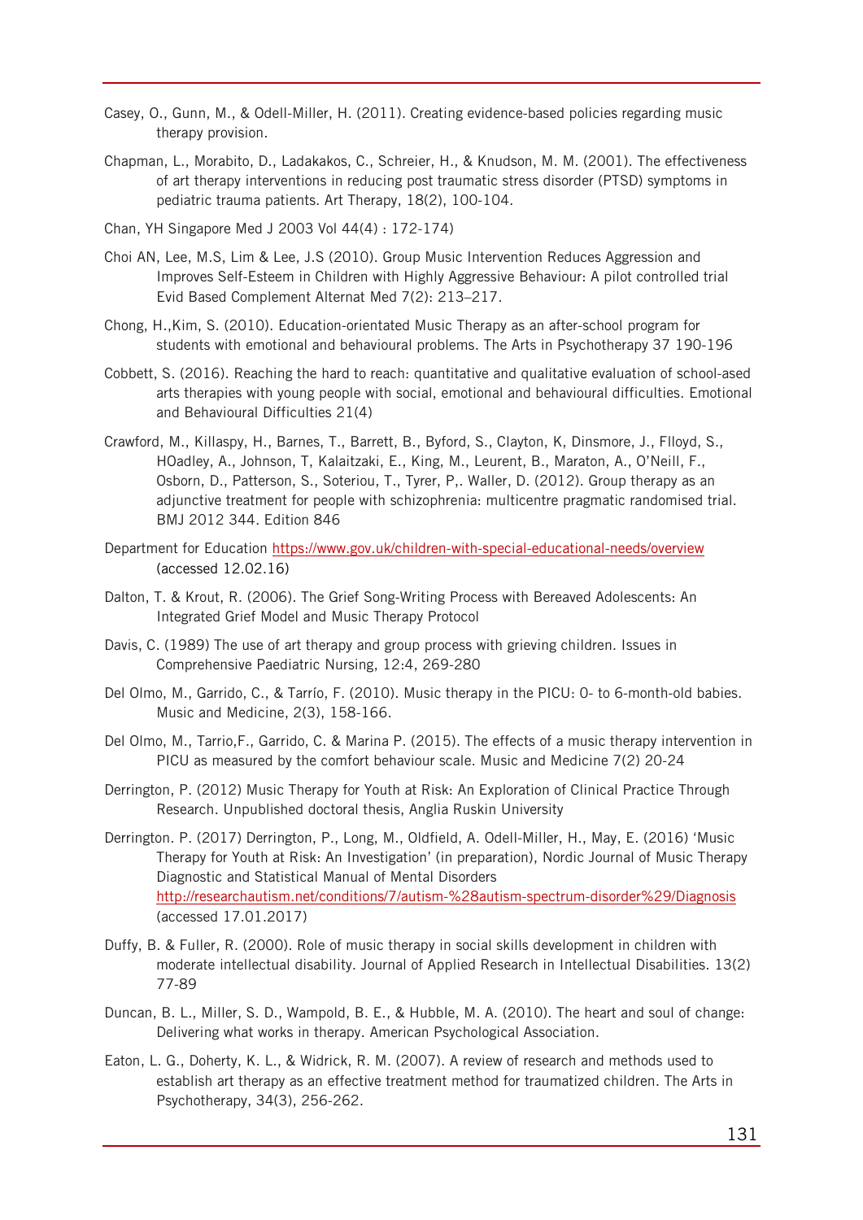Casey, O., Gunn, M., & Odell-Miller, H. (2011). Creating evidence-based policies regarding music therapy provision.

Chapman, L., Morabito, D., Ladakakos, C., Schreier, H., & Knudson, M. M. (2001). The effectiveness of art therapy interventions in reducing post traumatic stress disorder (PTSD) symptoms in pediatric trauma patients. Art Therapy, 18(2), 100-104.

Chan, YH Singapore Med J 2003 Vol 44(4) : 172-174)

Choi AN, Lee, M.S, Lim & Lee, J.S (2010). Group Music Intervention Reduces Aggression and Improves Self-Esteem in Children with Highly Aggressive Behaviour: A pilot controlled trial Evid Based Complement Alternat Med 7(2): 213–217.

Chong, H.,Kim, S. (2010). Education-orientated Music Therapy as an after-school program for students with emotional and behavioural problems. The Arts in Psychotherapy 37 190-196

Cobbett, S. (2016). Reaching the hard to reach: quantitative and qualitative evaluation of school-ased arts therapies with young people with social, emotional and behavioural difficulties. Emotional and Behavioural Difficulties 21(4)

Crawford, M., Killaspy, H., Barnes, T., Barrett, B., Byford, S., Clayton, K, Dinsmore, J., Flloyd, S., HOadley, A., Johnson, T, Kalaitzaki, E., King, M., Leurent, B., Maraton, A., O'Neill, F., Osborn, D., Patterson, S., Soteriou, T., Tyrer, P,. Waller, D. (2012). Group therapy as an adjunctive treatment for people with schizophrenia: multicentre pragmatic randomised trial. BMJ 2012 344. Edition 846

Department for Education https://www.gov.uk/children-with-special-educational-needs/overview (accessed 12.02.16)

Dalton, T. & Krout, R. (2006). The Grief Song-Writing Process with Bereaved Adolescents: An Integrated Grief Model and Music Therapy Protocol

Davis, C. (1989) The use of art therapy and group process with grieving children. Issues in Comprehensive Paediatric Nursing, 12:4, 269-280

Del Olmo, M., Garrido, C., & Tarrío, F. (2010). Music therapy in the PICU: 0- to 6-month-old babies. Music and Medicine, 2(3), 158-166.

Del Olmo, M., Tarrio,F., Garrido, C. & Marina P. (2015). The effects of a music therapy intervention in PICU as measured by the comfort behaviour scale. Music and Medicine 7(2) 20-24

Derrington, P. (2012) Music Therapy for Youth at Risk: An Exploration of Clinical Practice Through Research. Unpublished doctoral thesis, Anglia Ruskin University

Derrington. P. (2017) Derrington, P., Long, M., Oldfield, A. Odell-Miller, H., May, E. (2016) 'Music Therapy for Youth at Risk: An Investigation' (in preparation), Nordic Journal of Music Therapy Diagnostic and Statistical Manual of Mental Disorders http://researchautism.net/conditions/7/autism-%28autism-spectrum-disorder%29/Diagnosis (accessed 17.01.2017)

Duffy, B. & Fuller, R. (2000). Role of music therapy in social skills development in children with moderate intellectual disability. Journal of Applied Research in Intellectual Disabilities. 13(2) 77-89

Duncan, B. L., Miller, S. D., Wampold, B. E., & Hubble, M. A. (2010). The heart and soul of change: Delivering what works in therapy. American Psychological Association.

Eaton, L. G., Doherty, K. L., & Widrick, R. M. (2007). A review of research and methods used to establish art therapy as an effective treatment method for traumatized children. The Arts in Psychotherapy, 34(3), 256-262.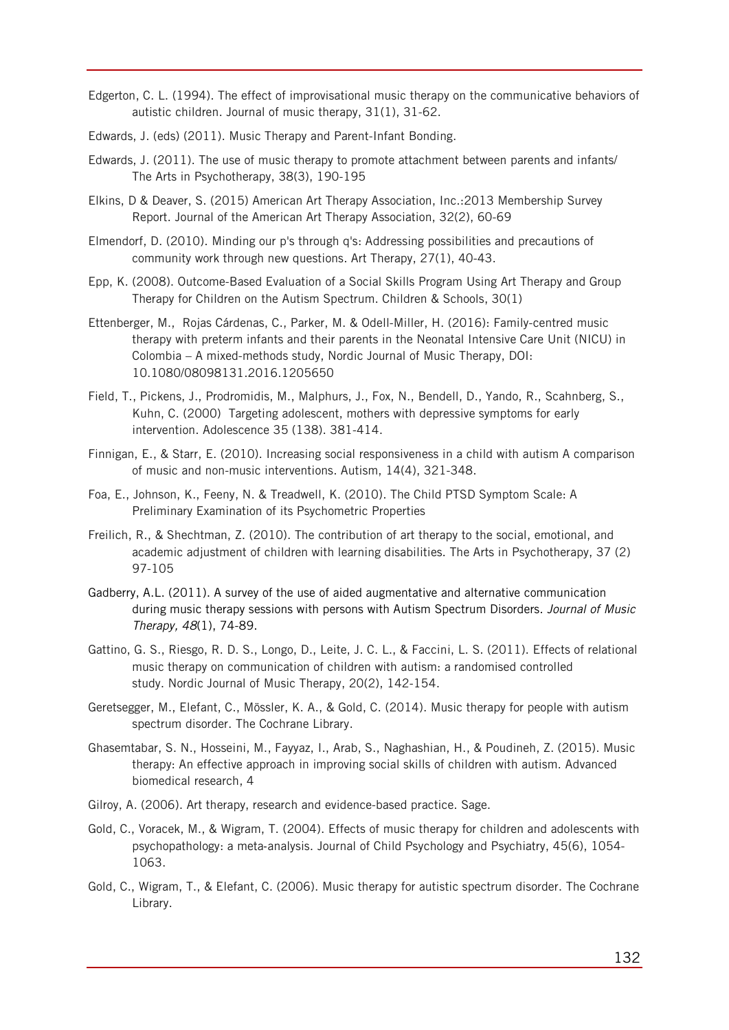Edgerton, C. L. (1994). The effect of improvisational music therapy on the communicative behaviors of autistic children. Journal of music therapy, 31(1), 31-62.

Edwards, J. (eds) (2011). Music Therapy and Parent-Infant Bonding.

Edwards, J. (2011). The use of music therapy to promote attachment between parents and infants/ The Arts in Psychotherapy, 38(3), 190-195

Elkins, D & Deaver, S. (2015) American Art Therapy Association, Inc.:2013 Membership Survey Report. Journal of the American Art Therapy Association, 32(2), 60-69

Elmendorf, D. (2010). Minding our p's through q's: Addressing possibilities and precautions of community work through new questions. Art Therapy, 27(1), 40-43.

Epp, K. (2008). Outcome-Based Evaluation of a Social Skills Program Using Art Therapy and Group Therapy for Children on the Autism Spectrum. Children & Schools, 30(1)

Ettenberger, M., Rojas Cárdenas, C., Parker, M. & Odell-Miller, H. (2016): Family-centred music therapy with preterm infants and their parents in the Neonatal Intensive Care Unit (NICU) in Colombia – A mixed-methods study, Nordic Journal of Music Therapy, DOI: 10.1080/08098131.2016.1205650

Field, T., Pickens, J., Prodromidis, M., Malphurs, J., Fox, N., Bendell, D., Yando, R., Scahnberg, S., Kuhn, C. (2000) Targeting adolescent, mothers with depressive symptoms for early intervention. Adolescence 35 (138). 381-414.

Finnigan, E., & Starr, E. (2010). Increasing social responsiveness in a child with autism A comparison of music and non-music interventions. Autism, 14(4), 321-348.

Foa, E., Johnson, K., Feeny, N. & Treadwell, K. (2010). The Child PTSD Symptom Scale: A Preliminary Examination of its Psychometric Properties

Freilich, R., & Shechtman, Z. (2010). The contribution of art therapy to the social, emotional, and academic adjustment of children with learning disabilities. The Arts in Psychotherapy, 37 (2) 97-105

Gadberry, A.L. (2011). A survey of the use of aided augmentative and alternative communication during music therapy sessions with persons with Autism Spectrum Disorders. *Journal of Music Therapy, 48*(1), 74-89.

Gattino, G. S., Riesgo, R. D. S., Longo, D., Leite, J. C. L., & Faccini, L. S. (2011). Effects of relational music therapy on communication of children with autism: a randomised controlled study. Nordic Journal of Music Therapy, 20(2), 142-154.

Geretsegger, M., Elefant, C., Mössler, K. A., & Gold, C. (2014). Music therapy for people with autism spectrum disorder. The Cochrane Library.

Ghasemtabar, S. N., Hosseini, M., Fayyaz, I., Arab, S., Naghashian, H., & Poudineh, Z. (2015). Music therapy: An effective approach in improving social skills of children with autism. Advanced biomedical research, 4

Gilroy, A. (2006). Art therapy, research and evidence-based practice. Sage.

Gold, C., Voracek, M., & Wigram, T. (2004). Effects of music therapy for children and adolescents with psychopathology: a meta-analysis. Journal of Child Psychology and Psychiatry, 45(6), 1054-1063.

Gold, C., Wigram, T., & Elefant, C. (2006). Music therapy for autistic spectrum disorder. The Cochrane Library.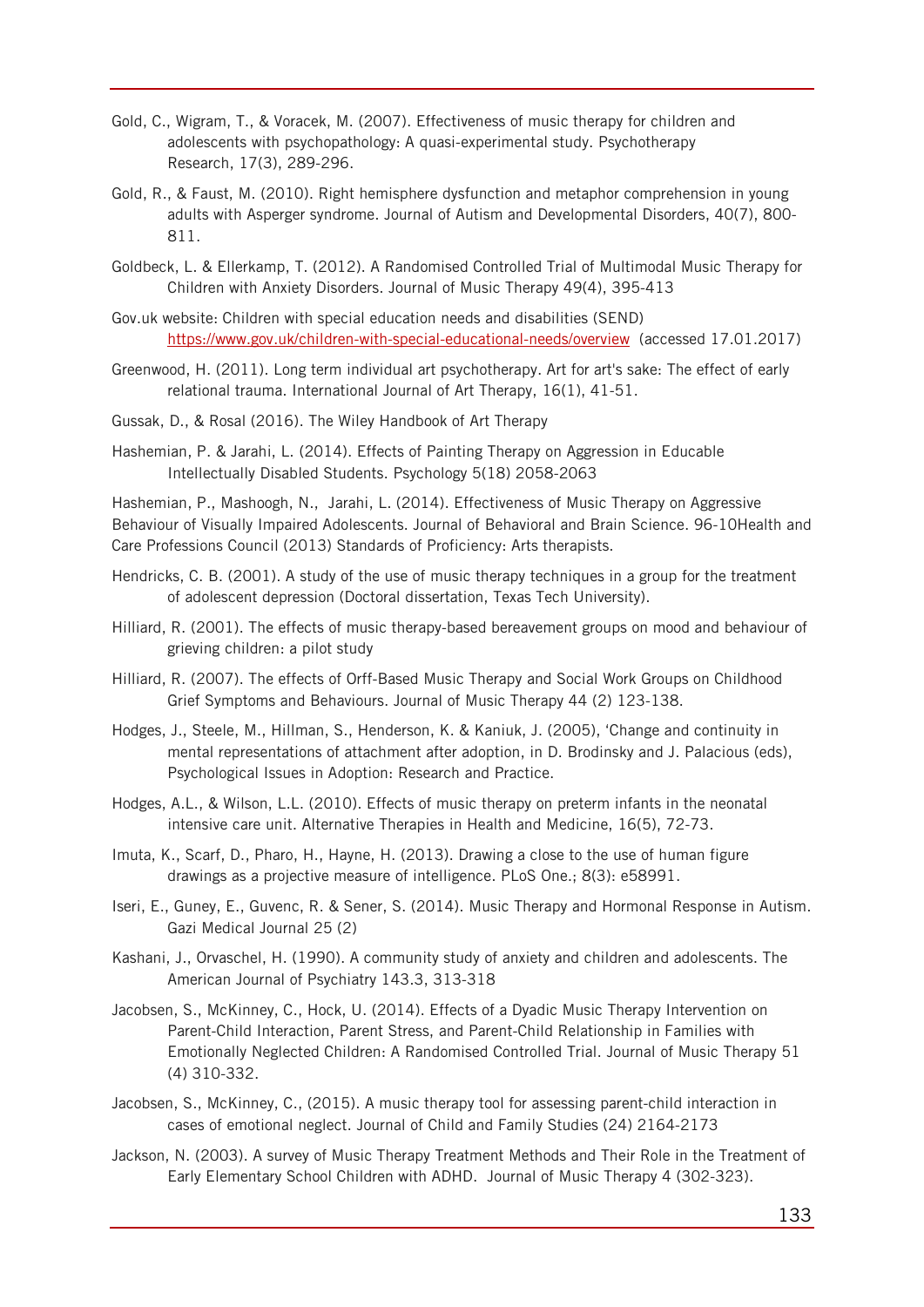Gold, C., Wigram, T., & Voracek, M. (2007). Effectiveness of music therapy for children and adolescents with psychopathology: A quasi-experimental study. Psychotherapy Research, 17(3), 289-296.

Gold, R., & Faust, M. (2010). Right hemisphere dysfunction and metaphor comprehension in young adults with Asperger syndrome. Journal of Autism and Developmental Disorders, 40(7), 800-811.

Goldbeck, L. & Ellerkamp, T. (2012). A Randomised Controlled Trial of Multimodal Music Therapy for Children with Anxiety Disorders. Journal of Music Therapy 49(4), 395-413

Gov.uk website: Children with special education needs and disabilities (SEND) https://www.gov.uk/children-with-special-educational-needs/overview (accessed 17.01.2017)

Greenwood, H. (2011). Long term individual art psychotherapy. Art for art's sake: The effect of early relational trauma. International Journal of Art Therapy, 16(1), 41-51.

Gussak, D., & Rosal (2016). The Wiley Handbook of Art Therapy

Hashemian, P. & Jarahi, L. (2014). Effects of Painting Therapy on Aggression in Educable Intellectually Disabled Students. Psychology 5(18) 2058-2063

Hashemian, P., Mashoogh, N., Jarahi, L. (2014). Effectiveness of Music Therapy on Aggressive Behaviour of Visually Impaired Adolescents. Journal of Behavioral and Brain Science. 96-10Health and Care Professions Council (2013) Standards of Proficiency: Arts therapists.

Hendricks, C. B. (2001). A study of the use of music therapy techniques in a group for the treatment of adolescent depression (Doctoral dissertation, Texas Tech University).

Hilliard, R. (2001). The effects of music therapy-based bereavement groups on mood and behaviour of grieving children: a pilot study

Hilliard, R. (2007). The effects of Orff-Based Music Therapy and Social Work Groups on Childhood Grief Symptoms and Behaviours. Journal of Music Therapy 44 (2) 123-138.

Hodges, J., Steele, M., Hillman, S., Henderson, K. & Kaniuk, J. (2005), 'Change and continuity in mental representations of attachment after adoption, in D. Brodinsky and J. Palacious (eds), Psychological Issues in Adoption: Research and Practice.

Hodges, A.L., & Wilson, L.L. (2010). Effects of music therapy on preterm infants in the neonatal intensive care unit. Alternative Therapies in Health and Medicine, 16(5), 72-73.

Imuta, K., Scarf, D., Pharo, H., Hayne, H. (2013). Drawing a close to the use of human figure drawings as a projective measure of intelligence. PLoS One.; 8(3): e58991.

Iseri, E., Guney, E., Guvenc, R. & Sener, S. (2014). Music Therapy and Hormonal Response in Autism. Gazi Medical Journal 25 (2)

Kashani, J., Orvaschel, H. (1990). A community study of anxiety and children and adolescents. The American Journal of Psychiatry 143.3, 313-318

Jacobsen, S., McKinney, C., Hock, U. (2014). Effects of a Dyadic Music Therapy Intervention on Parent-Child Interaction, Parent Stress, and Parent-Child Relationship in Families with Emotionally Neglected Children: A Randomised Controlled Trial. Journal of Music Therapy 51 (4) 310-332.

Jacobsen, S., McKinney, C., (2015). A music therapy tool for assessing parent-child interaction in cases of emotional neglect. Journal of Child and Family Studies (24) 2164-2173

Jackson, N. (2003). A survey of Music Therapy Treatment Methods and Their Role in the Treatment of Early Elementary School Children with ADHD. Journal of Music Therapy 4 (302-323).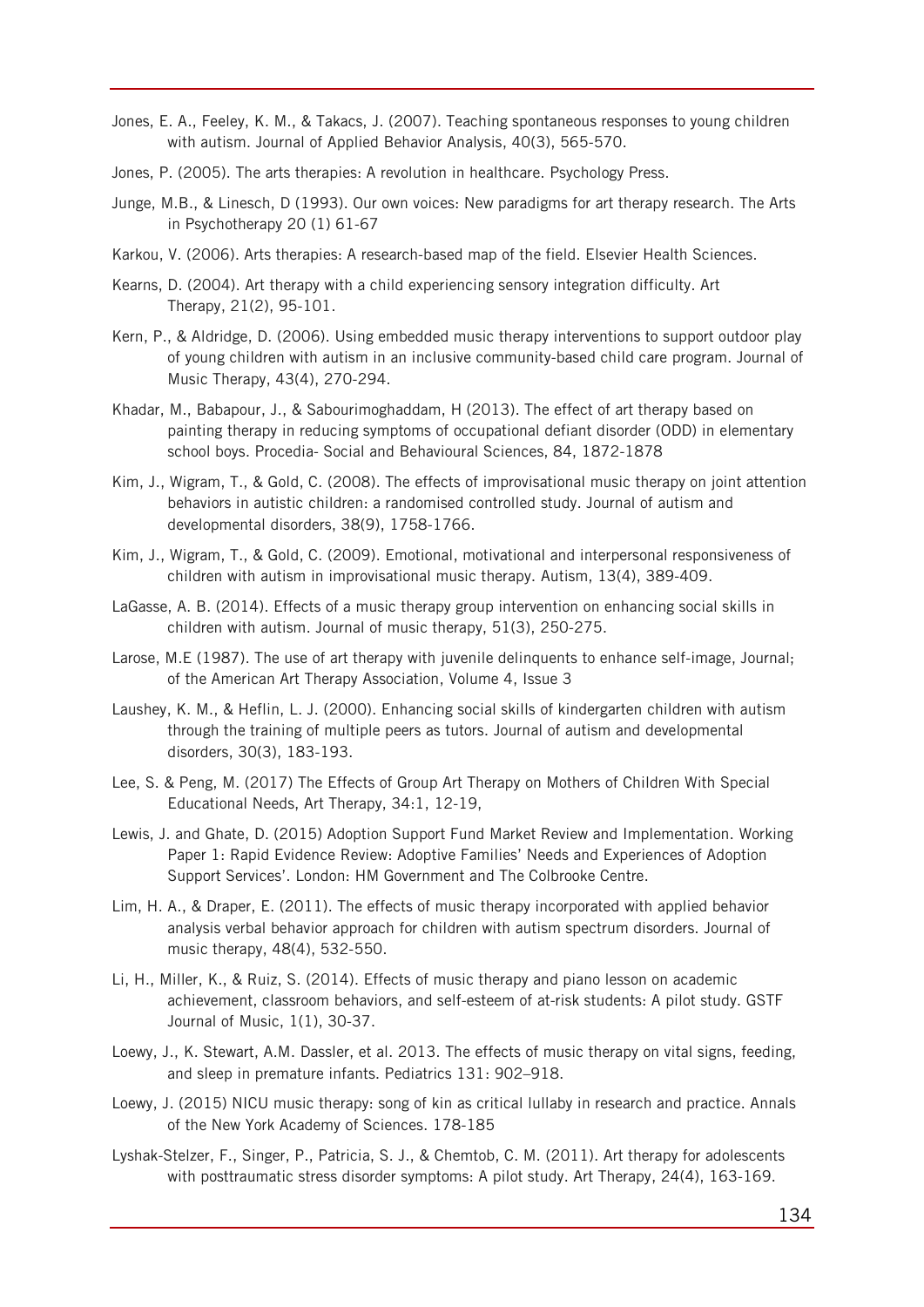Jones, E. A., Feeley, K. M., & Takacs, J. (2007). Teaching spontaneous responses to young children with autism. Journal of Applied Behavior Analysis, 40(3), 565-570.

Jones, P. (2005). The arts therapies: A revolution in healthcare. Psychology Press.

Junge, M.B., & Linesch, D (1993). Our own voices: New paradigms for art therapy research. The Arts in Psychotherapy 20 (1) 61-67

Karkou, V. (2006). Arts therapies: A research-based map of the field. Elsevier Health Sciences.

Kearns, D. (2004). Art therapy with a child experiencing sensory integration difficulty. Art Therapy, 21(2), 95-101.

Kern, P., & Aldridge, D. (2006). Using embedded music therapy interventions to support outdoor play of young children with autism in an inclusive community-based child care program. Journal of Music Therapy, 43(4), 270-294.

Khadar, M., Babapour, J., & Sabourimoghaddam, H (2013). The effect of art therapy based on painting therapy in reducing symptoms of occupational defiant disorder (ODD) in elementary school boys. Procedia- Social and Behavioural Sciences, 84, 1872-1878

Kim, J., Wigram, T., & Gold, C. (2008). The effects of improvisational music therapy on joint attention behaviors in autistic children: a randomised controlled study. Journal of autism and developmental disorders, 38(9), 1758-1766.

Kim, J., Wigram, T., & Gold, C. (2009). Emotional, motivational and interpersonal responsiveness of children with autism in improvisational music therapy. Autism, 13(4), 389-409.

LaGasse, A. B. (2014). Effects of a music therapy group intervention on enhancing social skills in children with autism. Journal of music therapy, 51(3), 250-275.

Larose, M.E (1987). The use of art therapy with juvenile delinquents to enhance self-image, Journal; of the American Art Therapy Association, Volume 4, Issue 3

Laushey, K. M., & Heflin, L. J. (2000). Enhancing social skills of kindergarten children with autism through the training of multiple peers as tutors. Journal of autism and developmental disorders, 30(3), 183-193.

Lee, S. & Peng, M. (2017) The Effects of Group Art Therapy on Mothers of Children With Special Educational Needs, Art Therapy, 34:1, 12-19,

Lewis, J. and Ghate, D. (2015) Adoption Support Fund Market Review and Implementation. Working Paper 1: Rapid Evidence Review: Adoptive Families' Needs and Experiences of Adoption Support Services'. London: HM Government and The Colbrooke Centre.

Lim, H. A., & Draper, E. (2011). The effects of music therapy incorporated with applied behavior analysis verbal behavior approach for children with autism spectrum disorders. Journal of music therapy, 48(4), 532-550.

Li, H., Miller, K., & Ruiz, S. (2014). Effects of music therapy and piano lesson on academic achievement, classroom behaviors, and self-esteem of at-risk students: A pilot study. GSTF Journal of Music, 1(1), 30-37.

Loewy, J., K. Stewart, A.M. Dassler, et al. 2013. The effects of music therapy on vital signs, feeding, and sleep in premature infants. Pediatrics 131: 902–918.

Loewy, J. (2015) NICU music therapy: song of kin as critical lullaby in research and practice. Annals of the New York Academy of Sciences. 178-185

Lyshak-Stelzer, F., Singer, P., Patricia, S. J., & Chemtob, C. M. (2011). Art therapy for adolescents with posttraumatic stress disorder symptoms: A pilot study. Art Therapy, 24(4), 163-169.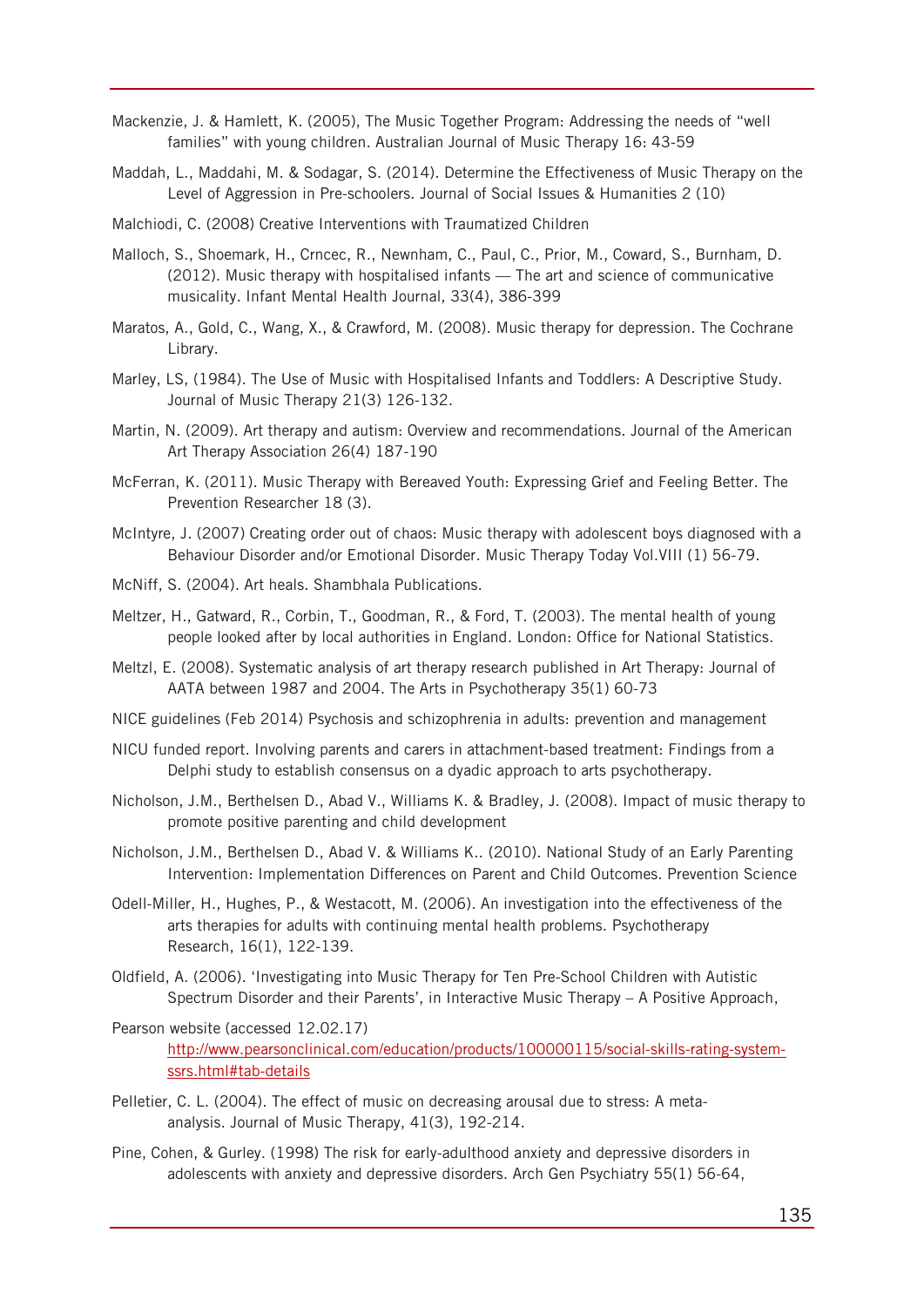Mackenzie, J. & Hamlett, K. (2005), The Music Together Program: Addressing the needs of "well families" with young children. Australian Journal of Music Therapy 16: 43-59

Maddah, L., Maddahi, M. & Sodagar, S. (2014). Determine the Effectiveness of Music Therapy on the Level of Aggression in Pre-schoolers. Journal of Social Issues & Humanities 2 (10)

Malchiodi, C. (2008) Creative Interventions with Traumatized Children

Malloch, S., Shoemark, H., Crncec, R., Newnham, C., Paul, C., Prior, M., Coward, S., Burnham, D. (2012). Music therapy with hospitalised infants — The art and science of communicative musicality. Infant Mental Health Journal, 33(4), 386-399

Maratos, A., Gold, C., Wang, X., & Crawford, M. (2008). Music therapy for depression. The Cochrane Library.

Marley, LS, (1984). The Use of Music with Hospitalised Infants and Toddlers: A Descriptive Study. Journal of Music Therapy 21(3) 126-132.

Martin, N. (2009). Art therapy and autism: Overview and recommendations. Journal of the American Art Therapy Association 26(4) 187-190

McFerran, K. (2011). Music Therapy with Bereaved Youth: Expressing Grief and Feeling Better. The Prevention Researcher 18 (3).

McIntyre, J. (2007) Creating order out of chaos: Music therapy with adolescent boys diagnosed with a Behaviour Disorder and/or Emotional Disorder. Music Therapy Today Vol.VIII (1) 56-79.

McNiff, S. (2004). Art heals. Shambhala Publications.

Meltzer, H., Gatward, R., Corbin, T., Goodman, R., & Ford, T. (2003). The mental health of young people looked after by local authorities in England. London: Office for National Statistics.

Meltzl, E. (2008). Systematic analysis of art therapy research published in Art Therapy: Journal of AATA between 1987 and 2004. The Arts in Psychotherapy 35(1) 60-73

NICE guidelines (Feb 2014) Psychosis and schizophrenia in adults: prevention and management

NICU funded report. Involving parents and carers in attachment-based treatment: Findings from a Delphi study to establish consensus on a dyadic approach to arts psychotherapy.

Nicholson, J.M., Berthelsen D., Abad V., Williams K. & Bradley, J. (2008). Impact of music therapy to promote positive parenting and child development

Nicholson, J.M., Berthelsen D., Abad V. & Williams K.. (2010). National Study of an Early Parenting Intervention: Implementation Differences on Parent and Child Outcomes. Prevention Science

Odell-Miller, H., Hughes, P., & Westacott, M. (2006). An investigation into the effectiveness of the arts therapies for adults with continuing mental health problems. Psychotherapy Research, 16(1), 122-139.

Oldfield, A. (2006). 'Investigating into Music Therapy for Ten Pre-School Children with Autistic Spectrum Disorder and their Parents', in Interactive Music Therapy – A Positive Approach,

Pearson website (accessed 12.02.17) http://www.pearsonclinical.com/education/products/100000115/social-skills-rating-system-ssrs.html#tab-details

Pelletier, C. L. (2004). The effect of music on decreasing arousal due to stress: A meta-analysis. Journal of Music Therapy, 41(3), 192-214.

Pine, Cohen, & Gurley. (1998) The risk for early-adulthood anxiety and depressive disorders in adolescents with anxiety and depressive disorders. Arch Gen Psychiatry 55(1) 56-64,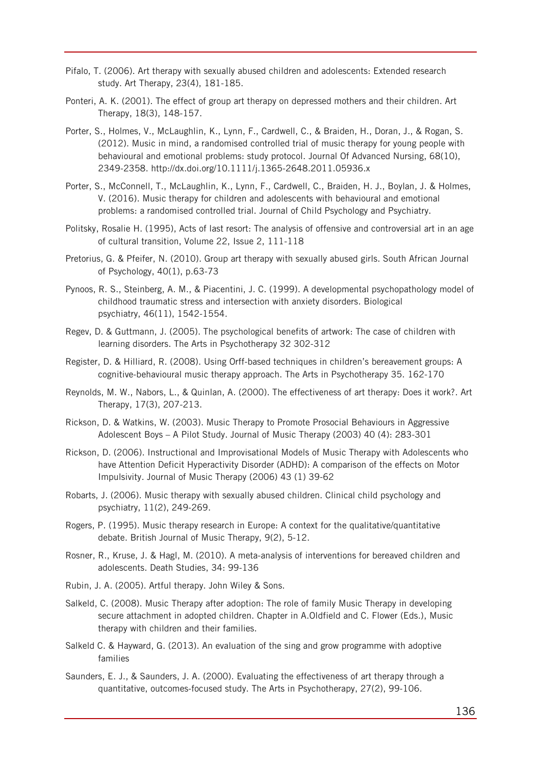Pifalo, T. (2006). Art therapy with sexually abused children and adolescents: Extended research study. Art Therapy, 23(4), 181-185.

Ponteri, A. K. (2001). The effect of group art therapy on depressed mothers and their children. Art Therapy, 18(3), 148-157.

Porter, S., Holmes, V., McLaughlin, K., Lynn, F., Cardwell, C., & Braiden, H., Doran, J., & Rogan, S. (2012). Music in mind, a randomised controlled trial of music therapy for young people with behavioural and emotional problems: study protocol. Journal Of Advanced Nursing, 68(10), 2349-2358. http://dx.doi.org/10.1111/j.1365-2648.2011.05936.x

Porter, S., McConnell, T., McLaughlin, K., Lynn, F., Cardwell, C., Braiden, H. J., Boylan, J. & Holmes, V. (2016). Music therapy for children and adolescents with behavioural and emotional problems: a randomised controlled trial. Journal of Child Psychology and Psychiatry.

Politsky, Rosalie H. (1995), Acts of last resort: The analysis of offensive and controversial art in an age of cultural transition, Volume 22, Issue 2, 111-118

Pretorius, G. & Pfeifer, N. (2010). Group art therapy with sexually abused girls. South African Journal of Psychology, 40(1), p.63-73

Pynoos, R. S., Steinberg, A. M., & Piacentini, J. C. (1999). A developmental psychopathology model of childhood traumatic stress and intersection with anxiety disorders. Biological psychiatry, 46(11), 1542-1554.

Regev, D. & Guttmann, J. (2005). The psychological benefits of artwork: The case of children with learning disorders. The Arts in Psychotherapy 32 302-312

Register, D. & Hilliard, R. (2008). Using Orff-based techniques in children's bereavement groups: A cognitive-behavioural music therapy approach. The Arts in Psychotherapy 35. 162-170

Reynolds, M. W., Nabors, L., & Quinlan, A. (2000). The effectiveness of art therapy: Does it work?. Art Therapy, 17(3), 207-213.

Rickson, D. & Watkins, W. (2003). Music Therapy to Promote Prosocial Behaviours in Aggressive Adolescent Boys – A Pilot Study. Journal of Music Therapy (2003) 40 (4): 283-301

Rickson, D. (2006). Instructional and Improvisational Models of Music Therapy with Adolescents who have Attention Deficit Hyperactivity Disorder (ADHD): A comparison of the effects on Motor Impulsivity. Journal of Music Therapy (2006) 43 (1) 39-62

Robarts, J. (2006). Music therapy with sexually abused children. Clinical child psychology and psychiatry, 11(2), 249-269.

Rogers, P. (1995). Music therapy research in Europe: A context for the qualitative/quantitative debate. British Journal of Music Therapy, 9(2), 5-12.

Rosner, R., Kruse, J. & Hagl, M. (2010). A meta-analysis of interventions for bereaved children and adolescents. Death Studies, 34: 99-136

Rubin, J. A. (2005). Artful therapy. John Wiley & Sons.

Salkeld, C. (2008). Music Therapy after adoption: The role of family Music Therapy in developing secure attachment in adopted children. Chapter in A.Oldfield and C. Flower (Eds.), Music therapy with children and their families.

Salkeld C. & Hayward, G. (2013). An evaluation of the sing and grow programme with adoptive families

Saunders, E. J., & Saunders, J. A. (2000). Evaluating the effectiveness of art therapy through a quantitative, outcomes-focused study. The Arts in Psychotherapy, 27(2), 99-106.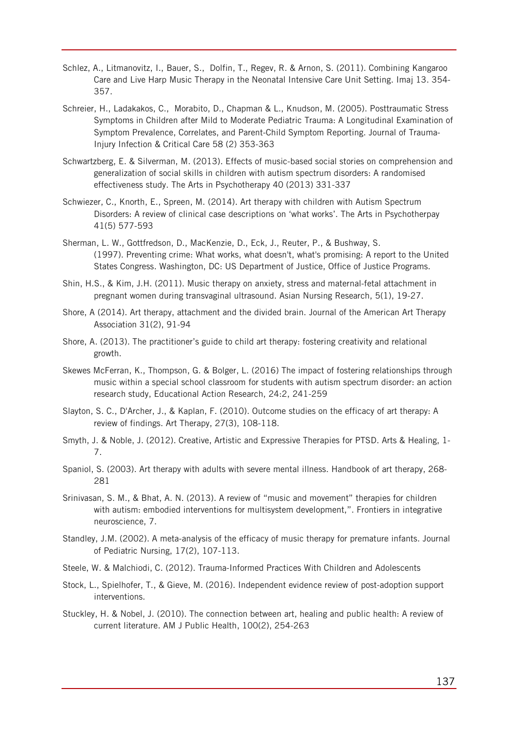Schlez, A., Litmanovitz, I., Bauer, S., Dolfin, T., Regev, R. & Arnon, S. (2011). Combining Kangaroo Care and Live Harp Music Therapy in the Neonatal Intensive Care Unit Setting. Imaj 13. 354-357.

Schreier, H., Ladakakos, C., Morabito, D., Chapman & L., Knudson, M. (2005). Posttraumatic Stress Symptoms in Children after Mild to Moderate Pediatric Trauma: A Longitudinal Examination of Symptom Prevalence, Correlates, and Parent-Child Symptom Reporting. Journal of Trauma-Injury Infection & Critical Care 58 (2) 353-363

Schwartzberg, E. & Silverman, M. (2013). Effects of music-based social stories on comprehension and generalization of social skills in children with autism spectrum disorders: A randomised effectiveness study. The Arts in Psychotherapy 40 (2013) 331-337

Schwiezer, C., Knorth, E., Spreen, M. (2014). Art therapy with children with Autism Spectrum Disorders: A review of clinical case descriptions on 'what works'. The Arts in Psychotherpay 41(5) 577-593

Sherman, L. W., Gottfredson, D., MacKenzie, D., Eck, J., Reuter, P., & Bushway, S. (1997). Preventing crime: What works, what doesn't, what's promising: A report to the United States Congress. Washington, DC: US Department of Justice, Office of Justice Programs.

Shin, H.S., & Kim, J.H. (2011). Music therapy on anxiety, stress and maternal-fetal attachment in pregnant women during transvaginal ultrasound. Asian Nursing Research, 5(1), 19-27.

Shore, A (2014). Art therapy, attachment and the divided brain. Journal of the American Art Therapy Association 31(2), 91-94

Shore, A. (2013). The practitioner's guide to child art therapy: fostering creativity and relational growth.

Skewes McFerran, K., Thompson, G. & Bolger, L. (2016) The impact of fostering relationships through music within a special school classroom for students with autism spectrum disorder: an action research study, Educational Action Research, 24:2, 241-259

Slayton, S. C., D'Archer, J., & Kaplan, F. (2010). Outcome studies on the efficacy of art therapy: A review of findings. Art Therapy, 27(3), 108-118.

Smyth, J. & Noble, J. (2012). Creative, Artistic and Expressive Therapies for PTSD. Arts & Healing, 1-7.

Spaniol, S. (2003). Art therapy with adults with severe mental illness. Handbook of art therapy, 268-281

Srinivasan, S. M., & Bhat, A. N. (2013). A review of "music and movement" therapies for children with autism: embodied interventions for multisystem development,". Frontiers in integrative neuroscience, 7.

Standley, J.M. (2002). A meta-analysis of the efficacy of music therapy for premature infants. Journal of Pediatric Nursing, 17(2), 107-113.

Steele, W. & Malchiodi, C. (2012). Trauma-Informed Practices With Children and Adolescents

Stock, L., Spielhofer, T., & Gieve, M. (2016). Independent evidence review of post-adoption support interventions.

Stuckley, H. & Nobel, J. (2010). The connection between art, healing and public health: A review of current literature. AM J Public Health, 100(2), 254-263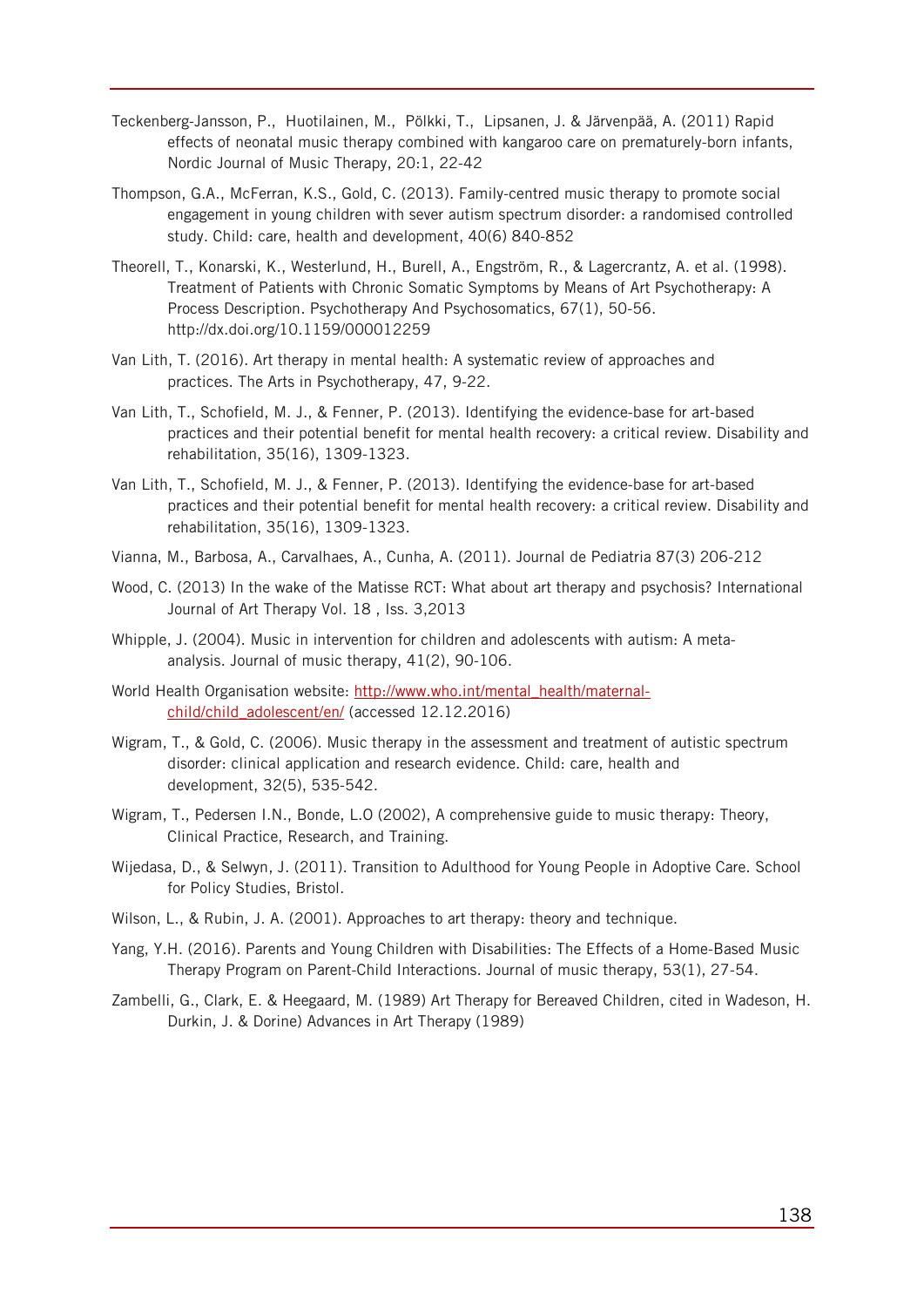Teckenberg-Jansson, P., Huotilainen, M., Pölkki, T., Lipsanen, J. & Järvenpää, A. (2011) Rapid effects of neonatal music therapy combined with kangaroo care on prematurely-born infants, Nordic Journal of Music Therapy, 20:1, 22-42

Thompson, G.A., McFerran, K.S., Gold, C. (2013). Family-centred music therapy to promote social engagement in young children with sever autism spectrum disorder: a randomised controlled study. Child: care, health and development, 40(6) 840-852

Theorell, T., Konarski, K., Westerlund, H., Burell, A., Engström, R., & Lagercrantz, A. et al. (1998). Treatment of Patients with Chronic Somatic Symptoms by Means of Art Psychotherapy: A Process Description. Psychotherapy And Psychosomatics, 67(1), 50-56. http://dx.doi.org/10.1159/000012259

Van Lith, T. (2016). Art therapy in mental health: A systematic review of approaches and practices. The Arts in Psychotherapy, 47, 9-22.

Van Lith, T., Schofield, M. J., & Fenner, P. (2013). Identifying the evidence-base for art-based practices and their potential benefit for mental health recovery: a critical review. Disability and rehabilitation, 35(16), 1309-1323.

Van Lith, T., Schofield, M. J., & Fenner, P. (2013). Identifying the evidence-base for art-based practices and their potential benefit for mental health recovery: a critical review. Disability and rehabilitation, 35(16), 1309-1323.

Vianna, M., Barbosa, A., Carvalhaes, A., Cunha, A. (2011). Journal de Pediatria 87(3) 206-212

Wood, C. (2013) In the wake of the Matisse RCT: What about art therapy and psychosis? International Journal of Art Therapy Vol. 18 , Iss. 3,2013

Whipple, J. (2004). Music in intervention for children and adolescents with autism: A meta-analysis. Journal of music therapy, 41(2), 90-106.

World Health Organisation website: http://www.who.int/mental_health/maternal-child/child_adolescent/en/ (accessed 12.12.2016)

Wigram, T., & Gold, C. (2006). Music therapy in the assessment and treatment of autistic spectrum disorder: clinical application and research evidence. Child: care, health and development, 32(5), 535-542.

Wigram, T., Pedersen I.N., Bonde, L.O (2002), A comprehensive guide to music therapy: Theory, Clinical Practice, Research, and Training.

Wijedasa, D., & Selwyn, J. (2011). Transition to Adulthood for Young People in Adoptive Care. School for Policy Studies, Bristol.

Wilson, L., & Rubin, J. A. (2001). Approaches to art therapy: theory and technique.

Yang, Y.H. (2016). Parents and Young Children with Disabilities: The Effects of a Home-Based Music Therapy Program on Parent-Child Interactions. Journal of music therapy, 53(1), 27-54.

Zambelli, G., Clark, E. & Heegaard, M. (1989) Art Therapy for Bereaved Children, cited in Wadeson, H. Durkin, J. & Dorine) Advances in Art Therapy (1989)